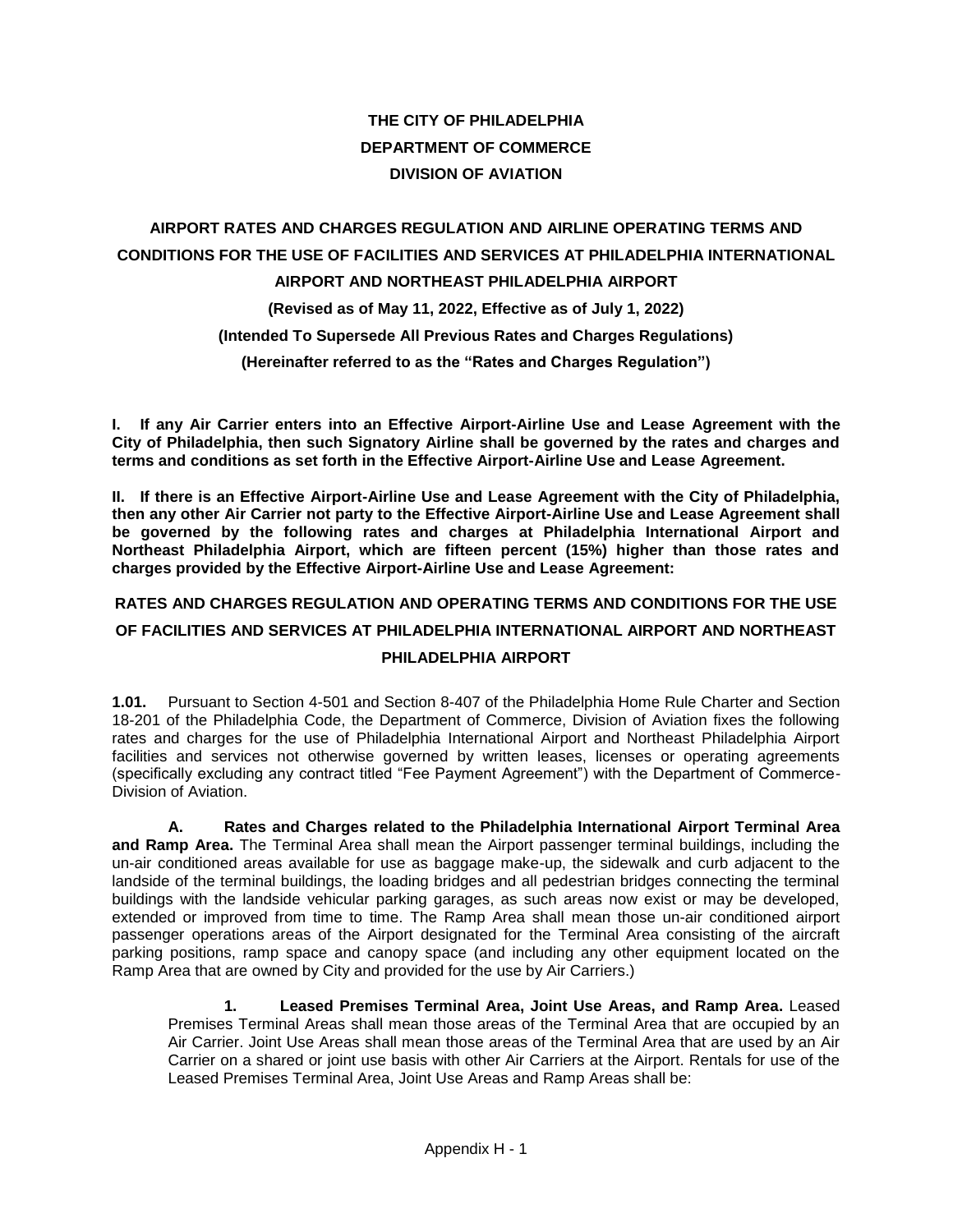**THE CITY OF PHILADELPHIA**
**DEPARTMENT OF COMMERCE**
**DIVISION OF AVIATION**

# AIRPORT RATES AND CHARGES REGULATION AND AIRLINE OPERATING TERMS AND CONDITIONS FOR THE USE OF FACILITIES AND SERVICES AT PHILADELPHIA INTERNATIONAL AIRPORT AND NORTHEAST PHILADELPHIA AIRPORT

**(Revised as of May 11, 2022, Effective as of July 1, 2022)**

**(Intended To Supersede All Previous Rates and Charges Regulations)**

**(Hereinafter referred to as the "Rates and Charges Regulation")**

**I. If any Air Carrier enters into an Effective Airport-Airline Use and Lease Agreement with the City of Philadelphia, then such Signatory Airline shall be governed by the rates and charges and terms and conditions as set forth in the Effective Airport-Airline Use and Lease Agreement.**

**II. If there is an Effective Airport-Airline Use and Lease Agreement with the City of Philadelphia, then any other Air Carrier not party to the Effective Airport-Airline Use and Lease Agreement shall be governed by the following rates and charges at Philadelphia International Airport and Northeast Philadelphia Airport, which are fifteen percent (15%) higher than those rates and charges provided by the Effective Airport-Airline Use and Lease Agreement:**

## RATES AND CHARGES REGULATION AND OPERATING TERMS AND CONDITIONS FOR THE USE OF FACILITIES AND SERVICES AT PHILADELPHIA INTERNATIONAL AIRPORT AND NORTHEAST PHILADELPHIA AIRPORT

**1.01.** Pursuant to Section 4-501 and Section 8-407 of the Philadelphia Home Rule Charter and Section 18-201 of the Philadelphia Code, the Department of Commerce, Division of Aviation fixes the following rates and charges for the use of Philadelphia International Airport and Northeast Philadelphia Airport facilities and services not otherwise governed by written leases, licenses or operating agreements (specifically excluding any contract titled "Fee Payment Agreement") with the Department of Commerce-Division of Aviation.

**A. Rates and Charges related to the Philadelphia International Airport Terminal Area and Ramp Area.** The Terminal Area shall mean the Airport passenger terminal buildings, including the un-air conditioned areas available for use as baggage make-up, the sidewalk and curb adjacent to the landside of the terminal buildings, the loading bridges and all pedestrian bridges connecting the terminal buildings with the landside vehicular parking garages, as such areas now exist or may be developed, extended or improved from time to time. The Ramp Area shall mean those un-air conditioned airport passenger operations areas of the Airport designated for the Terminal Area consisting of the aircraft parking positions, ramp space and canopy space (and including any other equipment located on the Ramp Area that are owned by City and provided for the use by Air Carriers.)

**1. Leased Premises Terminal Area, Joint Use Areas, and Ramp Area.** Leased Premises Terminal Areas shall mean those areas of the Terminal Area that are occupied by an Air Carrier. Joint Use Areas shall mean those areas of the Terminal Area that are used by an Air Carrier on a shared or joint use basis with other Air Carriers at the Airport. Rentals for use of the Leased Premises Terminal Area, Joint Use Areas and Ramp Areas shall be: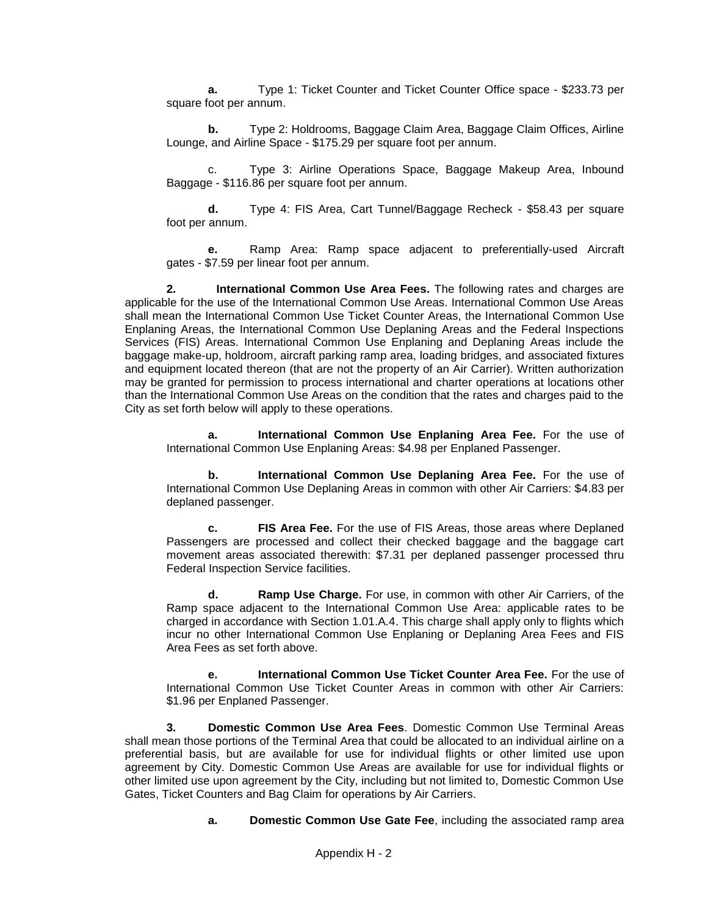**a.** Type 1: Ticket Counter and Ticket Counter Office space - $233.73 per square foot per annum.

**b.** Type 2: Holdrooms, Baggage Claim Area, Baggage Claim Offices, Airline Lounge, and Airline Space - $175.29 per square foot per annum.

c. Type 3: Airline Operations Space, Baggage Makeup Area, Inbound Baggage - $116.86 per square foot per annum.

**d.** Type 4: FIS Area, Cart Tunnel/Baggage Recheck - $58.43 per square foot per annum.

**e.** Ramp Area: Ramp space adjacent to preferentially-used Aircraft gates - $7.59 per linear foot per annum.

**2. International Common Use Area Fees.** The following rates and charges are applicable for the use of the International Common Use Areas. International Common Use Areas shall mean the International Common Use Ticket Counter Areas, the International Common Use Enplaning Areas, the International Common Use Deplaning Areas and the Federal Inspections Services (FIS) Areas. International Common Use Enplaning and Deplaning Areas include the baggage make-up, holdroom, aircraft parking ramp area, loading bridges, and associated fixtures and equipment located thereon (that are not the property of an Air Carrier). Written authorization may be granted for permission to process international and charter operations at locations other than the International Common Use Areas on the condition that the rates and charges paid to the City as set forth below will apply to these operations.

**a. International Common Use Enplaning Area Fee.** For the use of International Common Use Enplaning Areas: $4.98 per Enplaned Passenger.

**b. International Common Use Deplaning Area Fee.** For the use of International Common Use Deplaning Areas in common with other Air Carriers: $4.83 per deplaned passenger.

**c. FIS Area Fee.** For the use of FIS Areas, those areas where Deplaned Passengers are processed and collect their checked baggage and the baggage cart movement areas associated therewith: $7.31 per deplaned passenger processed thru Federal Inspection Service facilities.

**d. Ramp Use Charge.** For use, in common with other Air Carriers, of the Ramp space adjacent to the International Common Use Area: applicable rates to be charged in accordance with Section 1.01.A.4. This charge shall apply only to flights which incur no other International Common Use Enplaning or Deplaning Area Fees and FIS Area Fees as set forth above.

**e. International Common Use Ticket Counter Area Fee.** For the use of International Common Use Ticket Counter Areas in common with other Air Carriers: $1.96 per Enplaned Passenger.

**3. Domestic Common Use Area Fees**. Domestic Common Use Terminal Areas shall mean those portions of the Terminal Area that could be allocated to an individual airline on a preferential basis, but are available for use for individual flights or other limited use upon agreement by City. Domestic Common Use Areas are available for use for individual flights or other limited use upon agreement by the City, including but not limited to, Domestic Common Use Gates, Ticket Counters and Bag Claim for operations by Air Carriers.

**a. Domestic Common Use Gate Fee**, including the associated ramp area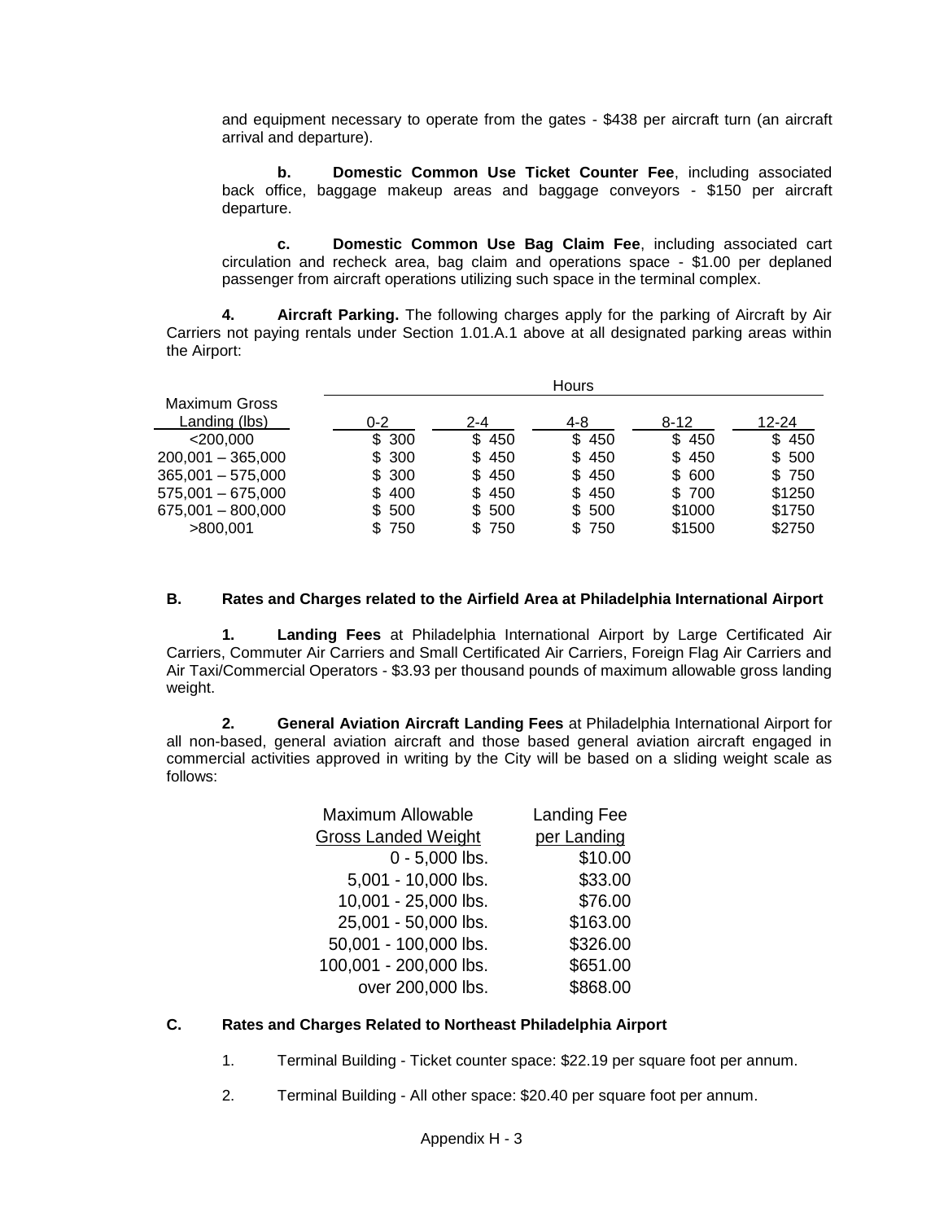and equipment necessary to operate from the gates - $438 per aircraft turn (an aircraft arrival and departure).

**b. Domestic Common Use Ticket Counter Fee**, including associated back office, baggage makeup areas and baggage conveyors - $150 per aircraft departure.

**c. Domestic Common Use Bag Claim Fee**, including associated cart circulation and recheck area, bag claim and operations space - $1.00 per deplaned passenger from aircraft operations utilizing such space in the terminal complex.

**4. Aircraft Parking.** The following charges apply for the parking of Aircraft by Air Carriers not paying rentals under Section 1.01.A.1 above at all designated parking areas within the Airport:

| | Hours | | | | |
|---|---|---|---|---|---|
| Maximum Gross Landing (lbs) | 0-2 | 2-4 | 4-8 | 8-12 | 12-24 |
| <200,000 | $ 300 | $ 450 | $ 450 | $ 450 | $ 450 |
| 200,001 – 365,000 | $ 300 | $ 450 | $ 450 | $ 450 | $ 500 |
| 365,001 – 575,000 | $ 300 | $ 450 | $ 450 | $ 600 | $ 750 |
| 575,001 – 675,000 | $ 400 | $ 450 | $ 450 | $ 700 | $1250 |
| 675,001 – 800,000 | $ 500 | $ 500 | $ 500 | $1000 | $1750 |
| >800,001 | $ 750 | $ 750 | $ 750 | $1500 | $2750 |

## B. Rates and Charges related to the Airfield Area at Philadelphia International Airport

**1. Landing Fees** at Philadelphia International Airport by Large Certificated Air Carriers, Commuter Air Carriers and Small Certificated Air Carriers, Foreign Flag Air Carriers and Air Taxi/Commercial Operators - $3.93 per thousand pounds of maximum allowable gross landing weight.

**2. General Aviation Aircraft Landing Fees** at Philadelphia International Airport for all non-based, general aviation aircraft and those based general aviation aircraft engaged in commercial activities approved in writing by the City will be based on a sliding weight scale as follows:

| Maximum Allowable Gross Landed Weight | Landing Fee per Landing |
|---|---|
| 0 - 5,000 lbs. | $10.00 |
| 5,001 - 10,000 lbs. | $33.00 |
| 10,001 - 25,000 lbs. | $76.00 |
| 25,001 - 50,000 lbs. | $163.00 |
| 50,001 - 100,000 lbs. | $326.00 |
| 100,001 - 200,000 lbs. | $651.00 |
| over 200,000 lbs. | $868.00 |

## C. Rates and Charges Related to Northeast Philadelphia Airport

1. Terminal Building - Ticket counter space: $22.19 per square foot per annum.

2. Terminal Building - All other space: $20.40 per square foot per annum.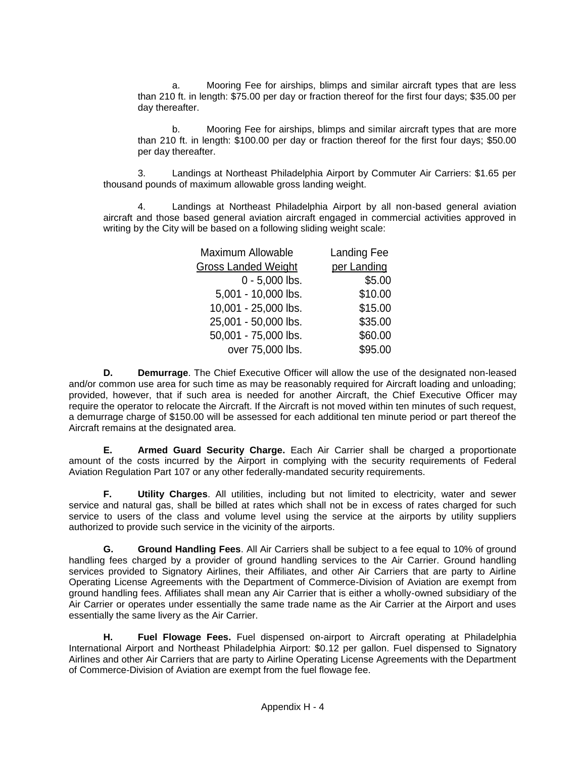a. Mooring Fee for airships, blimps and similar aircraft types that are less than 210 ft. in length: $75.00 per day or fraction thereof for the first four days; $35.00 per day thereafter.

b. Mooring Fee for airships, blimps and similar aircraft types that are more than 210 ft. in length: $100.00 per day or fraction thereof for the first four days; $50.00 per day thereafter.

3. Landings at Northeast Philadelphia Airport by Commuter Air Carriers: $1.65 per thousand pounds of maximum allowable gross landing weight.

4. Landings at Northeast Philadelphia Airport by all non-based general aviation aircraft and those based general aviation aircraft engaged in commercial activities approved in writing by the City will be based on a following sliding weight scale:

| Maximum Allowable Gross Landed Weight | Landing Fee per Landing |
|---|---|
| 0 - 5,000 lbs. | $5.00 |
| 5,001 - 10,000 lbs. | $10.00 |
| 10,001 - 25,000 lbs. | $15.00 |
| 25,001 - 50,000 lbs. | $35.00 |
| 50,001 - 75,000 lbs. | $60.00 |
| over 75,000 lbs. | $95.00 |

**D. Demurrage**. The Chief Executive Officer will allow the use of the designated non-leased and/or common use area for such time as may be reasonably required for Aircraft loading and unloading; provided, however, that if such area is needed for another Aircraft, the Chief Executive Officer may require the operator to relocate the Aircraft. If the Aircraft is not moved within ten minutes of such request, a demurrage charge of $150.00 will be assessed for each additional ten minute period or part thereof the Aircraft remains at the designated area.

**E. Armed Guard Security Charge.** Each Air Carrier shall be charged a proportionate amount of the costs incurred by the Airport in complying with the security requirements of Federal Aviation Regulation Part 107 or any other federally-mandated security requirements.

**F. Utility Charges**. All utilities, including but not limited to electricity, water and sewer service and natural gas, shall be billed at rates which shall not be in excess of rates charged for such service to users of the class and volume level using the service at the airports by utility suppliers authorized to provide such service in the vicinity of the airports.

**G. Ground Handling Fees**. All Air Carriers shall be subject to a fee equal to 10% of ground handling fees charged by a provider of ground handling services to the Air Carrier. Ground handling services provided to Signatory Airlines, their Affiliates, and other Air Carriers that are party to Airline Operating License Agreements with the Department of Commerce-Division of Aviation are exempt from ground handling fees. Affiliates shall mean any Air Carrier that is either a wholly-owned subsidiary of the Air Carrier or operates under essentially the same trade name as the Air Carrier at the Airport and uses essentially the same livery as the Air Carrier.

**H. Fuel Flowage Fees.** Fuel dispensed on-airport to Aircraft operating at Philadelphia International Airport and Northeast Philadelphia Airport: $0.12 per gallon. Fuel dispensed to Signatory Airlines and other Air Carriers that are party to Airline Operating License Agreements with the Department of Commerce-Division of Aviation are exempt from the fuel flowage fee.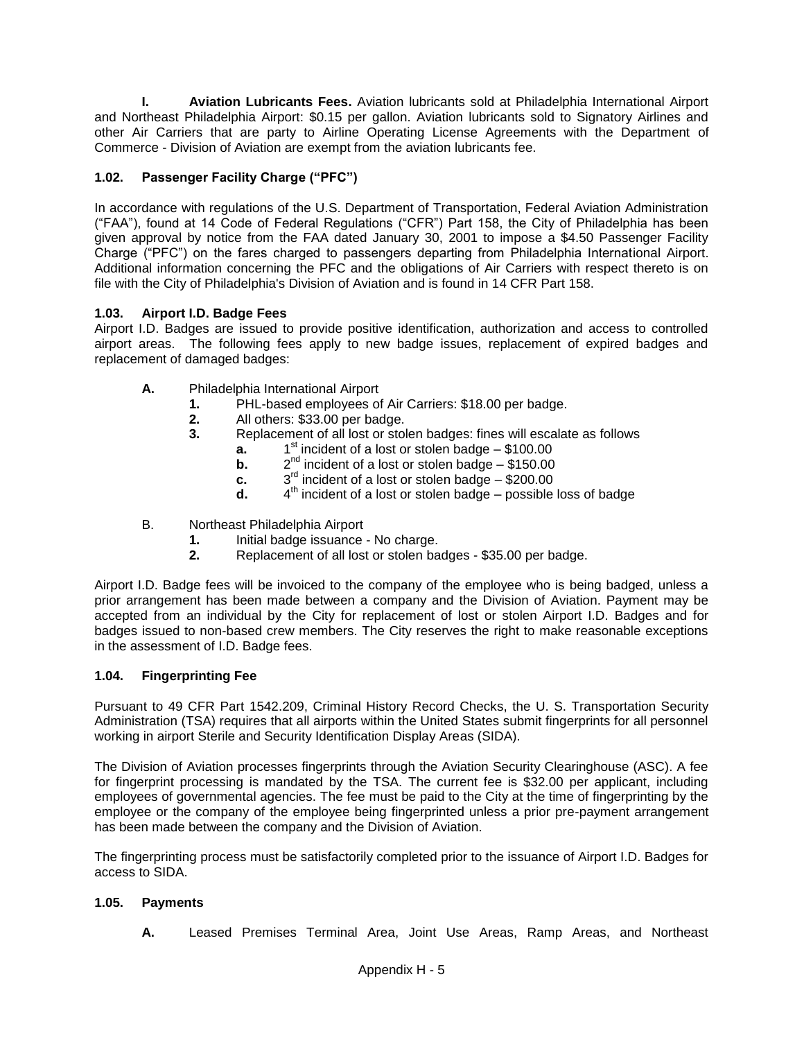**I. Aviation Lubricants Fees.** Aviation lubricants sold at Philadelphia International Airport and Northeast Philadelphia Airport: $0.15 per gallon. Aviation lubricants sold to Signatory Airlines and other Air Carriers that are party to Airline Operating License Agreements with the Department of Commerce - Division of Aviation are exempt from the aviation lubricants fee.

### 1.02. Passenger Facility Charge ("PFC")

In accordance with regulations of the U.S. Department of Transportation, Federal Aviation Administration ("FAA"), found at 14 Code of Federal Regulations ("CFR") Part 158, the City of Philadelphia has been given approval by notice from the FAA dated January 30, 2001 to impose a $4.50 Passenger Facility Charge ("PFC") on the fares charged to passengers departing from Philadelphia International Airport. Additional information concerning the PFC and the obligations of Air Carriers with respect thereto is on file with the City of Philadelphia's Division of Aviation and is found in 14 CFR Part 158.

### 1.03. Airport I.D. Badge Fees

Airport I.D. Badges are issued to provide positive identification, authorization and access to controlled airport areas. The following fees apply to new badge issues, replacement of expired badges and replacement of damaged badges:

**A.** Philadelphia International Airport
- **1.** PHL-based employees of Air Carriers: $18.00 per badge.
- **2.** All others: $33.00 per badge.
- **3.** Replacement of all lost or stolen badges: fines will escalate as follows
  - **a.** 1st incident of a lost or stolen badge – $100.00
  - **b.** 2nd incident of a lost or stolen badge – $150.00
  - **c.** 3rd incident of a lost or stolen badge – $200.00
  - **d.** 4th incident of a lost or stolen badge – possible loss of badge

B. Northeast Philadelphia Airport
- **1.** Initial badge issuance - No charge.
- **2.** Replacement of all lost or stolen badges - $35.00 per badge.

Airport I.D. Badge fees will be invoiced to the company of the employee who is being badged, unless a prior arrangement has been made between a company and the Division of Aviation. Payment may be accepted from an individual by the City for replacement of lost or stolen Airport I.D. Badges and for badges issued to non-based crew members. The City reserves the right to make reasonable exceptions in the assessment of I.D. Badge fees.

### 1.04. Fingerprinting Fee

Pursuant to 49 CFR Part 1542.209, Criminal History Record Checks, the U. S. Transportation Security Administration (TSA) requires that all airports within the United States submit fingerprints for all personnel working in airport Sterile and Security Identification Display Areas (SIDA).

The Division of Aviation processes fingerprints through the Aviation Security Clearinghouse (ASC). A fee for fingerprint processing is mandated by the TSA. The current fee is $32.00 per applicant, including employees of governmental agencies. The fee must be paid to the City at the time of fingerprinting by the employee or the company of the employee being fingerprinted unless a prior pre-payment arrangement has been made between the company and the Division of Aviation.

The fingerprinting process must be satisfactorily completed prior to the issuance of Airport I.D. Badges for access to SIDA.

### 1.05. Payments

**A.** Leased Premises Terminal Area, Joint Use Areas, Ramp Areas, and Northeast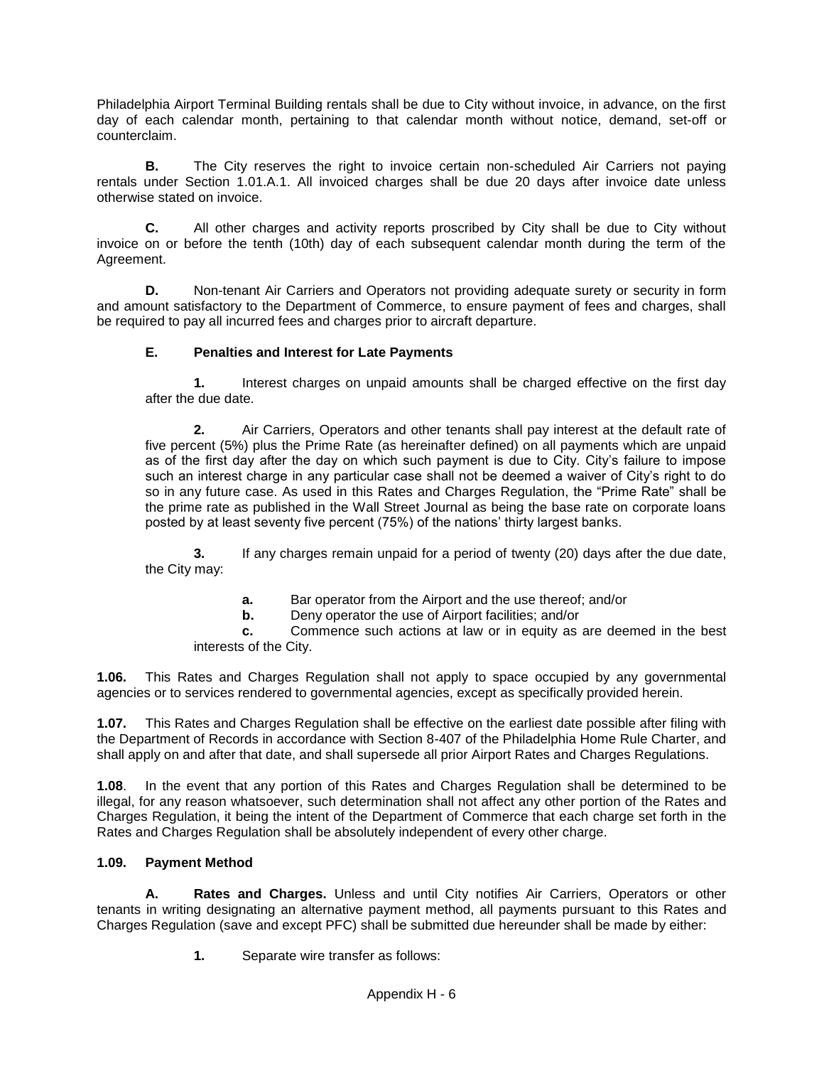Philadelphia Airport Terminal Building rentals shall be due to City without invoice, in advance, on the first day of each calendar month, pertaining to that calendar month without notice, demand, set-off or counterclaim.

**B.** The City reserves the right to invoice certain non-scheduled Air Carriers not paying rentals under Section 1.01.A.1. All invoiced charges shall be due 20 days after invoice date unless otherwise stated on invoice.

**C.** All other charges and activity reports proscribed by City shall be due to City without invoice on or before the tenth (10th) day of each subsequent calendar month during the term of the Agreement.

**D.** Non-tenant Air Carriers and Operators not providing adequate surety or security in form and amount satisfactory to the Department of Commerce, to ensure payment of fees and charges, shall be required to pay all incurred fees and charges prior to aircraft departure.

**E. Penalties and Interest for Late Payments**

**1.** Interest charges on unpaid amounts shall be charged effective on the first day after the due date.

**2.** Air Carriers, Operators and other tenants shall pay interest at the default rate of five percent (5%) plus the Prime Rate (as hereinafter defined) on all payments which are unpaid as of the first day after the day on which such payment is due to City. City's failure to impose such an interest charge in any particular case shall not be deemed a waiver of City's right to do so in any future case. As used in this Rates and Charges Regulation, the "Prime Rate" shall be the prime rate as published in the Wall Street Journal as being the base rate on corporate loans posted by at least seventy five percent (75%) of the nations' thirty largest banks.

**3.** If any charges remain unpaid for a period of twenty (20) days after the due date, the City may:

**a.** Bar operator from the Airport and the use thereof; and/or

**b.** Deny operator the use of Airport facilities; and/or

**c.** Commence such actions at law or in equity as are deemed in the best interests of the City.

**1.06.** This Rates and Charges Regulation shall not apply to space occupied by any governmental agencies or to services rendered to governmental agencies, except as specifically provided herein.

**1.07.** This Rates and Charges Regulation shall be effective on the earliest date possible after filing with the Department of Records in accordance with Section 8-407 of the Philadelphia Home Rule Charter, and shall apply on and after that date, and shall supersede all prior Airport Rates and Charges Regulations.

**1.08**. In the event that any portion of this Rates and Charges Regulation shall be determined to be illegal, for any reason whatsoever, such determination shall not affect any other portion of the Rates and Charges Regulation, it being the intent of the Department of Commerce that each charge set forth in the Rates and Charges Regulation shall be absolutely independent of every other charge.

**1.09. Payment Method**

**A. Rates and Charges.** Unless and until City notifies Air Carriers, Operators or other tenants in writing designating an alternative payment method, all payments pursuant to this Rates and Charges Regulation (save and except PFC) shall be submitted due hereunder shall be made by either:

**1.** Separate wire transfer as follows: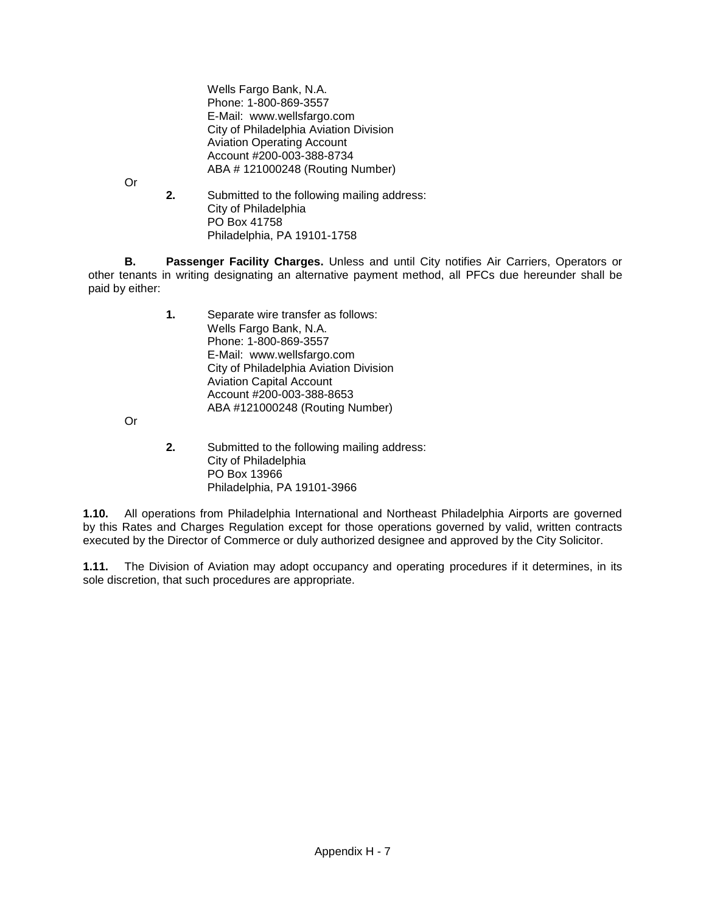Wells Fargo Bank, N.A.
Phone: 1-800-869-3557
E-Mail: www.wellsfargo.com
City of Philadelphia Aviation Division
Aviation Operating Account
Account #200-003-388-8734
ABA # 121000248 (Routing Number)

Or

**2.** Submitted to the following mailing address:
City of Philadelphia
PO Box 41758
Philadelphia, PA 19101-1758

**B. Passenger Facility Charges.** Unless and until City notifies Air Carriers, Operators or other tenants in writing designating an alternative payment method, all PFCs due hereunder shall be paid by either:

**1.** Separate wire transfer as follows:
Wells Fargo Bank, N.A.
Phone: 1-800-869-3557
E-Mail: www.wellsfargo.com
City of Philadelphia Aviation Division
Aviation Capital Account
Account #200-003-388-8653
ABA #121000248 (Routing Number)

Or

**2.** Submitted to the following mailing address:
City of Philadelphia
PO Box 13966
Philadelphia, PA 19101-3966

**1.10.** All operations from Philadelphia International and Northeast Philadelphia Airports are governed by this Rates and Charges Regulation except for those operations governed by valid, written contracts executed by the Director of Commerce or duly authorized designee and approved by the City Solicitor.

**1.11.** The Division of Aviation may adopt occupancy and operating procedures if it determines, in its sole discretion, that such procedures are appropriate.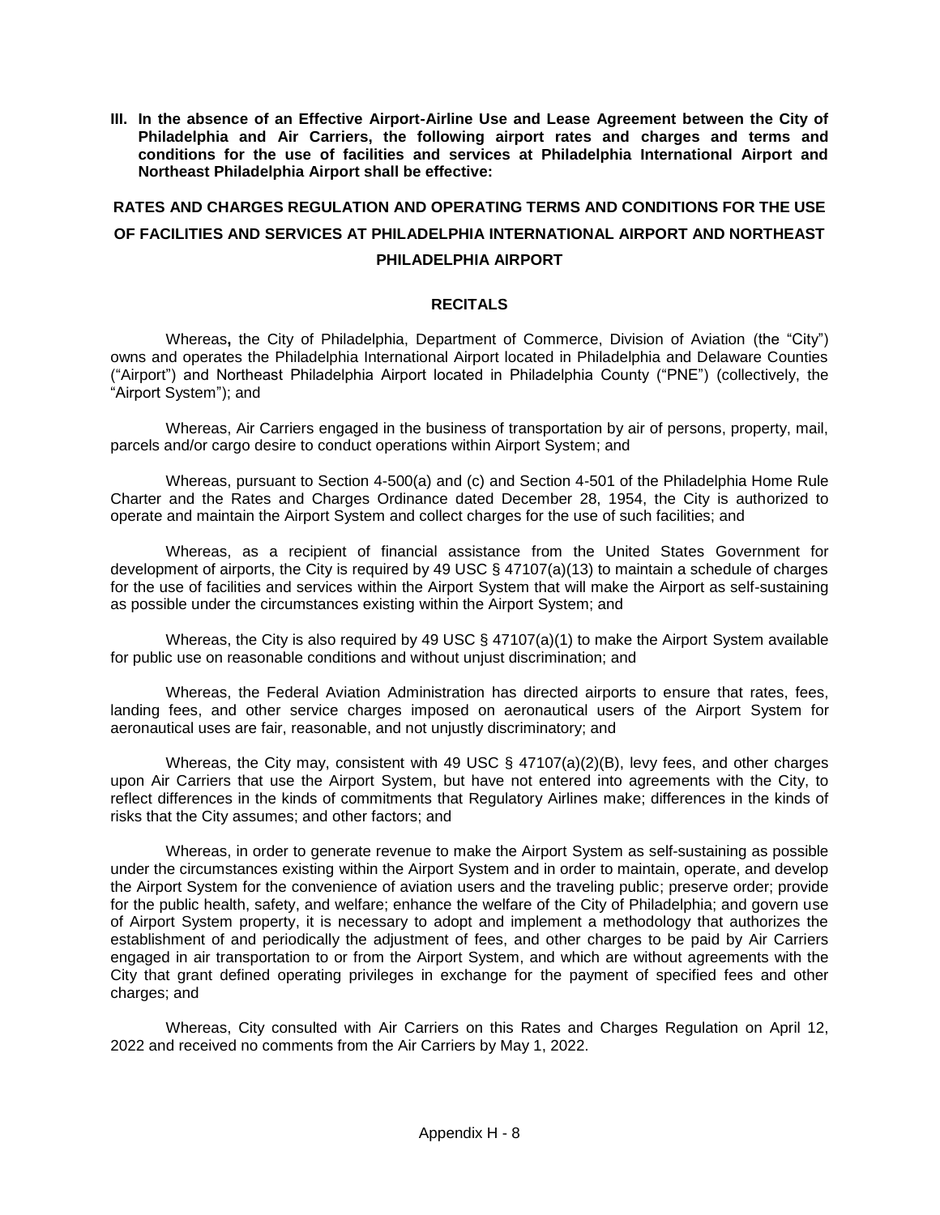**III. In the absence of an Effective Airport-Airline Use and Lease Agreement between the City of Philadelphia and Air Carriers, the following airport rates and charges and terms and conditions for the use of facilities and services at Philadelphia International Airport and Northeast Philadelphia Airport shall be effective:**

## RATES AND CHARGES REGULATION AND OPERATING TERMS AND CONDITIONS FOR THE USE OF FACILITIES AND SERVICES AT PHILADELPHIA INTERNATIONAL AIRPORT AND NORTHEAST PHILADELPHIA AIRPORT

### RECITALS

Whereas**,** the City of Philadelphia, Department of Commerce, Division of Aviation (the "City") owns and operates the Philadelphia International Airport located in Philadelphia and Delaware Counties ("Airport") and Northeast Philadelphia Airport located in Philadelphia County ("PNE") (collectively, the "Airport System"); and

Whereas, Air Carriers engaged in the business of transportation by air of persons, property, mail, parcels and/or cargo desire to conduct operations within Airport System; and

Whereas, pursuant to Section 4-500(a) and (c) and Section 4-501 of the Philadelphia Home Rule Charter and the Rates and Charges Ordinance dated December 28, 1954, the City is authorized to operate and maintain the Airport System and collect charges for the use of such facilities; and

Whereas, as a recipient of financial assistance from the United States Government for development of airports, the City is required by 49 USC § 47107(a)(13) to maintain a schedule of charges for the use of facilities and services within the Airport System that will make the Airport as self-sustaining as possible under the circumstances existing within the Airport System; and

Whereas, the City is also required by 49 USC § 47107(a)(1) to make the Airport System available for public use on reasonable conditions and without unjust discrimination; and

Whereas, the Federal Aviation Administration has directed airports to ensure that rates, fees, landing fees, and other service charges imposed on aeronautical users of the Airport System for aeronautical uses are fair, reasonable, and not unjustly discriminatory; and

Whereas, the City may, consistent with 49 USC § 47107(a)(2)(B), levy fees, and other charges upon Air Carriers that use the Airport System, but have not entered into agreements with the City, to reflect differences in the kinds of commitments that Regulatory Airlines make; differences in the kinds of risks that the City assumes; and other factors; and

Whereas, in order to generate revenue to make the Airport System as self-sustaining as possible under the circumstances existing within the Airport System and in order to maintain, operate, and develop the Airport System for the convenience of aviation users and the traveling public; preserve order; provide for the public health, safety, and welfare; enhance the welfare of the City of Philadelphia; and govern use of Airport System property, it is necessary to adopt and implement a methodology that authorizes the establishment of and periodically the adjustment of fees, and other charges to be paid by Air Carriers engaged in air transportation to or from the Airport System, and which are without agreements with the City that grant defined operating privileges in exchange for the payment of specified fees and other charges; and

Whereas, City consulted with Air Carriers on this Rates and Charges Regulation on April 12, 2022 and received no comments from the Air Carriers by May 1, 2022.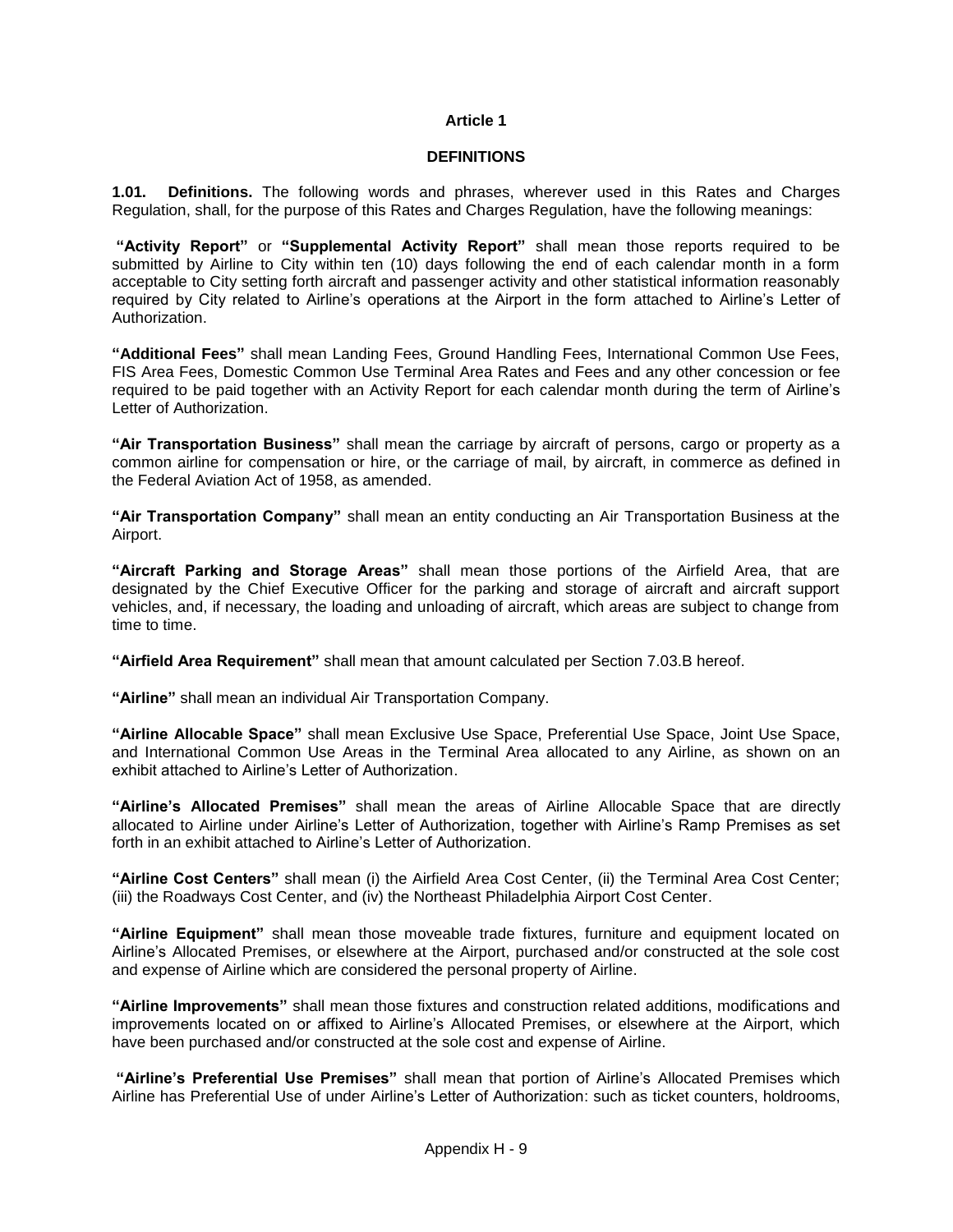## Article 1

### DEFINITIONS

**1.01. Definitions.** The following words and phrases, wherever used in this Rates and Charges Regulation, shall, for the purpose of this Rates and Charges Regulation, have the following meanings:

**"Activity Report"** or **"Supplemental Activity Report"** shall mean those reports required to be submitted by Airline to City within ten (10) days following the end of each calendar month in a form acceptable to City setting forth aircraft and passenger activity and other statistical information reasonably required by City related to Airline's operations at the Airport in the form attached to Airline's Letter of Authorization.

**"Additional Fees"** shall mean Landing Fees, Ground Handling Fees, International Common Use Fees, FIS Area Fees, Domestic Common Use Terminal Area Rates and Fees and any other concession or fee required to be paid together with an Activity Report for each calendar month during the term of Airline's Letter of Authorization.

**"Air Transportation Business"** shall mean the carriage by aircraft of persons, cargo or property as a common airline for compensation or hire, or the carriage of mail, by aircraft, in commerce as defined in the Federal Aviation Act of 1958, as amended.

**"Air Transportation Company"** shall mean an entity conducting an Air Transportation Business at the Airport.

**"Aircraft Parking and Storage Areas"** shall mean those portions of the Airfield Area, that are designated by the Chief Executive Officer for the parking and storage of aircraft and aircraft support vehicles, and, if necessary, the loading and unloading of aircraft, which areas are subject to change from time to time.

**"Airfield Area Requirement"** shall mean that amount calculated per Section 7.03.B hereof.

**"Airline"** shall mean an individual Air Transportation Company.

**"Airline Allocable Space"** shall mean Exclusive Use Space, Preferential Use Space, Joint Use Space, and International Common Use Areas in the Terminal Area allocated to any Airline, as shown on an exhibit attached to Airline's Letter of Authorization.

**"Airline's Allocated Premises"** shall mean the areas of Airline Allocable Space that are directly allocated to Airline under Airline's Letter of Authorization, together with Airline's Ramp Premises as set forth in an exhibit attached to Airline's Letter of Authorization.

**"Airline Cost Centers"** shall mean (i) the Airfield Area Cost Center, (ii) the Terminal Area Cost Center; (iii) the Roadways Cost Center, and (iv) the Northeast Philadelphia Airport Cost Center.

**"Airline Equipment"** shall mean those moveable trade fixtures, furniture and equipment located on Airline's Allocated Premises, or elsewhere at the Airport, purchased and/or constructed at the sole cost and expense of Airline which are considered the personal property of Airline.

**"Airline Improvements"** shall mean those fixtures and construction related additions, modifications and improvements located on or affixed to Airline's Allocated Premises, or elsewhere at the Airport, which have been purchased and/or constructed at the sole cost and expense of Airline.

**"Airline's Preferential Use Premises"** shall mean that portion of Airline's Allocated Premises which Airline has Preferential Use of under Airline's Letter of Authorization: such as ticket counters, holdrooms,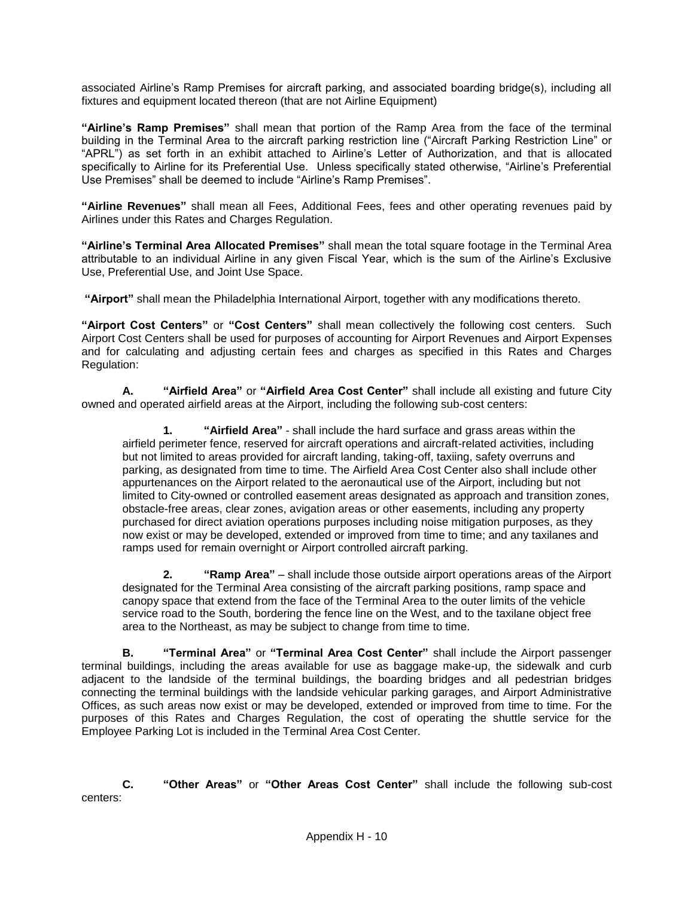associated Airline's Ramp Premises for aircraft parking, and associated boarding bridge(s), including all fixtures and equipment located thereon (that are not Airline Equipment)

**"Airline's Ramp Premises"** shall mean that portion of the Ramp Area from the face of the terminal building in the Terminal Area to the aircraft parking restriction line ("Aircraft Parking Restriction Line" or "APRL") as set forth in an exhibit attached to Airline's Letter of Authorization, and that is allocated specifically to Airline for its Preferential Use. Unless specifically stated otherwise, "Airline's Preferential Use Premises" shall be deemed to include "Airline's Ramp Premises".

**"Airline Revenues"** shall mean all Fees, Additional Fees, fees and other operating revenues paid by Airlines under this Rates and Charges Regulation.

**"Airline's Terminal Area Allocated Premises"** shall mean the total square footage in the Terminal Area attributable to an individual Airline in any given Fiscal Year, which is the sum of the Airline's Exclusive Use, Preferential Use, and Joint Use Space.

**"Airport"** shall mean the Philadelphia International Airport, together with any modifications thereto.

**"Airport Cost Centers"** or **"Cost Centers"** shall mean collectively the following cost centers. Such Airport Cost Centers shall be used for purposes of accounting for Airport Revenues and Airport Expenses and for calculating and adjusting certain fees and charges as specified in this Rates and Charges Regulation:

**A. "Airfield Area"** or **"Airfield Area Cost Center"** shall include all existing and future City owned and operated airfield areas at the Airport, including the following sub-cost centers:

> **1. "Airfield Area"** - shall include the hard surface and grass areas within the airfield perimeter fence, reserved for aircraft operations and aircraft-related activities, including but not limited to areas provided for aircraft landing, taking-off, taxiing, safety overruns and parking, as designated from time to time. The Airfield Area Cost Center also shall include other appurtenances on the Airport related to the aeronautical use of the Airport, including but not limited to City-owned or controlled easement areas designated as approach and transition zones, obstacle-free areas, clear zones, avigation areas or other easements, including any property purchased for direct aviation operations purposes including noise mitigation purposes, as they now exist or may be developed, extended or improved from time to time; and any taxilanes and ramps used for remain overnight or Airport controlled aircraft parking.
>
> **2. "Ramp Area"** – shall include those outside airport operations areas of the Airport designated for the Terminal Area consisting of the aircraft parking positions, ramp space and canopy space that extend from the face of the Terminal Area to the outer limits of the vehicle service road to the South, bordering the fence line on the West, and to the taxilane object free area to the Northeast, as may be subject to change from time to time.

**B. "Terminal Area"** or **"Terminal Area Cost Center"** shall include the Airport passenger terminal buildings, including the areas available for use as baggage make-up, the sidewalk and curb adjacent to the landside of the terminal buildings, the boarding bridges and all pedestrian bridges connecting the terminal buildings with the landside vehicular parking garages, and Airport Administrative Offices, as such areas now exist or may be developed, extended or improved from time to time. For the purposes of this Rates and Charges Regulation, the cost of operating the shuttle service for the Employee Parking Lot is included in the Terminal Area Cost Center.

**C. "Other Areas"** or **"Other Areas Cost Center"** shall include the following sub-cost centers: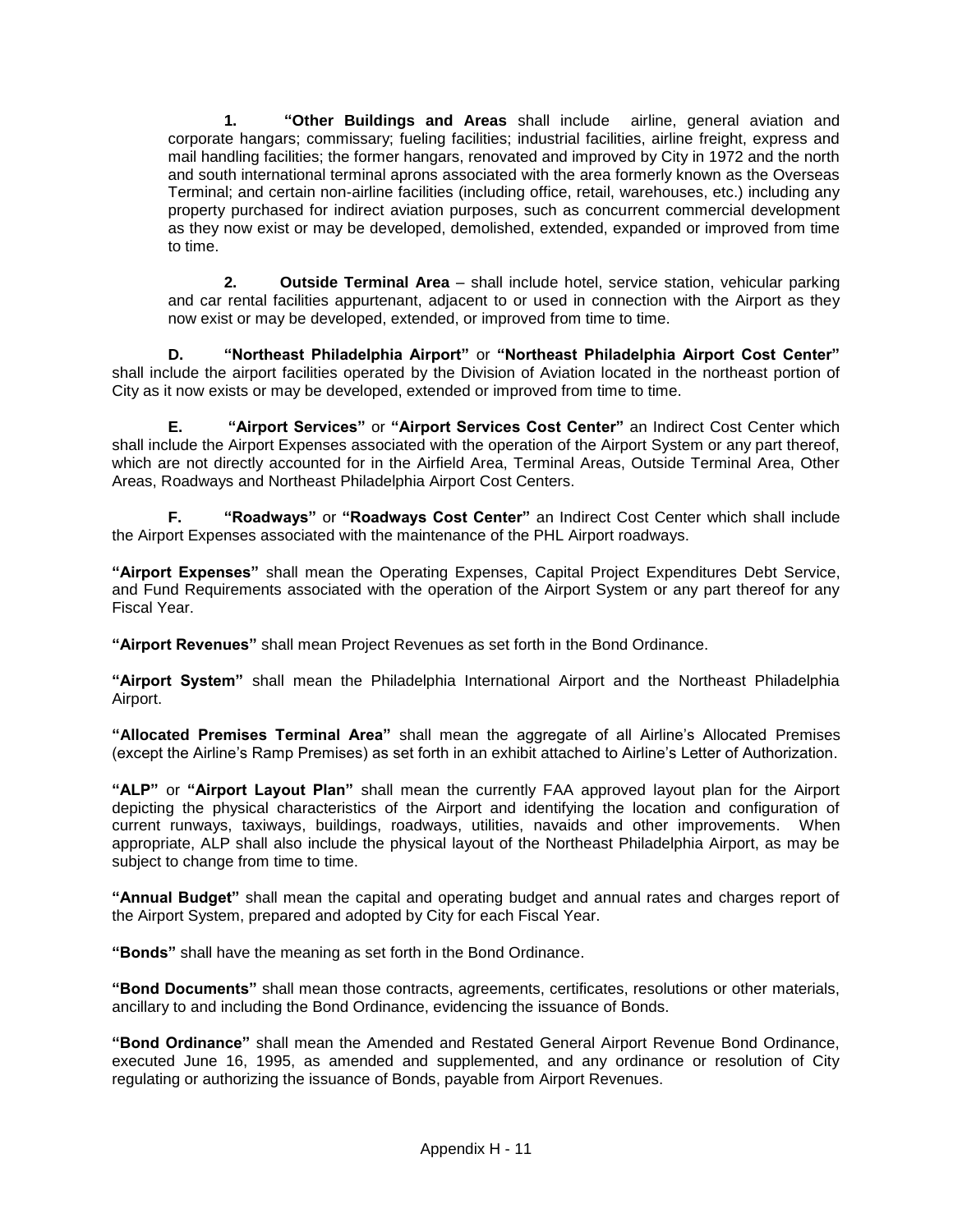**1. "Other Buildings and Areas** shall include airline, general aviation and corporate hangars; commissary; fueling facilities; industrial facilities, airline freight, express and mail handling facilities; the former hangars, renovated and improved by City in 1972 and the north and south international terminal aprons associated with the area formerly known as the Overseas Terminal; and certain non-airline facilities (including office, retail, warehouses, etc.) including any property purchased for indirect aviation purposes, such as concurrent commercial development as they now exist or may be developed, demolished, extended, expanded or improved from time to time.

**2. Outside Terminal Area** – shall include hotel, service station, vehicular parking and car rental facilities appurtenant, adjacent to or used in connection with the Airport as they now exist or may be developed, extended, or improved from time to time.

**D. "Northeast Philadelphia Airport"** or **"Northeast Philadelphia Airport Cost Center"** shall include the airport facilities operated by the Division of Aviation located in the northeast portion of City as it now exists or may be developed, extended or improved from time to time.

**E. "Airport Services"** or **"Airport Services Cost Center"** an Indirect Cost Center which shall include the Airport Expenses associated with the operation of the Airport System or any part thereof, which are not directly accounted for in the Airfield Area, Terminal Areas, Outside Terminal Area, Other Areas, Roadways and Northeast Philadelphia Airport Cost Centers.

**F. "Roadways"** or **"Roadways Cost Center"** an Indirect Cost Center which shall include the Airport Expenses associated with the maintenance of the PHL Airport roadways.

**"Airport Expenses"** shall mean the Operating Expenses, Capital Project Expenditures Debt Service, and Fund Requirements associated with the operation of the Airport System or any part thereof for any Fiscal Year.

**"Airport Revenues"** shall mean Project Revenues as set forth in the Bond Ordinance.

**"Airport System"** shall mean the Philadelphia International Airport and the Northeast Philadelphia Airport.

**"Allocated Premises Terminal Area"** shall mean the aggregate of all Airline's Allocated Premises (except the Airline's Ramp Premises) as set forth in an exhibit attached to Airline's Letter of Authorization.

**"ALP"** or **"Airport Layout Plan"** shall mean the currently FAA approved layout plan for the Airport depicting the physical characteristics of the Airport and identifying the location and configuration of current runways, taxiways, buildings, roadways, utilities, navaids and other improvements. When appropriate, ALP shall also include the physical layout of the Northeast Philadelphia Airport, as may be subject to change from time to time.

**"Annual Budget"** shall mean the capital and operating budget and annual rates and charges report of the Airport System, prepared and adopted by City for each Fiscal Year.

**"Bonds"** shall have the meaning as set forth in the Bond Ordinance.

**"Bond Documents"** shall mean those contracts, agreements, certificates, resolutions or other materials, ancillary to and including the Bond Ordinance, evidencing the issuance of Bonds.

**"Bond Ordinance"** shall mean the Amended and Restated General Airport Revenue Bond Ordinance, executed June 16, 1995, as amended and supplemented, and any ordinance or resolution of City regulating or authorizing the issuance of Bonds, payable from Airport Revenues.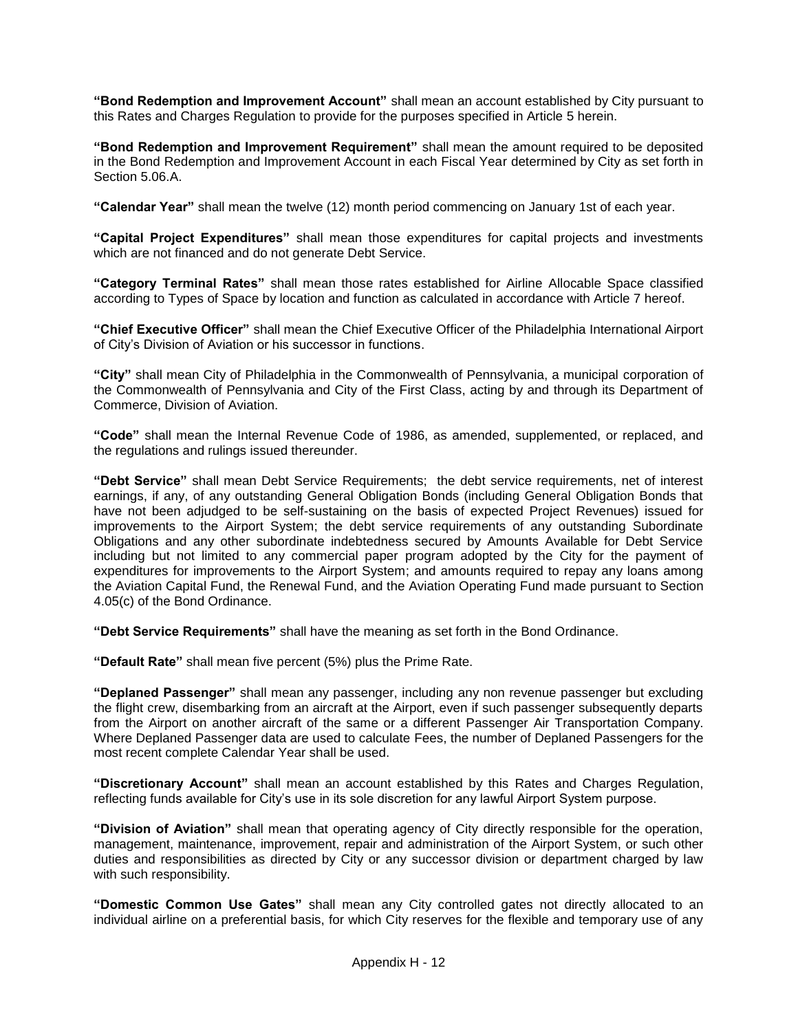**"Bond Redemption and Improvement Account"** shall mean an account established by City pursuant to this Rates and Charges Regulation to provide for the purposes specified in Article 5 herein.

**"Bond Redemption and Improvement Requirement"** shall mean the amount required to be deposited in the Bond Redemption and Improvement Account in each Fiscal Year determined by City as set forth in Section 5.06.A.

**"Calendar Year"** shall mean the twelve (12) month period commencing on January 1st of each year.

**"Capital Project Expenditures"** shall mean those expenditures for capital projects and investments which are not financed and do not generate Debt Service.

**"Category Terminal Rates"** shall mean those rates established for Airline Allocable Space classified according to Types of Space by location and function as calculated in accordance with Article 7 hereof.

**"Chief Executive Officer"** shall mean the Chief Executive Officer of the Philadelphia International Airport of City's Division of Aviation or his successor in functions.

**"City"** shall mean City of Philadelphia in the Commonwealth of Pennsylvania, a municipal corporation of the Commonwealth of Pennsylvania and City of the First Class, acting by and through its Department of Commerce, Division of Aviation.

**"Code"** shall mean the Internal Revenue Code of 1986, as amended, supplemented, or replaced, and the regulations and rulings issued thereunder.

**"Debt Service"** shall mean Debt Service Requirements; the debt service requirements, net of interest earnings, if any, of any outstanding General Obligation Bonds (including General Obligation Bonds that have not been adjudged to be self-sustaining on the basis of expected Project Revenues) issued for improvements to the Airport System; the debt service requirements of any outstanding Subordinate Obligations and any other subordinate indebtedness secured by Amounts Available for Debt Service including but not limited to any commercial paper program adopted by the City for the payment of expenditures for improvements to the Airport System; and amounts required to repay any loans among the Aviation Capital Fund, the Renewal Fund, and the Aviation Operating Fund made pursuant to Section 4.05(c) of the Bond Ordinance.

**"Debt Service Requirements"** shall have the meaning as set forth in the Bond Ordinance.

**"Default Rate"** shall mean five percent (5%) plus the Prime Rate.

**"Deplaned Passenger"** shall mean any passenger, including any non revenue passenger but excluding the flight crew, disembarking from an aircraft at the Airport, even if such passenger subsequently departs from the Airport on another aircraft of the same or a different Passenger Air Transportation Company. Where Deplaned Passenger data are used to calculate Fees, the number of Deplaned Passengers for the most recent complete Calendar Year shall be used.

**"Discretionary Account"** shall mean an account established by this Rates and Charges Regulation, reflecting funds available for City's use in its sole discretion for any lawful Airport System purpose.

**"Division of Aviation"** shall mean that operating agency of City directly responsible for the operation, management, maintenance, improvement, repair and administration of the Airport System, or such other duties and responsibilities as directed by City or any successor division or department charged by law with such responsibility.

**"Domestic Common Use Gates"** shall mean any City controlled gates not directly allocated to an individual airline on a preferential basis, for which City reserves for the flexible and temporary use of any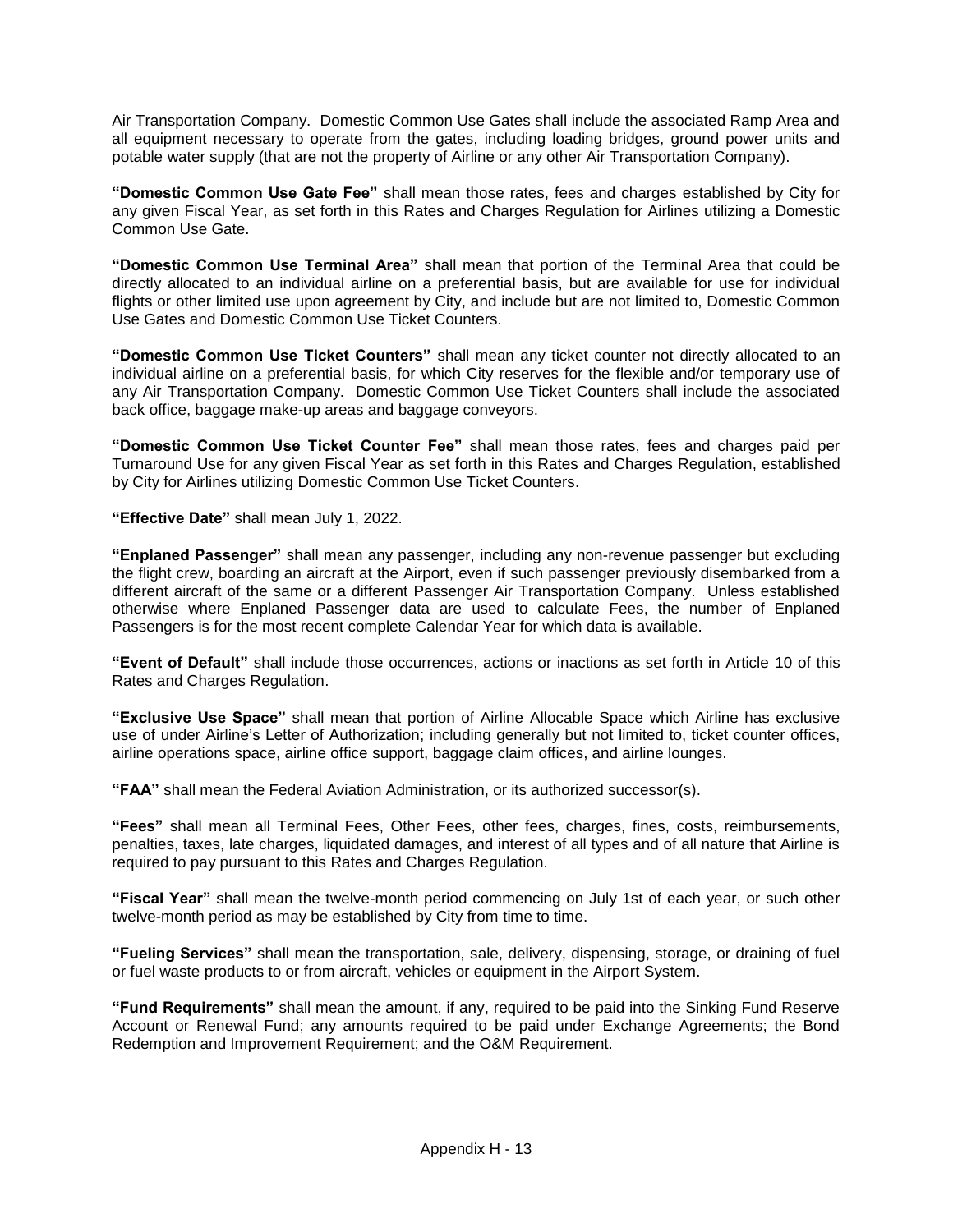Air Transportation Company. Domestic Common Use Gates shall include the associated Ramp Area and all equipment necessary to operate from the gates, including loading bridges, ground power units and potable water supply (that are not the property of Airline or any other Air Transportation Company).

**"Domestic Common Use Gate Fee"** shall mean those rates, fees and charges established by City for any given Fiscal Year, as set forth in this Rates and Charges Regulation for Airlines utilizing a Domestic Common Use Gate.

**"Domestic Common Use Terminal Area"** shall mean that portion of the Terminal Area that could be directly allocated to an individual airline on a preferential basis, but are available for use for individual flights or other limited use upon agreement by City, and include but are not limited to, Domestic Common Use Gates and Domestic Common Use Ticket Counters.

**"Domestic Common Use Ticket Counters"** shall mean any ticket counter not directly allocated to an individual airline on a preferential basis, for which City reserves for the flexible and/or temporary use of any Air Transportation Company. Domestic Common Use Ticket Counters shall include the associated back office, baggage make-up areas and baggage conveyors.

**"Domestic Common Use Ticket Counter Fee"** shall mean those rates, fees and charges paid per Turnaround Use for any given Fiscal Year as set forth in this Rates and Charges Regulation, established by City for Airlines utilizing Domestic Common Use Ticket Counters.

**"Effective Date"** shall mean July 1, 2022.

**"Enplaned Passenger"** shall mean any passenger, including any non-revenue passenger but excluding the flight crew, boarding an aircraft at the Airport, even if such passenger previously disembarked from a different aircraft of the same or a different Passenger Air Transportation Company. Unless established otherwise where Enplaned Passenger data are used to calculate Fees, the number of Enplaned Passengers is for the most recent complete Calendar Year for which data is available.

**"Event of Default"** shall include those occurrences, actions or inactions as set forth in Article 10 of this Rates and Charges Regulation.

**"Exclusive Use Space"** shall mean that portion of Airline Allocable Space which Airline has exclusive use of under Airline's Letter of Authorization; including generally but not limited to, ticket counter offices, airline operations space, airline office support, baggage claim offices, and airline lounges.

**"FAA"** shall mean the Federal Aviation Administration, or its authorized successor(s).

**"Fees"** shall mean all Terminal Fees, Other Fees, other fees, charges, fines, costs, reimbursements, penalties, taxes, late charges, liquidated damages, and interest of all types and of all nature that Airline is required to pay pursuant to this Rates and Charges Regulation.

**"Fiscal Year"** shall mean the twelve-month period commencing on July 1st of each year, or such other twelve-month period as may be established by City from time to time.

**"Fueling Services"** shall mean the transportation, sale, delivery, dispensing, storage, or draining of fuel or fuel waste products to or from aircraft, vehicles or equipment in the Airport System.

**"Fund Requirements"** shall mean the amount, if any, required to be paid into the Sinking Fund Reserve Account or Renewal Fund; any amounts required to be paid under Exchange Agreements; the Bond Redemption and Improvement Requirement; and the O&M Requirement.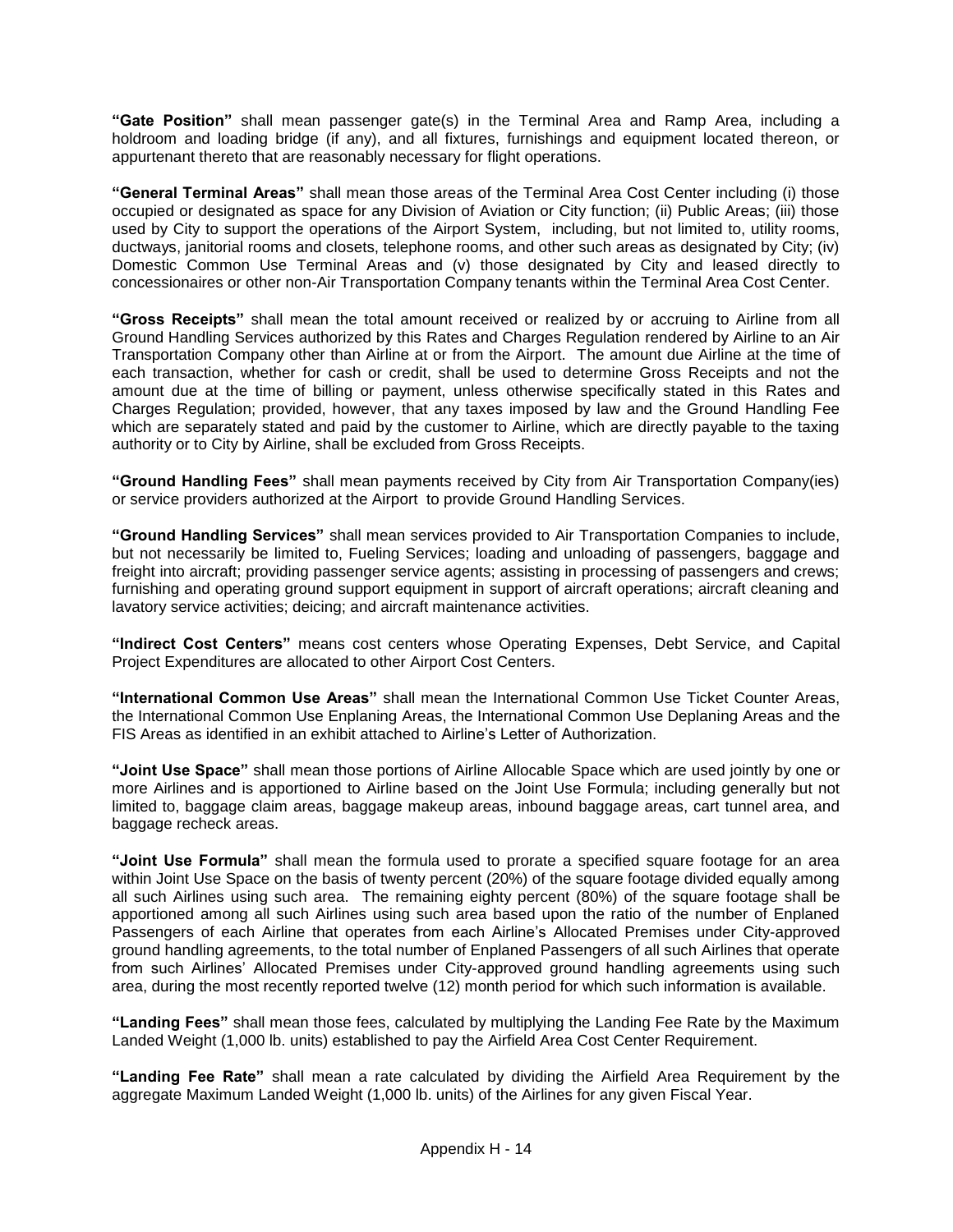**"Gate Position"** shall mean passenger gate(s) in the Terminal Area and Ramp Area, including a holdroom and loading bridge (if any), and all fixtures, furnishings and equipment located thereon, or appurtenant thereto that are reasonably necessary for flight operations.

**"General Terminal Areas"** shall mean those areas of the Terminal Area Cost Center including (i) those occupied or designated as space for any Division of Aviation or City function; (ii) Public Areas; (iii) those used by City to support the operations of the Airport System, including, but not limited to, utility rooms, ductways, janitorial rooms and closets, telephone rooms, and other such areas as designated by City; (iv) Domestic Common Use Terminal Areas and (v) those designated by City and leased directly to concessionaires or other non-Air Transportation Company tenants within the Terminal Area Cost Center.

**"Gross Receipts"** shall mean the total amount received or realized by or accruing to Airline from all Ground Handling Services authorized by this Rates and Charges Regulation rendered by Airline to an Air Transportation Company other than Airline at or from the Airport. The amount due Airline at the time of each transaction, whether for cash or credit, shall be used to determine Gross Receipts and not the amount due at the time of billing or payment, unless otherwise specifically stated in this Rates and Charges Regulation; provided, however, that any taxes imposed by law and the Ground Handling Fee which are separately stated and paid by the customer to Airline, which are directly payable to the taxing authority or to City by Airline, shall be excluded from Gross Receipts.

**"Ground Handling Fees"** shall mean payments received by City from Air Transportation Company(ies) or service providers authorized at the Airport to provide Ground Handling Services.

**"Ground Handling Services"** shall mean services provided to Air Transportation Companies to include, but not necessarily be limited to, Fueling Services; loading and unloading of passengers, baggage and freight into aircraft; providing passenger service agents; assisting in processing of passengers and crews; furnishing and operating ground support equipment in support of aircraft operations; aircraft cleaning and lavatory service activities; deicing; and aircraft maintenance activities.

**"Indirect Cost Centers"** means cost centers whose Operating Expenses, Debt Service, and Capital Project Expenditures are allocated to other Airport Cost Centers.

**"International Common Use Areas"** shall mean the International Common Use Ticket Counter Areas, the International Common Use Enplaning Areas, the International Common Use Deplaning Areas and the FIS Areas as identified in an exhibit attached to Airline's Letter of Authorization.

**"Joint Use Space"** shall mean those portions of Airline Allocable Space which are used jointly by one or more Airlines and is apportioned to Airline based on the Joint Use Formula; including generally but not limited to, baggage claim areas, baggage makeup areas, inbound baggage areas, cart tunnel area, and baggage recheck areas.

**"Joint Use Formula"** shall mean the formula used to prorate a specified square footage for an area within Joint Use Space on the basis of twenty percent (20%) of the square footage divided equally among all such Airlines using such area. The remaining eighty percent (80%) of the square footage shall be apportioned among all such Airlines using such area based upon the ratio of the number of Enplaned Passengers of each Airline that operates from each Airline's Allocated Premises under City-approved ground handling agreements, to the total number of Enplaned Passengers of all such Airlines that operate from such Airlines' Allocated Premises under City-approved ground handling agreements using such area, during the most recently reported twelve (12) month period for which such information is available.

**"Landing Fees"** shall mean those fees, calculated by multiplying the Landing Fee Rate by the Maximum Landed Weight (1,000 lb. units) established to pay the Airfield Area Cost Center Requirement.

**"Landing Fee Rate"** shall mean a rate calculated by dividing the Airfield Area Requirement by the aggregate Maximum Landed Weight (1,000 lb. units) of the Airlines for any given Fiscal Year.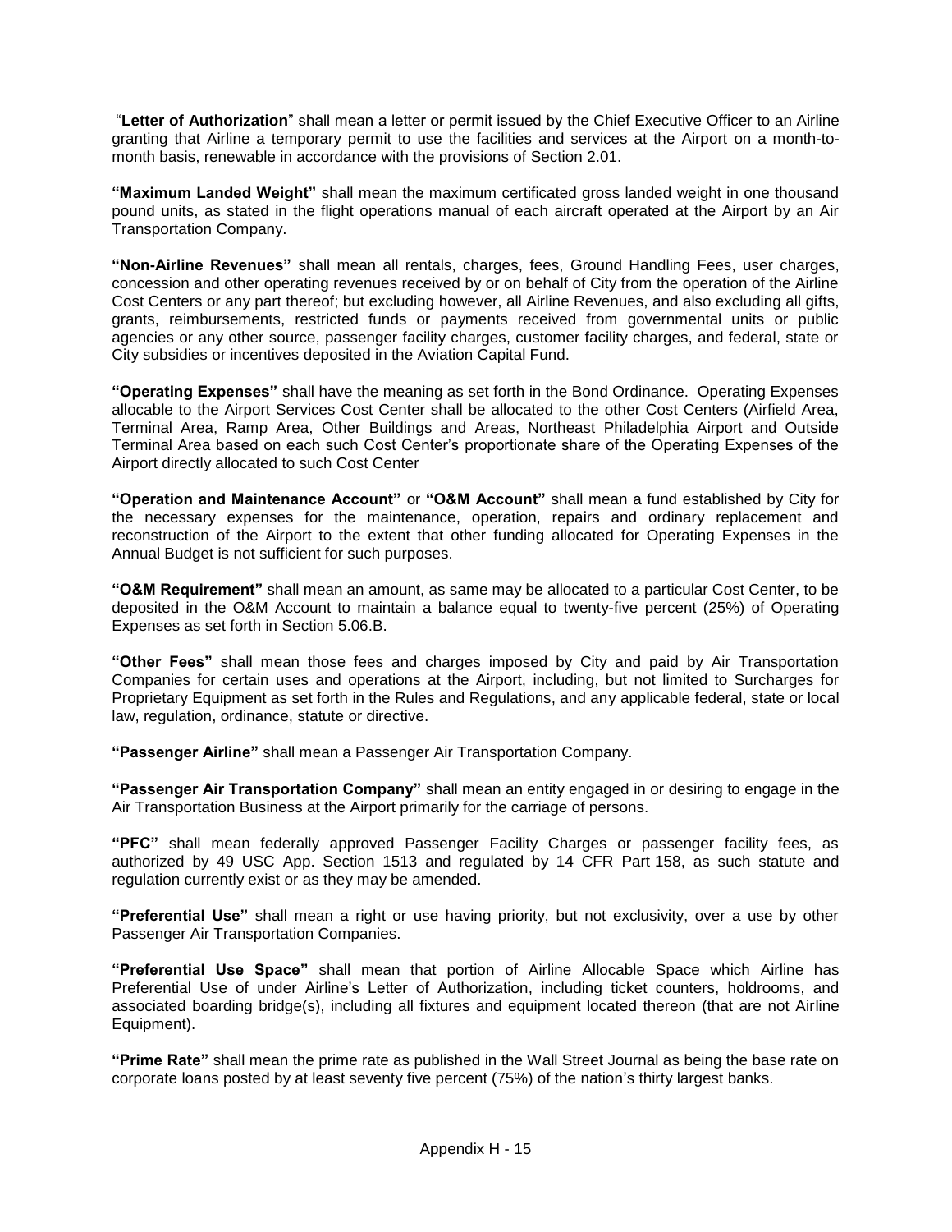"**Letter of Authorization**" shall mean a letter or permit issued by the Chief Executive Officer to an Airline granting that Airline a temporary permit to use the facilities and services at the Airport on a month-to-month basis, renewable in accordance with the provisions of Section 2.01.

**"Maximum Landed Weight"** shall mean the maximum certificated gross landed weight in one thousand pound units, as stated in the flight operations manual of each aircraft operated at the Airport by an Air Transportation Company.

**"Non-Airline Revenues"** shall mean all rentals, charges, fees, Ground Handling Fees, user charges, concession and other operating revenues received by or on behalf of City from the operation of the Airline Cost Centers or any part thereof; but excluding however, all Airline Revenues, and also excluding all gifts, grants, reimbursements, restricted funds or payments received from governmental units or public agencies or any other source, passenger facility charges, customer facility charges, and federal, state or City subsidies or incentives deposited in the Aviation Capital Fund.

**"Operating Expenses"** shall have the meaning as set forth in the Bond Ordinance. Operating Expenses allocable to the Airport Services Cost Center shall be allocated to the other Cost Centers (Airfield Area, Terminal Area, Ramp Area, Other Buildings and Areas, Northeast Philadelphia Airport and Outside Terminal Area based on each such Cost Center's proportionate share of the Operating Expenses of the Airport directly allocated to such Cost Center

**"Operation and Maintenance Account"** or **"O&M Account"** shall mean a fund established by City for the necessary expenses for the maintenance, operation, repairs and ordinary replacement and reconstruction of the Airport to the extent that other funding allocated for Operating Expenses in the Annual Budget is not sufficient for such purposes.

**"O&M Requirement"** shall mean an amount, as same may be allocated to a particular Cost Center, to be deposited in the O&M Account to maintain a balance equal to twenty-five percent (25%) of Operating Expenses as set forth in Section 5.06.B.

**"Other Fees"** shall mean those fees and charges imposed by City and paid by Air Transportation Companies for certain uses and operations at the Airport, including, but not limited to Surcharges for Proprietary Equipment as set forth in the Rules and Regulations, and any applicable federal, state or local law, regulation, ordinance, statute or directive.

**"Passenger Airline"** shall mean a Passenger Air Transportation Company.

**"Passenger Air Transportation Company"** shall mean an entity engaged in or desiring to engage in the Air Transportation Business at the Airport primarily for the carriage of persons.

**"PFC"** shall mean federally approved Passenger Facility Charges or passenger facility fees, as authorized by 49 USC App. Section 1513 and regulated by 14 CFR Part 158, as such statute and regulation currently exist or as they may be amended.

**"Preferential Use"** shall mean a right or use having priority, but not exclusivity, over a use by other Passenger Air Transportation Companies.

**"Preferential Use Space"** shall mean that portion of Airline Allocable Space which Airline has Preferential Use of under Airline's Letter of Authorization, including ticket counters, holdrooms, and associated boarding bridge(s), including all fixtures and equipment located thereon (that are not Airline Equipment).

**"Prime Rate"** shall mean the prime rate as published in the Wall Street Journal as being the base rate on corporate loans posted by at least seventy five percent (75%) of the nation's thirty largest banks.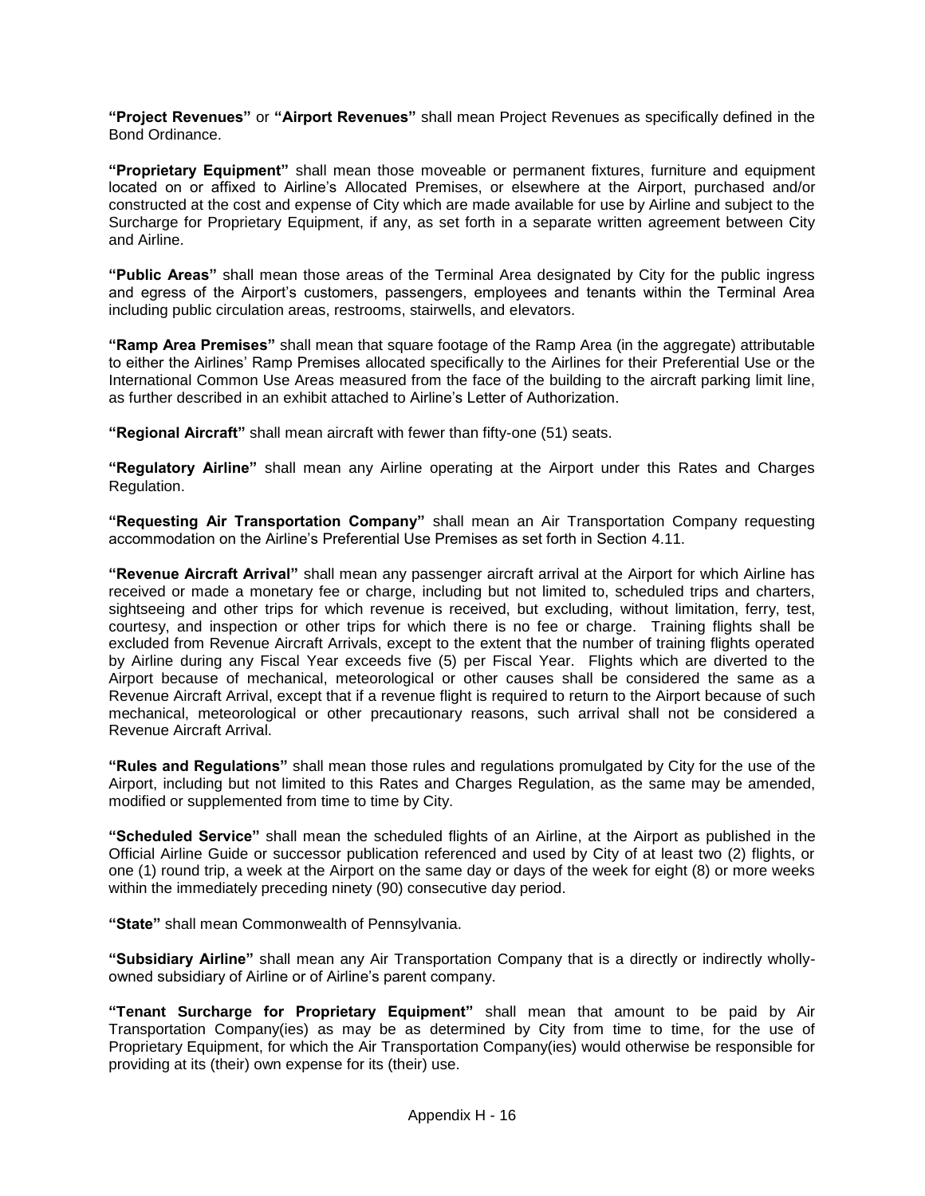**"Project Revenues"** or **"Airport Revenues"** shall mean Project Revenues as specifically defined in the Bond Ordinance.

**"Proprietary Equipment"** shall mean those moveable or permanent fixtures, furniture and equipment located on or affixed to Airline's Allocated Premises, or elsewhere at the Airport, purchased and/or constructed at the cost and expense of City which are made available for use by Airline and subject to the Surcharge for Proprietary Equipment, if any, as set forth in a separate written agreement between City and Airline.

**"Public Areas"** shall mean those areas of the Terminal Area designated by City for the public ingress and egress of the Airport's customers, passengers, employees and tenants within the Terminal Area including public circulation areas, restrooms, stairwells, and elevators.

**"Ramp Area Premises"** shall mean that square footage of the Ramp Area (in the aggregate) attributable to either the Airlines' Ramp Premises allocated specifically to the Airlines for their Preferential Use or the International Common Use Areas measured from the face of the building to the aircraft parking limit line, as further described in an exhibit attached to Airline's Letter of Authorization.

**"Regional Aircraft"** shall mean aircraft with fewer than fifty-one (51) seats.

**"Regulatory Airline"** shall mean any Airline operating at the Airport under this Rates and Charges Regulation.

**"Requesting Air Transportation Company"** shall mean an Air Transportation Company requesting accommodation on the Airline's Preferential Use Premises as set forth in Section 4.11.

**"Revenue Aircraft Arrival"** shall mean any passenger aircraft arrival at the Airport for which Airline has received or made a monetary fee or charge, including but not limited to, scheduled trips and charters, sightseeing and other trips for which revenue is received, but excluding, without limitation, ferry, test, courtesy, and inspection or other trips for which there is no fee or charge. Training flights shall be excluded from Revenue Aircraft Arrivals, except to the extent that the number of training flights operated by Airline during any Fiscal Year exceeds five (5) per Fiscal Year. Flights which are diverted to the Airport because of mechanical, meteorological or other causes shall be considered the same as a Revenue Aircraft Arrival, except that if a revenue flight is required to return to the Airport because of such mechanical, meteorological or other precautionary reasons, such arrival shall not be considered a Revenue Aircraft Arrival.

**"Rules and Regulations"** shall mean those rules and regulations promulgated by City for the use of the Airport, including but not limited to this Rates and Charges Regulation, as the same may be amended, modified or supplemented from time to time by City.

**"Scheduled Service"** shall mean the scheduled flights of an Airline, at the Airport as published in the Official Airline Guide or successor publication referenced and used by City of at least two (2) flights, or one (1) round trip, a week at the Airport on the same day or days of the week for eight (8) or more weeks within the immediately preceding ninety (90) consecutive day period.

**"State"** shall mean Commonwealth of Pennsylvania.

**"Subsidiary Airline"** shall mean any Air Transportation Company that is a directly or indirectly wholly-owned subsidiary of Airline or of Airline's parent company.

**"Tenant Surcharge for Proprietary Equipment"** shall mean that amount to be paid by Air Transportation Company(ies) as may be as determined by City from time to time, for the use of Proprietary Equipment, for which the Air Transportation Company(ies) would otherwise be responsible for providing at its (their) own expense for its (their) use.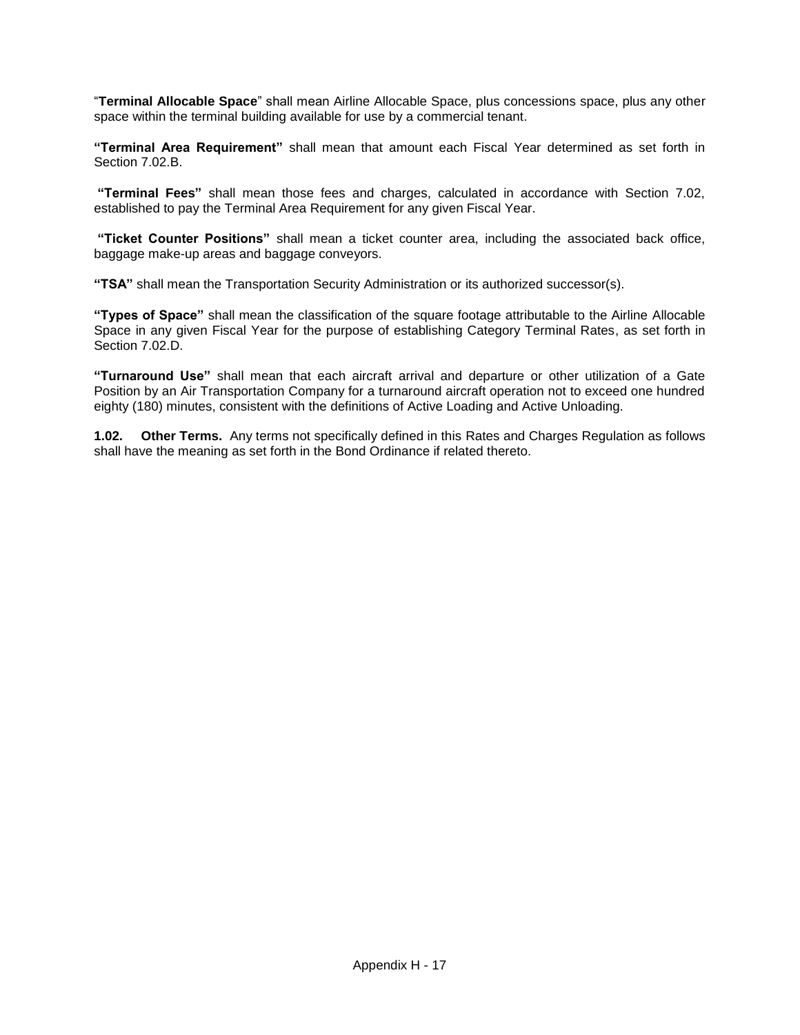"**Terminal Allocable Space**" shall mean Airline Allocable Space, plus concessions space, plus any other space within the terminal building available for use by a commercial tenant.

**"Terminal Area Requirement"** shall mean that amount each Fiscal Year determined as set forth in Section 7.02.B.

**"Terminal Fees"** shall mean those fees and charges, calculated in accordance with Section 7.02, established to pay the Terminal Area Requirement for any given Fiscal Year.

**"Ticket Counter Positions"** shall mean a ticket counter area, including the associated back office, baggage make-up areas and baggage conveyors.

**"TSA"** shall mean the Transportation Security Administration or its authorized successor(s).

**"Types of Space"** shall mean the classification of the square footage attributable to the Airline Allocable Space in any given Fiscal Year for the purpose of establishing Category Terminal Rates, as set forth in Section 7.02.D.

**"Turnaround Use"** shall mean that each aircraft arrival and departure or other utilization of a Gate Position by an Air Transportation Company for a turnaround aircraft operation not to exceed one hundred eighty (180) minutes, consistent with the definitions of Active Loading and Active Unloading.

**1.02. Other Terms.** Any terms not specifically defined in this Rates and Charges Regulation as follows shall have the meaning as set forth in the Bond Ordinance if related thereto.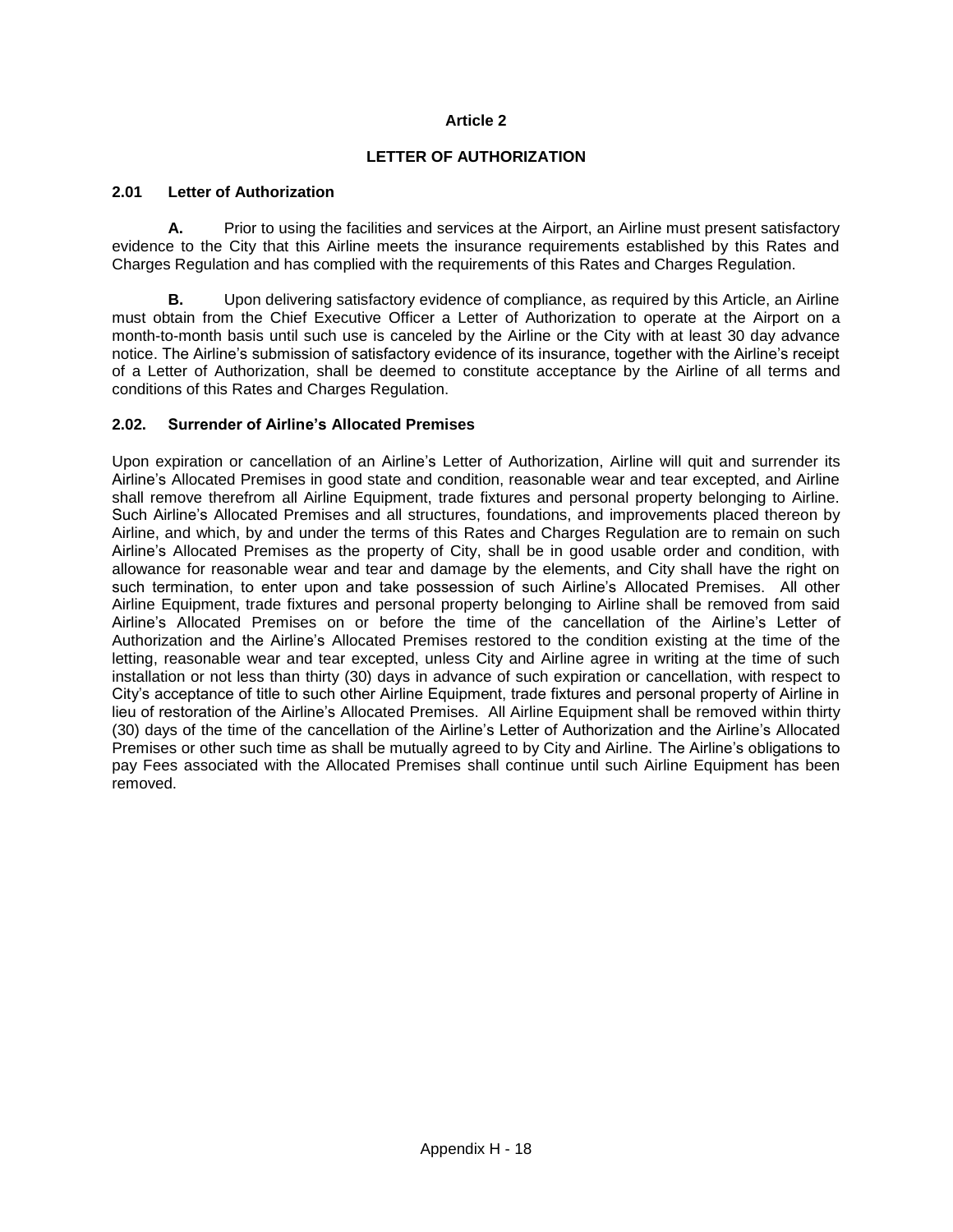# Article 2

## LETTER OF AUTHORIZATION

### 2.01 Letter of Authorization

**A.** Prior to using the facilities and services at the Airport, an Airline must present satisfactory evidence to the City that this Airline meets the insurance requirements established by this Rates and Charges Regulation and has complied with the requirements of this Rates and Charges Regulation.

**B.** Upon delivering satisfactory evidence of compliance, as required by this Article, an Airline must obtain from the Chief Executive Officer a Letter of Authorization to operate at the Airport on a month-to-month basis until such use is canceled by the Airline or the City with at least 30 day advance notice. The Airline's submission of satisfactory evidence of its insurance, together with the Airline's receipt of a Letter of Authorization, shall be deemed to constitute acceptance by the Airline of all terms and conditions of this Rates and Charges Regulation.

### 2.02. Surrender of Airline's Allocated Premises

Upon expiration or cancellation of an Airline's Letter of Authorization, Airline will quit and surrender its Airline's Allocated Premises in good state and condition, reasonable wear and tear excepted, and Airline shall remove therefrom all Airline Equipment, trade fixtures and personal property belonging to Airline. Such Airline's Allocated Premises and all structures, foundations, and improvements placed thereon by Airline, and which, by and under the terms of this Rates and Charges Regulation are to remain on such Airline's Allocated Premises as the property of City, shall be in good usable order and condition, with allowance for reasonable wear and tear and damage by the elements, and City shall have the right on such termination, to enter upon and take possession of such Airline's Allocated Premises. All other Airline Equipment, trade fixtures and personal property belonging to Airline shall be removed from said Airline's Allocated Premises on or before the time of the cancellation of the Airline's Letter of Authorization and the Airline's Allocated Premises restored to the condition existing at the time of the letting, reasonable wear and tear excepted, unless City and Airline agree in writing at the time of such installation or not less than thirty (30) days in advance of such expiration or cancellation, with respect to City's acceptance of title to such other Airline Equipment, trade fixtures and personal property of Airline in lieu of restoration of the Airline's Allocated Premises. All Airline Equipment shall be removed within thirty (30) days of the time of the cancellation of the Airline's Letter of Authorization and the Airline's Allocated Premises or other such time as shall be mutually agreed to by City and Airline. The Airline's obligations to pay Fees associated with the Allocated Premises shall continue until such Airline Equipment has been removed.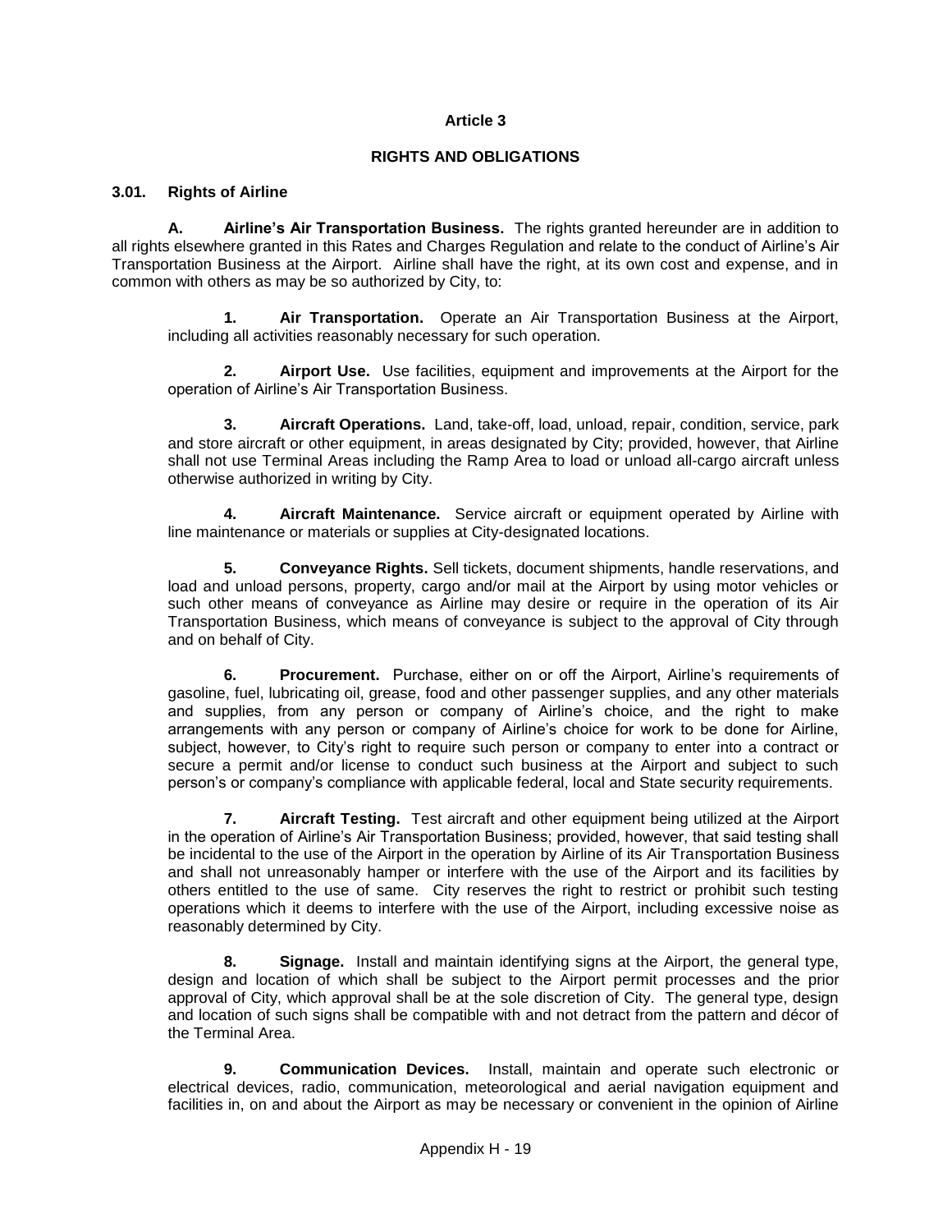# Article 3

## RIGHTS AND OBLIGATIONS

### 3.01. Rights of Airline

**A. Airline's Air Transportation Business.** The rights granted hereunder are in addition to all rights elsewhere granted in this Rates and Charges Regulation and relate to the conduct of Airline's Air Transportation Business at the Airport. Airline shall have the right, at its own cost and expense, and in common with others as may be so authorized by City, to:

**1. Air Transportation.** Operate an Air Transportation Business at the Airport, including all activities reasonably necessary for such operation.

**2. Airport Use.** Use facilities, equipment and improvements at the Airport for the operation of Airline's Air Transportation Business.

**3. Aircraft Operations.** Land, take-off, load, unload, repair, condition, service, park and store aircraft or other equipment, in areas designated by City; provided, however, that Airline shall not use Terminal Areas including the Ramp Area to load or unload all-cargo aircraft unless otherwise authorized in writing by City.

**4. Aircraft Maintenance.** Service aircraft or equipment operated by Airline with line maintenance or materials or supplies at City-designated locations.

**5. Conveyance Rights.** Sell tickets, document shipments, handle reservations, and load and unload persons, property, cargo and/or mail at the Airport by using motor vehicles or such other means of conveyance as Airline may desire or require in the operation of its Air Transportation Business, which means of conveyance is subject to the approval of City through and on behalf of City.

**6. Procurement.** Purchase, either on or off the Airport, Airline's requirements of gasoline, fuel, lubricating oil, grease, food and other passenger supplies, and any other materials and supplies, from any person or company of Airline's choice, and the right to make arrangements with any person or company of Airline's choice for work to be done for Airline, subject, however, to City's right to require such person or company to enter into a contract or secure a permit and/or license to conduct such business at the Airport and subject to such person's or company's compliance with applicable federal, local and State security requirements.

**7. Aircraft Testing.** Test aircraft and other equipment being utilized at the Airport in the operation of Airline's Air Transportation Business; provided, however, that said testing shall be incidental to the use of the Airport in the operation by Airline of its Air Transportation Business and shall not unreasonably hamper or interfere with the use of the Airport and its facilities by others entitled to the use of same. City reserves the right to restrict or prohibit such testing operations which it deems to interfere with the use of the Airport, including excessive noise as reasonably determined by City.

**8. Signage.** Install and maintain identifying signs at the Airport, the general type, design and location of which shall be subject to the Airport permit processes and the prior approval of City, which approval shall be at the sole discretion of City. The general type, design and location of such signs shall be compatible with and not detract from the pattern and décor of the Terminal Area.

**9. Communication Devices.** Install, maintain and operate such electronic or electrical devices, radio, communication, meteorological and aerial navigation equipment and facilities in, on and about the Airport as may be necessary or convenient in the opinion of Airline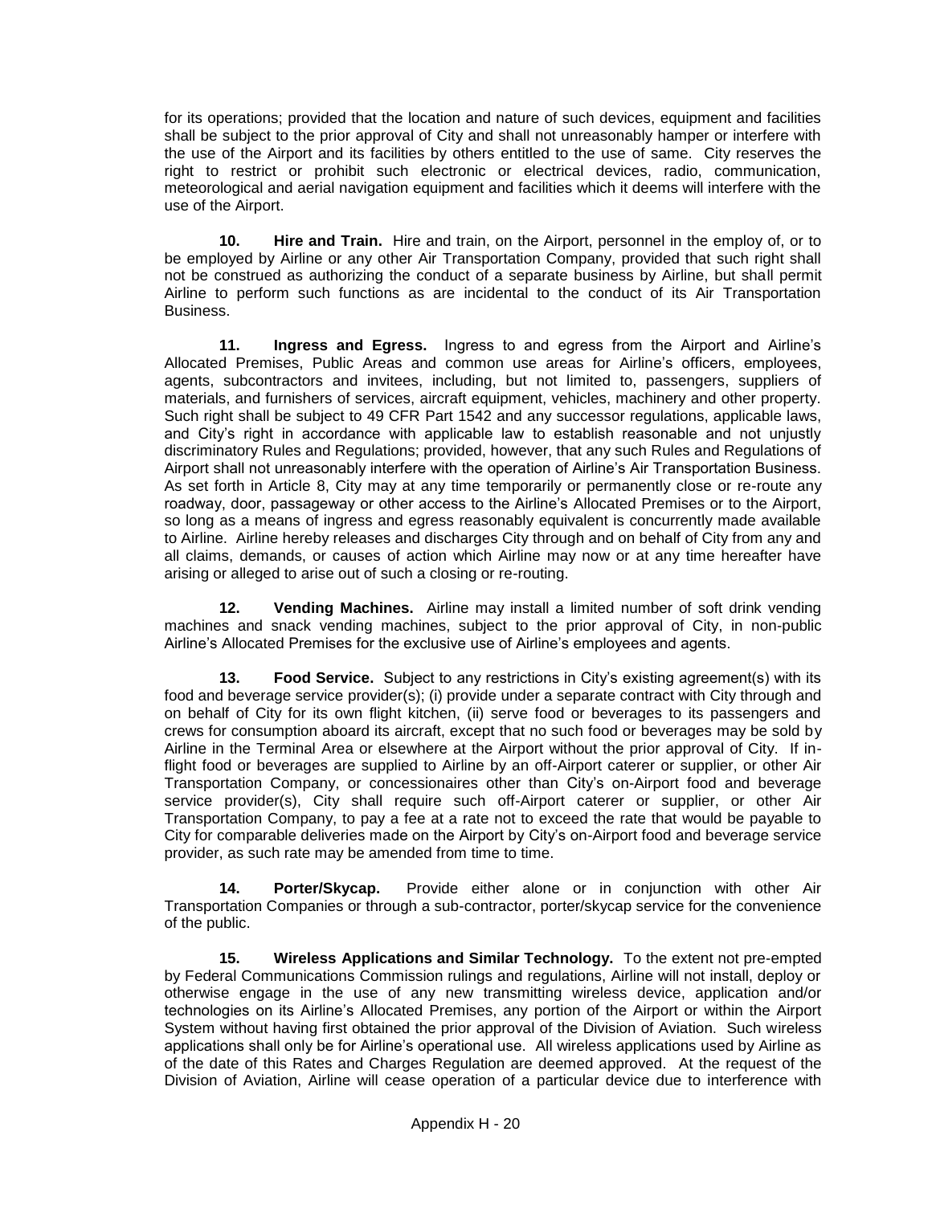for its operations; provided that the location and nature of such devices, equipment and facilities shall be subject to the prior approval of City and shall not unreasonably hamper or interfere with the use of the Airport and its facilities by others entitled to the use of same. City reserves the right to restrict or prohibit such electronic or electrical devices, radio, communication, meteorological and aerial navigation equipment and facilities which it deems will interfere with the use of the Airport.

**10. Hire and Train.** Hire and train, on the Airport, personnel in the employ of, or to be employed by Airline or any other Air Transportation Company, provided that such right shall not be construed as authorizing the conduct of a separate business by Airline, but shall permit Airline to perform such functions as are incidental to the conduct of its Air Transportation Business.

**11. Ingress and Egress.** Ingress to and egress from the Airport and Airline's Allocated Premises, Public Areas and common use areas for Airline's officers, employees, agents, subcontractors and invitees, including, but not limited to, passengers, suppliers of materials, and furnishers of services, aircraft equipment, vehicles, machinery and other property. Such right shall be subject to 49 CFR Part 1542 and any successor regulations, applicable laws, and City's right in accordance with applicable law to establish reasonable and not unjustly discriminatory Rules and Regulations; provided, however, that any such Rules and Regulations of Airport shall not unreasonably interfere with the operation of Airline's Air Transportation Business. As set forth in Article 8, City may at any time temporarily or permanently close or re-route any roadway, door, passageway or other access to the Airline's Allocated Premises or to the Airport, so long as a means of ingress and egress reasonably equivalent is concurrently made available to Airline. Airline hereby releases and discharges City through and on behalf of City from any and all claims, demands, or causes of action which Airline may now or at any time hereafter have arising or alleged to arise out of such a closing or re-routing.

**12. Vending Machines.** Airline may install a limited number of soft drink vending machines and snack vending machines, subject to the prior approval of City, in non-public Airline's Allocated Premises for the exclusive use of Airline's employees and agents.

**13. Food Service.** Subject to any restrictions in City's existing agreement(s) with its food and beverage service provider(s); (i) provide under a separate contract with City through and on behalf of City for its own flight kitchen, (ii) serve food or beverages to its passengers and crews for consumption aboard its aircraft, except that no such food or beverages may be sold by Airline in the Terminal Area or elsewhere at the Airport without the prior approval of City. If in-flight food or beverages are supplied to Airline by an off-Airport caterer or supplier, or other Air Transportation Company, or concessionaires other than City's on-Airport food and beverage service provider(s), City shall require such off-Airport caterer or supplier, or other Air Transportation Company, to pay a fee at a rate not to exceed the rate that would be payable to City for comparable deliveries made on the Airport by City's on-Airport food and beverage service provider, as such rate may be amended from time to time.

**14. Porter/Skycap.** Provide either alone or in conjunction with other Air Transportation Companies or through a sub-contractor, porter/skycap service for the convenience of the public.

**15. Wireless Applications and Similar Technology.** To the extent not pre-empted by Federal Communications Commission rulings and regulations, Airline will not install, deploy or otherwise engage in the use of any new transmitting wireless device, application and/or technologies on its Airline's Allocated Premises, any portion of the Airport or within the Airport System without having first obtained the prior approval of the Division of Aviation. Such wireless applications shall only be for Airline's operational use. All wireless applications used by Airline as of the date of this Rates and Charges Regulation are deemed approved. At the request of the Division of Aviation, Airline will cease operation of a particular device due to interference with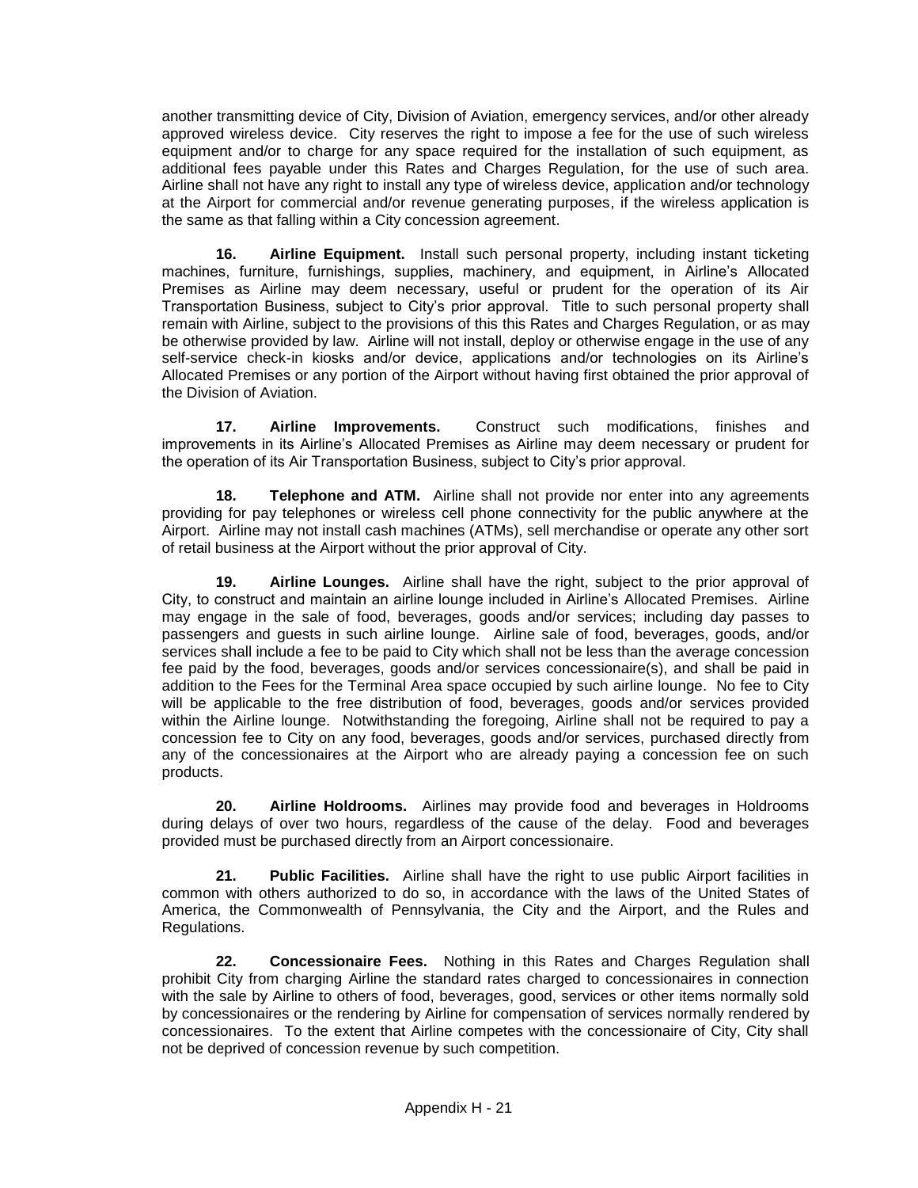another transmitting device of City, Division of Aviation, emergency services, and/or other already approved wireless device. City reserves the right to impose a fee for the use of such wireless equipment and/or to charge for any space required for the installation of such equipment, as additional fees payable under this Rates and Charges Regulation, for the use of such area. Airline shall not have any right to install any type of wireless device, application and/or technology at the Airport for commercial and/or revenue generating purposes, if the wireless application is the same as that falling within a City concession agreement.

**16. Airline Equipment.** Install such personal property, including instant ticketing machines, furniture, furnishings, supplies, machinery, and equipment, in Airline's Allocated Premises as Airline may deem necessary, useful or prudent for the operation of its Air Transportation Business, subject to City's prior approval. Title to such personal property shall remain with Airline, subject to the provisions of this this Rates and Charges Regulation, or as may be otherwise provided by law. Airline will not install, deploy or otherwise engage in the use of any self-service check-in kiosks and/or device, applications and/or technologies on its Airline's Allocated Premises or any portion of the Airport without having first obtained the prior approval of the Division of Aviation.

**17. Airline Improvements.** Construct such modifications, finishes and improvements in its Airline's Allocated Premises as Airline may deem necessary or prudent for the operation of its Air Transportation Business, subject to City's prior approval.

**18. Telephone and ATM.** Airline shall not provide nor enter into any agreements providing for pay telephones or wireless cell phone connectivity for the public anywhere at the Airport. Airline may not install cash machines (ATMs), sell merchandise or operate any other sort of retail business at the Airport without the prior approval of City.

**19. Airline Lounges.** Airline shall have the right, subject to the prior approval of City, to construct and maintain an airline lounge included in Airline's Allocated Premises. Airline may engage in the sale of food, beverages, goods and/or services; including day passes to passengers and guests in such airline lounge. Airline sale of food, beverages, goods, and/or services shall include a fee to be paid to City which shall not be less than the average concession fee paid by the food, beverages, goods and/or services concessionaire(s), and shall be paid in addition to the Fees for the Terminal Area space occupied by such airline lounge. No fee to City will be applicable to the free distribution of food, beverages, goods and/or services provided within the Airline lounge. Notwithstanding the foregoing, Airline shall not be required to pay a concession fee to City on any food, beverages, goods and/or services, purchased directly from any of the concessionaires at the Airport who are already paying a concession fee on such products.

**20. Airline Holdrooms.** Airlines may provide food and beverages in Holdrooms during delays of over two hours, regardless of the cause of the delay. Food and beverages provided must be purchased directly from an Airport concessionaire.

**21. Public Facilities.** Airline shall have the right to use public Airport facilities in common with others authorized to do so, in accordance with the laws of the United States of America, the Commonwealth of Pennsylvania, the City and the Airport, and the Rules and Regulations.

**22. Concessionaire Fees.** Nothing in this Rates and Charges Regulation shall prohibit City from charging Airline the standard rates charged to concessionaires in connection with the sale by Airline to others of food, beverages, good, services or other items normally sold by concessionaires or the rendering by Airline for compensation of services normally rendered by concessionaires. To the extent that Airline competes with the concessionaire of City, City shall not be deprived of concession revenue by such competition.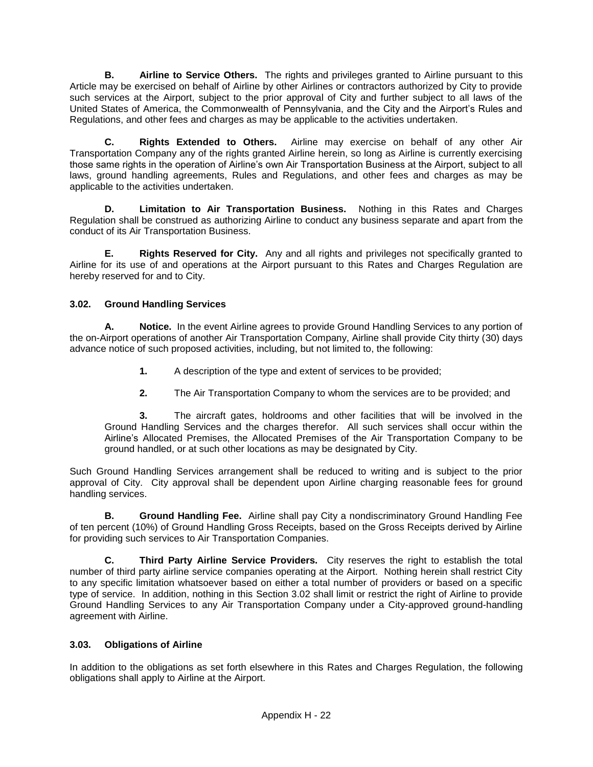**B. Airline to Service Others.** The rights and privileges granted to Airline pursuant to this Article may be exercised on behalf of Airline by other Airlines or contractors authorized by City to provide such services at the Airport, subject to the prior approval of City and further subject to all laws of the United States of America, the Commonwealth of Pennsylvania, and the City and the Airport's Rules and Regulations, and other fees and charges as may be applicable to the activities undertaken.

**C. Rights Extended to Others.** Airline may exercise on behalf of any other Air Transportation Company any of the rights granted Airline herein, so long as Airline is currently exercising those same rights in the operation of Airline's own Air Transportation Business at the Airport, subject to all laws, ground handling agreements, Rules and Regulations, and other fees and charges as may be applicable to the activities undertaken.

**D. Limitation to Air Transportation Business.** Nothing in this Rates and Charges Regulation shall be construed as authorizing Airline to conduct any business separate and apart from the conduct of its Air Transportation Business.

**E. Rights Reserved for City.** Any and all rights and privileges not specifically granted to Airline for its use of and operations at the Airport pursuant to this Rates and Charges Regulation are hereby reserved for and to City.

### 3.02. Ground Handling Services

**A. Notice.** In the event Airline agrees to provide Ground Handling Services to any portion of the on-Airport operations of another Air Transportation Company, Airline shall provide City thirty (30) days advance notice of such proposed activities, including, but not limited to, the following:

1. A description of the type and extent of services to be provided;

2. The Air Transportation Company to whom the services are to be provided; and

3. The aircraft gates, holdrooms and other facilities that will be involved in the Ground Handling Services and the charges therefor. All such services shall occur within the Airline's Allocated Premises, the Allocated Premises of the Air Transportation Company to be ground handled, or at such other locations as may be designated by City.

Such Ground Handling Services arrangement shall be reduced to writing and is subject to the prior approval of City. City approval shall be dependent upon Airline charging reasonable fees for ground handling services.

**B. Ground Handling Fee.** Airline shall pay City a nondiscriminatory Ground Handling Fee of ten percent (10%) of Ground Handling Gross Receipts, based on the Gross Receipts derived by Airline for providing such services to Air Transportation Companies.

**C. Third Party Airline Service Providers.** City reserves the right to establish the total number of third party airline service companies operating at the Airport. Nothing herein shall restrict City to any specific limitation whatsoever based on either a total number of providers or based on a specific type of service. In addition, nothing in this Section 3.02 shall limit or restrict the right of Airline to provide Ground Handling Services to any Air Transportation Company under a City-approved ground-handling agreement with Airline.

### 3.03. Obligations of Airline

In addition to the obligations as set forth elsewhere in this Rates and Charges Regulation, the following obligations shall apply to Airline at the Airport.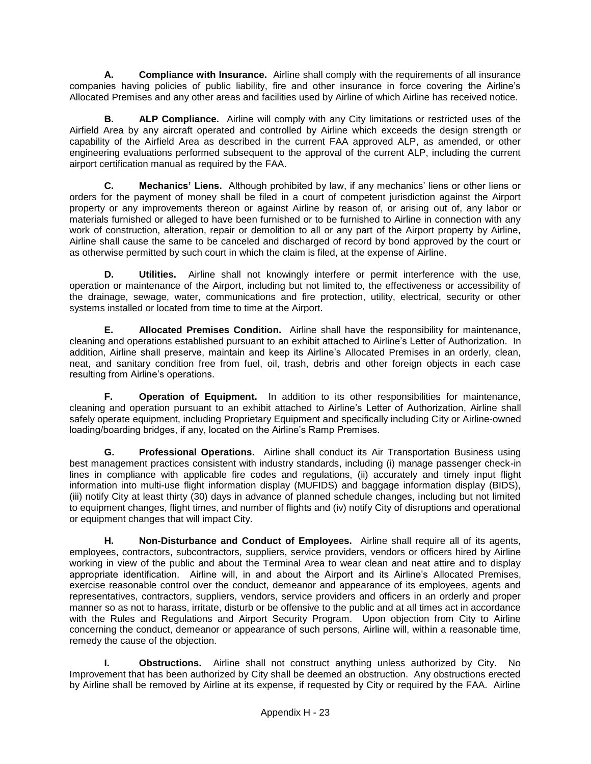**A. Compliance with Insurance.** Airline shall comply with the requirements of all insurance companies having policies of public liability, fire and other insurance in force covering the Airline's Allocated Premises and any other areas and facilities used by Airline of which Airline has received notice.

**B. ALP Compliance.** Airline will comply with any City limitations or restricted uses of the Airfield Area by any aircraft operated and controlled by Airline which exceeds the design strength or capability of the Airfield Area as described in the current FAA approved ALP, as amended, or other engineering evaluations performed subsequent to the approval of the current ALP, including the current airport certification manual as required by the FAA.

**C. Mechanics' Liens.** Although prohibited by law, if any mechanics' liens or other liens or orders for the payment of money shall be filed in a court of competent jurisdiction against the Airport property or any improvements thereon or against Airline by reason of, or arising out of, any labor or materials furnished or alleged to have been furnished or to be furnished to Airline in connection with any work of construction, alteration, repair or demolition to all or any part of the Airport property by Airline, Airline shall cause the same to be canceled and discharged of record by bond approved by the court or as otherwise permitted by such court in which the claim is filed, at the expense of Airline.

**D. Utilities.** Airline shall not knowingly interfere or permit interference with the use, operation or maintenance of the Airport, including but not limited to, the effectiveness or accessibility of the drainage, sewage, water, communications and fire protection, utility, electrical, security or other systems installed or located from time to time at the Airport.

**E. Allocated Premises Condition.** Airline shall have the responsibility for maintenance, cleaning and operations established pursuant to an exhibit attached to Airline's Letter of Authorization. In addition, Airline shall preserve, maintain and keep its Airline's Allocated Premises in an orderly, clean, neat, and sanitary condition free from fuel, oil, trash, debris and other foreign objects in each case resulting from Airline's operations.

**F. Operation of Equipment.** In addition to its other responsibilities for maintenance, cleaning and operation pursuant to an exhibit attached to Airline's Letter of Authorization, Airline shall safely operate equipment, including Proprietary Equipment and specifically including City or Airline-owned loading/boarding bridges, if any, located on the Airline's Ramp Premises.

**G. Professional Operations.** Airline shall conduct its Air Transportation Business using best management practices consistent with industry standards, including (i) manage passenger check-in lines in compliance with applicable fire codes and regulations, (ii) accurately and timely input flight information into multi-use flight information display (MUFIDS) and baggage information display (BIDS), (iii) notify City at least thirty (30) days in advance of planned schedule changes, including but not limited to equipment changes, flight times, and number of flights and (iv) notify City of disruptions and operational or equipment changes that will impact City.

**H. Non-Disturbance and Conduct of Employees.** Airline shall require all of its agents, employees, contractors, subcontractors, suppliers, service providers, vendors or officers hired by Airline working in view of the public and about the Terminal Area to wear clean and neat attire and to display appropriate identification. Airline will, in and about the Airport and its Airline's Allocated Premises, exercise reasonable control over the conduct, demeanor and appearance of its employees, agents and representatives, contractors, suppliers, vendors, service providers and officers in an orderly and proper manner so as not to harass, irritate, disturb or be offensive to the public and at all times act in accordance with the Rules and Regulations and Airport Security Program. Upon objection from City to Airline concerning the conduct, demeanor or appearance of such persons, Airline will, within a reasonable time, remedy the cause of the objection.

**I. Obstructions.** Airline shall not construct anything unless authorized by City. No Improvement that has been authorized by City shall be deemed an obstruction. Any obstructions erected by Airline shall be removed by Airline at its expense, if requested by City or required by the FAA. Airline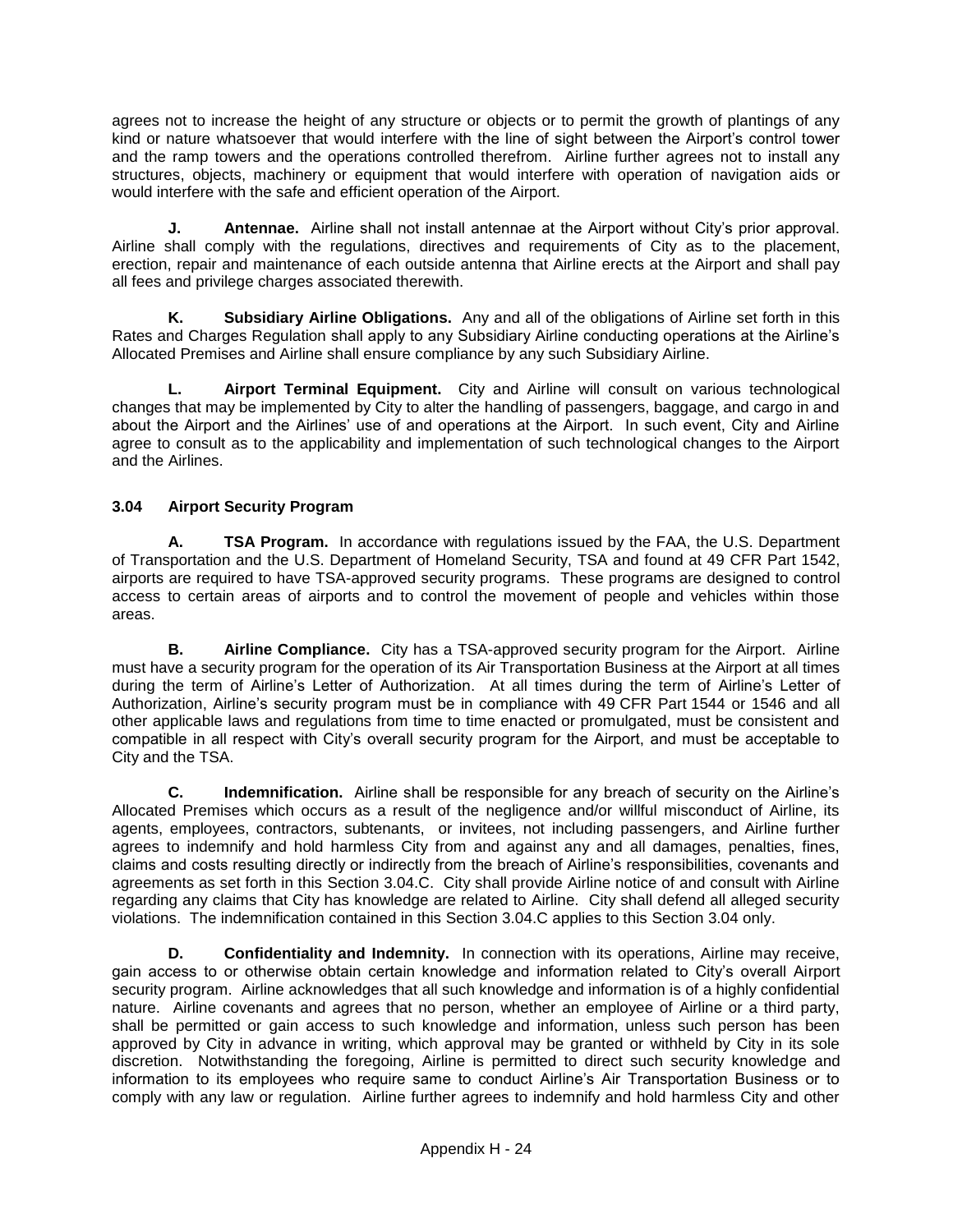agrees not to increase the height of any structure or objects or to permit the growth of plantings of any kind or nature whatsoever that would interfere with the line of sight between the Airport's control tower and the ramp towers and the operations controlled therefrom. Airline further agrees not to install any structures, objects, machinery or equipment that would interfere with operation of navigation aids or would interfere with the safe and efficient operation of the Airport.

**J. Antennae.** Airline shall not install antennae at the Airport without City's prior approval. Airline shall comply with the regulations, directives and requirements of City as to the placement, erection, repair and maintenance of each outside antenna that Airline erects at the Airport and shall pay all fees and privilege charges associated therewith.

**K. Subsidiary Airline Obligations.** Any and all of the obligations of Airline set forth in this Rates and Charges Regulation shall apply to any Subsidiary Airline conducting operations at the Airline's Allocated Premises and Airline shall ensure compliance by any such Subsidiary Airline.

**L. Airport Terminal Equipment.** City and Airline will consult on various technological changes that may be implemented by City to alter the handling of passengers, baggage, and cargo in and about the Airport and the Airlines' use of and operations at the Airport. In such event, City and Airline agree to consult as to the applicability and implementation of such technological changes to the Airport and the Airlines.

### 3.04 Airport Security Program

**A. TSA Program.** In accordance with regulations issued by the FAA, the U.S. Department of Transportation and the U.S. Department of Homeland Security, TSA and found at 49 CFR Part 1542, airports are required to have TSA-approved security programs. These programs are designed to control access to certain areas of airports and to control the movement of people and vehicles within those areas.

**B. Airline Compliance.** City has a TSA-approved security program for the Airport. Airline must have a security program for the operation of its Air Transportation Business at the Airport at all times during the term of Airline's Letter of Authorization. At all times during the term of Airline's Letter of Authorization, Airline's security program must be in compliance with 49 CFR Part 1544 or 1546 and all other applicable laws and regulations from time to time enacted or promulgated, must be consistent and compatible in all respect with City's overall security program for the Airport, and must be acceptable to City and the TSA.

**C. Indemnification.** Airline shall be responsible for any breach of security on the Airline's Allocated Premises which occurs as a result of the negligence and/or willful misconduct of Airline, its agents, employees, contractors, subtenants, or invitees, not including passengers, and Airline further agrees to indemnify and hold harmless City from and against any and all damages, penalties, fines, claims and costs resulting directly or indirectly from the breach of Airline's responsibilities, covenants and agreements as set forth in this Section 3.04.C. City shall provide Airline notice of and consult with Airline regarding any claims that City has knowledge are related to Airline. City shall defend all alleged security violations. The indemnification contained in this Section 3.04.C applies to this Section 3.04 only.

**D. Confidentiality and Indemnity.** In connection with its operations, Airline may receive, gain access to or otherwise obtain certain knowledge and information related to City's overall Airport security program. Airline acknowledges that all such knowledge and information is of a highly confidential nature. Airline covenants and agrees that no person, whether an employee of Airline or a third party, shall be permitted or gain access to such knowledge and information, unless such person has been approved by City in advance in writing, which approval may be granted or withheld by City in its sole discretion. Notwithstanding the foregoing, Airline is permitted to direct such security knowledge and information to its employees who require same to conduct Airline's Air Transportation Business or to comply with any law or regulation. Airline further agrees to indemnify and hold harmless City and other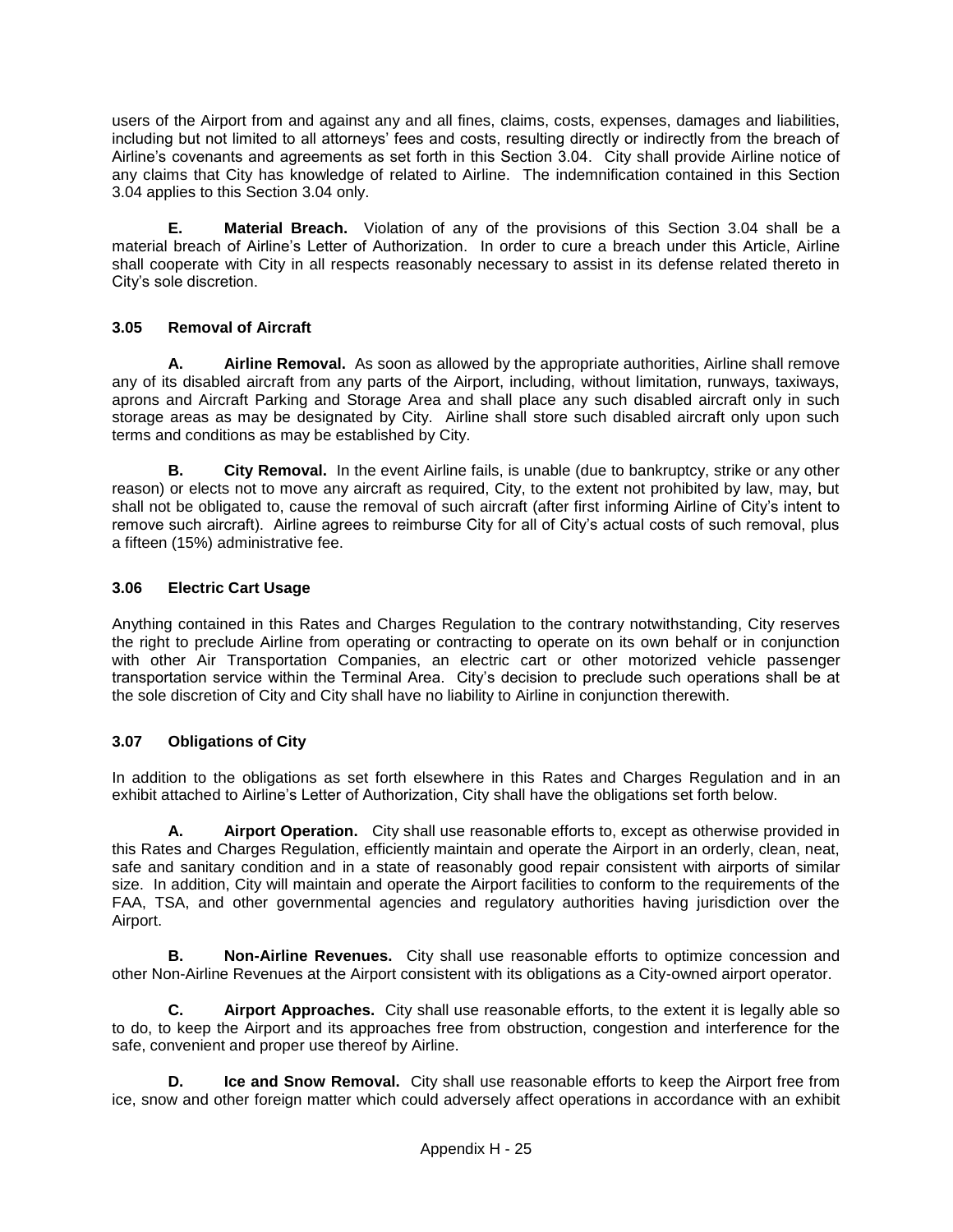users of the Airport from and against any and all fines, claims, costs, expenses, damages and liabilities, including but not limited to all attorneys' fees and costs, resulting directly or indirectly from the breach of Airline's covenants and agreements as set forth in this Section 3.04. City shall provide Airline notice of any claims that City has knowledge of related to Airline. The indemnification contained in this Section 3.04 applies to this Section 3.04 only.

**E. Material Breach.** Violation of any of the provisions of this Section 3.04 shall be a material breach of Airline's Letter of Authorization. In order to cure a breach under this Article, Airline shall cooperate with City in all respects reasonably necessary to assist in its defense related thereto in City's sole discretion.

### 3.05 Removal of Aircraft

**A. Airline Removal.** As soon as allowed by the appropriate authorities, Airline shall remove any of its disabled aircraft from any parts of the Airport, including, without limitation, runways, taxiways, aprons and Aircraft Parking and Storage Area and shall place any such disabled aircraft only in such storage areas as may be designated by City. Airline shall store such disabled aircraft only upon such terms and conditions as may be established by City.

**B. City Removal.** In the event Airline fails, is unable (due to bankruptcy, strike or any other reason) or elects not to move any aircraft as required, City, to the extent not prohibited by law, may, but shall not be obligated to, cause the removal of such aircraft (after first informing Airline of City's intent to remove such aircraft). Airline agrees to reimburse City for all of City's actual costs of such removal, plus a fifteen (15%) administrative fee.

### 3.06 Electric Cart Usage

Anything contained in this Rates and Charges Regulation to the contrary notwithstanding, City reserves the right to preclude Airline from operating or contracting to operate on its own behalf or in conjunction with other Air Transportation Companies, an electric cart or other motorized vehicle passenger transportation service within the Terminal Area. City's decision to preclude such operations shall be at the sole discretion of City and City shall have no liability to Airline in conjunction therewith.

### 3.07 Obligations of City

In addition to the obligations as set forth elsewhere in this Rates and Charges Regulation and in an exhibit attached to Airline's Letter of Authorization, City shall have the obligations set forth below.

**A. Airport Operation.** City shall use reasonable efforts to, except as otherwise provided in this Rates and Charges Regulation, efficiently maintain and operate the Airport in an orderly, clean, neat, safe and sanitary condition and in a state of reasonably good repair consistent with airports of similar size. In addition, City will maintain and operate the Airport facilities to conform to the requirements of the FAA, TSA, and other governmental agencies and regulatory authorities having jurisdiction over the Airport.

**B. Non-Airline Revenues.** City shall use reasonable efforts to optimize concession and other Non-Airline Revenues at the Airport consistent with its obligations as a City-owned airport operator.

**C. Airport Approaches.** City shall use reasonable efforts, to the extent it is legally able so to do, to keep the Airport and its approaches free from obstruction, congestion and interference for the safe, convenient and proper use thereof by Airline.

**D. Ice and Snow Removal.** City shall use reasonable efforts to keep the Airport free from ice, snow and other foreign matter which could adversely affect operations in accordance with an exhibit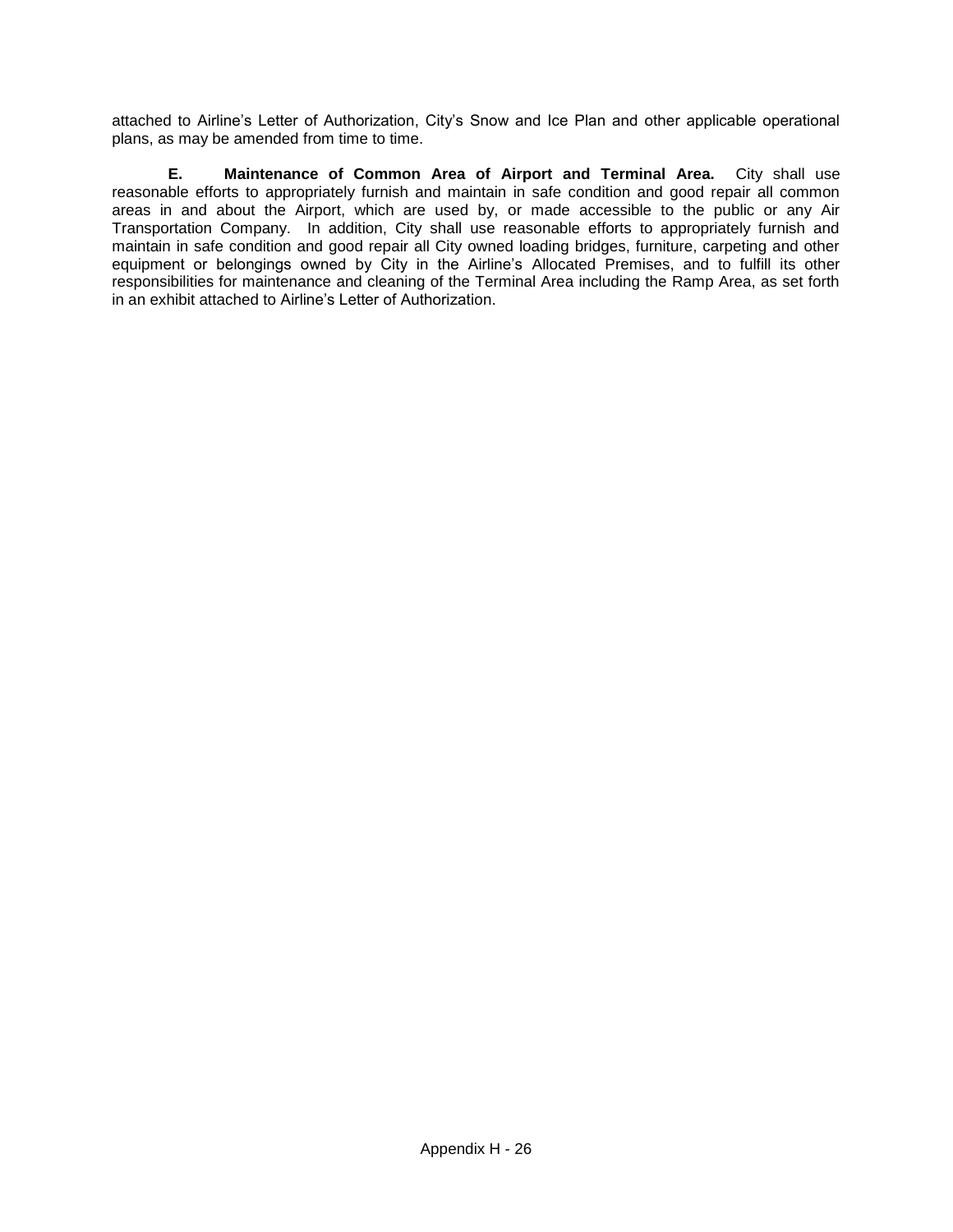attached to Airline's Letter of Authorization, City's Snow and Ice Plan and other applicable operational plans, as may be amended from time to time.

**E. Maintenance of Common Area of Airport and Terminal Area.** City shall use reasonable efforts to appropriately furnish and maintain in safe condition and good repair all common areas in and about the Airport, which are used by, or made accessible to the public or any Air Transportation Company. In addition, City shall use reasonable efforts to appropriately furnish and maintain in safe condition and good repair all City owned loading bridges, furniture, carpeting and other equipment or belongings owned by City in the Airline's Allocated Premises, and to fulfill its other responsibilities for maintenance and cleaning of the Terminal Area including the Ramp Area, as set forth in an exhibit attached to Airline's Letter of Authorization.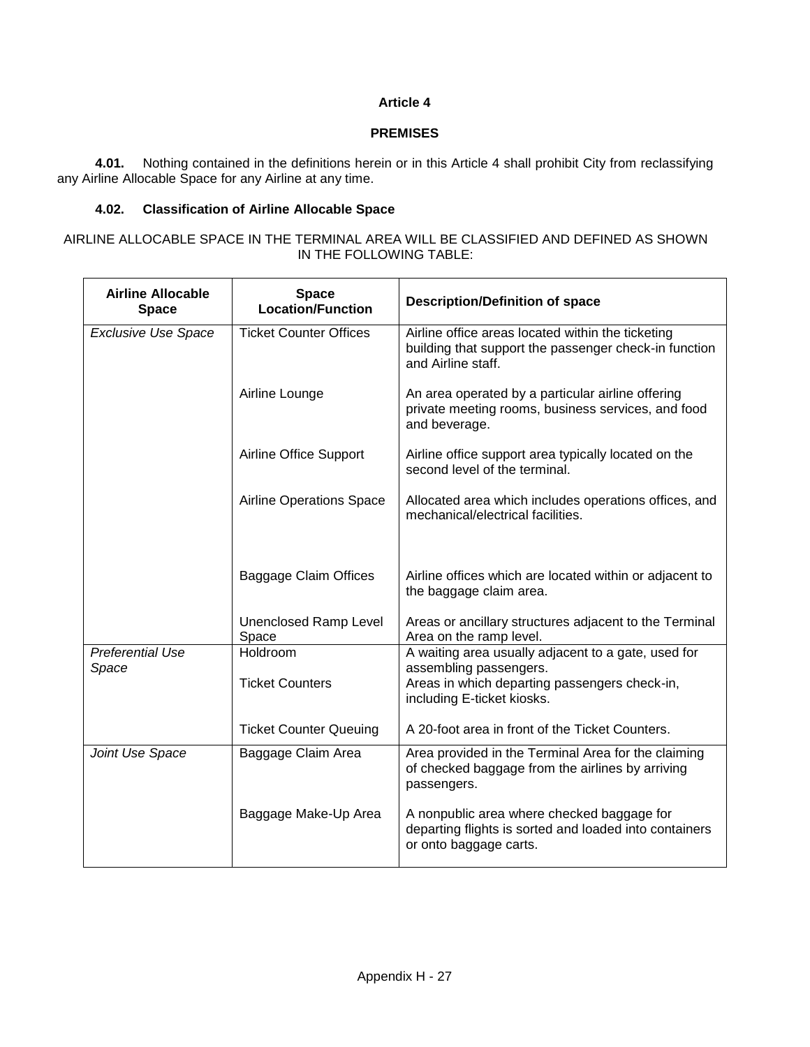# Article 4

## PREMISES

**4.01.** Nothing contained in the definitions herein or in this Article 4 shall prohibit City from reclassifying any Airline Allocable Space for any Airline at any time.

### 4.02. Classification of Airline Allocable Space

AIRLINE ALLOCABLE SPACE IN THE TERMINAL AREA WILL BE CLASSIFIED AND DEFINED AS SHOWN IN THE FOLLOWING TABLE:

| Airline Allocable Space | Space Location/Function | Description/Definition of space |
|---|---|---|
| *Exclusive Use Space* | Ticket Counter Offices | Airline office areas located within the ticketing building that support the passenger check-in function and Airline staff. |
| | Airline Lounge | An area operated by a particular airline offering private meeting rooms, business services, and food and beverage. |
| | Airline Office Support | Airline office support area typically located on the second level of the terminal. |
| | Airline Operations Space | Allocated area which includes operations offices, and mechanical/electrical facilities. |
| | Baggage Claim Offices | Airline offices which are located within or adjacent to the baggage claim area. |
| | Unenclosed Ramp Level Space | Areas or ancillary structures adjacent to the Terminal Area on the ramp level. |
| *Preferential Use Space* | Holdroom | A waiting area usually adjacent to a gate, used for assembling passengers. |
| | Ticket Counters | Areas in which departing passengers check-in, including E-ticket kiosks. |
| | Ticket Counter Queuing | A 20-foot area in front of the Ticket Counters. |
| *Joint Use Space* | Baggage Claim Area | Area provided in the Terminal Area for the claiming of checked baggage from the airlines by arriving passengers. |
| | Baggage Make-Up Area | A nonpublic area where checked baggage for departing flights is sorted and loaded into containers or onto baggage carts. |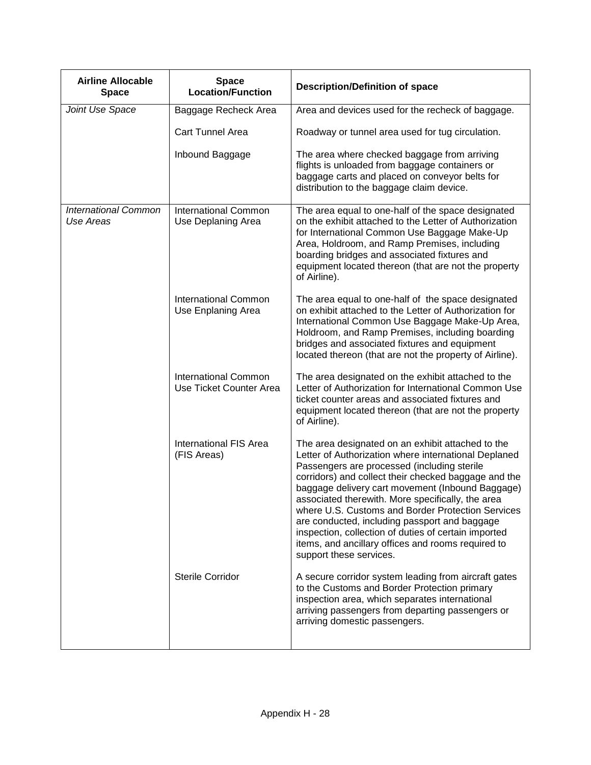| Airline Allocable Space | Space Location/Function | Description/Definition of space |
|---|---|---|
| *Joint Use Space* | Baggage Recheck Area | Area and devices used for the recheck of baggage. |
| | Cart Tunnel Area | Roadway or tunnel area used for tug circulation. |
| | Inbound Baggage | The area where checked baggage from arriving flights is unloaded from baggage containers or baggage carts and placed on conveyor belts for distribution to the baggage claim device. |
| *International Common Use Areas* | International Common Use Deplaning Area | The area equal to one-half of the space designated on the exhibit attached to the Letter of Authorization for International Common Use Baggage Make-Up Area, Holdroom, and Ramp Premises, including boarding bridges and associated fixtures and equipment located thereon (that are not the property of Airline). |
| | International Common Use Enplaning Area | The area equal to one-half of the space designated on exhibit attached to the Letter of Authorization for International Common Use Baggage Make-Up Area, Holdroom, and Ramp Premises, including boarding bridges and associated fixtures and equipment located thereon (that are not the property of Airline). |
| | International Common Use Ticket Counter Area | The area designated on the exhibit attached to the Letter of Authorization for International Common Use ticket counter areas and associated fixtures and equipment located thereon (that are not the property of Airline). |
| | International FIS Area (FIS Areas) | The area designated on an exhibit attached to the Letter of Authorization where international Deplaned Passengers are processed (including sterile corridors) and collect their checked baggage and the baggage delivery cart movement (Inbound Baggage) associated therewith. More specifically, the area where U.S. Customs and Border Protection Services are conducted, including passport and baggage inspection, collection of duties of certain imported items, and ancillary offices and rooms required to support these services. |
| | Sterile Corridor | A secure corridor system leading from aircraft gates to the Customs and Border Protection primary inspection area, which separates international arriving passengers from departing passengers or arriving domestic passengers. |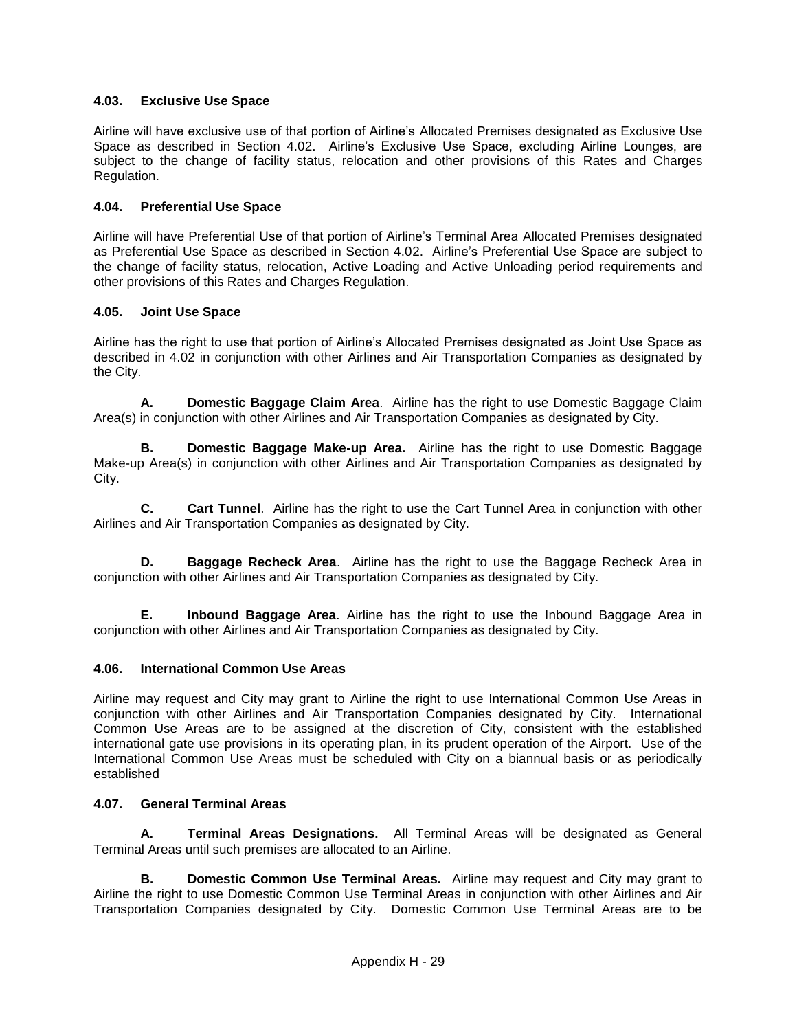### 4.03. Exclusive Use Space

Airline will have exclusive use of that portion of Airline's Allocated Premises designated as Exclusive Use Space as described in Section 4.02. Airline's Exclusive Use Space, excluding Airline Lounges, are subject to the change of facility status, relocation and other provisions of this Rates and Charges Regulation.

### 4.04. Preferential Use Space

Airline will have Preferential Use of that portion of Airline's Terminal Area Allocated Premises designated as Preferential Use Space as described in Section 4.02. Airline's Preferential Use Space are subject to the change of facility status, relocation, Active Loading and Active Unloading period requirements and other provisions of this Rates and Charges Regulation.

### 4.05. Joint Use Space

Airline has the right to use that portion of Airline's Allocated Premises designated as Joint Use Space as described in 4.02 in conjunction with other Airlines and Air Transportation Companies as designated by the City.

**A. Domestic Baggage Claim Area**. Airline has the right to use Domestic Baggage Claim Area(s) in conjunction with other Airlines and Air Transportation Companies as designated by City.

**B. Domestic Baggage Make-up Area.** Airline has the right to use Domestic Baggage Make-up Area(s) in conjunction with other Airlines and Air Transportation Companies as designated by City.

**C. Cart Tunnel**. Airline has the right to use the Cart Tunnel Area in conjunction with other Airlines and Air Transportation Companies as designated by City.

**D. Baggage Recheck Area**. Airline has the right to use the Baggage Recheck Area in conjunction with other Airlines and Air Transportation Companies as designated by City.

**E. Inbound Baggage Area**. Airline has the right to use the Inbound Baggage Area in conjunction with other Airlines and Air Transportation Companies as designated by City.

### 4.06. International Common Use Areas

Airline may request and City may grant to Airline the right to use International Common Use Areas in conjunction with other Airlines and Air Transportation Companies designated by City. International Common Use Areas are to be assigned at the discretion of City, consistent with the established international gate use provisions in its operating plan, in its prudent operation of the Airport. Use of the International Common Use Areas must be scheduled with City on a biannual basis or as periodically established

### 4.07. General Terminal Areas

**A. Terminal Areas Designations.** All Terminal Areas will be designated as General Terminal Areas until such premises are allocated to an Airline.

**B. Domestic Common Use Terminal Areas.** Airline may request and City may grant to Airline the right to use Domestic Common Use Terminal Areas in conjunction with other Airlines and Air Transportation Companies designated by City. Domestic Common Use Terminal Areas are to be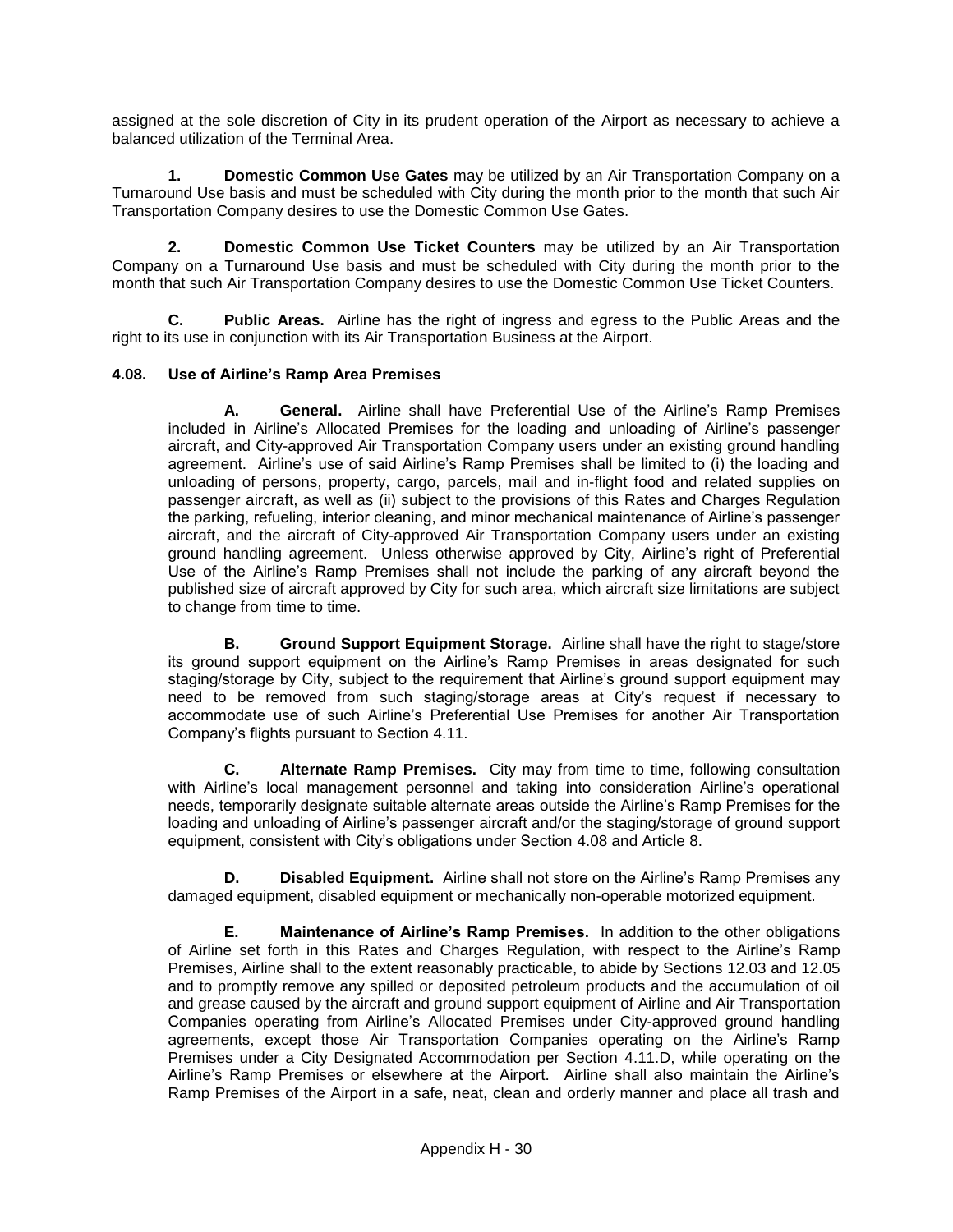assigned at the sole discretion of City in its prudent operation of the Airport as necessary to achieve a balanced utilization of the Terminal Area.

**1. Domestic Common Use Gates** may be utilized by an Air Transportation Company on a Turnaround Use basis and must be scheduled with City during the month prior to the month that such Air Transportation Company desires to use the Domestic Common Use Gates.

**2. Domestic Common Use Ticket Counters** may be utilized by an Air Transportation Company on a Turnaround Use basis and must be scheduled with City during the month prior to the month that such Air Transportation Company desires to use the Domestic Common Use Ticket Counters.

**C. Public Areas.** Airline has the right of ingress and egress to the Public Areas and the right to its use in conjunction with its Air Transportation Business at the Airport.

#### 4.08. Use of Airline's Ramp Area Premises

**A. General.** Airline shall have Preferential Use of the Airline's Ramp Premises included in Airline's Allocated Premises for the loading and unloading of Airline's passenger aircraft, and City-approved Air Transportation Company users under an existing ground handling agreement. Airline's use of said Airline's Ramp Premises shall be limited to (i) the loading and unloading of persons, property, cargo, parcels, mail and in-flight food and related supplies on passenger aircraft, as well as (ii) subject to the provisions of this Rates and Charges Regulation the parking, refueling, interior cleaning, and minor mechanical maintenance of Airline's passenger aircraft, and the aircraft of City-approved Air Transportation Company users under an existing ground handling agreement. Unless otherwise approved by City, Airline's right of Preferential Use of the Airline's Ramp Premises shall not include the parking of any aircraft beyond the published size of aircraft approved by City for such area, which aircraft size limitations are subject to change from time to time.

**B. Ground Support Equipment Storage.** Airline shall have the right to stage/store its ground support equipment on the Airline's Ramp Premises in areas designated for such staging/storage by City, subject to the requirement that Airline's ground support equipment may need to be removed from such staging/storage areas at City's request if necessary to accommodate use of such Airline's Preferential Use Premises for another Air Transportation Company's flights pursuant to Section 4.11.

**C. Alternate Ramp Premises.** City may from time to time, following consultation with Airline's local management personnel and taking into consideration Airline's operational needs, temporarily designate suitable alternate areas outside the Airline's Ramp Premises for the loading and unloading of Airline's passenger aircraft and/or the staging/storage of ground support equipment, consistent with City's obligations under Section 4.08 and Article 8.

**D. Disabled Equipment.** Airline shall not store on the Airline's Ramp Premises any damaged equipment, disabled equipment or mechanically non-operable motorized equipment.

**E. Maintenance of Airline's Ramp Premises.** In addition to the other obligations of Airline set forth in this Rates and Charges Regulation, with respect to the Airline's Ramp Premises, Airline shall to the extent reasonably practicable, to abide by Sections 12.03 and 12.05 and to promptly remove any spilled or deposited petroleum products and the accumulation of oil and grease caused by the aircraft and ground support equipment of Airline and Air Transportation Companies operating from Airline's Allocated Premises under City-approved ground handling agreements, except those Air Transportation Companies operating on the Airline's Ramp Premises under a City Designated Accommodation per Section 4.11.D, while operating on the Airline's Ramp Premises or elsewhere at the Airport. Airline shall also maintain the Airline's Ramp Premises of the Airport in a safe, neat, clean and orderly manner and place all trash and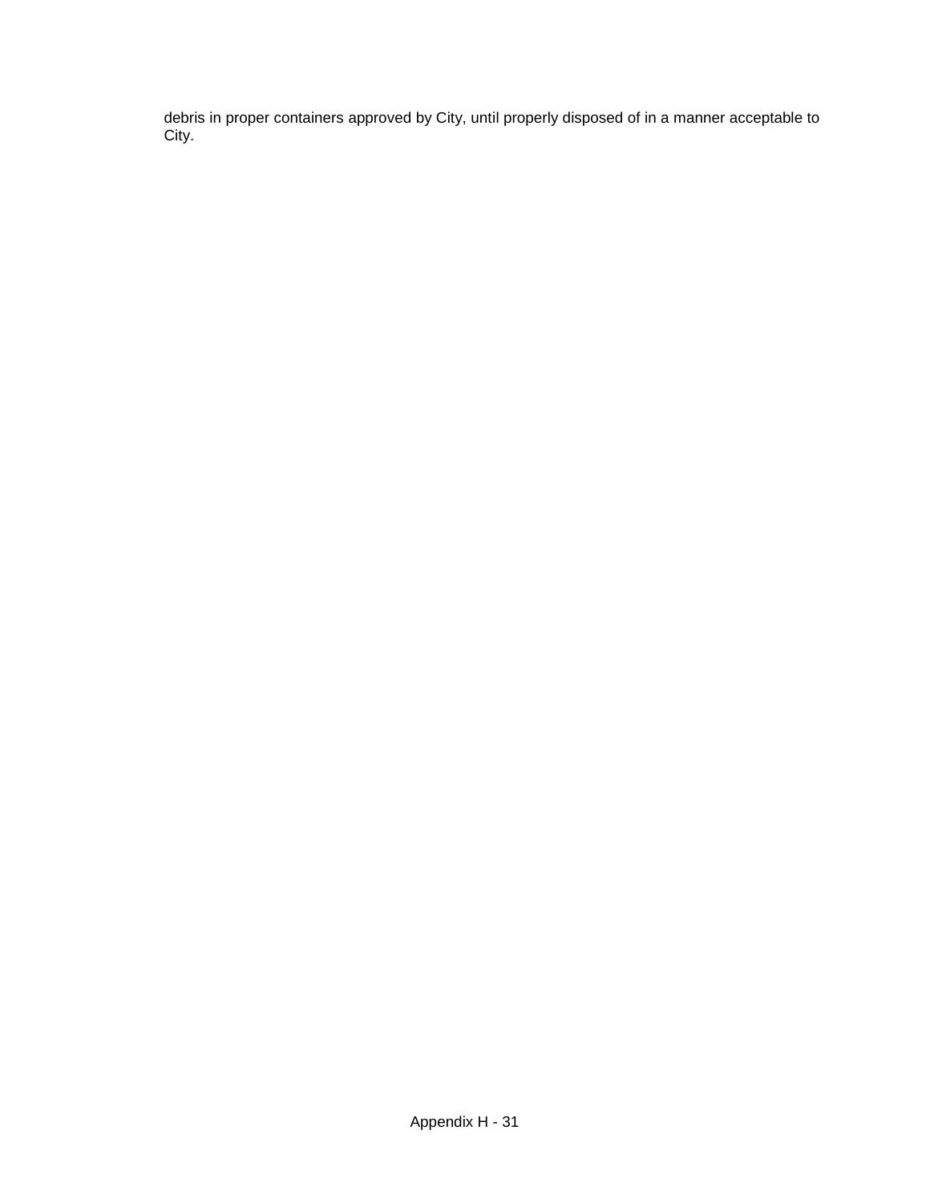debris in proper containers approved by City, until properly disposed of in a manner acceptable to City.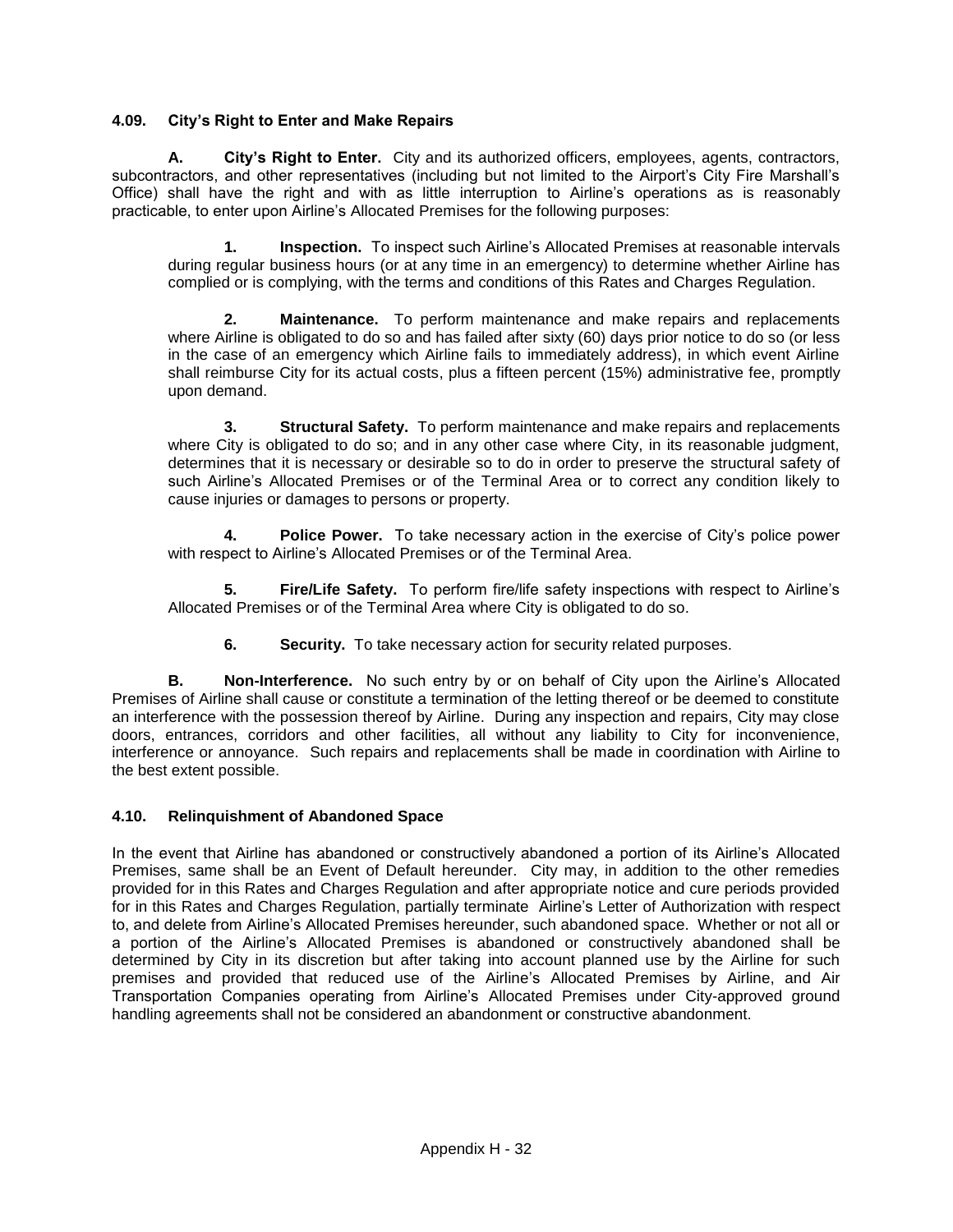### 4.09. City's Right to Enter and Make Repairs

**A. City's Right to Enter.** City and its authorized officers, employees, agents, contractors, subcontractors, and other representatives (including but not limited to the Airport's City Fire Marshall's Office) shall have the right and with as little interruption to Airline's operations as is reasonably practicable, to enter upon Airline's Allocated Premises for the following purposes:

**1. Inspection.** To inspect such Airline's Allocated Premises at reasonable intervals during regular business hours (or at any time in an emergency) to determine whether Airline has complied or is complying, with the terms and conditions of this Rates and Charges Regulation.

**2. Maintenance.** To perform maintenance and make repairs and replacements where Airline is obligated to do so and has failed after sixty (60) days prior notice to do so (or less in the case of an emergency which Airline fails to immediately address), in which event Airline shall reimburse City for its actual costs, plus a fifteen percent (15%) administrative fee, promptly upon demand.

**3. Structural Safety.** To perform maintenance and make repairs and replacements where City is obligated to do so; and in any other case where City, in its reasonable judgment, determines that it is necessary or desirable so to do in order to preserve the structural safety of such Airline's Allocated Premises or of the Terminal Area or to correct any condition likely to cause injuries or damages to persons or property.

**4. Police Power.** To take necessary action in the exercise of City's police power with respect to Airline's Allocated Premises or of the Terminal Area.

**5. Fire/Life Safety.** To perform fire/life safety inspections with respect to Airline's Allocated Premises or of the Terminal Area where City is obligated to do so.

**6. Security.** To take necessary action for security related purposes.

**B. Non-Interference.** No such entry by or on behalf of City upon the Airline's Allocated Premises of Airline shall cause or constitute a termination of the letting thereof or be deemed to constitute an interference with the possession thereof by Airline. During any inspection and repairs, City may close doors, entrances, corridors and other facilities, all without any liability to City for inconvenience, interference or annoyance. Such repairs and replacements shall be made in coordination with Airline to the best extent possible.

### 4.10. Relinquishment of Abandoned Space

In the event that Airline has abandoned or constructively abandoned a portion of its Airline's Allocated Premises, same shall be an Event of Default hereunder. City may, in addition to the other remedies provided for in this Rates and Charges Regulation and after appropriate notice and cure periods provided for in this Rates and Charges Regulation, partially terminate Airline's Letter of Authorization with respect to, and delete from Airline's Allocated Premises hereunder, such abandoned space. Whether or not all or a portion of the Airline's Allocated Premises is abandoned or constructively abandoned shall be determined by City in its discretion but after taking into account planned use by the Airline for such premises and provided that reduced use of the Airline's Allocated Premises by Airline, and Air Transportation Companies operating from Airline's Allocated Premises under City-approved ground handling agreements shall not be considered an abandonment or constructive abandonment.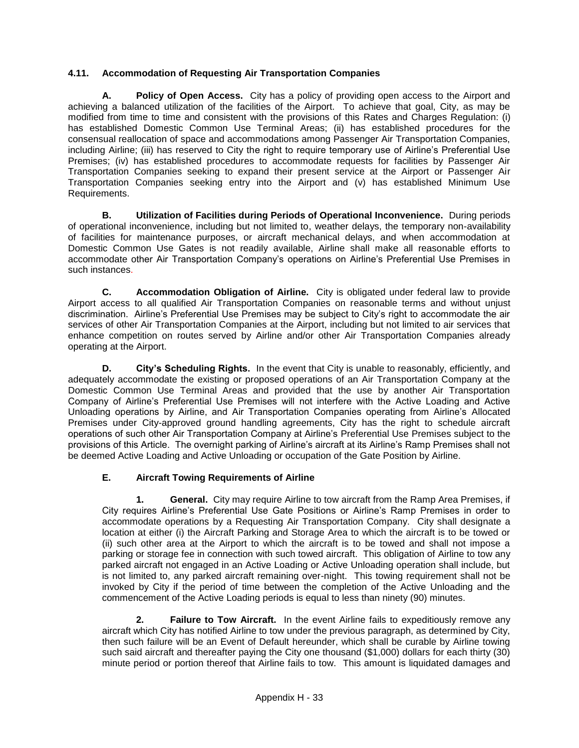### 4.11. Accommodation of Requesting Air Transportation Companies

**A. Policy of Open Access.** City has a policy of providing open access to the Airport and achieving a balanced utilization of the facilities of the Airport. To achieve that goal, City, as may be modified from time to time and consistent with the provisions of this Rates and Charges Regulation: (i) has established Domestic Common Use Terminal Areas; (ii) has established procedures for the consensual reallocation of space and accommodations among Passenger Air Transportation Companies, including Airline; (iii) has reserved to City the right to require temporary use of Airline's Preferential Use Premises; (iv) has established procedures to accommodate requests for facilities by Passenger Air Transportation Companies seeking to expand their present service at the Airport or Passenger Air Transportation Companies seeking entry into the Airport and (v) has established Minimum Use Requirements.

**B. Utilization of Facilities during Periods of Operational Inconvenience.** During periods of operational inconvenience, including but not limited to, weather delays, the temporary non-availability of facilities for maintenance purposes, or aircraft mechanical delays, and when accommodation at Domestic Common Use Gates is not readily available, Airline shall make all reasonable efforts to accommodate other Air Transportation Company's operations on Airline's Preferential Use Premises in such instances.

**C. Accommodation Obligation of Airline.** City is obligated under federal law to provide Airport access to all qualified Air Transportation Companies on reasonable terms and without unjust discrimination. Airline's Preferential Use Premises may be subject to City's right to accommodate the air services of other Air Transportation Companies at the Airport, including but not limited to air services that enhance competition on routes served by Airline and/or other Air Transportation Companies already operating at the Airport.

**D. City's Scheduling Rights.** In the event that City is unable to reasonably, efficiently, and adequately accommodate the existing or proposed operations of an Air Transportation Company at the Domestic Common Use Terminal Areas and provided that the use by another Air Transportation Company of Airline's Preferential Use Premises will not interfere with the Active Loading and Active Unloading operations by Airline, and Air Transportation Companies operating from Airline's Allocated Premises under City-approved ground handling agreements, City has the right to schedule aircraft operations of such other Air Transportation Company at Airline's Preferential Use Premises subject to the provisions of this Article. The overnight parking of Airline's aircraft at its Airline's Ramp Premises shall not be deemed Active Loading and Active Unloading or occupation of the Gate Position by Airline.

**E. Aircraft Towing Requirements of Airline**

**1. General.** City may require Airline to tow aircraft from the Ramp Area Premises, if City requires Airline's Preferential Use Gate Positions or Airline's Ramp Premises in order to accommodate operations by a Requesting Air Transportation Company. City shall designate a location at either (i) the Aircraft Parking and Storage Area to which the aircraft is to be towed or (ii) such other area at the Airport to which the aircraft is to be towed and shall not impose a parking or storage fee in connection with such towed aircraft. This obligation of Airline to tow any parked aircraft not engaged in an Active Loading or Active Unloading operation shall include, but is not limited to, any parked aircraft remaining over-night. This towing requirement shall not be invoked by City if the period of time between the completion of the Active Unloading and the commencement of the Active Loading periods is equal to less than ninety (90) minutes.

**2. Failure to Tow Aircraft.** In the event Airline fails to expeditiously remove any aircraft which City has notified Airline to tow under the previous paragraph, as determined by City, then such failure will be an Event of Default hereunder, which shall be curable by Airline towing such said aircraft and thereafter paying the City one thousand ($1,000) dollars for each thirty (30) minute period or portion thereof that Airline fails to tow. This amount is liquidated damages and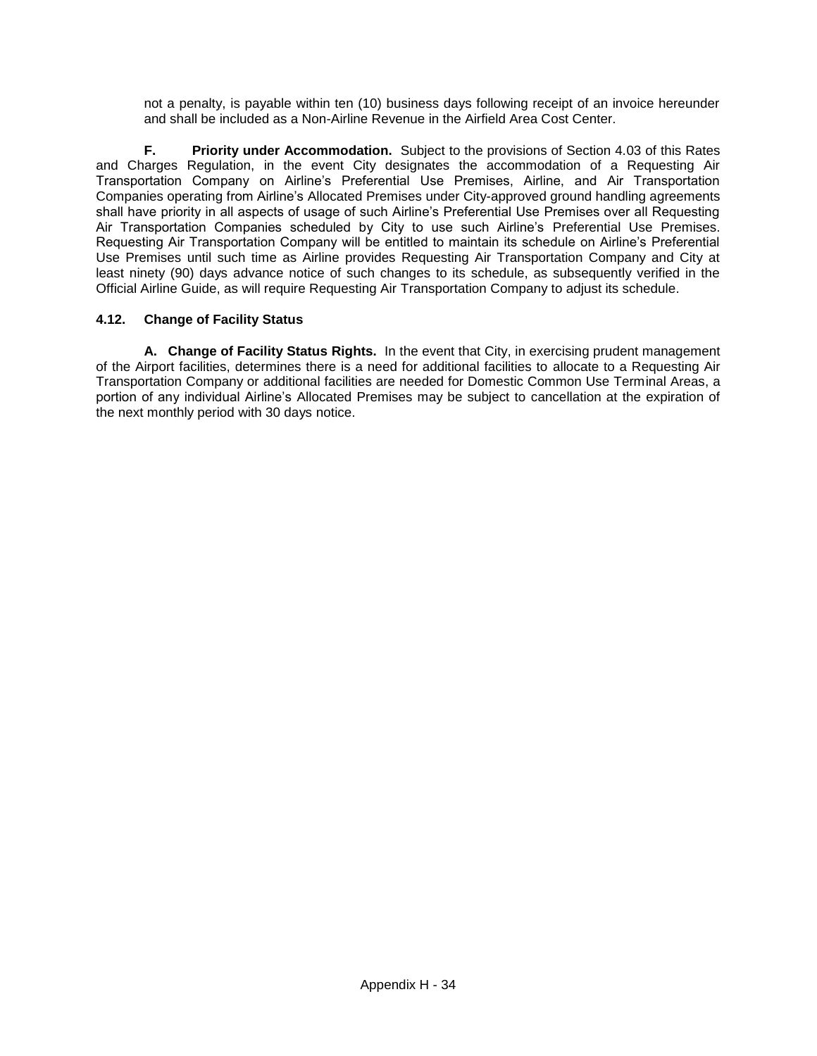not a penalty, is payable within ten (10) business days following receipt of an invoice hereunder and shall be included as a Non-Airline Revenue in the Airfield Area Cost Center.

**F. Priority under Accommodation.** Subject to the provisions of Section 4.03 of this Rates and Charges Regulation, in the event City designates the accommodation of a Requesting Air Transportation Company on Airline's Preferential Use Premises, Airline, and Air Transportation Companies operating from Airline's Allocated Premises under City-approved ground handling agreements shall have priority in all aspects of usage of such Airline's Preferential Use Premises over all Requesting Air Transportation Companies scheduled by City to use such Airline's Preferential Use Premises. Requesting Air Transportation Company will be entitled to maintain its schedule on Airline's Preferential Use Premises until such time as Airline provides Requesting Air Transportation Company and City at least ninety (90) days advance notice of such changes to its schedule, as subsequently verified in the Official Airline Guide, as will require Requesting Air Transportation Company to adjust its schedule.

### 4.12. Change of Facility Status

**A. Change of Facility Status Rights.** In the event that City, in exercising prudent management of the Airport facilities, determines there is a need for additional facilities to allocate to a Requesting Air Transportation Company or additional facilities are needed for Domestic Common Use Terminal Areas, a portion of any individual Airline's Allocated Premises may be subject to cancellation at the expiration of the next monthly period with 30 days notice.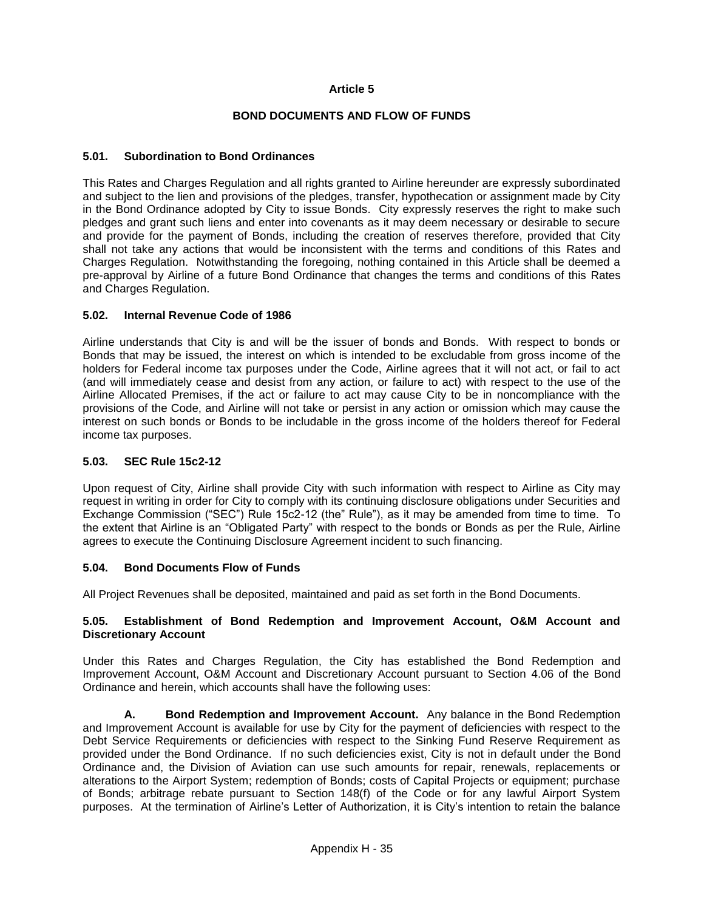# Article 5

## BOND DOCUMENTS AND FLOW OF FUNDS

### 5.01. Subordination to Bond Ordinances

This Rates and Charges Regulation and all rights granted to Airline hereunder are expressly subordinated and subject to the lien and provisions of the pledges, transfer, hypothecation or assignment made by City in the Bond Ordinance adopted by City to issue Bonds. City expressly reserves the right to make such pledges and grant such liens and enter into covenants as it may deem necessary or desirable to secure and provide for the payment of Bonds, including the creation of reserves therefore, provided that City shall not take any actions that would be inconsistent with the terms and conditions of this Rates and Charges Regulation. Notwithstanding the foregoing, nothing contained in this Article shall be deemed a pre-approval by Airline of a future Bond Ordinance that changes the terms and conditions of this Rates and Charges Regulation.

### 5.02. Internal Revenue Code of 1986

Airline understands that City is and will be the issuer of bonds and Bonds. With respect to bonds or Bonds that may be issued, the interest on which is intended to be excludable from gross income of the holders for Federal income tax purposes under the Code, Airline agrees that it will not act, or fail to act (and will immediately cease and desist from any action, or failure to act) with respect to the use of the Airline Allocated Premises, if the act or failure to act may cause City to be in noncompliance with the provisions of the Code, and Airline will not take or persist in any action or omission which may cause the interest on such bonds or Bonds to be includable in the gross income of the holders thereof for Federal income tax purposes.

### 5.03. SEC Rule 15c2-12

Upon request of City, Airline shall provide City with such information with respect to Airline as City may request in writing in order for City to comply with its continuing disclosure obligations under Securities and Exchange Commission ("SEC") Rule 15c2-12 (the" Rule"), as it may be amended from time to time. To the extent that Airline is an "Obligated Party" with respect to the bonds or Bonds as per the Rule, Airline agrees to execute the Continuing Disclosure Agreement incident to such financing.

### 5.04. Bond Documents Flow of Funds

All Project Revenues shall be deposited, maintained and paid as set forth in the Bond Documents.

### 5.05. Establishment of Bond Redemption and Improvement Account, O&M Account and Discretionary Account

Under this Rates and Charges Regulation, the City has established the Bond Redemption and Improvement Account, O&M Account and Discretionary Account pursuant to Section 4.06 of the Bond Ordinance and herein, which accounts shall have the following uses:

**A. Bond Redemption and Improvement Account.** Any balance in the Bond Redemption and Improvement Account is available for use by City for the payment of deficiencies with respect to the Debt Service Requirements or deficiencies with respect to the Sinking Fund Reserve Requirement as provided under the Bond Ordinance. If no such deficiencies exist, City is not in default under the Bond Ordinance and, the Division of Aviation can use such amounts for repair, renewals, replacements or alterations to the Airport System; redemption of Bonds; costs of Capital Projects or equipment; purchase of Bonds; arbitrage rebate pursuant to Section 148(f) of the Code or for any lawful Airport System purposes. At the termination of Airline's Letter of Authorization, it is City's intention to retain the balance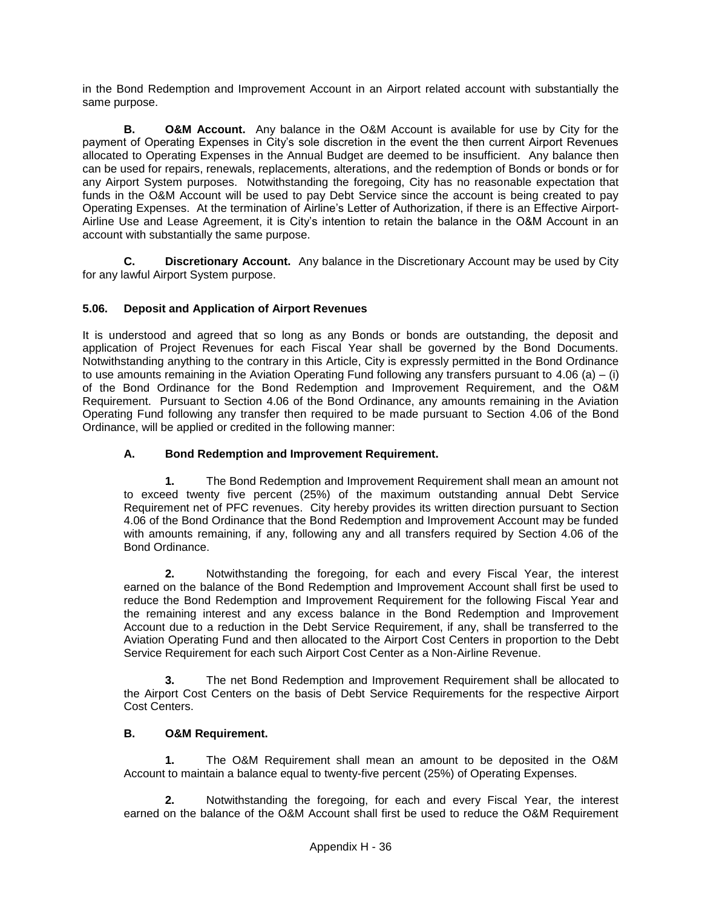in the Bond Redemption and Improvement Account in an Airport related account with substantially the same purpose.

**B. O&M Account.** Any balance in the O&M Account is available for use by City for the payment of Operating Expenses in City's sole discretion in the event the then current Airport Revenues allocated to Operating Expenses in the Annual Budget are deemed to be insufficient. Any balance then can be used for repairs, renewals, replacements, alterations, and the redemption of Bonds or bonds or for any Airport System purposes. Notwithstanding the foregoing, City has no reasonable expectation that funds in the O&M Account will be used to pay Debt Service since the account is being created to pay Operating Expenses. At the termination of Airline's Letter of Authorization, if there is an Effective Airport-Airline Use and Lease Agreement, it is City's intention to retain the balance in the O&M Account in an account with substantially the same purpose.

**C. Discretionary Account.** Any balance in the Discretionary Account may be used by City for any lawful Airport System purpose.

### 5.06. Deposit and Application of Airport Revenues

It is understood and agreed that so long as any Bonds or bonds are outstanding, the deposit and application of Project Revenues for each Fiscal Year shall be governed by the Bond Documents. Notwithstanding anything to the contrary in this Article, City is expressly permitted in the Bond Ordinance to use amounts remaining in the Aviation Operating Fund following any transfers pursuant to 4.06 (a) – (i) of the Bond Ordinance for the Bond Redemption and Improvement Requirement, and the O&M Requirement. Pursuant to Section 4.06 of the Bond Ordinance, any amounts remaining in the Aviation Operating Fund following any transfer then required to be made pursuant to Section 4.06 of the Bond Ordinance, will be applied or credited in the following manner:

**A. Bond Redemption and Improvement Requirement.**

**1.** The Bond Redemption and Improvement Requirement shall mean an amount not to exceed twenty five percent (25%) of the maximum outstanding annual Debt Service Requirement net of PFC revenues. City hereby provides its written direction pursuant to Section 4.06 of the Bond Ordinance that the Bond Redemption and Improvement Account may be funded with amounts remaining, if any, following any and all transfers required by Section 4.06 of the Bond Ordinance.

**2.** Notwithstanding the foregoing, for each and every Fiscal Year, the interest earned on the balance of the Bond Redemption and Improvement Account shall first be used to reduce the Bond Redemption and Improvement Requirement for the following Fiscal Year and the remaining interest and any excess balance in the Bond Redemption and Improvement Account due to a reduction in the Debt Service Requirement, if any, shall be transferred to the Aviation Operating Fund and then allocated to the Airport Cost Centers in proportion to the Debt Service Requirement for each such Airport Cost Center as a Non-Airline Revenue.

**3.** The net Bond Redemption and Improvement Requirement shall be allocated to the Airport Cost Centers on the basis of Debt Service Requirements for the respective Airport Cost Centers.

**B. O&M Requirement.**

**1.** The O&M Requirement shall mean an amount to be deposited in the O&M Account to maintain a balance equal to twenty-five percent (25%) of Operating Expenses.

**2.** Notwithstanding the foregoing, for each and every Fiscal Year, the interest earned on the balance of the O&M Account shall first be used to reduce the O&M Requirement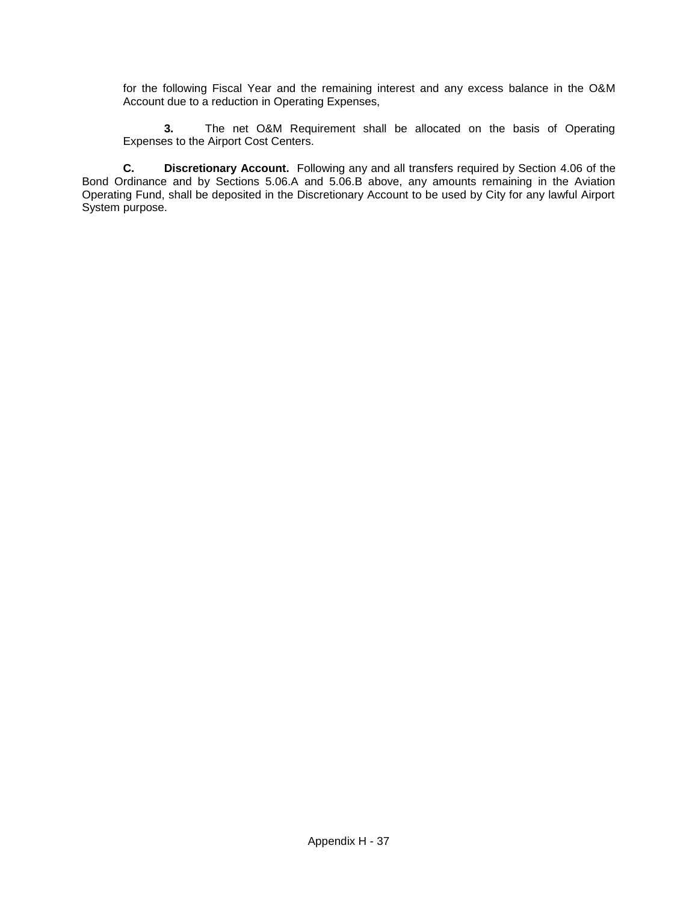for the following Fiscal Year and the remaining interest and any excess balance in the O&M Account due to a reduction in Operating Expenses,

**3.** The net O&M Requirement shall be allocated on the basis of Operating Expenses to the Airport Cost Centers.

**C. Discretionary Account.** Following any and all transfers required by Section 4.06 of the Bond Ordinance and by Sections 5.06.A and 5.06.B above, any amounts remaining in the Aviation Operating Fund, shall be deposited in the Discretionary Account to be used by City for any lawful Airport System purpose.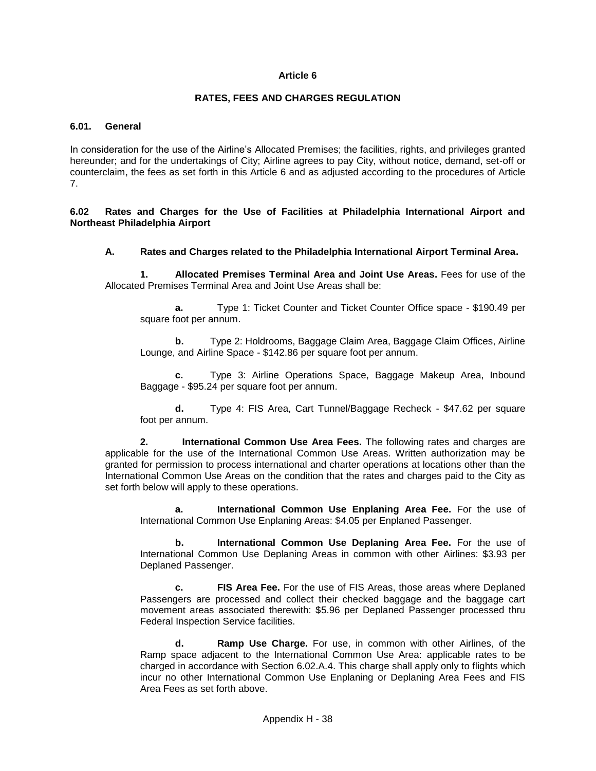# Article 6

## RATES, FEES AND CHARGES REGULATION

### 6.01. General

In consideration for the use of the Airline's Allocated Premises; the facilities, rights, and privileges granted hereunder; and for the undertakings of City; Airline agrees to pay City, without notice, demand, set-off or counterclaim, the fees as set forth in this Article 6 and as adjusted according to the procedures of Article 7.

### 6.02 Rates and Charges for the Use of Facilities at Philadelphia International Airport and Northeast Philadelphia Airport

**A. Rates and Charges related to the Philadelphia International Airport Terminal Area.**

**1. Allocated Premises Terminal Area and Joint Use Areas.** Fees for use of the Allocated Premises Terminal Area and Joint Use Areas shall be:

**a.** Type 1: Ticket Counter and Ticket Counter Office space - $190.49 per square foot per annum.

**b.** Type 2: Holdrooms, Baggage Claim Area, Baggage Claim Offices, Airline Lounge, and Airline Space - $142.86 per square foot per annum.

**c.** Type 3: Airline Operations Space, Baggage Makeup Area, Inbound Baggage - $95.24 per square foot per annum.

**d.** Type 4: FIS Area, Cart Tunnel/Baggage Recheck - $47.62 per square foot per annum.

**2. International Common Use Area Fees.** The following rates and charges are applicable for the use of the International Common Use Areas. Written authorization may be granted for permission to process international and charter operations at locations other than the International Common Use Areas on the condition that the rates and charges paid to the City as set forth below will apply to these operations.

**a. International Common Use Enplaning Area Fee.** For the use of International Common Use Enplaning Areas: $4.05 per Enplaned Passenger.

**b. International Common Use Deplaning Area Fee.** For the use of International Common Use Deplaning Areas in common with other Airlines: $3.93 per Deplaned Passenger.

**c. FIS Area Fee.** For the use of FIS Areas, those areas where Deplaned Passengers are processed and collect their checked baggage and the baggage cart movement areas associated therewith: $5.96 per Deplaned Passenger processed thru Federal Inspection Service facilities.

**d. Ramp Use Charge.** For use, in common with other Airlines, of the Ramp space adjacent to the International Common Use Area: applicable rates to be charged in accordance with Section 6.02.A.4. This charge shall apply only to flights which incur no other International Common Use Enplaning or Deplaning Area Fees and FIS Area Fees as set forth above.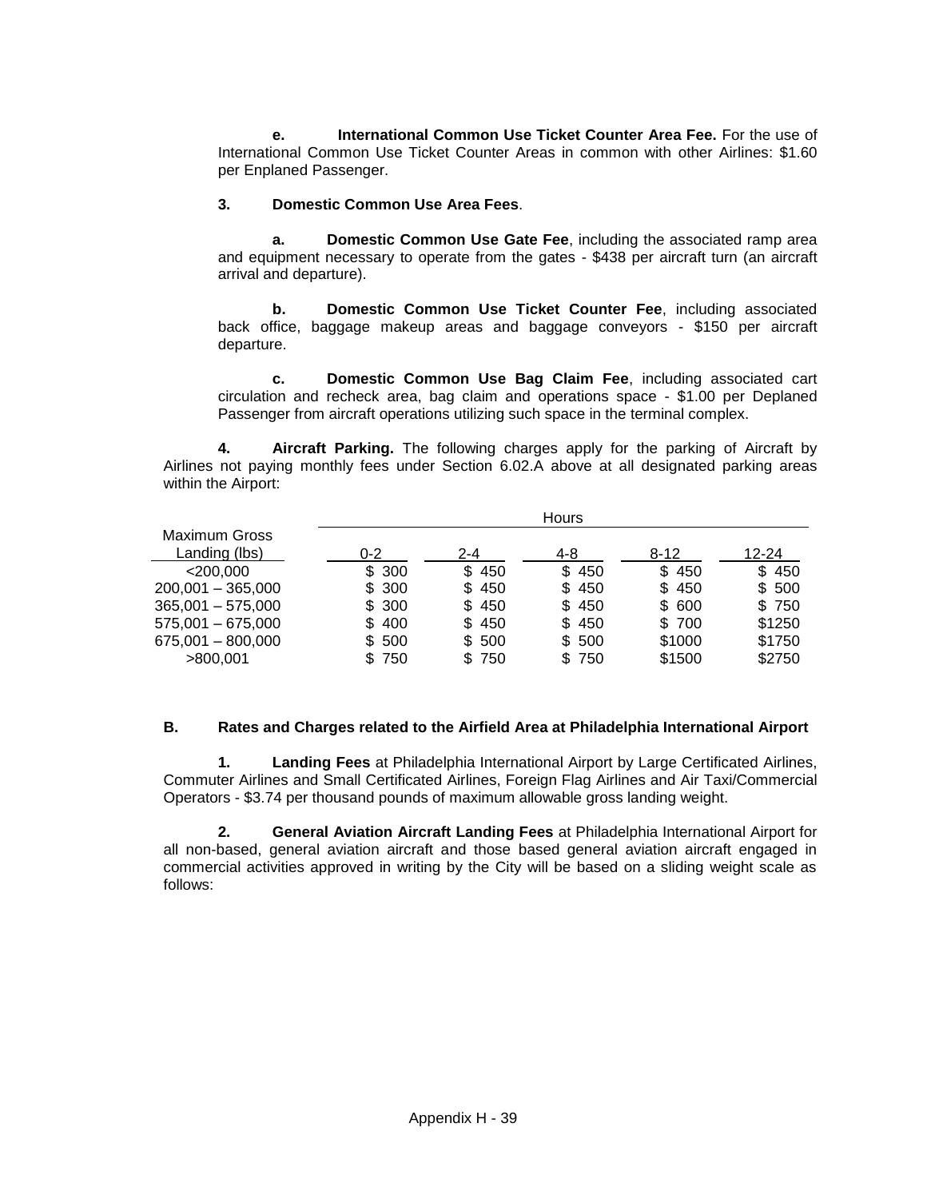**e. International Common Use Ticket Counter Area Fee.** For the use of International Common Use Ticket Counter Areas in common with other Airlines: $1.60 per Enplaned Passenger.

**3. Domestic Common Use Area Fees**.

**a. Domestic Common Use Gate Fee**, including the associated ramp area and equipment necessary to operate from the gates - $438 per aircraft turn (an aircraft arrival and departure).

**b. Domestic Common Use Ticket Counter Fee**, including associated back office, baggage makeup areas and baggage conveyors - $150 per aircraft departure.

**c. Domestic Common Use Bag Claim Fee**, including associated cart circulation and recheck area, bag claim and operations space - $1.00 per Deplaned Passenger from aircraft operations utilizing such space in the terminal complex.

**4. Aircraft Parking.** The following charges apply for the parking of Aircraft by Airlines not paying monthly fees under Section 6.02.A above at all designated parking areas within the Airport:

| Maximum Gross Landing (lbs) | Hours 0-2 | 2-4 | 4-8 | 8-12 | 12-24 |
|---|---|---|---|---|---|
| <200,000 | $ 300 | $ 450 | $ 450 | $ 450 | $ 450 |
| 200,001 – 365,000 | $ 300 | $ 450 | $ 450 | $ 450 | $ 500 |
| 365,001 – 575,000 | $ 300 | $ 450 | $ 450 | $ 600 | $ 750 |
| 575,001 – 675,000 | $ 400 | $ 450 | $ 450 | $ 700 | $1250 |
| 675,001 – 800,000 | $ 500 | $ 500 | $ 500 | $1000 | $1750 |
| >800,001 | $ 750 | $ 750 | $ 750 | $1500 | $2750 |

**B. Rates and Charges related to the Airfield Area at Philadelphia International Airport**

**1. Landing Fees** at Philadelphia International Airport by Large Certificated Airlines, Commuter Airlines and Small Certificated Airlines, Foreign Flag Airlines and Air Taxi/Commercial Operators - $3.74 per thousand pounds of maximum allowable gross landing weight.

**2. General Aviation Aircraft Landing Fees** at Philadelphia International Airport for all non-based, general aviation aircraft and those based general aviation aircraft engaged in commercial activities approved in writing by the City will be based on a sliding weight scale as follows: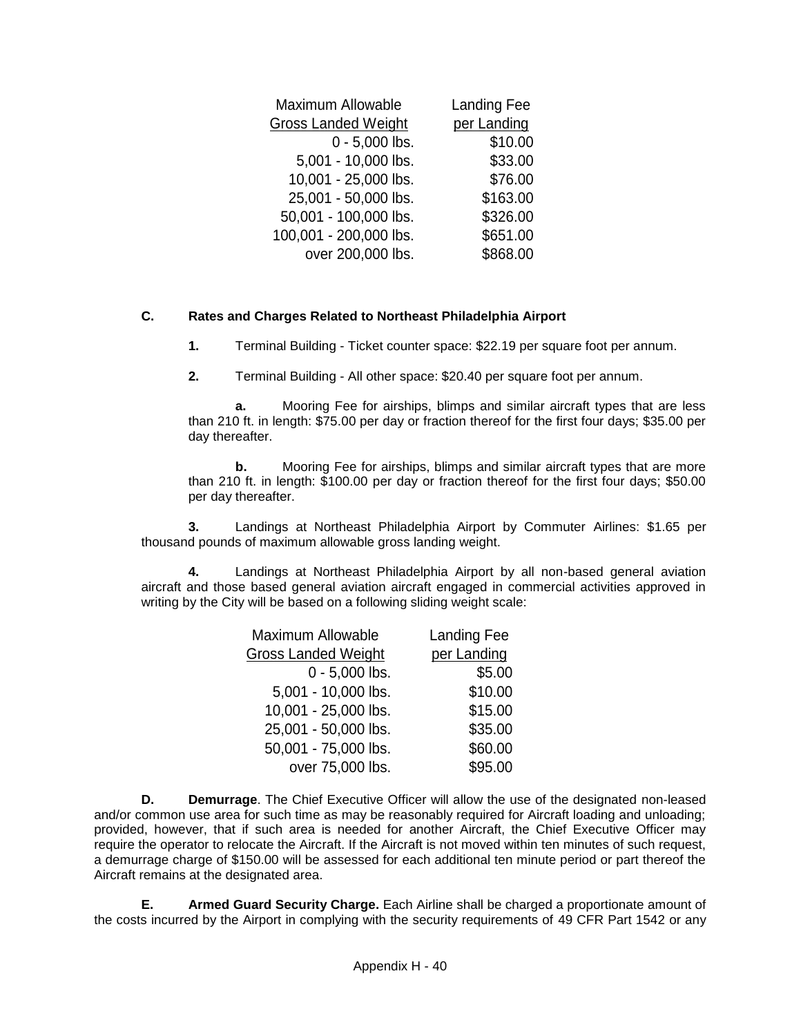| Maximum Allowable Gross Landed Weight | Landing Fee per Landing |
|---|---|
| 0 - 5,000 lbs. | $10.00 |
| 5,001 - 10,000 lbs. | $33.00 |
| 10,001 - 25,000 lbs. | $76.00 |
| 25,001 - 50,000 lbs. | $163.00 |
| 50,001 - 100,000 lbs. | $326.00 |
| 100,001 - 200,000 lbs. | $651.00 |
| over 200,000 lbs. | $868.00 |

**C. Rates and Charges Related to Northeast Philadelphia Airport**

**1.** Terminal Building - Ticket counter space: $22.19 per square foot per annum.

**2.** Terminal Building - All other space: $20.40 per square foot per annum.

**a.** Mooring Fee for airships, blimps and similar aircraft types that are less than 210 ft. in length: $75.00 per day or fraction thereof for the first four days; $35.00 per day thereafter.

**b.** Mooring Fee for airships, blimps and similar aircraft types that are more than 210 ft. in length: $100.00 per day or fraction thereof for the first four days; $50.00 per day thereafter.

**3.** Landings at Northeast Philadelphia Airport by Commuter Airlines: $1.65 per thousand pounds of maximum allowable gross landing weight.

**4.** Landings at Northeast Philadelphia Airport by all non-based general aviation aircraft and those based general aviation aircraft engaged in commercial activities approved in writing by the City will be based on a following sliding weight scale:

| Maximum Allowable Gross Landed Weight | Landing Fee per Landing |
|---|---|
| 0 - 5,000 lbs. | $5.00 |
| 5,001 - 10,000 lbs. | $10.00 |
| 10,001 - 25,000 lbs. | $15.00 |
| 25,001 - 50,000 lbs. | $35.00 |
| 50,001 - 75,000 lbs. | $60.00 |
| over 75,000 lbs. | $95.00 |

**D. Demurrage**. The Chief Executive Officer will allow the use of the designated non-leased and/or common use area for such time as may be reasonably required for Aircraft loading and unloading; provided, however, that if such area is needed for another Aircraft, the Chief Executive Officer may require the operator to relocate the Aircraft. If the Aircraft is not moved within ten minutes of such request, a demurrage charge of $150.00 will be assessed for each additional ten minute period or part thereof the Aircraft remains at the designated area.

**E. Armed Guard Security Charge.** Each Airline shall be charged a proportionate amount of the costs incurred by the Airport in complying with the security requirements of 49 CFR Part 1542 or any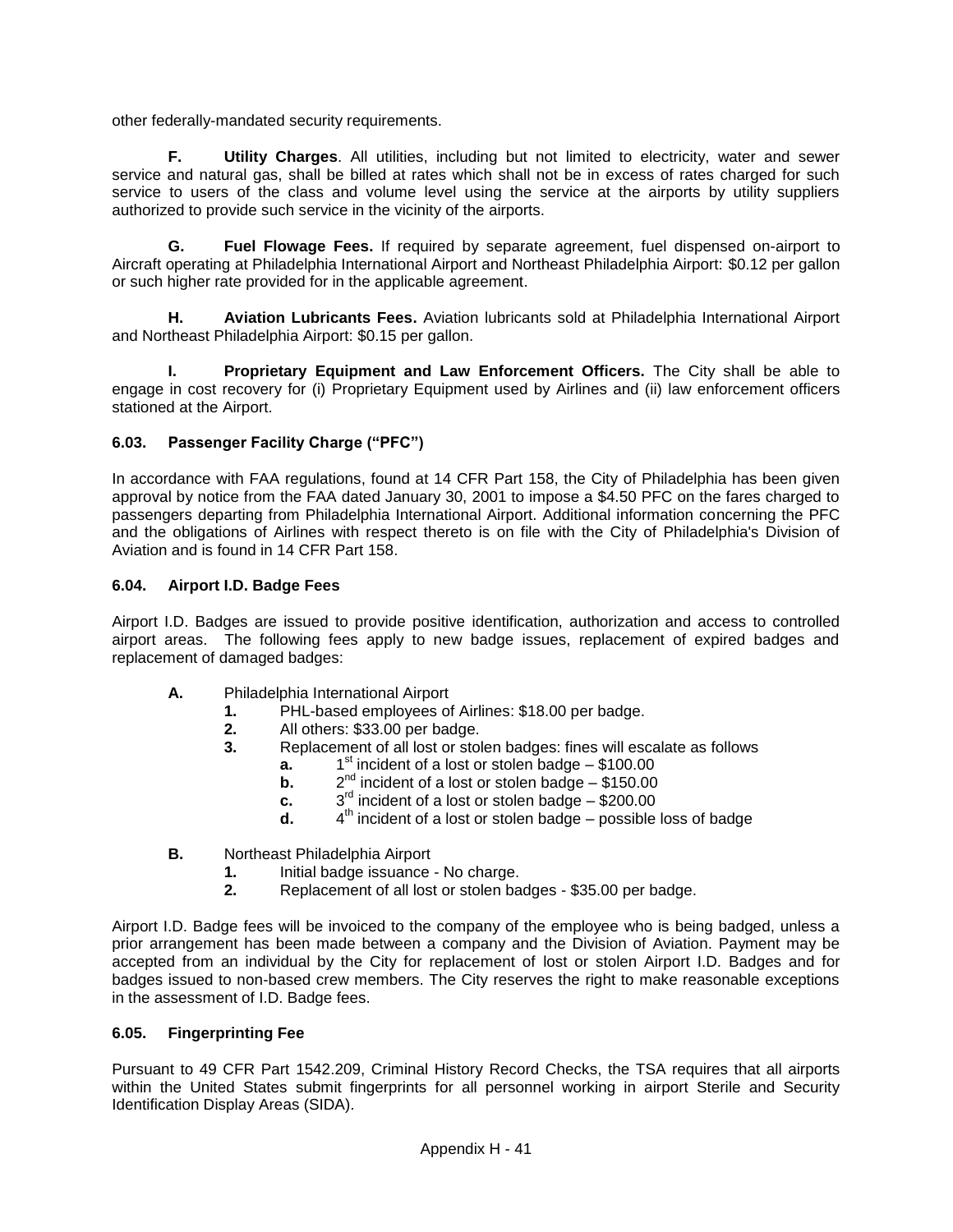other federally-mandated security requirements.

**F. Utility Charges**. All utilities, including but not limited to electricity, water and sewer service and natural gas, shall be billed at rates which shall not be in excess of rates charged for such service to users of the class and volume level using the service at the airports by utility suppliers authorized to provide such service in the vicinity of the airports.

**G. Fuel Flowage Fees.** If required by separate agreement, fuel dispensed on-airport to Aircraft operating at Philadelphia International Airport and Northeast Philadelphia Airport: $0.12 per gallon or such higher rate provided for in the applicable agreement.

**H. Aviation Lubricants Fees.** Aviation lubricants sold at Philadelphia International Airport and Northeast Philadelphia Airport: $0.15 per gallon.

**I. Proprietary Equipment and Law Enforcement Officers.** The City shall be able to engage in cost recovery for (i) Proprietary Equipment used by Airlines and (ii) law enforcement officers stationed at the Airport.

### 6.03. Passenger Facility Charge ("PFC")

In accordance with FAA regulations, found at 14 CFR Part 158, the City of Philadelphia has been given approval by notice from the FAA dated January 30, 2001 to impose a $4.50 PFC on the fares charged to passengers departing from Philadelphia International Airport. Additional information concerning the PFC and the obligations of Airlines with respect thereto is on file with the City of Philadelphia's Division of Aviation and is found in 14 CFR Part 158.

### 6.04. Airport I.D. Badge Fees

Airport I.D. Badges are issued to provide positive identification, authorization and access to controlled airport areas. The following fees apply to new badge issues, replacement of expired badges and replacement of damaged badges:

**A.** Philadelphia International Airport

**1.** PHL-based employees of Airlines: $18.00 per badge.

**2.** All others: $33.00 per badge.

**3.** Replacement of all lost or stolen badges: fines will escalate as follows

- **a.** 1st incident of a lost or stolen badge – $100.00
- **b.** 2nd incident of a lost or stolen badge – $150.00
- **c.** 3rd incident of a lost or stolen badge – $200.00
- **d.** 4th incident of a lost or stolen badge – possible loss of badge

**B.** Northeast Philadelphia Airport

**1.** Initial badge issuance - No charge.

**2.** Replacement of all lost or stolen badges - $35.00 per badge.

Airport I.D. Badge fees will be invoiced to the company of the employee who is being badged, unless a prior arrangement has been made between a company and the Division of Aviation. Payment may be accepted from an individual by the City for replacement of lost or stolen Airport I.D. Badges and for badges issued to non-based crew members. The City reserves the right to make reasonable exceptions in the assessment of I.D. Badge fees.

### 6.05. Fingerprinting Fee

Pursuant to 49 CFR Part 1542.209, Criminal History Record Checks, the TSA requires that all airports within the United States submit fingerprints for all personnel working in airport Sterile and Security Identification Display Areas (SIDA).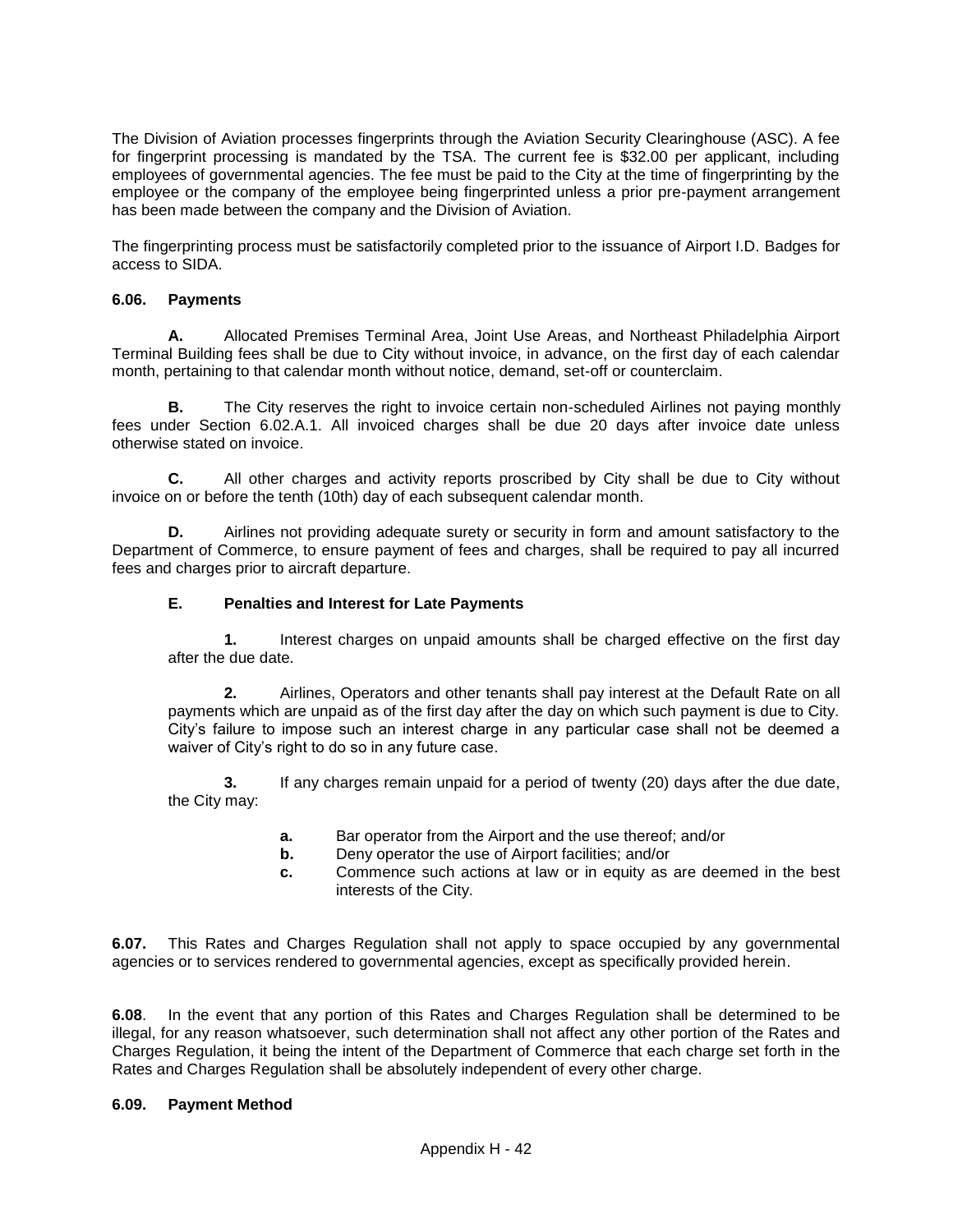The Division of Aviation processes fingerprints through the Aviation Security Clearinghouse (ASC). A fee for fingerprint processing is mandated by the TSA. The current fee is $32.00 per applicant, including employees of governmental agencies. The fee must be paid to the City at the time of fingerprinting by the employee or the company of the employee being fingerprinted unless a prior pre-payment arrangement has been made between the company and the Division of Aviation.

The fingerprinting process must be satisfactorily completed prior to the issuance of Airport I.D. Badges for access to SIDA.

**6.06. Payments**

**A.** Allocated Premises Terminal Area, Joint Use Areas, and Northeast Philadelphia Airport Terminal Building fees shall be due to City without invoice, in advance, on the first day of each calendar month, pertaining to that calendar month without notice, demand, set-off or counterclaim.

**B.** The City reserves the right to invoice certain non-scheduled Airlines not paying monthly fees under Section 6.02.A.1. All invoiced charges shall be due 20 days after invoice date unless otherwise stated on invoice.

**C.** All other charges and activity reports proscribed by City shall be due to City without invoice on or before the tenth (10th) day of each subsequent calendar month.

**D.** Airlines not providing adequate surety or security in form and amount satisfactory to the Department of Commerce, to ensure payment of fees and charges, shall be required to pay all incurred fees and charges prior to aircraft departure.

**E. Penalties and Interest for Late Payments**

**1.** Interest charges on unpaid amounts shall be charged effective on the first day after the due date.

**2.** Airlines, Operators and other tenants shall pay interest at the Default Rate on all payments which are unpaid as of the first day after the day on which such payment is due to City. City's failure to impose such an interest charge in any particular case shall not be deemed a waiver of City's right to do so in any future case.

**3.** If any charges remain unpaid for a period of twenty (20) days after the due date, the City may:

- **a.** Bar operator from the Airport and the use thereof; and/or
- **b.** Deny operator the use of Airport facilities; and/or
- **c.** Commence such actions at law or in equity as are deemed in the best interests of the City.

**6.07.** This Rates and Charges Regulation shall not apply to space occupied by any governmental agencies or to services rendered to governmental agencies, except as specifically provided herein.

**6.08**. In the event that any portion of this Rates and Charges Regulation shall be determined to be illegal, for any reason whatsoever, such determination shall not affect any other portion of the Rates and Charges Regulation, it being the intent of the Department of Commerce that each charge set forth in the Rates and Charges Regulation shall be absolutely independent of every other charge.

**6.09. Payment Method**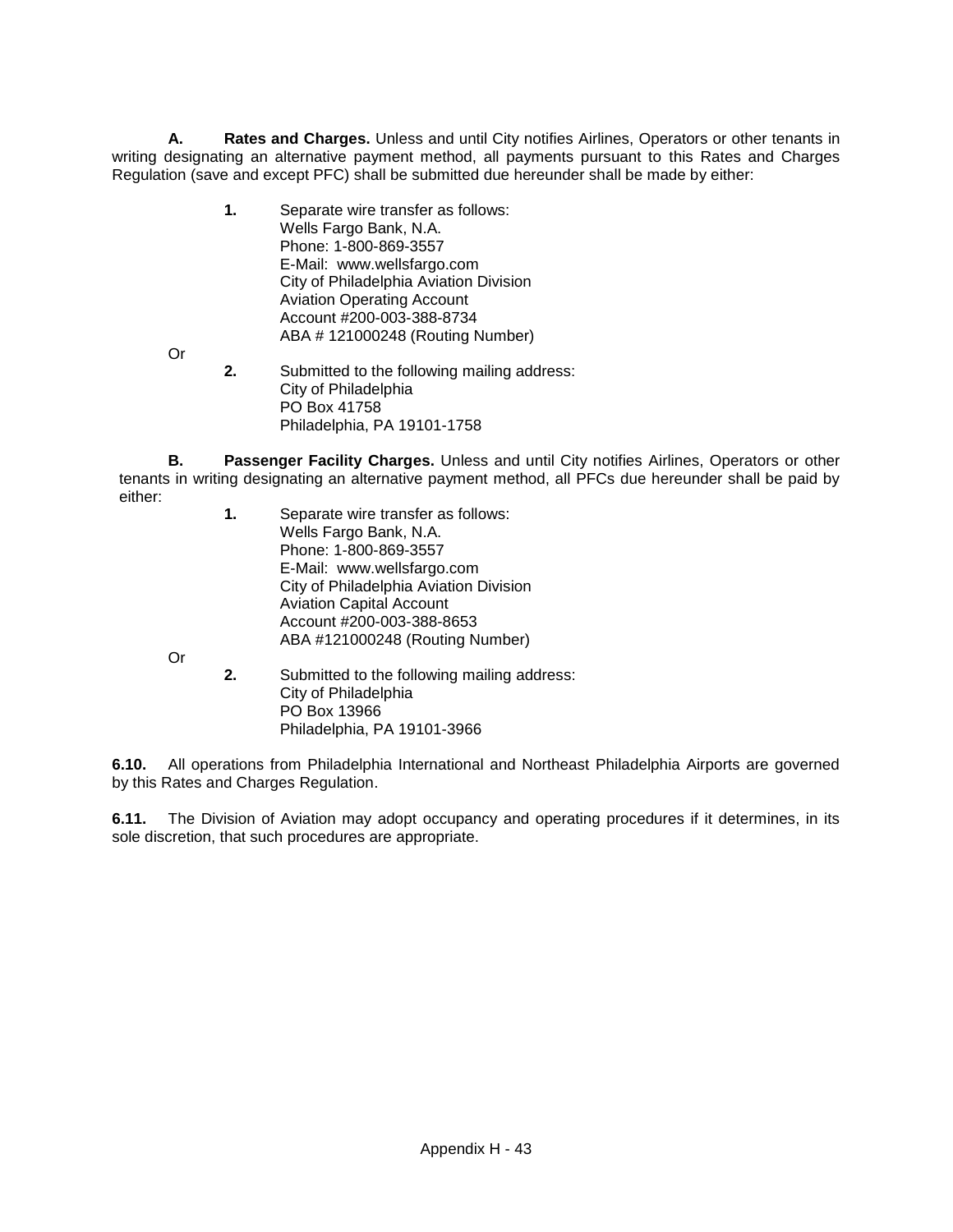**A. Rates and Charges.** Unless and until City notifies Airlines, Operators or other tenants in writing designating an alternative payment method, all payments pursuant to this Rates and Charges Regulation (save and except PFC) shall be submitted due hereunder shall be made by either:

**1.** Separate wire transfer as follows:
Wells Fargo Bank, N.A.
Phone: 1-800-869-3557
E-Mail: www.wellsfargo.com
City of Philadelphia Aviation Division
Aviation Operating Account
Account #200-003-388-8734
ABA # 121000248 (Routing Number)

Or

**2.** Submitted to the following mailing address:
City of Philadelphia
PO Box 41758
Philadelphia, PA 19101-1758

**B. Passenger Facility Charges.** Unless and until City notifies Airlines, Operators or other tenants in writing designating an alternative payment method, all PFCs due hereunder shall be paid by either:

**1.** Separate wire transfer as follows:
Wells Fargo Bank, N.A.
Phone: 1-800-869-3557
E-Mail: www.wellsfargo.com
City of Philadelphia Aviation Division
Aviation Capital Account
Account #200-003-388-8653
ABA #121000248 (Routing Number)

Or

**2.** Submitted to the following mailing address:
City of Philadelphia
PO Box 13966
Philadelphia, PA 19101-3966

**6.10.** All operations from Philadelphia International and Northeast Philadelphia Airports are governed by this Rates and Charges Regulation.

**6.11.** The Division of Aviation may adopt occupancy and operating procedures if it determines, in its sole discretion, that such procedures are appropriate.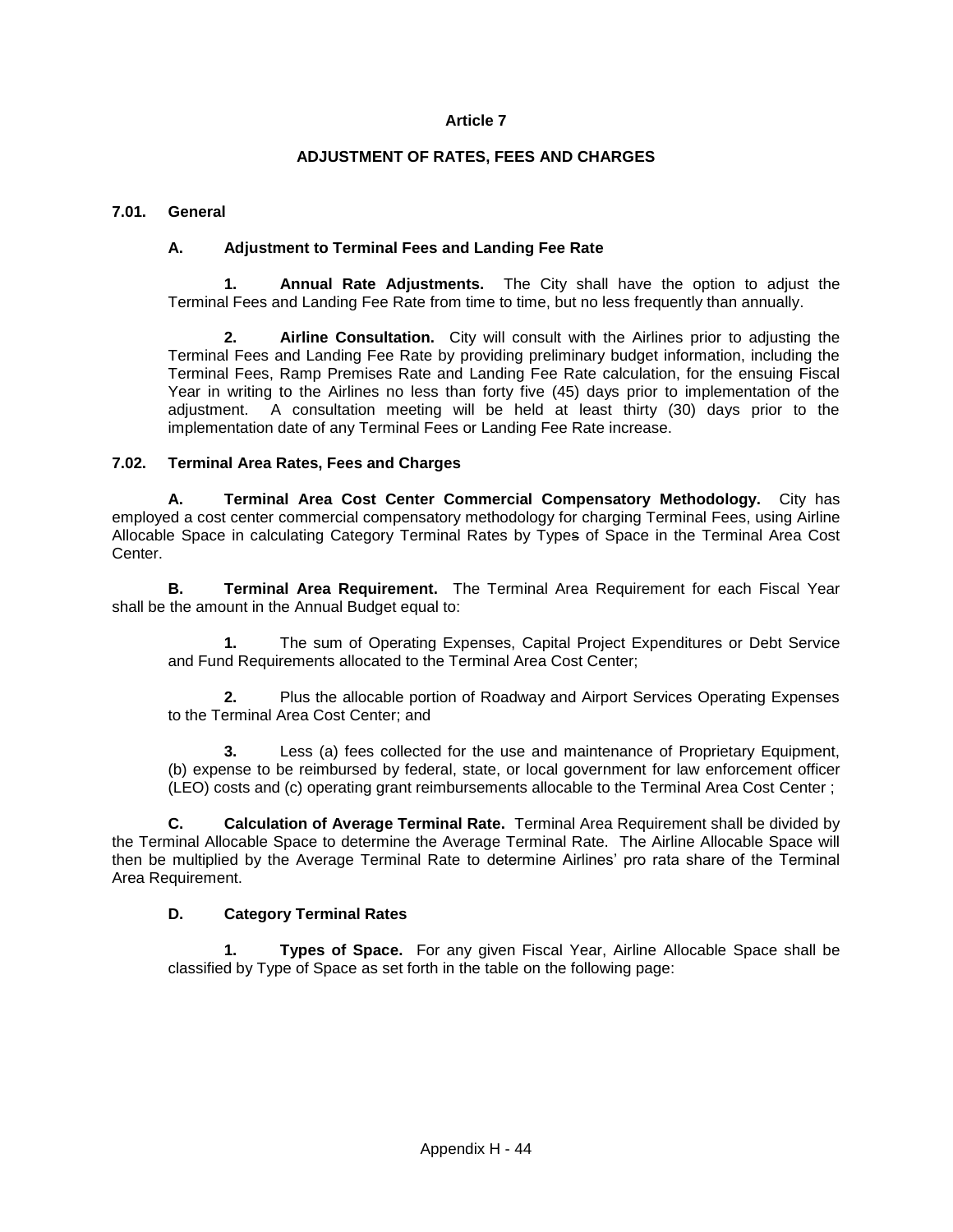# Article 7

## ADJUSTMENT OF RATES, FEES AND CHARGES

**7.01. General**

**A. Adjustment to Terminal Fees and Landing Fee Rate**

**1. Annual Rate Adjustments.** The City shall have the option to adjust the Terminal Fees and Landing Fee Rate from time to time, but no less frequently than annually.

**2. Airline Consultation.** City will consult with the Airlines prior to adjusting the Terminal Fees and Landing Fee Rate by providing preliminary budget information, including the Terminal Fees, Ramp Premises Rate and Landing Fee Rate calculation, for the ensuing Fiscal Year in writing to the Airlines no less than forty five (45) days prior to implementation of the adjustment. A consultation meeting will be held at least thirty (30) days prior to the implementation date of any Terminal Fees or Landing Fee Rate increase.

**7.02. Terminal Area Rates, Fees and Charges**

**A. Terminal Area Cost Center Commercial Compensatory Methodology.** City has employed a cost center commercial compensatory methodology for charging Terminal Fees, using Airline Allocable Space in calculating Category Terminal Rates by Types of Space in the Terminal Area Cost Center.

**B. Terminal Area Requirement.** The Terminal Area Requirement for each Fiscal Year shall be the amount in the Annual Budget equal to:

**1.** The sum of Operating Expenses, Capital Project Expenditures or Debt Service and Fund Requirements allocated to the Terminal Area Cost Center;

**2.** Plus the allocable portion of Roadway and Airport Services Operating Expenses to the Terminal Area Cost Center; and

**3.** Less (a) fees collected for the use and maintenance of Proprietary Equipment, (b) expense to be reimbursed by federal, state, or local government for law enforcement officer (LEO) costs and (c) operating grant reimbursements allocable to the Terminal Area Cost Center ;

**C. Calculation of Average Terminal Rate.** Terminal Area Requirement shall be divided by the Terminal Allocable Space to determine the Average Terminal Rate. The Airline Allocable Space will then be multiplied by the Average Terminal Rate to determine Airlines' pro rata share of the Terminal Area Requirement.

**D. Category Terminal Rates**

**1. Types of Space.** For any given Fiscal Year, Airline Allocable Space shall be classified by Type of Space as set forth in the table on the following page: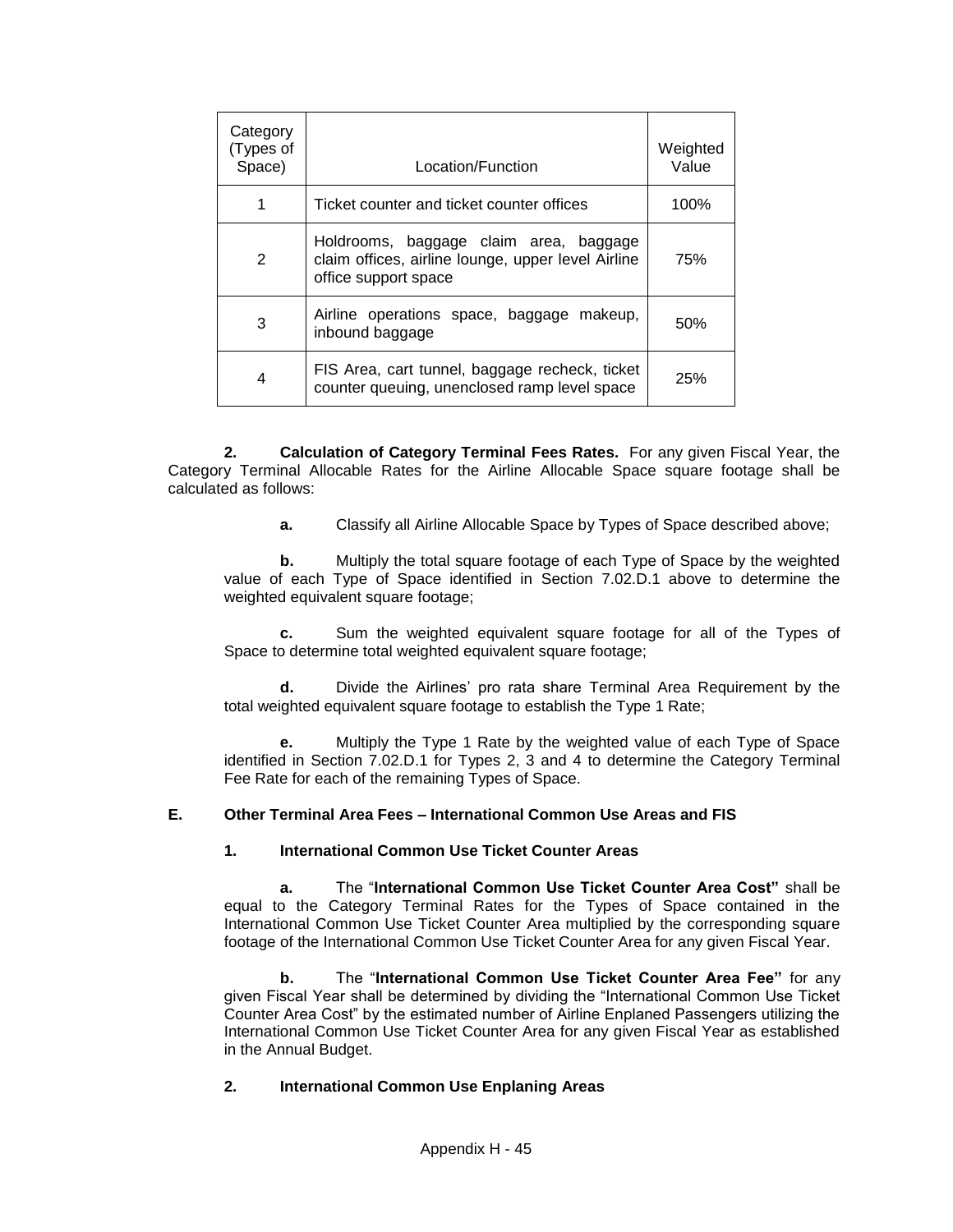| Category (Types of Space) | Location/Function | Weighted Value |
|---|---|---|
| 1 | Ticket counter and ticket counter offices | 100% |
| 2 | Holdrooms, baggage claim area, baggage claim offices, airline lounge, upper level Airline office support space | 75% |
| 3 | Airline operations space, baggage makeup, inbound baggage | 50% |
| 4 | FIS Area, cart tunnel, baggage recheck, ticket counter queuing, unenclosed ramp level space | 25% |

**2. Calculation of Category Terminal Fees Rates.** For any given Fiscal Year, the Category Terminal Allocable Rates for the Airline Allocable Space square footage shall be calculated as follows:

**a.** Classify all Airline Allocable Space by Types of Space described above;

**b.** Multiply the total square footage of each Type of Space by the weighted value of each Type of Space identified in Section 7.02.D.1 above to determine the weighted equivalent square footage;

**c.** Sum the weighted equivalent square footage for all of the Types of Space to determine total weighted equivalent square footage;

**d.** Divide the Airlines' pro rata share Terminal Area Requirement by the total weighted equivalent square footage to establish the Type 1 Rate;

**e.** Multiply the Type 1 Rate by the weighted value of each Type of Space identified in Section 7.02.D.1 for Types 2, 3 and 4 to determine the Category Terminal Fee Rate for each of the remaining Types of Space.

**E. Other Terminal Area Fees – International Common Use Areas and FIS**

**1. International Common Use Ticket Counter Areas**

**a.** The "**International Common Use Ticket Counter Area Cost"** shall be equal to the Category Terminal Rates for the Types of Space contained in the International Common Use Ticket Counter Area multiplied by the corresponding square footage of the International Common Use Ticket Counter Area for any given Fiscal Year.

**b.** The "**International Common Use Ticket Counter Area Fee"** for any given Fiscal Year shall be determined by dividing the "International Common Use Ticket Counter Area Cost" by the estimated number of Airline Enplaned Passengers utilizing the International Common Use Ticket Counter Area for any given Fiscal Year as established in the Annual Budget.

**2. International Common Use Enplaning Areas**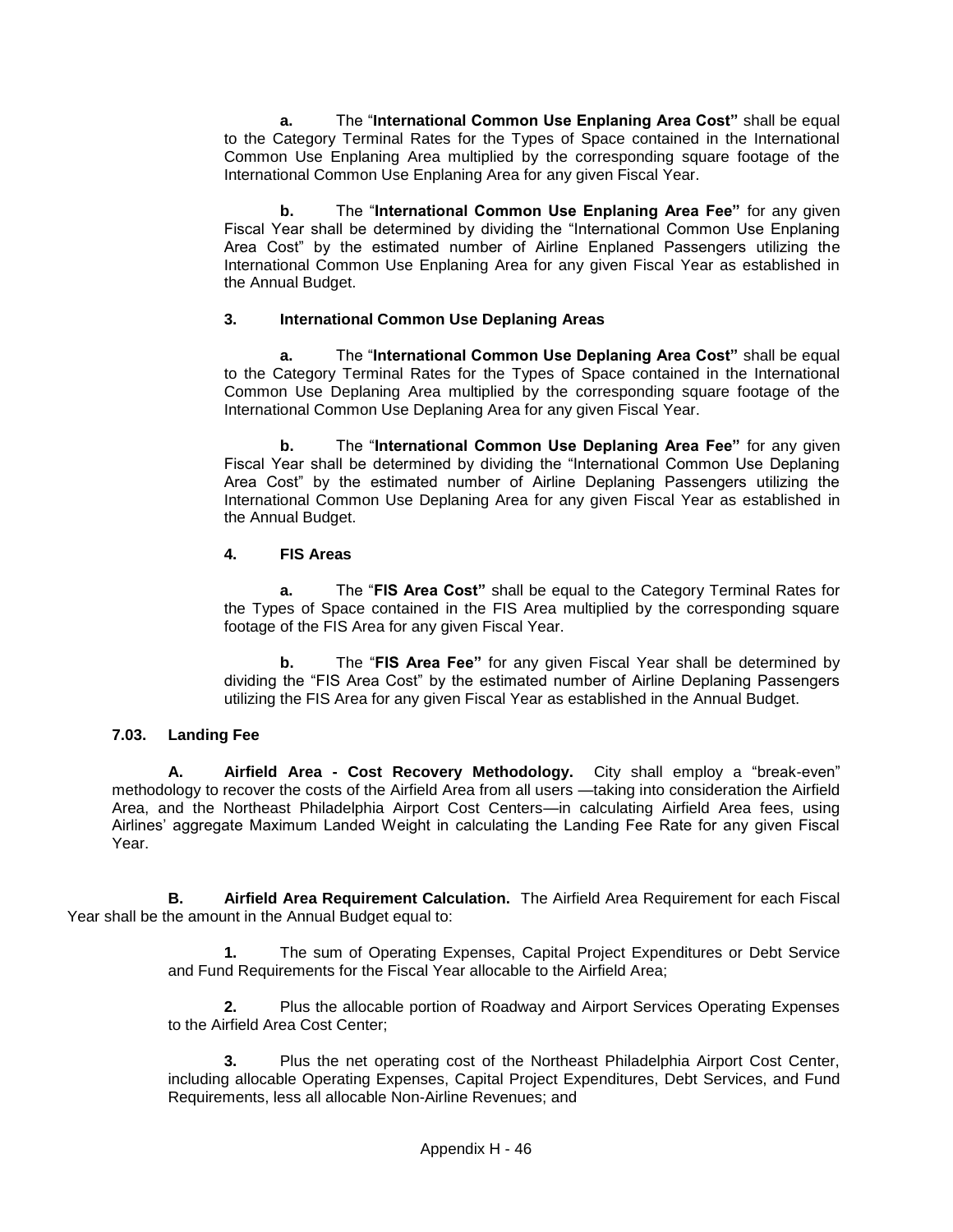**a.** The "**International Common Use Enplaning Area Cost"** shall be equal to the Category Terminal Rates for the Types of Space contained in the International Common Use Enplaning Area multiplied by the corresponding square footage of the International Common Use Enplaning Area for any given Fiscal Year.

**b.** The "**International Common Use Enplaning Area Fee"** for any given Fiscal Year shall be determined by dividing the "International Common Use Enplaning Area Cost" by the estimated number of Airline Enplaned Passengers utilizing the International Common Use Enplaning Area for any given Fiscal Year as established in the Annual Budget.

**3. International Common Use Deplaning Areas**

**a.** The "**International Common Use Deplaning Area Cost"** shall be equal to the Category Terminal Rates for the Types of Space contained in the International Common Use Deplaning Area multiplied by the corresponding square footage of the International Common Use Deplaning Area for any given Fiscal Year.

**b.** The "**International Common Use Deplaning Area Fee"** for any given Fiscal Year shall be determined by dividing the "International Common Use Deplaning Area Cost" by the estimated number of Airline Deplaning Passengers utilizing the International Common Use Deplaning Area for any given Fiscal Year as established in the Annual Budget.

**4. FIS Areas**

**a.** The "**FIS Area Cost"** shall be equal to the Category Terminal Rates for the Types of Space contained in the FIS Area multiplied by the corresponding square footage of the FIS Area for any given Fiscal Year.

**b.** The "**FIS Area Fee"** for any given Fiscal Year shall be determined by dividing the "FIS Area Cost" by the estimated number of Airline Deplaning Passengers utilizing the FIS Area for any given Fiscal Year as established in the Annual Budget.

**7.03. Landing Fee**

**A. Airfield Area - Cost Recovery Methodology.** City shall employ a "break-even" methodology to recover the costs of the Airfield Area from all users —taking into consideration the Airfield Area, and the Northeast Philadelphia Airport Cost Centers—in calculating Airfield Area fees, using Airlines' aggregate Maximum Landed Weight in calculating the Landing Fee Rate for any given Fiscal Year.

**B. Airfield Area Requirement Calculation.** The Airfield Area Requirement for each Fiscal Year shall be the amount in the Annual Budget equal to:

**1.** The sum of Operating Expenses, Capital Project Expenditures or Debt Service and Fund Requirements for the Fiscal Year allocable to the Airfield Area;

**2.** Plus the allocable portion of Roadway and Airport Services Operating Expenses to the Airfield Area Cost Center;

**3.** Plus the net operating cost of the Northeast Philadelphia Airport Cost Center, including allocable Operating Expenses, Capital Project Expenditures, Debt Services, and Fund Requirements, less all allocable Non-Airline Revenues; and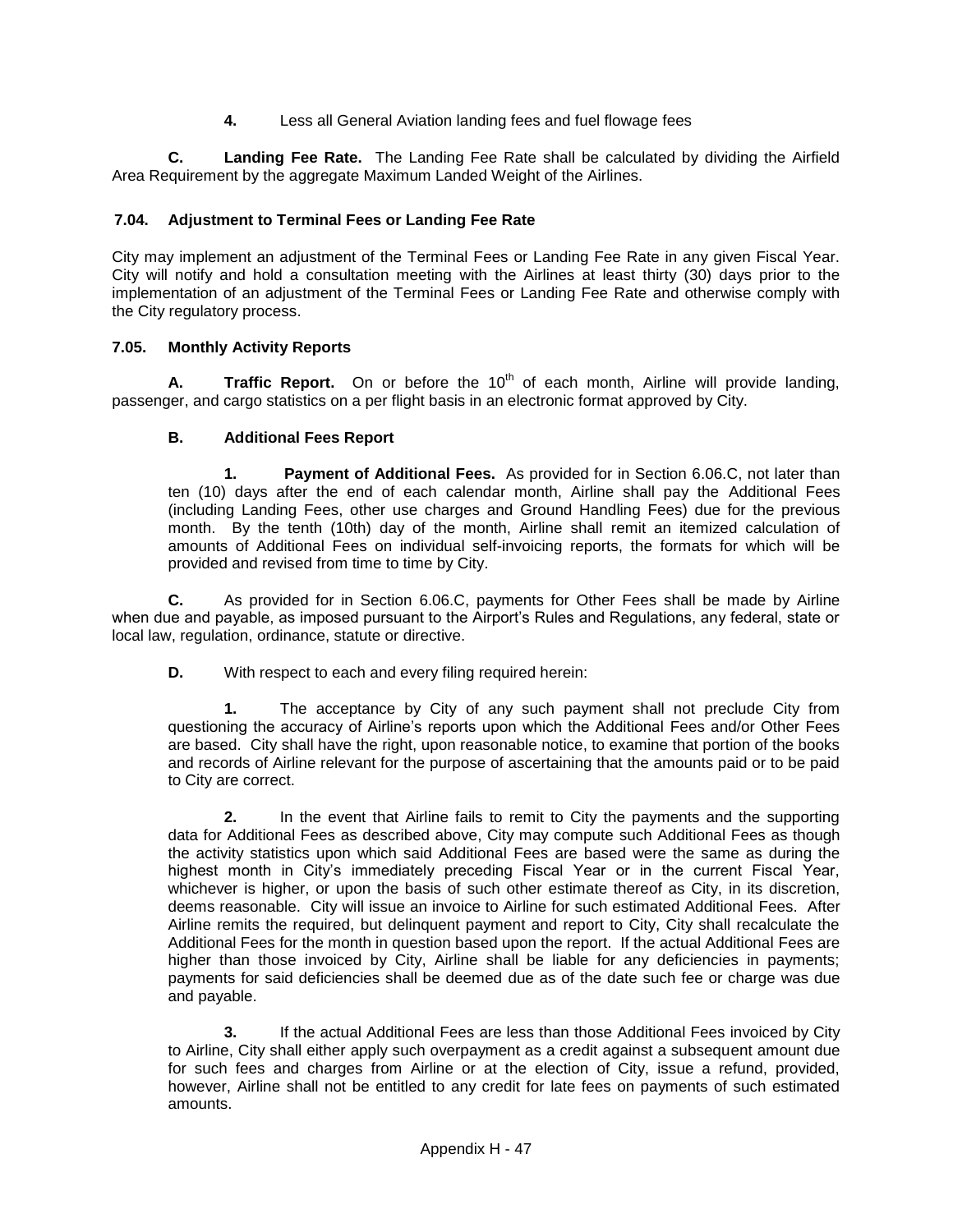4. Less all General Aviation landing fees and fuel flowage fees

**C. Landing Fee Rate.** The Landing Fee Rate shall be calculated by dividing the Airfield Area Requirement by the aggregate Maximum Landed Weight of the Airlines.

### 7.04. Adjustment to Terminal Fees or Landing Fee Rate

City may implement an adjustment of the Terminal Fees or Landing Fee Rate in any given Fiscal Year. City will notify and hold a consultation meeting with the Airlines at least thirty (30) days prior to the implementation of an adjustment of the Terminal Fees or Landing Fee Rate and otherwise comply with the City regulatory process.

### 7.05. Monthly Activity Reports

**A. Traffic Report.** On or before the 10th of each month, Airline will provide landing, passenger, and cargo statistics on a per flight basis in an electronic format approved by City.

**B. Additional Fees Report**

**1. Payment of Additional Fees.** As provided for in Section 6.06.C, not later than ten (10) days after the end of each calendar month, Airline shall pay the Additional Fees (including Landing Fees, other use charges and Ground Handling Fees) due for the previous month. By the tenth (10th) day of the month, Airline shall remit an itemized calculation of amounts of Additional Fees on individual self-invoicing reports, the formats for which will be provided and revised from time to time by City.

**C.** As provided for in Section 6.06.C, payments for Other Fees shall be made by Airline when due and payable, as imposed pursuant to the Airport's Rules and Regulations, any federal, state or local law, regulation, ordinance, statute or directive.

**D.** With respect to each and every filing required herein:

**1.** The acceptance by City of any such payment shall not preclude City from questioning the accuracy of Airline's reports upon which the Additional Fees and/or Other Fees are based. City shall have the right, upon reasonable notice, to examine that portion of the books and records of Airline relevant for the purpose of ascertaining that the amounts paid or to be paid to City are correct.

**2.** In the event that Airline fails to remit to City the payments and the supporting data for Additional Fees as described above, City may compute such Additional Fees as though the activity statistics upon which said Additional Fees are based were the same as during the highest month in City's immediately preceding Fiscal Year or in the current Fiscal Year, whichever is higher, or upon the basis of such other estimate thereof as City, in its discretion, deems reasonable. City will issue an invoice to Airline for such estimated Additional Fees. After Airline remits the required, but delinquent payment and report to City, City shall recalculate the Additional Fees for the month in question based upon the report. If the actual Additional Fees are higher than those invoiced by City, Airline shall be liable for any deficiencies in payments; payments for said deficiencies shall be deemed due as of the date such fee or charge was due and payable.

**3.** If the actual Additional Fees are less than those Additional Fees invoiced by City to Airline, City shall either apply such overpayment as a credit against a subsequent amount due for such fees and charges from Airline or at the election of City, issue a refund, provided, however, Airline shall not be entitled to any credit for late fees on payments of such estimated amounts.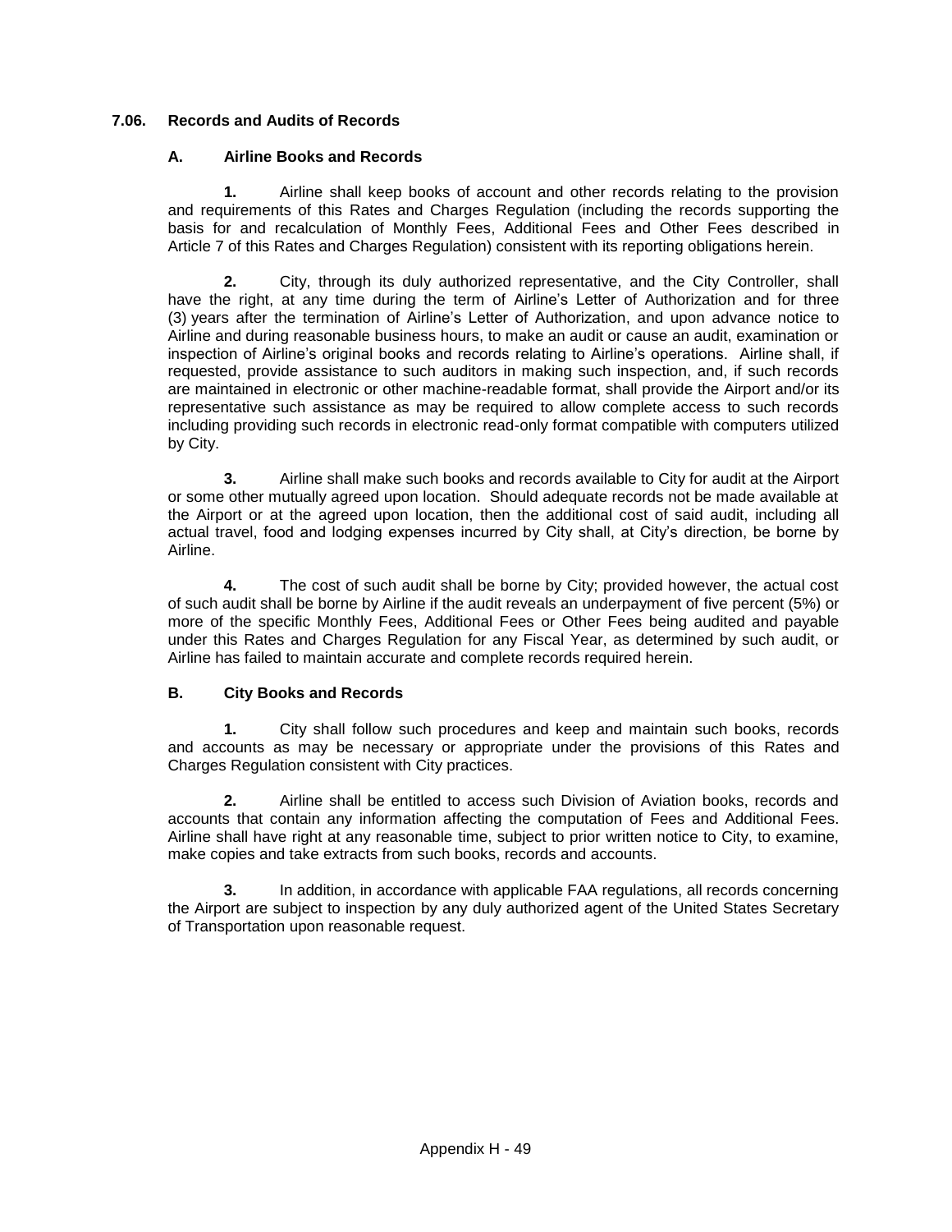### 7.06. Records and Audits of Records

#### A. Airline Books and Records

**1.** Airline shall keep books of account and other records relating to the provision and requirements of this Rates and Charges Regulation (including the records supporting the basis for and recalculation of Monthly Fees, Additional Fees and Other Fees described in Article 7 of this Rates and Charges Regulation) consistent with its reporting obligations herein.

**2.** City, through its duly authorized representative, and the City Controller, shall have the right, at any time during the term of Airline's Letter of Authorization and for three (3) years after the termination of Airline's Letter of Authorization, and upon advance notice to Airline and during reasonable business hours, to make an audit or cause an audit, examination or inspection of Airline's original books and records relating to Airline's operations. Airline shall, if requested, provide assistance to such auditors in making such inspection, and, if such records are maintained in electronic or other machine-readable format, shall provide the Airport and/or its representative such assistance as may be required to allow complete access to such records including providing such records in electronic read-only format compatible with computers utilized by City.

**3.** Airline shall make such books and records available to City for audit at the Airport or some other mutually agreed upon location. Should adequate records not be made available at the Airport or at the agreed upon location, then the additional cost of said audit, including all actual travel, food and lodging expenses incurred by City shall, at City's direction, be borne by Airline.

**4.** The cost of such audit shall be borne by City; provided however, the actual cost of such audit shall be borne by Airline if the audit reveals an underpayment of five percent (5%) or more of the specific Monthly Fees, Additional Fees or Other Fees being audited and payable under this Rates and Charges Regulation for any Fiscal Year, as determined by such audit, or Airline has failed to maintain accurate and complete records required herein.

#### B. City Books and Records

**1.** City shall follow such procedures and keep and maintain such books, records and accounts as may be necessary or appropriate under the provisions of this Rates and Charges Regulation consistent with City practices.

**2.** Airline shall be entitled to access such Division of Aviation books, records and accounts that contain any information affecting the computation of Fees and Additional Fees. Airline shall have right at any reasonable time, subject to prior written notice to City, to examine, make copies and take extracts from such books, records and accounts.

**3.** In addition, in accordance with applicable FAA regulations, all records concerning the Airport are subject to inspection by any duly authorized agent of the United States Secretary of Transportation upon reasonable request.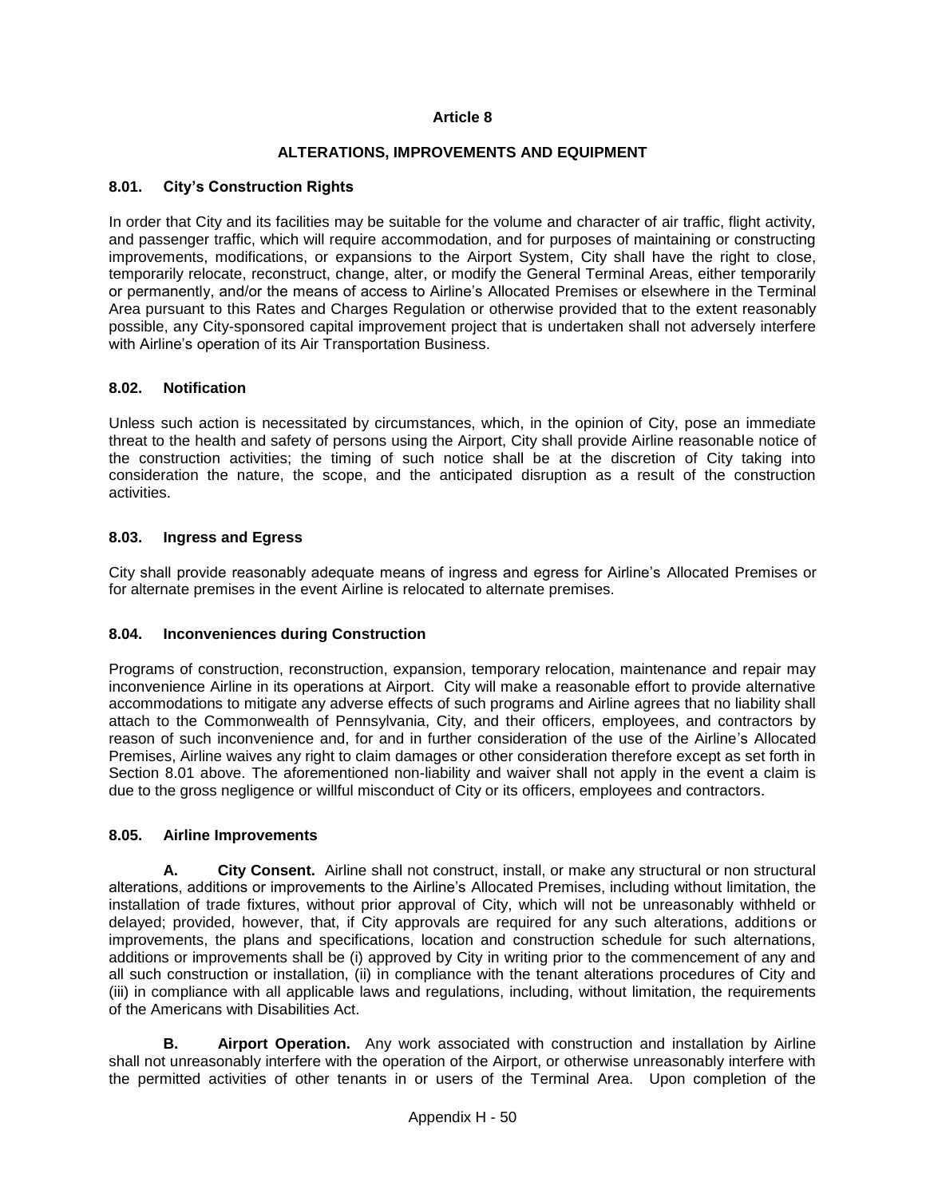# Article 8

## ALTERATIONS, IMPROVEMENTS AND EQUIPMENT

### 8.01. City's Construction Rights

In order that City and its facilities may be suitable for the volume and character of air traffic, flight activity, and passenger traffic, which will require accommodation, and for purposes of maintaining or constructing improvements, modifications, or expansions to the Airport System, City shall have the right to close, temporarily relocate, reconstruct, change, alter, or modify the General Terminal Areas, either temporarily or permanently, and/or the means of access to Airline's Allocated Premises or elsewhere in the Terminal Area pursuant to this Rates and Charges Regulation or otherwise provided that to the extent reasonably possible, any City-sponsored capital improvement project that is undertaken shall not adversely interfere with Airline's operation of its Air Transportation Business.

### 8.02. Notification

Unless such action is necessitated by circumstances, which, in the opinion of City, pose an immediate threat to the health and safety of persons using the Airport, City shall provide Airline reasonable notice of the construction activities; the timing of such notice shall be at the discretion of City taking into consideration the nature, the scope, and the anticipated disruption as a result of the construction activities.

### 8.03. Ingress and Egress

City shall provide reasonably adequate means of ingress and egress for Airline's Allocated Premises or for alternate premises in the event Airline is relocated to alternate premises.

### 8.04. Inconveniences during Construction

Programs of construction, reconstruction, expansion, temporary relocation, maintenance and repair may inconvenience Airline in its operations at Airport. City will make a reasonable effort to provide alternative accommodations to mitigate any adverse effects of such programs and Airline agrees that no liability shall attach to the Commonwealth of Pennsylvania, City, and their officers, employees, and contractors by reason of such inconvenience and, for and in further consideration of the use of the Airline's Allocated Premises, Airline waives any right to claim damages or other consideration therefore except as set forth in Section 8.01 above. The aforementioned non-liability and waiver shall not apply in the event a claim is due to the gross negligence or willful misconduct of City or its officers, employees and contractors.

### 8.05. Airline Improvements

**A. City Consent.** Airline shall not construct, install, or make any structural or non structural alterations, additions or improvements to the Airline's Allocated Premises, including without limitation, the installation of trade fixtures, without prior approval of City, which will not be unreasonably withheld or delayed; provided, however, that, if City approvals are required for any such alterations, additions or improvements, the plans and specifications, location and construction schedule for such alternations, additions or improvements shall be (i) approved by City in writing prior to the commencement of any and all such construction or installation, (ii) in compliance with the tenant alterations procedures of City and (iii) in compliance with all applicable laws and regulations, including, without limitation, the requirements of the Americans with Disabilities Act.

**B. Airport Operation.** Any work associated with construction and installation by Airline shall not unreasonably interfere with the operation of the Airport, or otherwise unreasonably interfere with the permitted activities of other tenants in or users of the Terminal Area. Upon completion of the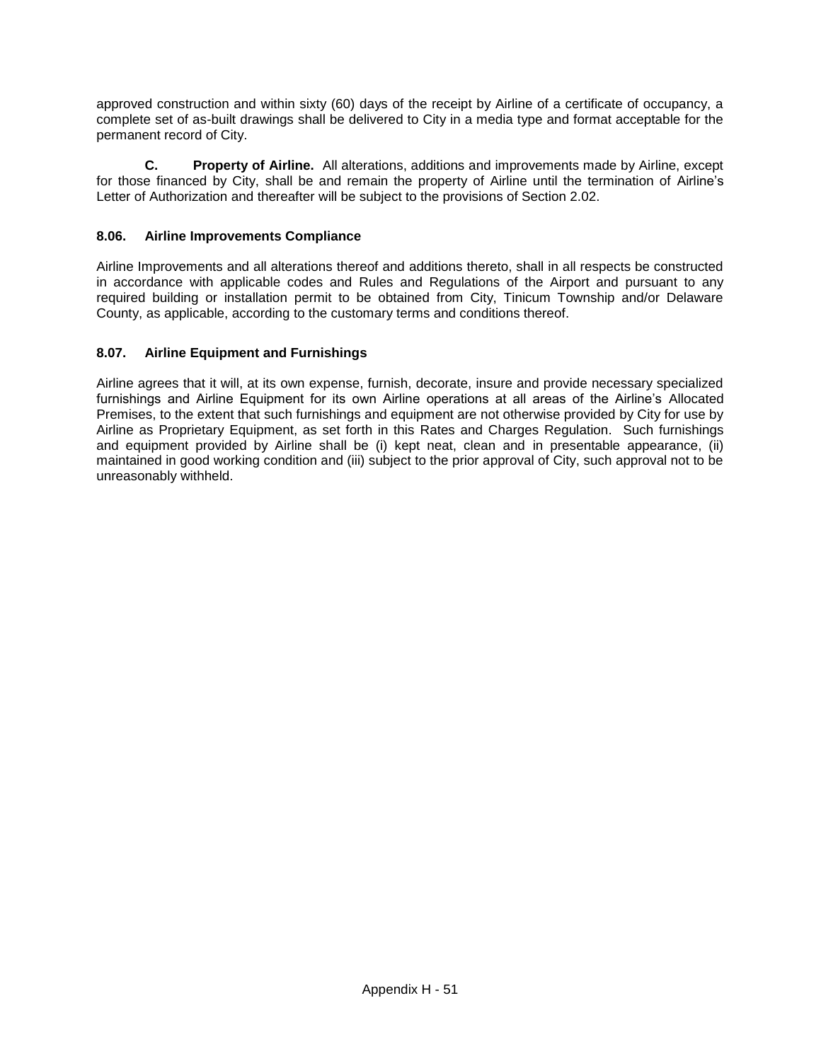approved construction and within sixty (60) days of the receipt by Airline of a certificate of occupancy, a complete set of as-built drawings shall be delivered to City in a media type and format acceptable for the permanent record of City.

**C. Property of Airline.** All alterations, additions and improvements made by Airline, except for those financed by City, shall be and remain the property of Airline until the termination of Airline's Letter of Authorization and thereafter will be subject to the provisions of Section 2.02.

### 8.06. Airline Improvements Compliance

Airline Improvements and all alterations thereof and additions thereto, shall in all respects be constructed in accordance with applicable codes and Rules and Regulations of the Airport and pursuant to any required building or installation permit to be obtained from City, Tinicum Township and/or Delaware County, as applicable, according to the customary terms and conditions thereof.

### 8.07. Airline Equipment and Furnishings

Airline agrees that it will, at its own expense, furnish, decorate, insure and provide necessary specialized furnishings and Airline Equipment for its own Airline operations at all areas of the Airline's Allocated Premises, to the extent that such furnishings and equipment are not otherwise provided by City for use by Airline as Proprietary Equipment, as set forth in this Rates and Charges Regulation. Such furnishings and equipment provided by Airline shall be (i) kept neat, clean and in presentable appearance, (ii) maintained in good working condition and (iii) subject to the prior approval of City, such approval not to be unreasonably withheld.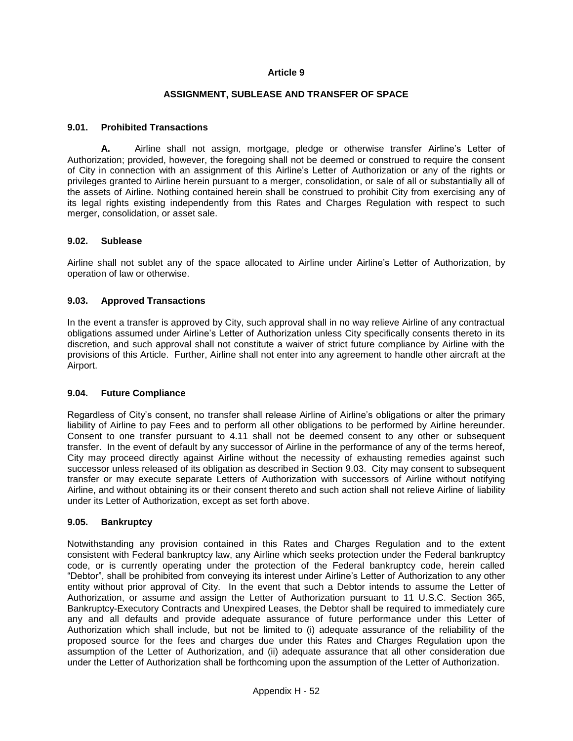## Article 9

## ASSIGNMENT, SUBLEASE AND TRANSFER OF SPACE

### 9.01. Prohibited Transactions

**A.** Airline shall not assign, mortgage, pledge or otherwise transfer Airline's Letter of Authorization; provided, however, the foregoing shall not be deemed or construed to require the consent of City in connection with an assignment of this Airline's Letter of Authorization or any of the rights or privileges granted to Airline herein pursuant to a merger, consolidation, or sale of all or substantially all of the assets of Airline. Nothing contained herein shall be construed to prohibit City from exercising any of its legal rights existing independently from this Rates and Charges Regulation with respect to such merger, consolidation, or asset sale.

### 9.02. Sublease

Airline shall not sublet any of the space allocated to Airline under Airline's Letter of Authorization, by operation of law or otherwise.

### 9.03. Approved Transactions

In the event a transfer is approved by City, such approval shall in no way relieve Airline of any contractual obligations assumed under Airline's Letter of Authorization unless City specifically consents thereto in its discretion, and such approval shall not constitute a waiver of strict future compliance by Airline with the provisions of this Article. Further, Airline shall not enter into any agreement to handle other aircraft at the Airport.

### 9.04. Future Compliance

Regardless of City's consent, no transfer shall release Airline of Airline's obligations or alter the primary liability of Airline to pay Fees and to perform all other obligations to be performed by Airline hereunder. Consent to one transfer pursuant to 4.11 shall not be deemed consent to any other or subsequent transfer. In the event of default by any successor of Airline in the performance of any of the terms hereof, City may proceed directly against Airline without the necessity of exhausting remedies against such successor unless released of its obligation as described in Section 9.03. City may consent to subsequent transfer or may execute separate Letters of Authorization with successors of Airline without notifying Airline, and without obtaining its or their consent thereto and such action shall not relieve Airline of liability under its Letter of Authorization, except as set forth above.

### 9.05. Bankruptcy

Notwithstanding any provision contained in this Rates and Charges Regulation and to the extent consistent with Federal bankruptcy law, any Airline which seeks protection under the Federal bankruptcy code, or is currently operating under the protection of the Federal bankruptcy code, herein called "Debtor", shall be prohibited from conveying its interest under Airline's Letter of Authorization to any other entity without prior approval of City. In the event that such a Debtor intends to assume the Letter of Authorization, or assume and assign the Letter of Authorization pursuant to 11 U.S.C. Section 365, Bankruptcy-Executory Contracts and Unexpired Leases, the Debtor shall be required to immediately cure any and all defaults and provide adequate assurance of future performance under this Letter of Authorization which shall include, but not be limited to (i) adequate assurance of the reliability of the proposed source for the fees and charges due under this Rates and Charges Regulation upon the assumption of the Letter of Authorization, and (ii) adequate assurance that all other consideration due under the Letter of Authorization shall be forthcoming upon the assumption of the Letter of Authorization.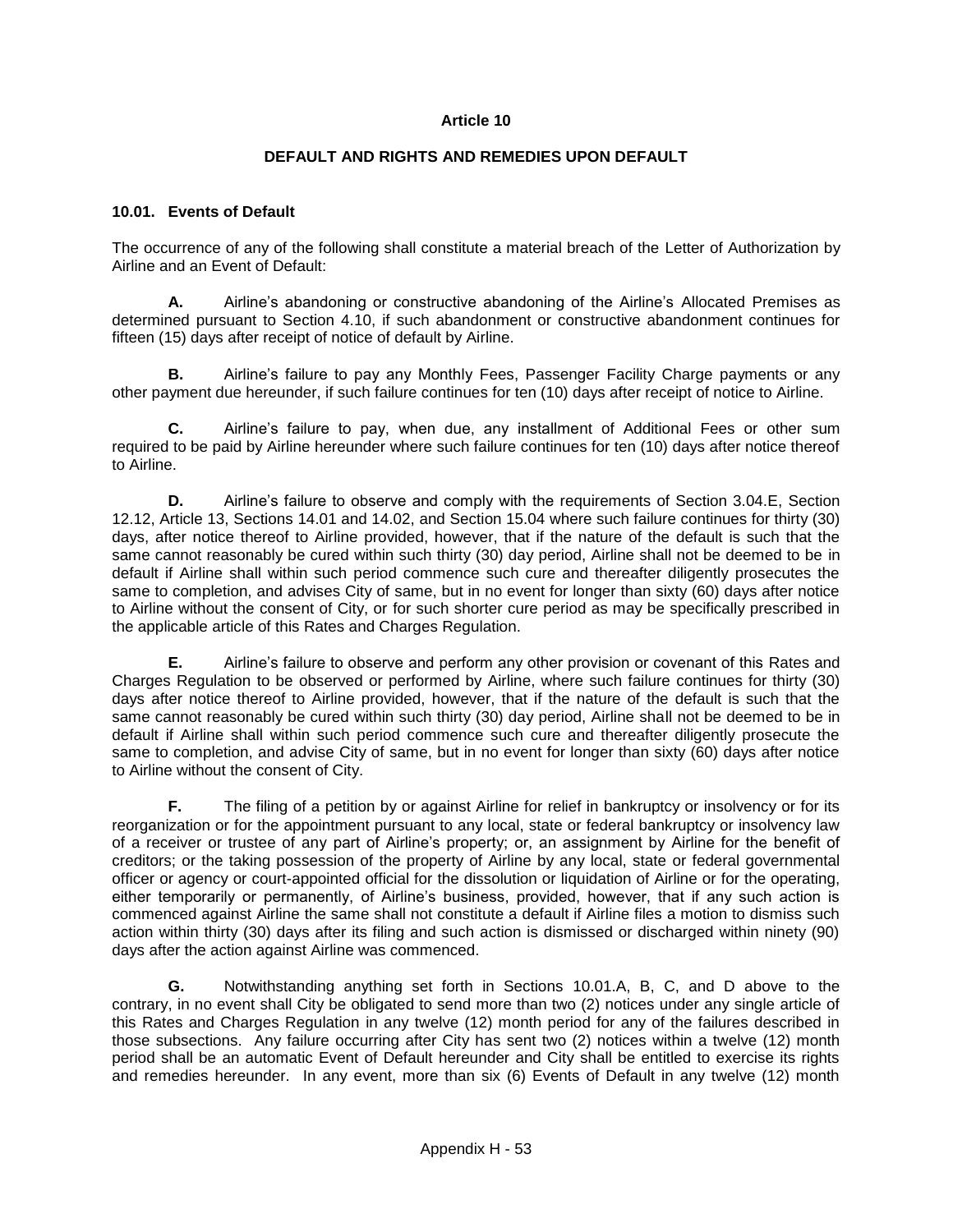# Article 10

## DEFAULT AND RIGHTS AND REMEDIES UPON DEFAULT

### 10.01. Events of Default

The occurrence of any of the following shall constitute a material breach of the Letter of Authorization by Airline and an Event of Default:

**A.** Airline's abandoning or constructive abandoning of the Airline's Allocated Premises as determined pursuant to Section 4.10, if such abandonment or constructive abandonment continues for fifteen (15) days after receipt of notice of default by Airline.

**B.** Airline's failure to pay any Monthly Fees, Passenger Facility Charge payments or any other payment due hereunder, if such failure continues for ten (10) days after receipt of notice to Airline.

**C.** Airline's failure to pay, when due, any installment of Additional Fees or other sum required to be paid by Airline hereunder where such failure continues for ten (10) days after notice thereof to Airline.

**D.** Airline's failure to observe and comply with the requirements of Section 3.04.E, Section 12.12, Article 13, Sections 14.01 and 14.02, and Section 15.04 where such failure continues for thirty (30) days, after notice thereof to Airline provided, however, that if the nature of the default is such that the same cannot reasonably be cured within such thirty (30) day period, Airline shall not be deemed to be in default if Airline shall within such period commence such cure and thereafter diligently prosecutes the same to completion, and advises City of same, but in no event for longer than sixty (60) days after notice to Airline without the consent of City, or for such shorter cure period as may be specifically prescribed in the applicable article of this Rates and Charges Regulation.

**E.** Airline's failure to observe and perform any other provision or covenant of this Rates and Charges Regulation to be observed or performed by Airline, where such failure continues for thirty (30) days after notice thereof to Airline provided, however, that if the nature of the default is such that the same cannot reasonably be cured within such thirty (30) day period, Airline shall not be deemed to be in default if Airline shall within such period commence such cure and thereafter diligently prosecute the same to completion, and advise City of same, but in no event for longer than sixty (60) days after notice to Airline without the consent of City.

**F.** The filing of a petition by or against Airline for relief in bankruptcy or insolvency or for its reorganization or for the appointment pursuant to any local, state or federal bankruptcy or insolvency law of a receiver or trustee of any part of Airline's property; or, an assignment by Airline for the benefit of creditors; or the taking possession of the property of Airline by any local, state or federal governmental officer or agency or court-appointed official for the dissolution or liquidation of Airline or for the operating, either temporarily or permanently, of Airline's business, provided, however, that if any such action is commenced against Airline the same shall not constitute a default if Airline files a motion to dismiss such action within thirty (30) days after its filing and such action is dismissed or discharged within ninety (90) days after the action against Airline was commenced.

**G.** Notwithstanding anything set forth in Sections 10.01.A, B, C, and D above to the contrary, in no event shall City be obligated to send more than two (2) notices under any single article of this Rates and Charges Regulation in any twelve (12) month period for any of the failures described in those subsections. Any failure occurring after City has sent two (2) notices within a twelve (12) month period shall be an automatic Event of Default hereunder and City shall be entitled to exercise its rights and remedies hereunder. In any event, more than six (6) Events of Default in any twelve (12) month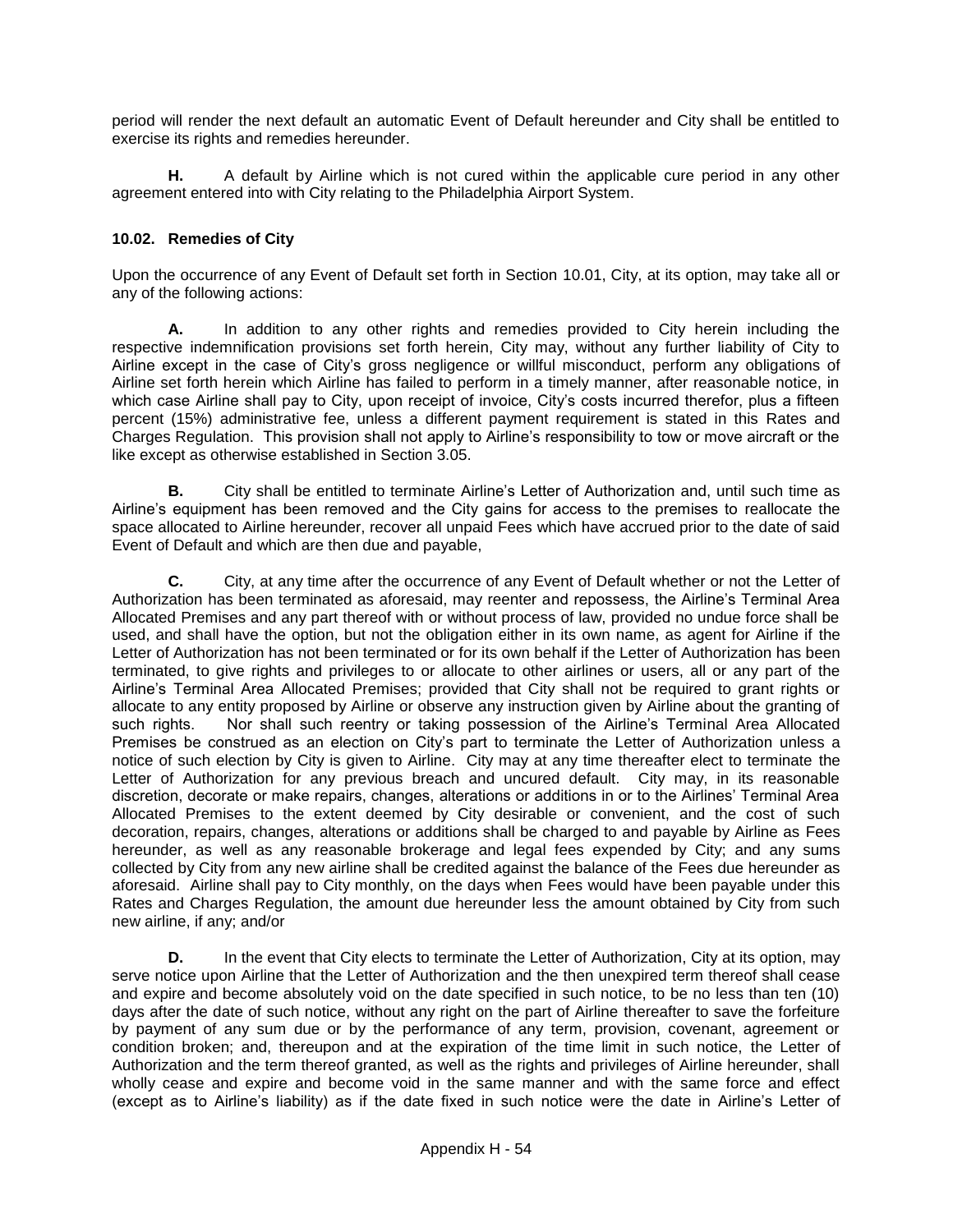period will render the next default an automatic Event of Default hereunder and City shall be entitled to exercise its rights and remedies hereunder.

**H.** A default by Airline which is not cured within the applicable cure period in any other agreement entered into with City relating to the Philadelphia Airport System.

### 10.02. Remedies of City

Upon the occurrence of any Event of Default set forth in Section 10.01, City, at its option, may take all or any of the following actions:

**A.** In addition to any other rights and remedies provided to City herein including the respective indemnification provisions set forth herein, City may, without any further liability of City to Airline except in the case of City's gross negligence or willful misconduct, perform any obligations of Airline set forth herein which Airline has failed to perform in a timely manner, after reasonable notice, in which case Airline shall pay to City, upon receipt of invoice, City's costs incurred therefor, plus a fifteen percent (15%) administrative fee, unless a different payment requirement is stated in this Rates and Charges Regulation. This provision shall not apply to Airline's responsibility to tow or move aircraft or the like except as otherwise established in Section 3.05.

**B.** City shall be entitled to terminate Airline's Letter of Authorization and, until such time as Airline's equipment has been removed and the City gains for access to the premises to reallocate the space allocated to Airline hereunder, recover all unpaid Fees which have accrued prior to the date of said Event of Default and which are then due and payable,

**C.** City, at any time after the occurrence of any Event of Default whether or not the Letter of Authorization has been terminated as aforesaid, may reenter and repossess, the Airline's Terminal Area Allocated Premises and any part thereof with or without process of law, provided no undue force shall be used, and shall have the option, but not the obligation either in its own name, as agent for Airline if the Letter of Authorization has not been terminated or for its own behalf if the Letter of Authorization has been terminated, to give rights and privileges to or allocate to other airlines or users, all or any part of the Airline's Terminal Area Allocated Premises; provided that City shall not be required to grant rights or allocate to any entity proposed by Airline or observe any instruction given by Airline about the granting of such rights. Nor shall such reentry or taking possession of the Airline's Terminal Area Allocated Premises be construed as an election on City's part to terminate the Letter of Authorization unless a notice of such election by City is given to Airline. City may at any time thereafter elect to terminate the Letter of Authorization for any previous breach and uncured default. City may, in its reasonable discretion, decorate or make repairs, changes, alterations or additions in or to the Airlines' Terminal Area Allocated Premises to the extent deemed by City desirable or convenient, and the cost of such decoration, repairs, changes, alterations or additions shall be charged to and payable by Airline as Fees hereunder, as well as any reasonable brokerage and legal fees expended by City; and any sums collected by City from any new airline shall be credited against the balance of the Fees due hereunder as aforesaid. Airline shall pay to City monthly, on the days when Fees would have been payable under this Rates and Charges Regulation, the amount due hereunder less the amount obtained by City from such new airline, if any; and/or

**D.** In the event that City elects to terminate the Letter of Authorization, City at its option, may serve notice upon Airline that the Letter of Authorization and the then unexpired term thereof shall cease and expire and become absolutely void on the date specified in such notice, to be no less than ten (10) days after the date of such notice, without any right on the part of Airline thereafter to save the forfeiture by payment of any sum due or by the performance of any term, provision, covenant, agreement or condition broken; and, thereupon and at the expiration of the time limit in such notice, the Letter of Authorization and the term thereof granted, as well as the rights and privileges of Airline hereunder, shall wholly cease and expire and become void in the same manner and with the same force and effect (except as to Airline's liability) as if the date fixed in such notice were the date in Airline's Letter of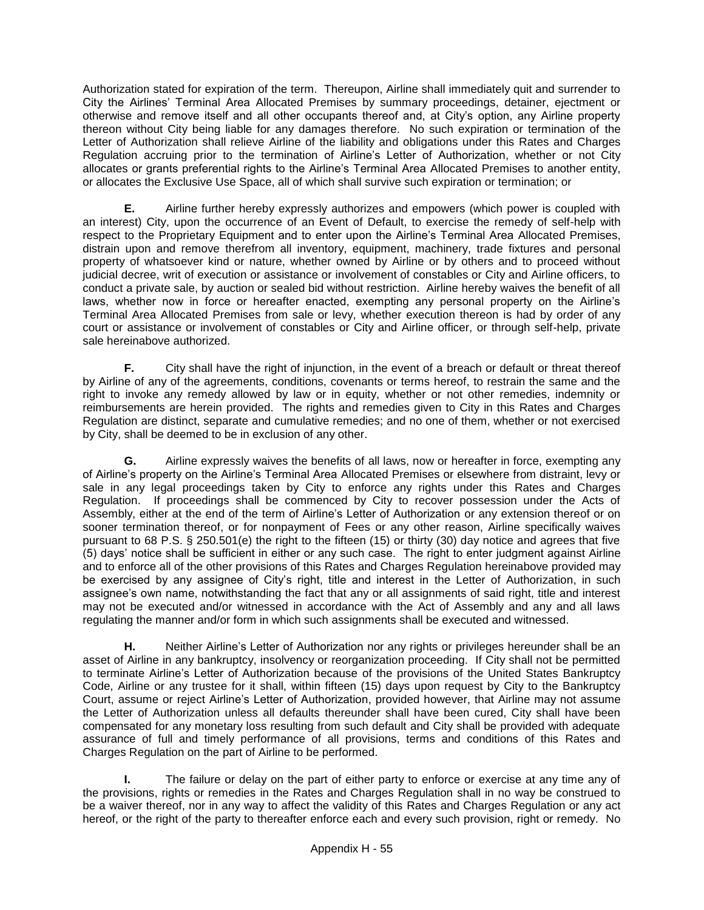Authorization stated for expiration of the term. Thereupon, Airline shall immediately quit and surrender to City the Airlines' Terminal Area Allocated Premises by summary proceedings, detainer, ejectment or otherwise and remove itself and all other occupants thereof and, at City's option, any Airline property thereon without City being liable for any damages therefore. No such expiration or termination of the Letter of Authorization shall relieve Airline of the liability and obligations under this Rates and Charges Regulation accruing prior to the termination of Airline's Letter of Authorization, whether or not City allocates or grants preferential rights to the Airline's Terminal Area Allocated Premises to another entity, or allocates the Exclusive Use Space, all of which shall survive such expiration or termination; or

**E.** Airline further hereby expressly authorizes and empowers (which power is coupled with an interest) City, upon the occurrence of an Event of Default, to exercise the remedy of self-help with respect to the Proprietary Equipment and to enter upon the Airline's Terminal Area Allocated Premises, distrain upon and remove therefrom all inventory, equipment, machinery, trade fixtures and personal property of whatsoever kind or nature, whether owned by Airline or by others and to proceed without judicial decree, writ of execution or assistance or involvement of constables or City and Airline officers, to conduct a private sale, by auction or sealed bid without restriction. Airline hereby waives the benefit of all laws, whether now in force or hereafter enacted, exempting any personal property on the Airline's Terminal Area Allocated Premises from sale or levy, whether execution thereon is had by order of any court or assistance or involvement of constables or City and Airline officer, or through self-help, private sale hereinabove authorized.

**F.** City shall have the right of injunction, in the event of a breach or default or threat thereof by Airline of any of the agreements, conditions, covenants or terms hereof, to restrain the same and the right to invoke any remedy allowed by law or in equity, whether or not other remedies, indemnity or reimbursements are herein provided. The rights and remedies given to City in this Rates and Charges Regulation are distinct, separate and cumulative remedies; and no one of them, whether or not exercised by City, shall be deemed to be in exclusion of any other.

**G.** Airline expressly waives the benefits of all laws, now or hereafter in force, exempting any of Airline's property on the Airline's Terminal Area Allocated Premises or elsewhere from distraint, levy or sale in any legal proceedings taken by City to enforce any rights under this Rates and Charges Regulation. If proceedings shall be commenced by City to recover possession under the Acts of Assembly, either at the end of the term of Airline's Letter of Authorization or any extension thereof or on sooner termination thereof, or for nonpayment of Fees or any other reason, Airline specifically waives pursuant to 68 P.S. § 250.501(e) the right to the fifteen (15) or thirty (30) day notice and agrees that five (5) days' notice shall be sufficient in either or any such case. The right to enter judgment against Airline and to enforce all of the other provisions of this Rates and Charges Regulation hereinabove provided may be exercised by any assignee of City's right, title and interest in the Letter of Authorization, in such assignee's own name, notwithstanding the fact that any or all assignments of said right, title and interest may not be executed and/or witnessed in accordance with the Act of Assembly and any and all laws regulating the manner and/or form in which such assignments shall be executed and witnessed.

**H.** Neither Airline's Letter of Authorization nor any rights or privileges hereunder shall be an asset of Airline in any bankruptcy, insolvency or reorganization proceeding. If City shall not be permitted to terminate Airline's Letter of Authorization because of the provisions of the United States Bankruptcy Code, Airline or any trustee for it shall, within fifteen (15) days upon request by City to the Bankruptcy Court, assume or reject Airline's Letter of Authorization, provided however, that Airline may not assume the Letter of Authorization unless all defaults thereunder shall have been cured, City shall have been compensated for any monetary loss resulting from such default and City shall be provided with adequate assurance of full and timely performance of all provisions, terms and conditions of this Rates and Charges Regulation on the part of Airline to be performed.

**I.** The failure or delay on the part of either party to enforce or exercise at any time any of the provisions, rights or remedies in the Rates and Charges Regulation shall in no way be construed to be a waiver thereof, nor in any way to affect the validity of this Rates and Charges Regulation or any act hereof, or the right of the party to thereafter enforce each and every such provision, right or remedy. No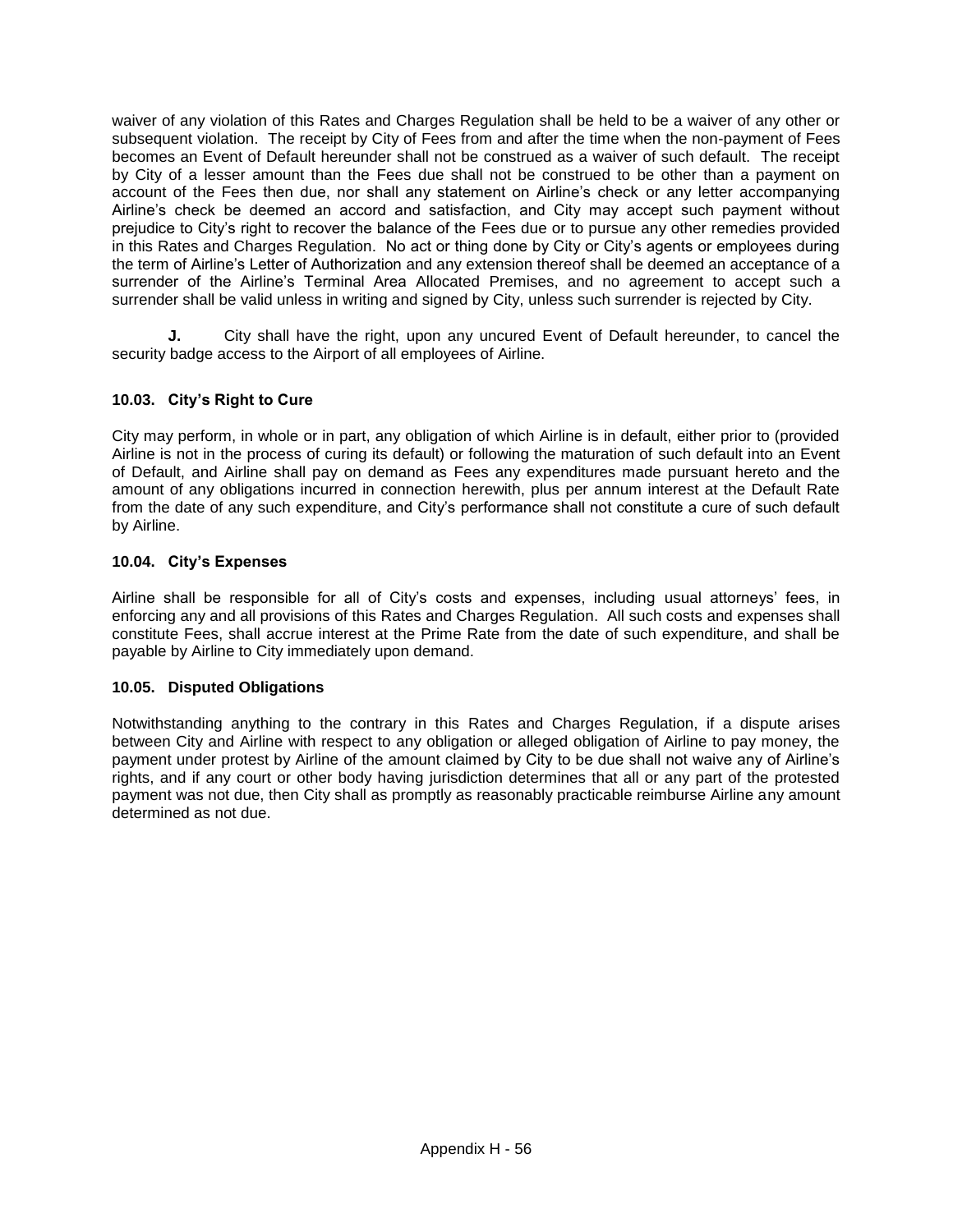waiver of any violation of this Rates and Charges Regulation shall be held to be a waiver of any other or subsequent violation. The receipt by City of Fees from and after the time when the non-payment of Fees becomes an Event of Default hereunder shall not be construed as a waiver of such default. The receipt by City of a lesser amount than the Fees due shall not be construed to be other than a payment on account of the Fees then due, nor shall any statement on Airline's check or any letter accompanying Airline's check be deemed an accord and satisfaction, and City may accept such payment without prejudice to City's right to recover the balance of the Fees due or to pursue any other remedies provided in this Rates and Charges Regulation. No act or thing done by City or City's agents or employees during the term of Airline's Letter of Authorization and any extension thereof shall be deemed an acceptance of a surrender of the Airline's Terminal Area Allocated Premises, and no agreement to accept such a surrender shall be valid unless in writing and signed by City, unless such surrender is rejected by City.

**J.** City shall have the right, upon any uncured Event of Default hereunder, to cancel the security badge access to the Airport of all employees of Airline.

### 10.03. City's Right to Cure

City may perform, in whole or in part, any obligation of which Airline is in default, either prior to (provided Airline is not in the process of curing its default) or following the maturation of such default into an Event of Default, and Airline shall pay on demand as Fees any expenditures made pursuant hereto and the amount of any obligations incurred in connection herewith, plus per annum interest at the Default Rate from the date of any such expenditure, and City's performance shall not constitute a cure of such default by Airline.

### 10.04. City's Expenses

Airline shall be responsible for all of City's costs and expenses, including usual attorneys' fees, in enforcing any and all provisions of this Rates and Charges Regulation. All such costs and expenses shall constitute Fees, shall accrue interest at the Prime Rate from the date of such expenditure, and shall be payable by Airline to City immediately upon demand.

### 10.05. Disputed Obligations

Notwithstanding anything to the contrary in this Rates and Charges Regulation, if a dispute arises between City and Airline with respect to any obligation or alleged obligation of Airline to pay money, the payment under protest by Airline of the amount claimed by City to be due shall not waive any of Airline's rights, and if any court or other body having jurisdiction determines that all or any part of the protested payment was not due, then City shall as promptly as reasonably practicable reimburse Airline any amount determined as not due.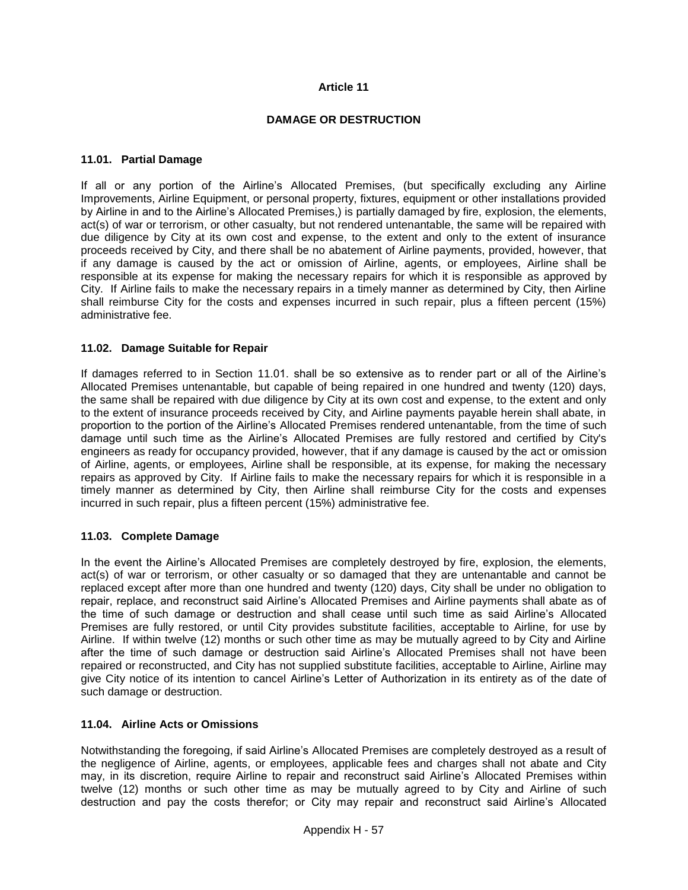# Article 11

## DAMAGE OR DESTRUCTION

### 11.01. Partial Damage

If all or any portion of the Airline's Allocated Premises, (but specifically excluding any Airline Improvements, Airline Equipment, or personal property, fixtures, equipment or other installations provided by Airline in and to the Airline's Allocated Premises,) is partially damaged by fire, explosion, the elements, act(s) of war or terrorism, or other casualty, but not rendered untenantable, the same will be repaired with due diligence by City at its own cost and expense, to the extent and only to the extent of insurance proceeds received by City, and there shall be no abatement of Airline payments, provided, however, that if any damage is caused by the act or omission of Airline, agents, or employees, Airline shall be responsible at its expense for making the necessary repairs for which it is responsible as approved by City. If Airline fails to make the necessary repairs in a timely manner as determined by City, then Airline shall reimburse City for the costs and expenses incurred in such repair, plus a fifteen percent (15%) administrative fee.

### 11.02. Damage Suitable for Repair

If damages referred to in Section 11.01. shall be so extensive as to render part or all of the Airline's Allocated Premises untenantable, but capable of being repaired in one hundred and twenty (120) days, the same shall be repaired with due diligence by City at its own cost and expense, to the extent and only to the extent of insurance proceeds received by City, and Airline payments payable herein shall abate, in proportion to the portion of the Airline's Allocated Premises rendered untenantable, from the time of such damage until such time as the Airline's Allocated Premises are fully restored and certified by City's engineers as ready for occupancy provided, however, that if any damage is caused by the act or omission of Airline, agents, or employees, Airline shall be responsible, at its expense, for making the necessary repairs as approved by City. If Airline fails to make the necessary repairs for which it is responsible in a timely manner as determined by City, then Airline shall reimburse City for the costs and expenses incurred in such repair, plus a fifteen percent (15%) administrative fee.

### 11.03. Complete Damage

In the event the Airline's Allocated Premises are completely destroyed by fire, explosion, the elements, act(s) of war or terrorism, or other casualty or so damaged that they are untenantable and cannot be replaced except after more than one hundred and twenty (120) days, City shall be under no obligation to repair, replace, and reconstruct said Airline's Allocated Premises and Airline payments shall abate as of the time of such damage or destruction and shall cease until such time as said Airline's Allocated Premises are fully restored, or until City provides substitute facilities, acceptable to Airline, for use by Airline. If within twelve (12) months or such other time as may be mutually agreed to by City and Airline after the time of such damage or destruction said Airline's Allocated Premises shall not have been repaired or reconstructed, and City has not supplied substitute facilities, acceptable to Airline, Airline may give City notice of its intention to cancel Airline's Letter of Authorization in its entirety as of the date of such damage or destruction.

### 11.04. Airline Acts or Omissions

Notwithstanding the foregoing, if said Airline's Allocated Premises are completely destroyed as a result of the negligence of Airline, agents, or employees, applicable fees and charges shall not abate and City may, in its discretion, require Airline to repair and reconstruct said Airline's Allocated Premises within twelve (12) months or such other time as may be mutually agreed to by City and Airline of such destruction and pay the costs therefor; or City may repair and reconstruct said Airline's Allocated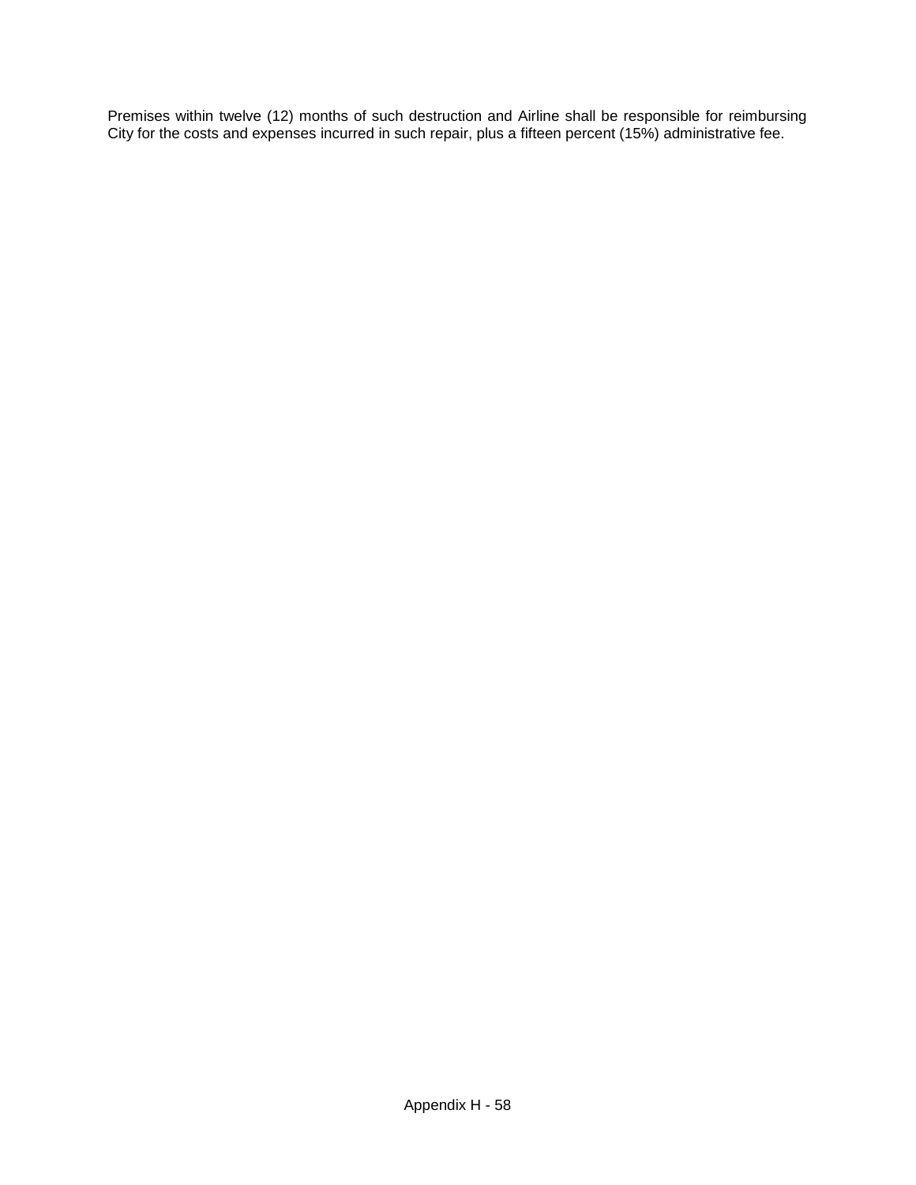Premises within twelve (12) months of such destruction and Airline shall be responsible for reimbursing City for the costs and expenses incurred in such repair, plus a fifteen percent (15%) administrative fee.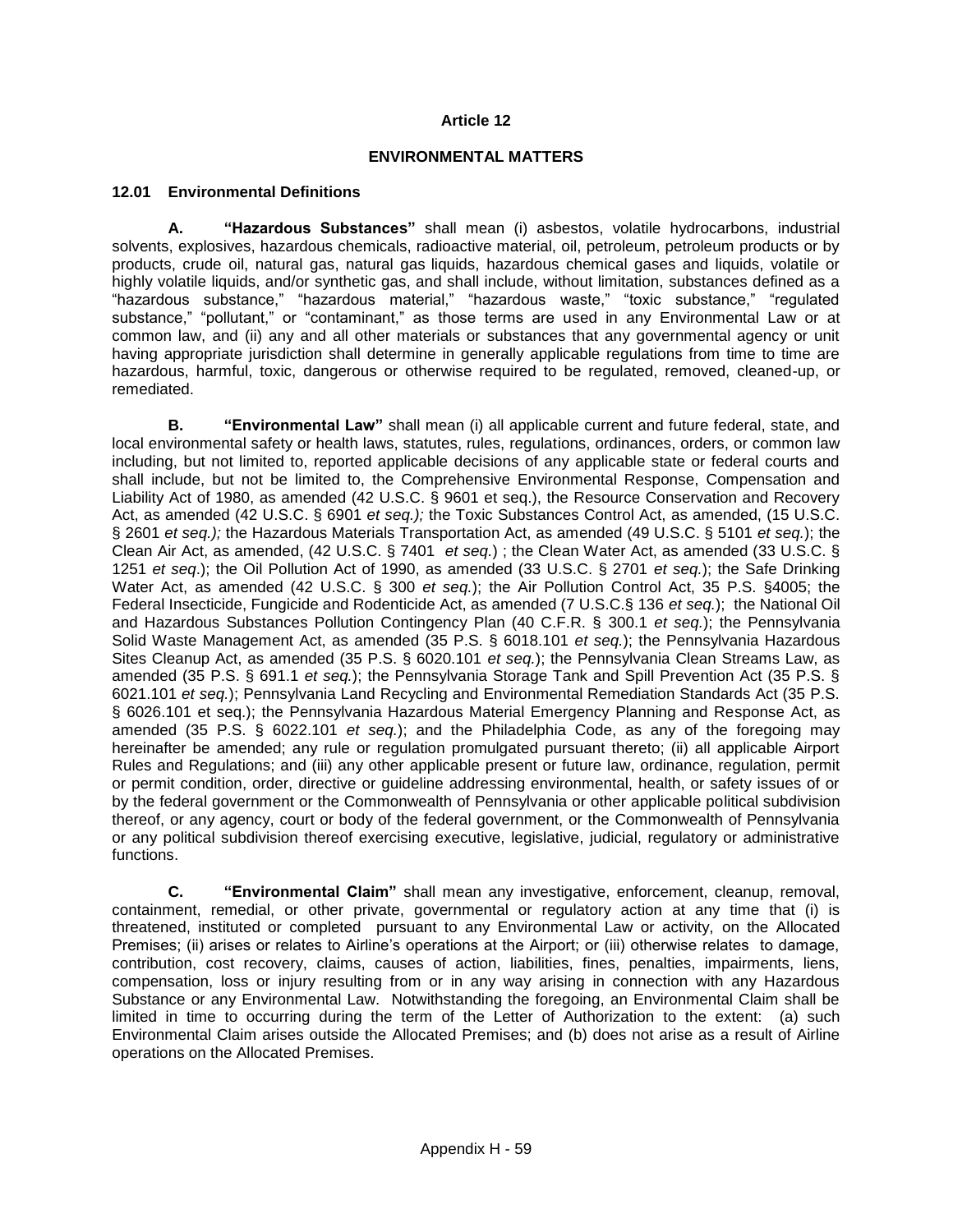# Article 12

## ENVIRONMENTAL MATTERS

### 12.01 Environmental Definitions

**A. "Hazardous Substances"** shall mean (i) asbestos, volatile hydrocarbons, industrial solvents, explosives, hazardous chemicals, radioactive material, oil, petroleum, petroleum products or by products, crude oil, natural gas, natural gas liquids, hazardous chemical gases and liquids, volatile or highly volatile liquids, and/or synthetic gas, and shall include, without limitation, substances defined as a "hazardous substance," "hazardous material," "hazardous waste," "toxic substance," "regulated substance," "pollutant," or "contaminant," as those terms are used in any Environmental Law or at common law, and (ii) any and all other materials or substances that any governmental agency or unit having appropriate jurisdiction shall determine in generally applicable regulations from time to time are hazardous, harmful, toxic, dangerous or otherwise required to be regulated, removed, cleaned-up, or remediated.

**B. "Environmental Law"** shall mean (i) all applicable current and future federal, state, and local environmental safety or health laws, statutes, rules, regulations, ordinances, orders, or common law including, but not limited to, reported applicable decisions of any applicable state or federal courts and shall include, but not be limited to, the Comprehensive Environmental Response, Compensation and Liability Act of 1980, as amended (42 U.S.C. § 9601 et seq.), the Resource Conservation and Recovery Act, as amended (42 U.S.C. § 6901 *et seq.);* the Toxic Substances Control Act, as amended, (15 U.S.C. § 2601 *et seq.);* the Hazardous Materials Transportation Act, as amended (49 U.S.C. § 5101 *et seq.*); the Clean Air Act, as amended, (42 U.S.C. § 7401 *et seq.*) ; the Clean Water Act, as amended (33 U.S.C. § 1251 *et seq*.); the Oil Pollution Act of 1990, as amended (33 U.S.C. § 2701 *et seq.*); the Safe Drinking Water Act, as amended (42 U.S.C. § 300 *et seq.*); the Air Pollution Control Act, 35 P.S. §4005; the Federal Insecticide, Fungicide and Rodenticide Act, as amended (7 U.S.C.§ 136 *et seq.*); the National Oil and Hazardous Substances Pollution Contingency Plan (40 C.F.R. § 300.1 *et seq.*); the Pennsylvania Solid Waste Management Act, as amended (35 P.S. § 6018.101 *et seq.*); the Pennsylvania Hazardous Sites Cleanup Act, as amended (35 P.S. § 6020.101 *et seq.*); the Pennsylvania Clean Streams Law, as amended (35 P.S. § 691.1 *et seq.*); the Pennsylvania Storage Tank and Spill Prevention Act (35 P.S. § 6021.101 *et seq.*); Pennsylvania Land Recycling and Environmental Remediation Standards Act (35 P.S. § 6026.101 et seq.); the Pennsylvania Hazardous Material Emergency Planning and Response Act, as amended (35 P.S. § 6022.101 *et seq.*); and the Philadelphia Code, as any of the foregoing may hereinafter be amended; any rule or regulation promulgated pursuant thereto; (ii) all applicable Airport Rules and Regulations; and (iii) any other applicable present or future law, ordinance, regulation, permit or permit condition, order, directive or guideline addressing environmental, health, or safety issues of or by the federal government or the Commonwealth of Pennsylvania or other applicable political subdivision thereof, or any agency, court or body of the federal government, or the Commonwealth of Pennsylvania or any political subdivision thereof exercising executive, legislative, judicial, regulatory or administrative functions.

**C. "Environmental Claim"** shall mean any investigative, enforcement, cleanup, removal, containment, remedial, or other private, governmental or regulatory action at any time that (i) is threatened, instituted or completed pursuant to any Environmental Law or activity, on the Allocated Premises; (ii) arises or relates to Airline's operations at the Airport; or (iii) otherwise relates to damage, contribution, cost recovery, claims, causes of action, liabilities, fines, penalties, impairments, liens, compensation, loss or injury resulting from or in any way arising in connection with any Hazardous Substance or any Environmental Law. Notwithstanding the foregoing, an Environmental Claim shall be limited in time to occurring during the term of the Letter of Authorization to the extent: (a) such Environmental Claim arises outside the Allocated Premises; and (b) does not arise as a result of Airline operations on the Allocated Premises.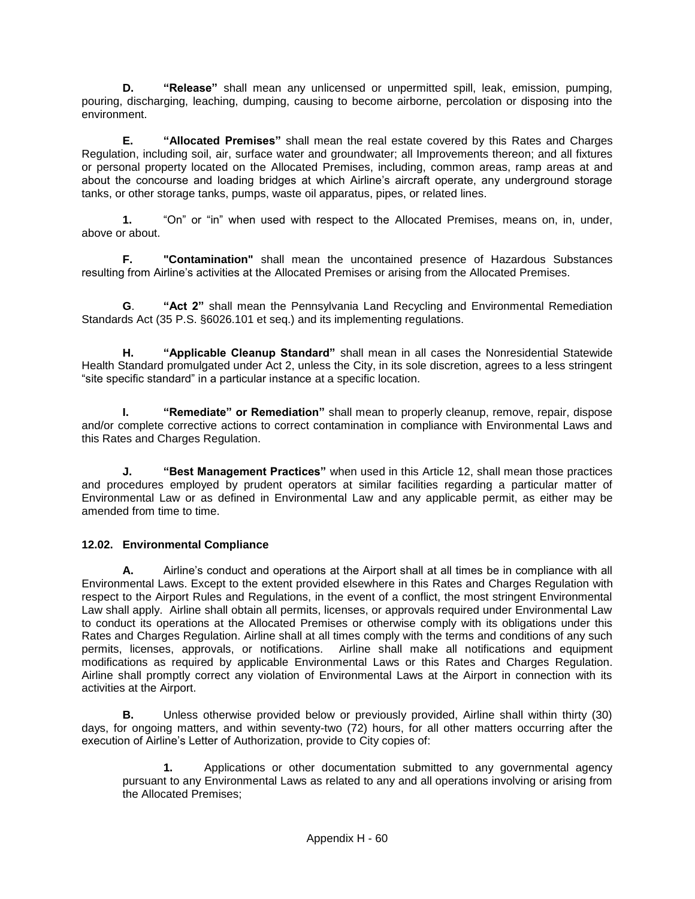**D.** **"Release"** shall mean any unlicensed or unpermitted spill, leak, emission, pumping, pouring, discharging, leaching, dumping, causing to become airborne, percolation or disposing into the environment.

**E.** **"Allocated Premises"** shall mean the real estate covered by this Rates and Charges Regulation, including soil, air, surface water and groundwater; all Improvements thereon; and all fixtures or personal property located on the Allocated Premises, including, common areas, ramp areas at and about the concourse and loading bridges at which Airline's aircraft operate, any underground storage tanks, or other storage tanks, pumps, waste oil apparatus, pipes, or related lines.

**1.** "On" or "in" when used with respect to the Allocated Premises, means on, in, under, above or about.

**F.** **"Contamination"** shall mean the uncontained presence of Hazardous Substances resulting from Airline's activities at the Allocated Premises or arising from the Allocated Premises.

**G**. **"Act 2"** shall mean the Pennsylvania Land Recycling and Environmental Remediation Standards Act (35 P.S. §6026.101 et seq.) and its implementing regulations.

**H.** **"Applicable Cleanup Standard"** shall mean in all cases the Nonresidential Statewide Health Standard promulgated under Act 2, unless the City, in its sole discretion, agrees to a less stringent "site specific standard" in a particular instance at a specific location.

**I.** **"Remediate" or Remediation"** shall mean to properly cleanup, remove, repair, dispose and/or complete corrective actions to correct contamination in compliance with Environmental Laws and this Rates and Charges Regulation.

**J.** **"Best Management Practices"** when used in this Article 12, shall mean those practices and procedures employed by prudent operators at similar facilities regarding a particular matter of Environmental Law or as defined in Environmental Law and any applicable permit, as either may be amended from time to time.

### 12.02. Environmental Compliance

**A.** Airline's conduct and operations at the Airport shall at all times be in compliance with all Environmental Laws. Except to the extent provided elsewhere in this Rates and Charges Regulation with respect to the Airport Rules and Regulations, in the event of a conflict, the most stringent Environmental Law shall apply. Airline shall obtain all permits, licenses, or approvals required under Environmental Law to conduct its operations at the Allocated Premises or otherwise comply with its obligations under this Rates and Charges Regulation. Airline shall at all times comply with the terms and conditions of any such permits, licenses, approvals, or notifications. Airline shall make all notifications and equipment modifications as required by applicable Environmental Laws or this Rates and Charges Regulation. Airline shall promptly correct any violation of Environmental Laws at the Airport in connection with its activities at the Airport.

**B.** Unless otherwise provided below or previously provided, Airline shall within thirty (30) days, for ongoing matters, and within seventy-two (72) hours, for all other matters occurring after the execution of Airline's Letter of Authorization, provide to City copies of:

**1.** Applications or other documentation submitted to any governmental agency pursuant to any Environmental Laws as related to any and all operations involving or arising from the Allocated Premises;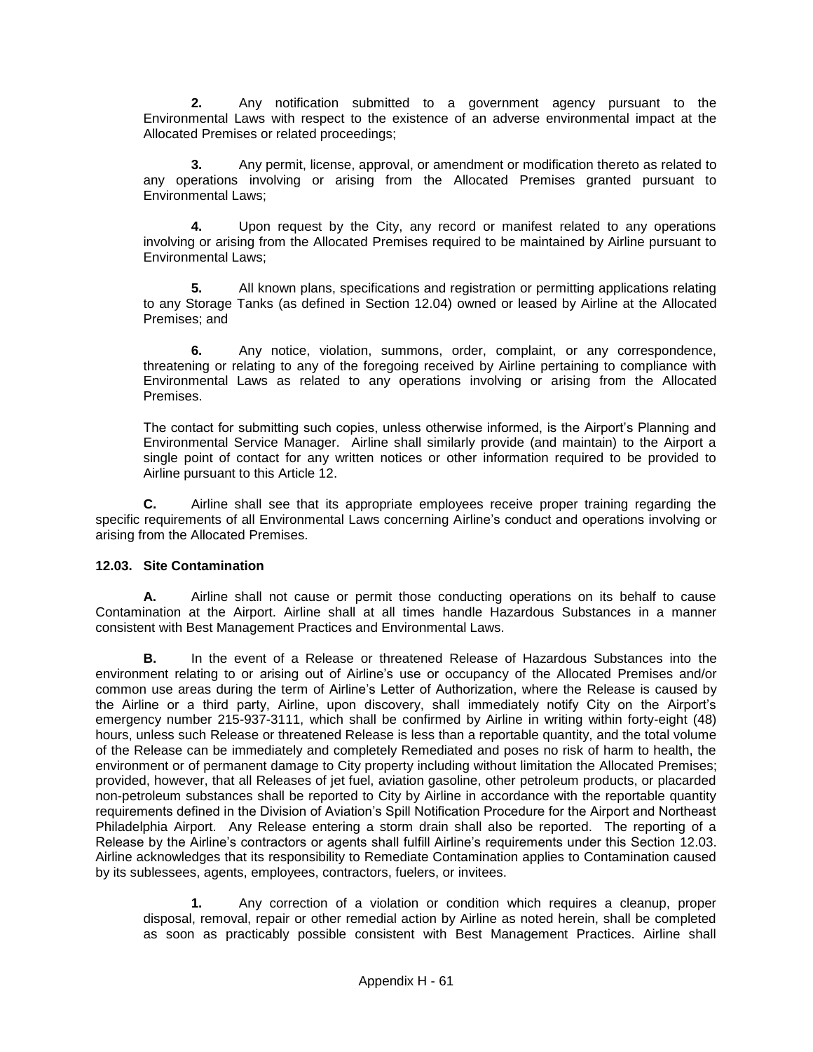**2.** Any notification submitted to a government agency pursuant to the Environmental Laws with respect to the existence of an adverse environmental impact at the Allocated Premises or related proceedings;

**3.** Any permit, license, approval, or amendment or modification thereto as related to any operations involving or arising from the Allocated Premises granted pursuant to Environmental Laws;

**4.** Upon request by the City, any record or manifest related to any operations involving or arising from the Allocated Premises required to be maintained by Airline pursuant to Environmental Laws;

**5.** All known plans, specifications and registration or permitting applications relating to any Storage Tanks (as defined in Section 12.04) owned or leased by Airline at the Allocated Premises; and

**6.** Any notice, violation, summons, order, complaint, or any correspondence, threatening or relating to any of the foregoing received by Airline pertaining to compliance with Environmental Laws as related to any operations involving or arising from the Allocated Premises.

The contact for submitting such copies, unless otherwise informed, is the Airport's Planning and Environmental Service Manager. Airline shall similarly provide (and maintain) to the Airport a single point of contact for any written notices or other information required to be provided to Airline pursuant to this Article 12.

**C.** Airline shall see that its appropriate employees receive proper training regarding the specific requirements of all Environmental Laws concerning Airline's conduct and operations involving or arising from the Allocated Premises.

**12.03. Site Contamination**

**A.** Airline shall not cause or permit those conducting operations on its behalf to cause Contamination at the Airport. Airline shall at all times handle Hazardous Substances in a manner consistent with Best Management Practices and Environmental Laws.

**B.** In the event of a Release or threatened Release of Hazardous Substances into the environment relating to or arising out of Airline's use or occupancy of the Allocated Premises and/or common use areas during the term of Airline's Letter of Authorization, where the Release is caused by the Airline or a third party, Airline, upon discovery, shall immediately notify City on the Airport's emergency number 215-937-3111, which shall be confirmed by Airline in writing within forty-eight (48) hours, unless such Release or threatened Release is less than a reportable quantity, and the total volume of the Release can be immediately and completely Remediated and poses no risk of harm to health, the environment or of permanent damage to City property including without limitation the Allocated Premises; provided, however, that all Releases of jet fuel, aviation gasoline, other petroleum products, or placarded non-petroleum substances shall be reported to City by Airline in accordance with the reportable quantity requirements defined in the Division of Aviation's Spill Notification Procedure for the Airport and Northeast Philadelphia Airport. Any Release entering a storm drain shall also be reported. The reporting of a Release by the Airline's contractors or agents shall fulfill Airline's requirements under this Section 12.03. Airline acknowledges that its responsibility to Remediate Contamination applies to Contamination caused by its sublessees, agents, employees, contractors, fuelers, or invitees.

**1.** Any correction of a violation or condition which requires a cleanup, proper disposal, removal, repair or other remedial action by Airline as noted herein, shall be completed as soon as practicably possible consistent with Best Management Practices. Airline shall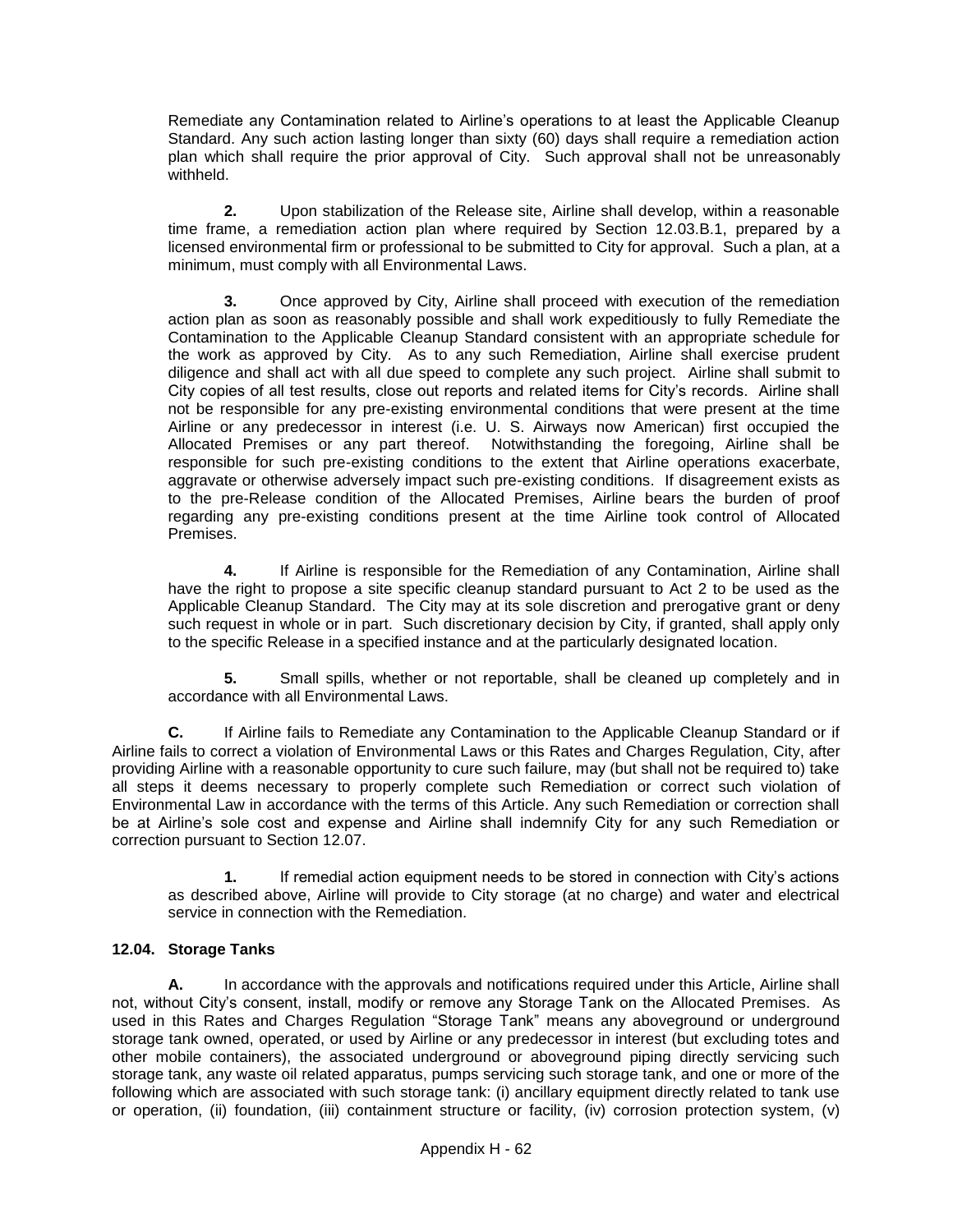Remediate any Contamination related to Airline's operations to at least the Applicable Cleanup Standard. Any such action lasting longer than sixty (60) days shall require a remediation action plan which shall require the prior approval of City. Such approval shall not be unreasonably withheld.

**2.** Upon stabilization of the Release site, Airline shall develop, within a reasonable time frame, a remediation action plan where required by Section 12.03.B.1, prepared by a licensed environmental firm or professional to be submitted to City for approval. Such a plan, at a minimum, must comply with all Environmental Laws.

**3.** Once approved by City, Airline shall proceed with execution of the remediation action plan as soon as reasonably possible and shall work expeditiously to fully Remediate the Contamination to the Applicable Cleanup Standard consistent with an appropriate schedule for the work as approved by City. As to any such Remediation, Airline shall exercise prudent diligence and shall act with all due speed to complete any such project. Airline shall submit to City copies of all test results, close out reports and related items for City's records. Airline shall not be responsible for any pre-existing environmental conditions that were present at the time Airline or any predecessor in interest (i.e. U. S. Airways now American) first occupied the Allocated Premises or any part thereof. Notwithstanding the foregoing, Airline shall be responsible for such pre-existing conditions to the extent that Airline operations exacerbate, aggravate or otherwise adversely impact such pre-existing conditions. If disagreement exists as to the pre-Release condition of the Allocated Premises, Airline bears the burden of proof regarding any pre-existing conditions present at the time Airline took control of Allocated Premises.

**4.** If Airline is responsible for the Remediation of any Contamination, Airline shall have the right to propose a site specific cleanup standard pursuant to Act 2 to be used as the Applicable Cleanup Standard. The City may at its sole discretion and prerogative grant or deny such request in whole or in part. Such discretionary decision by City, if granted, shall apply only to the specific Release in a specified instance and at the particularly designated location.

**5.** Small spills, whether or not reportable, shall be cleaned up completely and in accordance with all Environmental Laws.

**C.** If Airline fails to Remediate any Contamination to the Applicable Cleanup Standard or if Airline fails to correct a violation of Environmental Laws or this Rates and Charges Regulation, City, after providing Airline with a reasonable opportunity to cure such failure, may (but shall not be required to) take all steps it deems necessary to properly complete such Remediation or correct such violation of Environmental Law in accordance with the terms of this Article. Any such Remediation or correction shall be at Airline's sole cost and expense and Airline shall indemnify City for any such Remediation or correction pursuant to Section 12.07.

**1.** If remedial action equipment needs to be stored in connection with City's actions as described above, Airline will provide to City storage (at no charge) and water and electrical service in connection with the Remediation.

### 12.04. Storage Tanks

**A.** In accordance with the approvals and notifications required under this Article, Airline shall not, without City's consent, install, modify or remove any Storage Tank on the Allocated Premises. As used in this Rates and Charges Regulation "Storage Tank" means any aboveground or underground storage tank owned, operated, or used by Airline or any predecessor in interest (but excluding totes and other mobile containers), the associated underground or aboveground piping directly servicing such storage tank, any waste oil related apparatus, pumps servicing such storage tank, and one or more of the following which are associated with such storage tank: (i) ancillary equipment directly related to tank use or operation, (ii) foundation, (iii) containment structure or facility, (iv) corrosion protection system, (v)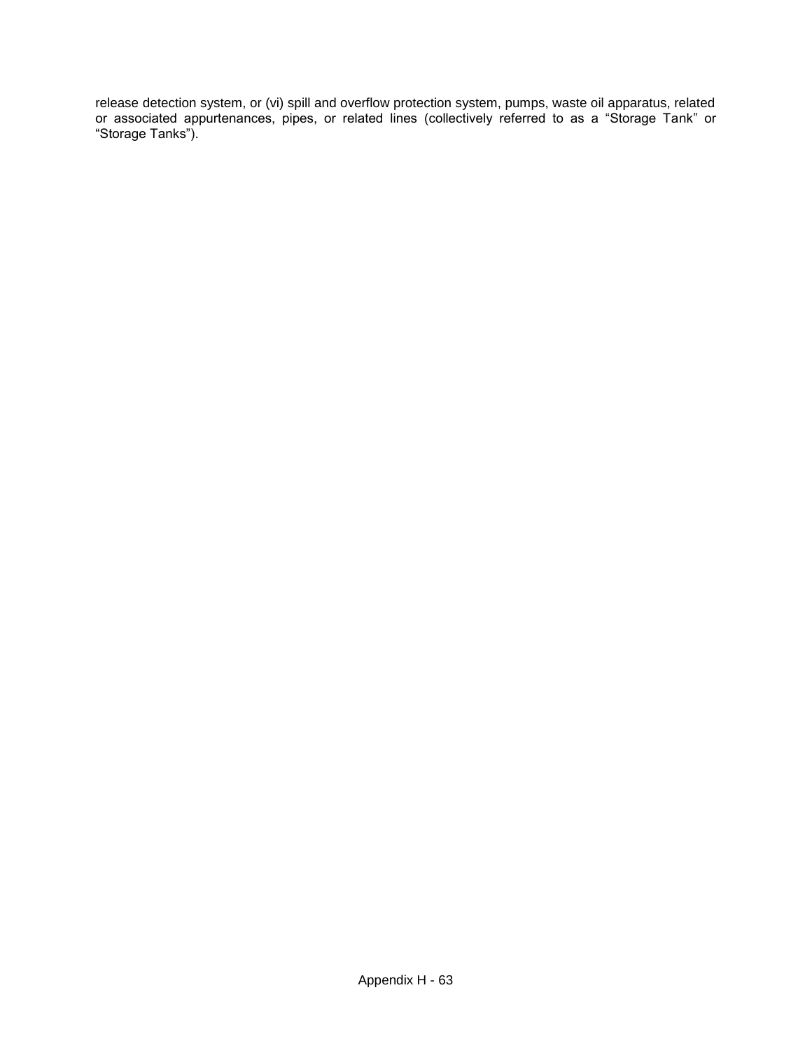release detection system, or (vi) spill and overflow protection system, pumps, waste oil apparatus, related or associated appurtenances, pipes, or related lines (collectively referred to as a "Storage Tank" or "Storage Tanks").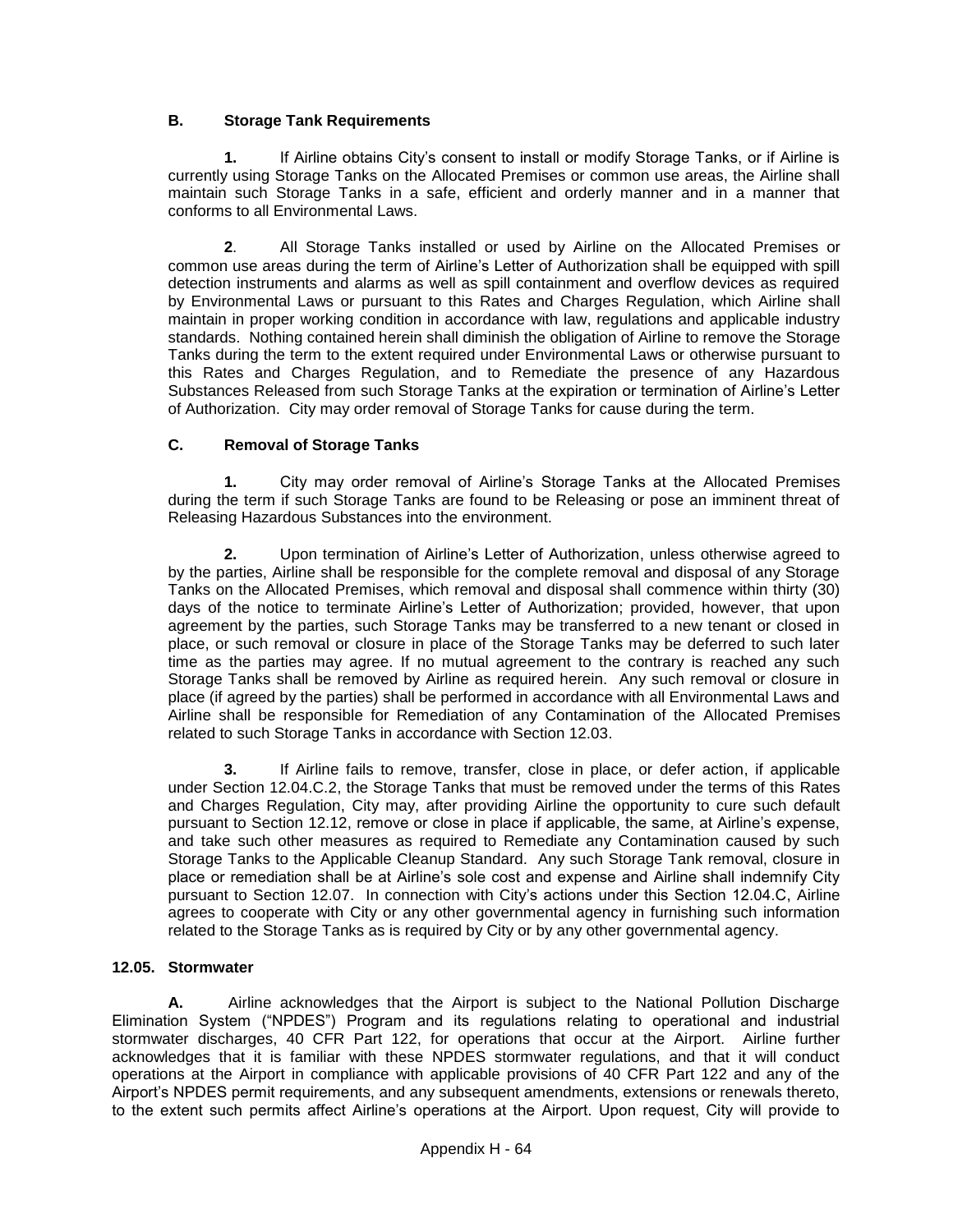### B. Storage Tank Requirements

**1.** If Airline obtains City's consent to install or modify Storage Tanks, or if Airline is currently using Storage Tanks on the Allocated Premises or common use areas, the Airline shall maintain such Storage Tanks in a safe, efficient and orderly manner and in a manner that conforms to all Environmental Laws.

**2**. All Storage Tanks installed or used by Airline on the Allocated Premises or common use areas during the term of Airline's Letter of Authorization shall be equipped with spill detection instruments and alarms as well as spill containment and overflow devices as required by Environmental Laws or pursuant to this Rates and Charges Regulation, which Airline shall maintain in proper working condition in accordance with law, regulations and applicable industry standards. Nothing contained herein shall diminish the obligation of Airline to remove the Storage Tanks during the term to the extent required under Environmental Laws or otherwise pursuant to this Rates and Charges Regulation, and to Remediate the presence of any Hazardous Substances Released from such Storage Tanks at the expiration or termination of Airline's Letter of Authorization. City may order removal of Storage Tanks for cause during the term.

### C. Removal of Storage Tanks

**1.** City may order removal of Airline's Storage Tanks at the Allocated Premises during the term if such Storage Tanks are found to be Releasing or pose an imminent threat of Releasing Hazardous Substances into the environment.

**2.** Upon termination of Airline's Letter of Authorization, unless otherwise agreed to by the parties, Airline shall be responsible for the complete removal and disposal of any Storage Tanks on the Allocated Premises, which removal and disposal shall commence within thirty (30) days of the notice to terminate Airline's Letter of Authorization; provided, however, that upon agreement by the parties, such Storage Tanks may be transferred to a new tenant or closed in place, or such removal or closure in place of the Storage Tanks may be deferred to such later time as the parties may agree. If no mutual agreement to the contrary is reached any such Storage Tanks shall be removed by Airline as required herein. Any such removal or closure in place (if agreed by the parties) shall be performed in accordance with all Environmental Laws and Airline shall be responsible for Remediation of any Contamination of the Allocated Premises related to such Storage Tanks in accordance with Section 12.03.

**3.** If Airline fails to remove, transfer, close in place, or defer action, if applicable under Section 12.04.C.2, the Storage Tanks that must be removed under the terms of this Rates and Charges Regulation, City may, after providing Airline the opportunity to cure such default pursuant to Section 12.12, remove or close in place if applicable, the same, at Airline's expense, and take such other measures as required to Remediate any Contamination caused by such Storage Tanks to the Applicable Cleanup Standard. Any such Storage Tank removal, closure in place or remediation shall be at Airline's sole cost and expense and Airline shall indemnify City pursuant to Section 12.07. In connection with City's actions under this Section 12.04.C, Airline agrees to cooperate with City or any other governmental agency in furnishing such information related to the Storage Tanks as is required by City or by any other governmental agency.

## 12.05. Stormwater

**A.** Airline acknowledges that the Airport is subject to the National Pollution Discharge Elimination System ("NPDES") Program and its regulations relating to operational and industrial stormwater discharges, 40 CFR Part 122, for operations that occur at the Airport. Airline further acknowledges that it is familiar with these NPDES stormwater regulations, and that it will conduct operations at the Airport in compliance with applicable provisions of 40 CFR Part 122 and any of the Airport's NPDES permit requirements, and any subsequent amendments, extensions or renewals thereto, to the extent such permits affect Airline's operations at the Airport. Upon request, City will provide to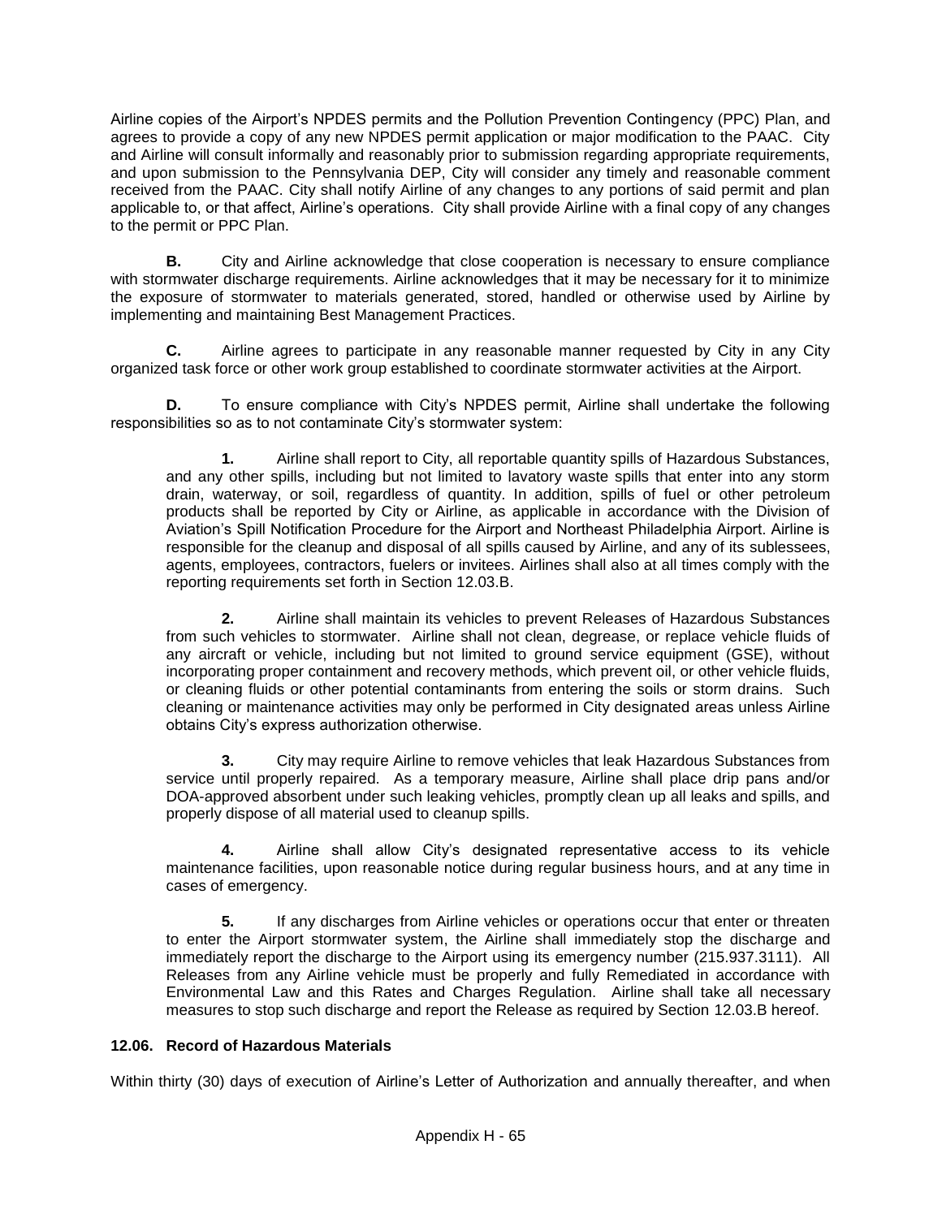Airline copies of the Airport's NPDES permits and the Pollution Prevention Contingency (PPC) Plan, and agrees to provide a copy of any new NPDES permit application or major modification to the PAAC. City and Airline will consult informally and reasonably prior to submission regarding appropriate requirements, and upon submission to the Pennsylvania DEP, City will consider any timely and reasonable comment received from the PAAC. City shall notify Airline of any changes to any portions of said permit and plan applicable to, or that affect, Airline's operations. City shall provide Airline with a final copy of any changes to the permit or PPC Plan.

**B.** City and Airline acknowledge that close cooperation is necessary to ensure compliance with stormwater discharge requirements. Airline acknowledges that it may be necessary for it to minimize the exposure of stormwater to materials generated, stored, handled or otherwise used by Airline by implementing and maintaining Best Management Practices.

**C.** Airline agrees to participate in any reasonable manner requested by City in any City organized task force or other work group established to coordinate stormwater activities at the Airport.

**D.** To ensure compliance with City's NPDES permit, Airline shall undertake the following responsibilities so as to not contaminate City's stormwater system:

**1.** Airline shall report to City, all reportable quantity spills of Hazardous Substances, and any other spills, including but not limited to lavatory waste spills that enter into any storm drain, waterway, or soil, regardless of quantity. In addition, spills of fuel or other petroleum products shall be reported by City or Airline, as applicable in accordance with the Division of Aviation's Spill Notification Procedure for the Airport and Northeast Philadelphia Airport. Airline is responsible for the cleanup and disposal of all spills caused by Airline, and any of its sublessees, agents, employees, contractors, fuelers or invitees. Airlines shall also at all times comply with the reporting requirements set forth in Section 12.03.B.

**2.** Airline shall maintain its vehicles to prevent Releases of Hazardous Substances from such vehicles to stormwater. Airline shall not clean, degrease, or replace vehicle fluids of any aircraft or vehicle, including but not limited to ground service equipment (GSE), without incorporating proper containment and recovery methods, which prevent oil, or other vehicle fluids, or cleaning fluids or other potential contaminants from entering the soils or storm drains. Such cleaning or maintenance activities may only be performed in City designated areas unless Airline obtains City's express authorization otherwise.

**3.** City may require Airline to remove vehicles that leak Hazardous Substances from service until properly repaired. As a temporary measure, Airline shall place drip pans and/or DOA-approved absorbent under such leaking vehicles, promptly clean up all leaks and spills, and properly dispose of all material used to cleanup spills.

**4.** Airline shall allow City's designated representative access to its vehicle maintenance facilities, upon reasonable notice during regular business hours, and at any time in cases of emergency.

**5.** If any discharges from Airline vehicles or operations occur that enter or threaten to enter the Airport stormwater system, the Airline shall immediately stop the discharge and immediately report the discharge to the Airport using its emergency number (215.937.3111). All Releases from any Airline vehicle must be properly and fully Remediated in accordance with Environmental Law and this Rates and Charges Regulation. Airline shall take all necessary measures to stop such discharge and report the Release as required by Section 12.03.B hereof.

### 12.06. Record of Hazardous Materials

Within thirty (30) days of execution of Airline's Letter of Authorization and annually thereafter, and when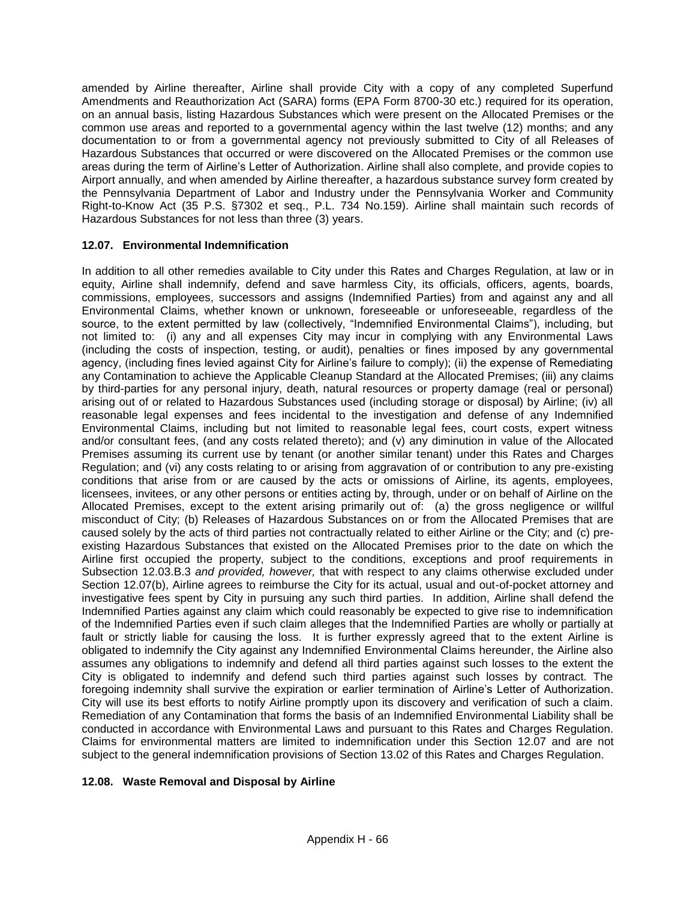amended by Airline thereafter, Airline shall provide City with a copy of any completed Superfund Amendments and Reauthorization Act (SARA) forms (EPA Form 8700-30 etc.) required for its operation, on an annual basis, listing Hazardous Substances which were present on the Allocated Premises or the common use areas and reported to a governmental agency within the last twelve (12) months; and any documentation to or from a governmental agency not previously submitted to City of all Releases of Hazardous Substances that occurred or were discovered on the Allocated Premises or the common use areas during the term of Airline's Letter of Authorization. Airline shall also complete, and provide copies to Airport annually, and when amended by Airline thereafter, a hazardous substance survey form created by the Pennsylvania Department of Labor and Industry under the Pennsylvania Worker and Community Right-to-Know Act (35 P.S. §7302 et seq., P.L. 734 No.159). Airline shall maintain such records of Hazardous Substances for not less than three (3) years.

**12.07. Environmental Indemnification**

In addition to all other remedies available to City under this Rates and Charges Regulation, at law or in equity, Airline shall indemnify, defend and save harmless City, its officials, officers, agents, boards, commissions, employees, successors and assigns (Indemnified Parties) from and against any and all Environmental Claims, whether known or unknown, foreseeable or unforeseeable, regardless of the source, to the extent permitted by law (collectively, "Indemnified Environmental Claims"), including, but not limited to: (i) any and all expenses City may incur in complying with any Environmental Laws (including the costs of inspection, testing, or audit), penalties or fines imposed by any governmental agency, (including fines levied against City for Airline's failure to comply); (ii) the expense of Remediating any Contamination to achieve the Applicable Cleanup Standard at the Allocated Premises; (iii) any claims by third-parties for any personal injury, death, natural resources or property damage (real or personal) arising out of or related to Hazardous Substances used (including storage or disposal) by Airline; (iv) all reasonable legal expenses and fees incidental to the investigation and defense of any Indemnified Environmental Claims, including but not limited to reasonable legal fees, court costs, expert witness and/or consultant fees, (and any costs related thereto); and (v) any diminution in value of the Allocated Premises assuming its current use by tenant (or another similar tenant) under this Rates and Charges Regulation; and (vi) any costs relating to or arising from aggravation of or contribution to any pre-existing conditions that arise from or are caused by the acts or omissions of Airline, its agents, employees, licensees, invitees, or any other persons or entities acting by, through, under or on behalf of Airline on the Allocated Premises, except to the extent arising primarily out of: (a) the gross negligence or willful misconduct of City; (b) Releases of Hazardous Substances on or from the Allocated Premises that are caused solely by the acts of third parties not contractually related to either Airline or the City; and (c) pre-existing Hazardous Substances that existed on the Allocated Premises prior to the date on which the Airline first occupied the property, subject to the conditions, exceptions and proof requirements in Subsection 12.03.B.3 *and provided, however,* that with respect to any claims otherwise excluded under Section 12.07(b), Airline agrees to reimburse the City for its actual, usual and out-of-pocket attorney and investigative fees spent by City in pursuing any such third parties. In addition, Airline shall defend the Indemnified Parties against any claim which could reasonably be expected to give rise to indemnification of the Indemnified Parties even if such claim alleges that the Indemnified Parties are wholly or partially at fault or strictly liable for causing the loss. It is further expressly agreed that to the extent Airline is obligated to indemnify the City against any Indemnified Environmental Claims hereunder, the Airline also assumes any obligations to indemnify and defend all third parties against such losses to the extent the City is obligated to indemnify and defend such third parties against such losses by contract. The foregoing indemnity shall survive the expiration or earlier termination of Airline's Letter of Authorization. City will use its best efforts to notify Airline promptly upon its discovery and verification of such a claim. Remediation of any Contamination that forms the basis of an Indemnified Environmental Liability shall be conducted in accordance with Environmental Laws and pursuant to this Rates and Charges Regulation. Claims for environmental matters are limited to indemnification under this Section 12.07 and are not subject to the general indemnification provisions of Section 13.02 of this Rates and Charges Regulation.

**12.08. Waste Removal and Disposal by Airline**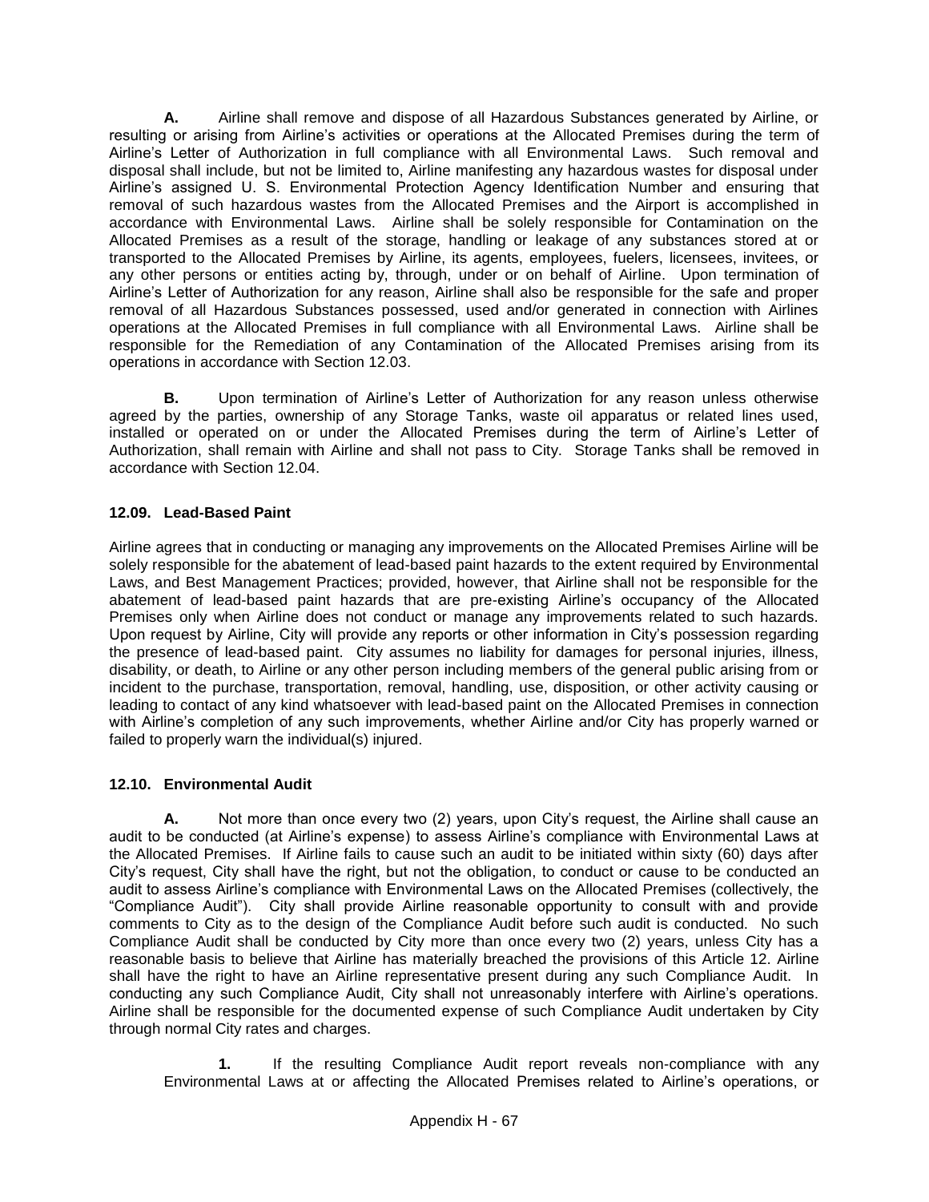**A.** Airline shall remove and dispose of all Hazardous Substances generated by Airline, or resulting or arising from Airline's activities or operations at the Allocated Premises during the term of Airline's Letter of Authorization in full compliance with all Environmental Laws. Such removal and disposal shall include, but not be limited to, Airline manifesting any hazardous wastes for disposal under Airline's assigned U. S. Environmental Protection Agency Identification Number and ensuring that removal of such hazardous wastes from the Allocated Premises and the Airport is accomplished in accordance with Environmental Laws. Airline shall be solely responsible for Contamination on the Allocated Premises as a result of the storage, handling or leakage of any substances stored at or transported to the Allocated Premises by Airline, its agents, employees, fuelers, licensees, invitees, or any other persons or entities acting by, through, under or on behalf of Airline. Upon termination of Airline's Letter of Authorization for any reason, Airline shall also be responsible for the safe and proper removal of all Hazardous Substances possessed, used and/or generated in connection with Airlines operations at the Allocated Premises in full compliance with all Environmental Laws. Airline shall be responsible for the Remediation of any Contamination of the Allocated Premises arising from its operations in accordance with Section 12.03.

**B.** Upon termination of Airline's Letter of Authorization for any reason unless otherwise agreed by the parties, ownership of any Storage Tanks, waste oil apparatus or related lines used, installed or operated on or under the Allocated Premises during the term of Airline's Letter of Authorization, shall remain with Airline and shall not pass to City. Storage Tanks shall be removed in accordance with Section 12.04.

### 12.09. Lead-Based Paint

Airline agrees that in conducting or managing any improvements on the Allocated Premises Airline will be solely responsible for the abatement of lead-based paint hazards to the extent required by Environmental Laws, and Best Management Practices; provided, however, that Airline shall not be responsible for the abatement of lead-based paint hazards that are pre-existing Airline's occupancy of the Allocated Premises only when Airline does not conduct or manage any improvements related to such hazards. Upon request by Airline, City will provide any reports or other information in City's possession regarding the presence of lead-based paint. City assumes no liability for damages for personal injuries, illness, disability, or death, to Airline or any other person including members of the general public arising from or incident to the purchase, transportation, removal, handling, use, disposition, or other activity causing or leading to contact of any kind whatsoever with lead-based paint on the Allocated Premises in connection with Airline's completion of any such improvements, whether Airline and/or City has properly warned or failed to properly warn the individual(s) injured.

### 12.10. Environmental Audit

**A.** Not more than once every two (2) years, upon City's request, the Airline shall cause an audit to be conducted (at Airline's expense) to assess Airline's compliance with Environmental Laws at the Allocated Premises. If Airline fails to cause such an audit to be initiated within sixty (60) days after City's request, City shall have the right, but not the obligation, to conduct or cause to be conducted an audit to assess Airline's compliance with Environmental Laws on the Allocated Premises (collectively, the "Compliance Audit"). City shall provide Airline reasonable opportunity to consult with and provide comments to City as to the design of the Compliance Audit before such audit is conducted. No such Compliance Audit shall be conducted by City more than once every two (2) years, unless City has a reasonable basis to believe that Airline has materially breached the provisions of this Article 12. Airline shall have the right to have an Airline representative present during any such Compliance Audit. In conducting any such Compliance Audit, City shall not unreasonably interfere with Airline's operations. Airline shall be responsible for the documented expense of such Compliance Audit undertaken by City through normal City rates and charges.

**1.** If the resulting Compliance Audit report reveals non-compliance with any Environmental Laws at or affecting the Allocated Premises related to Airline's operations, or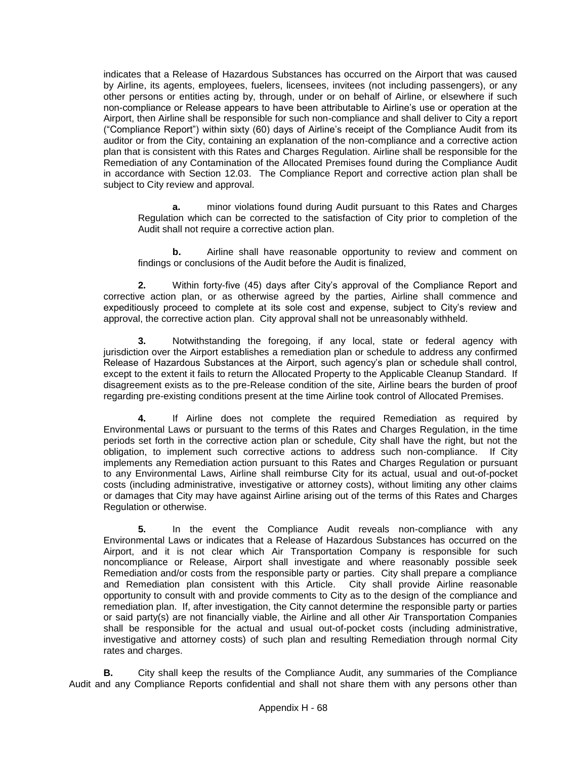indicates that a Release of Hazardous Substances has occurred on the Airport that was caused by Airline, its agents, employees, fuelers, licensees, invitees (not including passengers), or any other persons or entities acting by, through, under or on behalf of Airline, or elsewhere if such non-compliance or Release appears to have been attributable to Airline's use or operation at the Airport, then Airline shall be responsible for such non-compliance and shall deliver to City a report ("Compliance Report") within sixty (60) days of Airline's receipt of the Compliance Audit from its auditor or from the City, containing an explanation of the non-compliance and a corrective action plan that is consistent with this Rates and Charges Regulation. Airline shall be responsible for the Remediation of any Contamination of the Allocated Premises found during the Compliance Audit in accordance with Section 12.03. The Compliance Report and corrective action plan shall be subject to City review and approval.

**a.** minor violations found during Audit pursuant to this Rates and Charges Regulation which can be corrected to the satisfaction of City prior to completion of the Audit shall not require a corrective action plan.

**b.** Airline shall have reasonable opportunity to review and comment on findings or conclusions of the Audit before the Audit is finalized,

**2.** Within forty-five (45) days after City's approval of the Compliance Report and corrective action plan, or as otherwise agreed by the parties, Airline shall commence and expeditiously proceed to complete at its sole cost and expense, subject to City's review and approval, the corrective action plan. City approval shall not be unreasonably withheld.

**3.** Notwithstanding the foregoing, if any local, state or federal agency with jurisdiction over the Airport establishes a remediation plan or schedule to address any confirmed Release of Hazardous Substances at the Airport, such agency's plan or schedule shall control, except to the extent it fails to return the Allocated Property to the Applicable Cleanup Standard. If disagreement exists as to the pre-Release condition of the site, Airline bears the burden of proof regarding pre-existing conditions present at the time Airline took control of Allocated Premises.

**4.** If Airline does not complete the required Remediation as required by Environmental Laws or pursuant to the terms of this Rates and Charges Regulation, in the time periods set forth in the corrective action plan or schedule, City shall have the right, but not the obligation, to implement such corrective actions to address such non-compliance. If City implements any Remediation action pursuant to this Rates and Charges Regulation or pursuant to any Environmental Laws, Airline shall reimburse City for its actual, usual and out-of-pocket costs (including administrative, investigative or attorney costs), without limiting any other claims or damages that City may have against Airline arising out of the terms of this Rates and Charges Regulation or otherwise.

**5.** In the event the Compliance Audit reveals non-compliance with any Environmental Laws or indicates that a Release of Hazardous Substances has occurred on the Airport, and it is not clear which Air Transportation Company is responsible for such noncompliance or Release, Airport shall investigate and where reasonably possible seek Remediation and/or costs from the responsible party or parties. City shall prepare a compliance and Remediation plan consistent with this Article. City shall provide Airline reasonable opportunity to consult with and provide comments to City as to the design of the compliance and remediation plan. If, after investigation, the City cannot determine the responsible party or parties or said party(s) are not financially viable, the Airline and all other Air Transportation Companies shall be responsible for the actual and usual out-of-pocket costs (including administrative, investigative and attorney costs) of such plan and resulting Remediation through normal City rates and charges.

**B.** City shall keep the results of the Compliance Audit, any summaries of the Compliance Audit and any Compliance Reports confidential and shall not share them with any persons other than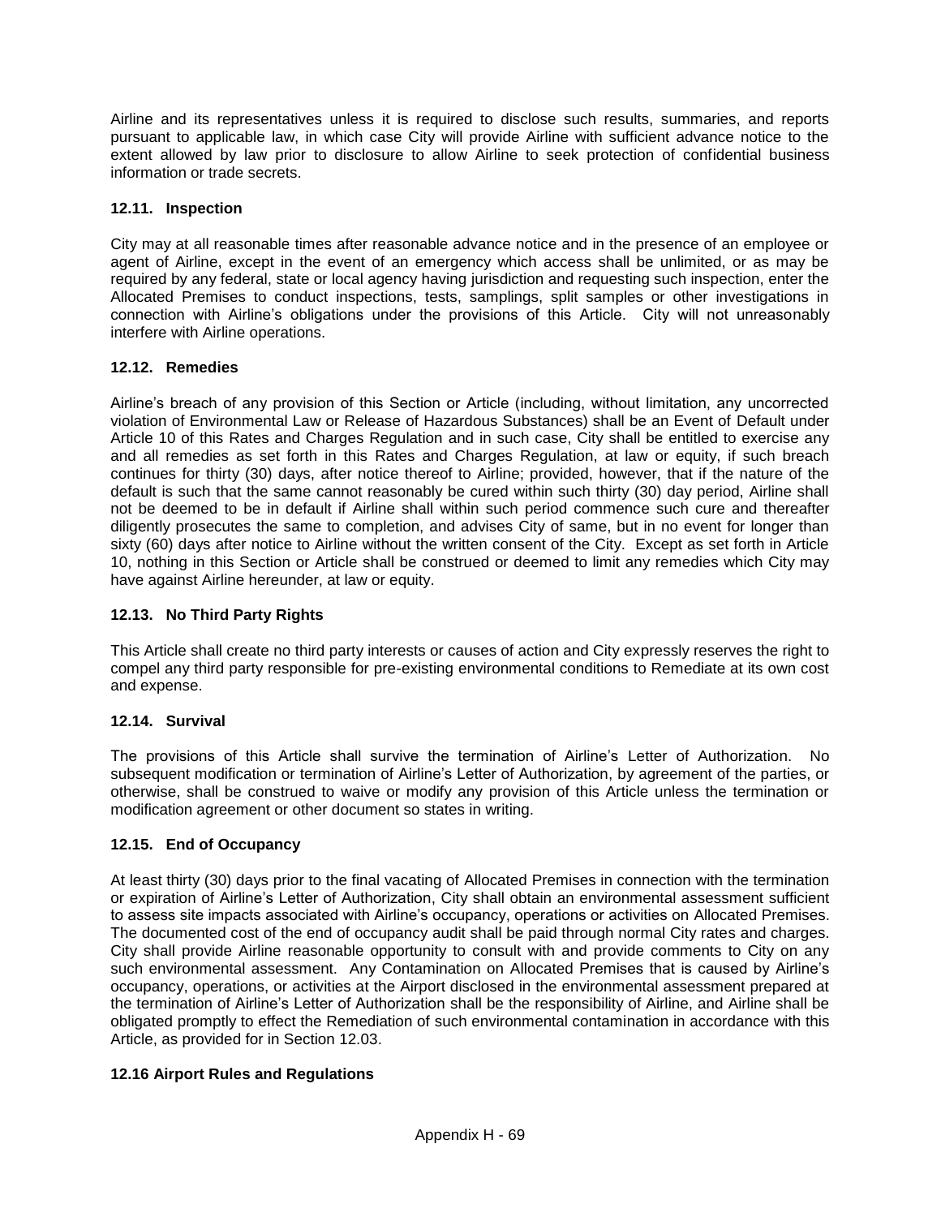Airline and its representatives unless it is required to disclose such results, summaries, and reports pursuant to applicable law, in which case City will provide Airline with sufficient advance notice to the extent allowed by law prior to disclosure to allow Airline to seek protection of confidential business information or trade secrets.

### 12.11. Inspection

City may at all reasonable times after reasonable advance notice and in the presence of an employee or agent of Airline, except in the event of an emergency which access shall be unlimited, or as may be required by any federal, state or local agency having jurisdiction and requesting such inspection, enter the Allocated Premises to conduct inspections, tests, samplings, split samples or other investigations in connection with Airline's obligations under the provisions of this Article. City will not unreasonably interfere with Airline operations.

### 12.12. Remedies

Airline's breach of any provision of this Section or Article (including, without limitation, any uncorrected violation of Environmental Law or Release of Hazardous Substances) shall be an Event of Default under Article 10 of this Rates and Charges Regulation and in such case, City shall be entitled to exercise any and all remedies as set forth in this Rates and Charges Regulation, at law or equity, if such breach continues for thirty (30) days, after notice thereof to Airline; provided, however, that if the nature of the default is such that the same cannot reasonably be cured within such thirty (30) day period, Airline shall not be deemed to be in default if Airline shall within such period commence such cure and thereafter diligently prosecutes the same to completion, and advises City of same, but in no event for longer than sixty (60) days after notice to Airline without the written consent of the City. Except as set forth in Article 10, nothing in this Section or Article shall be construed or deemed to limit any remedies which City may have against Airline hereunder, at law or equity.

### 12.13. No Third Party Rights

This Article shall create no third party interests or causes of action and City expressly reserves the right to compel any third party responsible for pre-existing environmental conditions to Remediate at its own cost and expense.

### 12.14. Survival

The provisions of this Article shall survive the termination of Airline's Letter of Authorization. No subsequent modification or termination of Airline's Letter of Authorization, by agreement of the parties, or otherwise, shall be construed to waive or modify any provision of this Article unless the termination or modification agreement or other document so states in writing.

### 12.15. End of Occupancy

At least thirty (30) days prior to the final vacating of Allocated Premises in connection with the termination or expiration of Airline's Letter of Authorization, City shall obtain an environmental assessment sufficient to assess site impacts associated with Airline's occupancy, operations or activities on Allocated Premises. The documented cost of the end of occupancy audit shall be paid through normal City rates and charges. City shall provide Airline reasonable opportunity to consult with and provide comments to City on any such environmental assessment. Any Contamination on Allocated Premises that is caused by Airline's occupancy, operations, or activities at the Airport disclosed in the environmental assessment prepared at the termination of Airline's Letter of Authorization shall be the responsibility of Airline, and Airline shall be obligated promptly to effect the Remediation of such environmental contamination in accordance with this Article, as provided for in Section 12.03.

### 12.16 Airport Rules and Regulations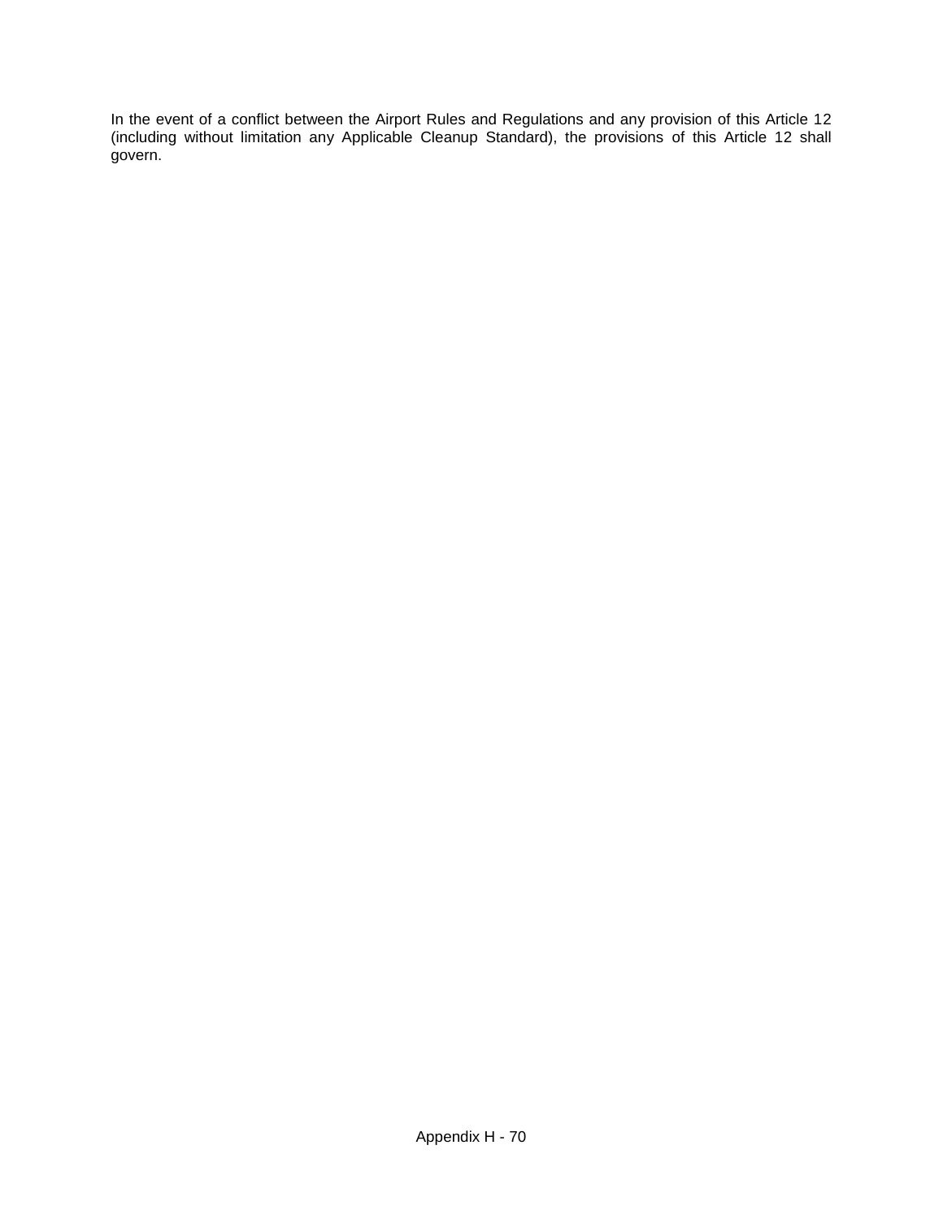In the event of a conflict between the Airport Rules and Regulations and any provision of this Article 12 (including without limitation any Applicable Cleanup Standard), the provisions of this Article 12 shall govern.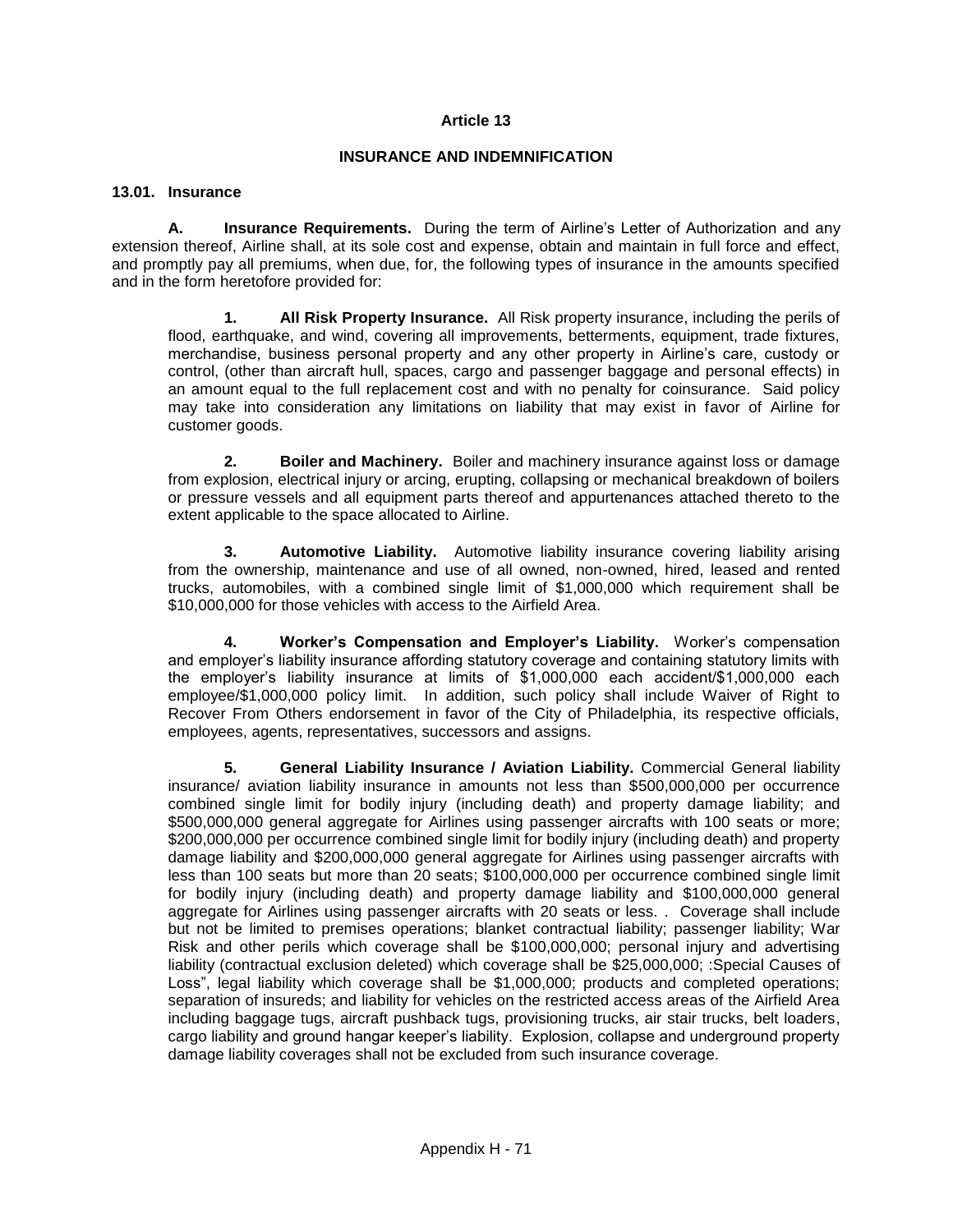## Article 13

### INSURANCE AND INDEMNIFICATION

**13.01. Insurance**

**A. Insurance Requirements.** During the term of Airline's Letter of Authorization and any extension thereof, Airline shall, at its sole cost and expense, obtain and maintain in full force and effect, and promptly pay all premiums, when due, for, the following types of insurance in the amounts specified and in the form heretofore provided for:

**1. All Risk Property Insurance.** All Risk property insurance, including the perils of flood, earthquake, and wind, covering all improvements, betterments, equipment, trade fixtures, merchandise, business personal property and any other property in Airline's care, custody or control, (other than aircraft hull, spaces, cargo and passenger baggage and personal effects) in an amount equal to the full replacement cost and with no penalty for coinsurance. Said policy may take into consideration any limitations on liability that may exist in favor of Airline for customer goods.

**2. Boiler and Machinery.** Boiler and machinery insurance against loss or damage from explosion, electrical injury or arcing, erupting, collapsing or mechanical breakdown of boilers or pressure vessels and all equipment parts thereof and appurtenances attached thereto to the extent applicable to the space allocated to Airline.

**3. Automotive Liability.** Automotive liability insurance covering liability arising from the ownership, maintenance and use of all owned, non-owned, hired, leased and rented trucks, automobiles, with a combined single limit of $1,000,000 which requirement shall be $10,000,000 for those vehicles with access to the Airfield Area.

**4. Worker's Compensation and Employer's Liability.** Worker's compensation and employer's liability insurance affording statutory coverage and containing statutory limits with the employer's liability insurance at limits of $1,000,000 each accident/$1,000,000 each employee/$1,000,000 policy limit. In addition, such policy shall include Waiver of Right to Recover From Others endorsement in favor of the City of Philadelphia, its respective officials, employees, agents, representatives, successors and assigns.

**5. General Liability Insurance / Aviation Liability.** Commercial General liability insurance/ aviation liability insurance in amounts not less than $500,000,000 per occurrence combined single limit for bodily injury (including death) and property damage liability; and $500,000,000 general aggregate for Airlines using passenger aircrafts with 100 seats or more; $200,000,000 per occurrence combined single limit for bodily injury (including death) and property damage liability and $200,000,000 general aggregate for Airlines using passenger aircrafts with less than 100 seats but more than 20 seats; $100,000,000 per occurrence combined single limit for bodily injury (including death) and property damage liability and $100,000,000 general aggregate for Airlines using passenger aircrafts with 20 seats or less. . Coverage shall include but not be limited to premises operations; blanket contractual liability; passenger liability; War Risk and other perils which coverage shall be $100,000,000; personal injury and advertising liability (contractual exclusion deleted) which coverage shall be $25,000,000; :Special Causes of Loss", legal liability which coverage shall be $1,000,000; products and completed operations; separation of insureds; and liability for vehicles on the restricted access areas of the Airfield Area including baggage tugs, aircraft pushback tugs, provisioning trucks, air stair trucks, belt loaders, cargo liability and ground hangar keeper's liability. Explosion, collapse and underground property damage liability coverages shall not be excluded from such insurance coverage.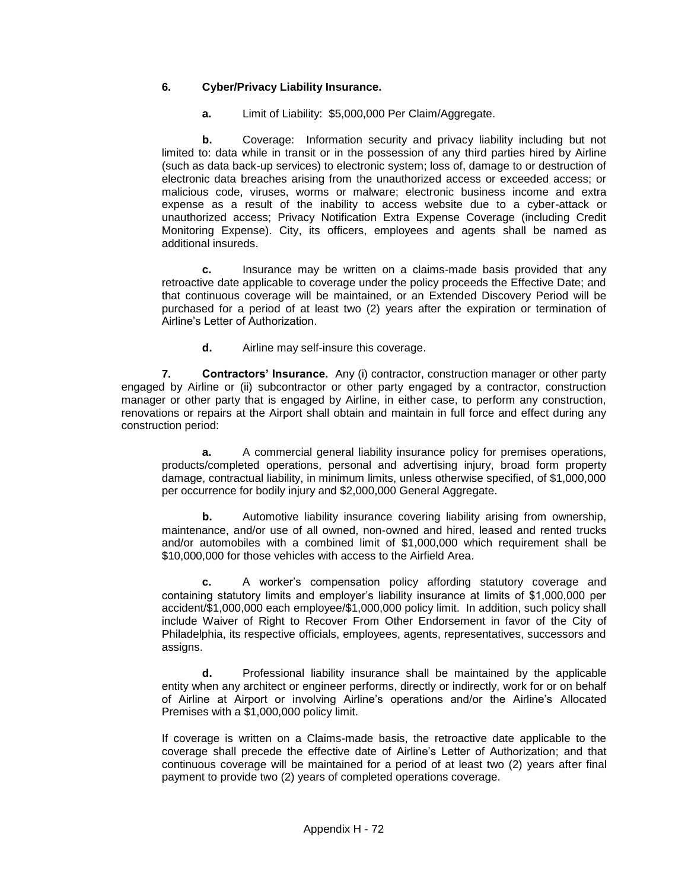**6. Cyber/Privacy Liability Insurance.**

**a.** Limit of Liability: $5,000,000 Per Claim/Aggregate.

**b.** Coverage: Information security and privacy liability including but not limited to: data while in transit or in the possession of any third parties hired by Airline (such as data back-up services) to electronic system; loss of, damage to or destruction of electronic data breaches arising from the unauthorized access or exceeded access; or malicious code, viruses, worms or malware; electronic business income and extra expense as a result of the inability to access website due to a cyber-attack or unauthorized access; Privacy Notification Extra Expense Coverage (including Credit Monitoring Expense). City, its officers, employees and agents shall be named as additional insureds.

**c.** Insurance may be written on a claims-made basis provided that any retroactive date applicable to coverage under the policy proceeds the Effective Date; and that continuous coverage will be maintained, or an Extended Discovery Period will be purchased for a period of at least two (2) years after the expiration or termination of Airline's Letter of Authorization.

**d.** Airline may self-insure this coverage.

**7. Contractors' Insurance.** Any (i) contractor, construction manager or other party engaged by Airline or (ii) subcontractor or other party engaged by a contractor, construction manager or other party that is engaged by Airline, in either case, to perform any construction, renovations or repairs at the Airport shall obtain and maintain in full force and effect during any construction period:

**a.** A commercial general liability insurance policy for premises operations, products/completed operations, personal and advertising injury, broad form property damage, contractual liability, in minimum limits, unless otherwise specified, of $1,000,000 per occurrence for bodily injury and $2,000,000 General Aggregate.

**b.** Automotive liability insurance covering liability arising from ownership, maintenance, and/or use of all owned, non-owned and hired, leased and rented trucks and/or automobiles with a combined limit of $1,000,000 which requirement shall be $10,000,000 for those vehicles with access to the Airfield Area.

**c.** A worker's compensation policy affording statutory coverage and containing statutory limits and employer's liability insurance at limits of $1,000,000 per accident/$1,000,000 each employee/$1,000,000 policy limit. In addition, such policy shall include Waiver of Right to Recover From Other Endorsement in favor of the City of Philadelphia, its respective officials, employees, agents, representatives, successors and assigns.

**d.** Professional liability insurance shall be maintained by the applicable entity when any architect or engineer performs, directly or indirectly, work for or on behalf of Airline at Airport or involving Airline's operations and/or the Airline's Allocated Premises with a $1,000,000 policy limit.

If coverage is written on a Claims-made basis, the retroactive date applicable to the coverage shall precede the effective date of Airline's Letter of Authorization; and that continuous coverage will be maintained for a period of at least two (2) years after final payment to provide two (2) years of completed operations coverage.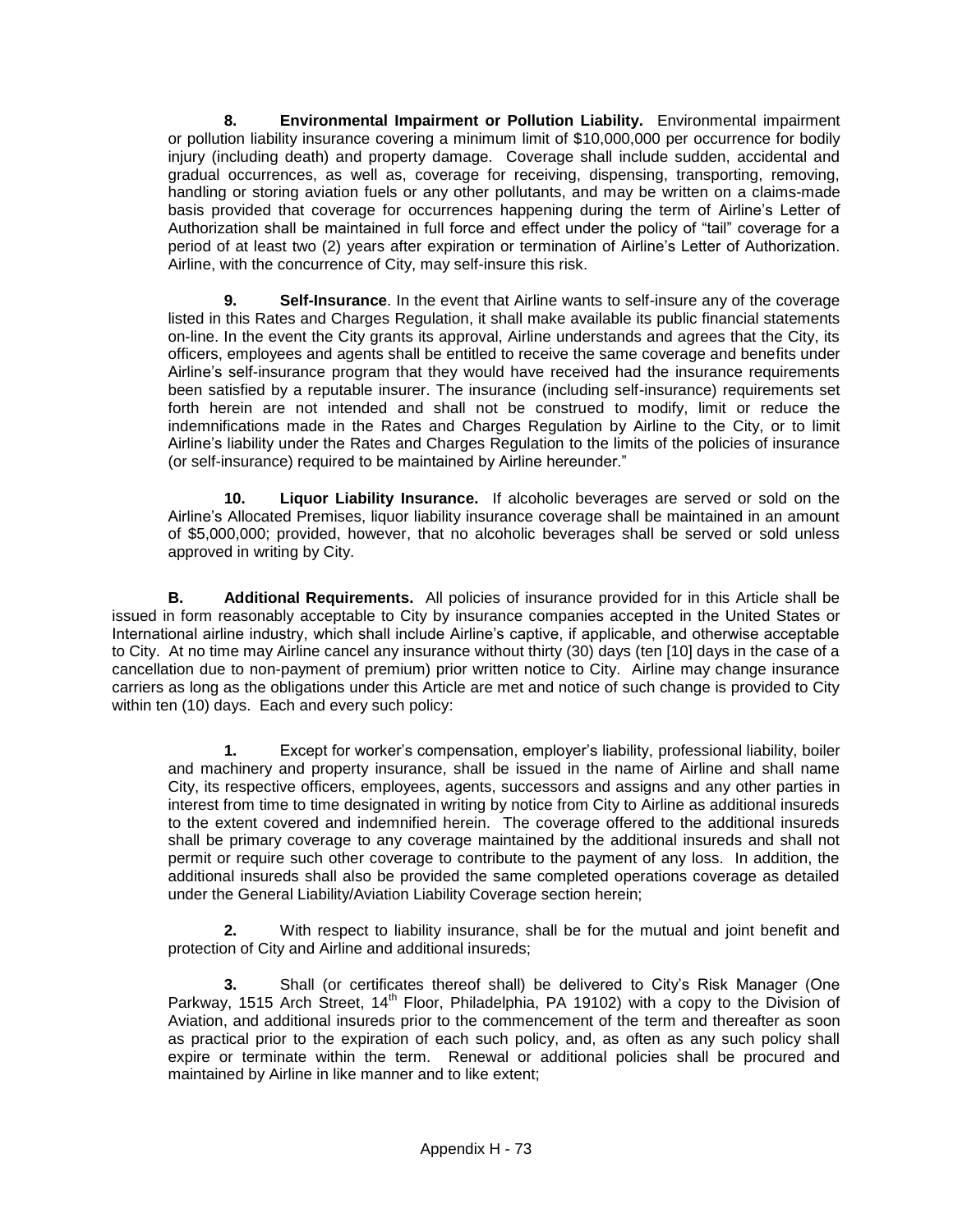**8. Environmental Impairment or Pollution Liability.** Environmental impairment or pollution liability insurance covering a minimum limit of $10,000,000 per occurrence for bodily injury (including death) and property damage. Coverage shall include sudden, accidental and gradual occurrences, as well as, coverage for receiving, dispensing, transporting, removing, handling or storing aviation fuels or any other pollutants, and may be written on a claims-made basis provided that coverage for occurrences happening during the term of Airline's Letter of Authorization shall be maintained in full force and effect under the policy of "tail" coverage for a period of at least two (2) years after expiration or termination of Airline's Letter of Authorization. Airline, with the concurrence of City, may self-insure this risk.

**9. Self-Insurance**. In the event that Airline wants to self-insure any of the coverage listed in this Rates and Charges Regulation, it shall make available its public financial statements on-line. In the event the City grants its approval, Airline understands and agrees that the City, its officers, employees and agents shall be entitled to receive the same coverage and benefits under Airline's self-insurance program that they would have received had the insurance requirements been satisfied by a reputable insurer. The insurance (including self-insurance) requirements set forth herein are not intended and shall not be construed to modify, limit or reduce the indemnifications made in the Rates and Charges Regulation by Airline to the City, or to limit Airline's liability under the Rates and Charges Regulation to the limits of the policies of insurance (or self-insurance) required to be maintained by Airline hereunder."

**10. Liquor Liability Insurance.** If alcoholic beverages are served or sold on the Airline's Allocated Premises, liquor liability insurance coverage shall be maintained in an amount of $5,000,000; provided, however, that no alcoholic beverages shall be served or sold unless approved in writing by City.

**B. Additional Requirements.** All policies of insurance provided for in this Article shall be issued in form reasonably acceptable to City by insurance companies accepted in the United States or International airline industry, which shall include Airline's captive, if applicable, and otherwise acceptable to City. At no time may Airline cancel any insurance without thirty (30) days (ten [10] days in the case of a cancellation due to non-payment of premium) prior written notice to City. Airline may change insurance carriers as long as the obligations under this Article are met and notice of such change is provided to City within ten (10) days. Each and every such policy:

**1.** Except for worker's compensation, employer's liability, professional liability, boiler and machinery and property insurance, shall be issued in the name of Airline and shall name City, its respective officers, employees, agents, successors and assigns and any other parties in interest from time to time designated in writing by notice from City to Airline as additional insureds to the extent covered and indemnified herein. The coverage offered to the additional insureds shall be primary coverage to any coverage maintained by the additional insureds and shall not permit or require such other coverage to contribute to the payment of any loss. In addition, the additional insureds shall also be provided the same completed operations coverage as detailed under the General Liability/Aviation Liability Coverage section herein;

**2.** With respect to liability insurance, shall be for the mutual and joint benefit and protection of City and Airline and additional insureds;

**3.** Shall (or certificates thereof shall) be delivered to City's Risk Manager (One Parkway, 1515 Arch Street, 14th Floor, Philadelphia, PA 19102) with a copy to the Division of Aviation, and additional insureds prior to the commencement of the term and thereafter as soon as practical prior to the expiration of each such policy, and, as often as any such policy shall expire or terminate within the term. Renewal or additional policies shall be procured and maintained by Airline in like manner and to like extent;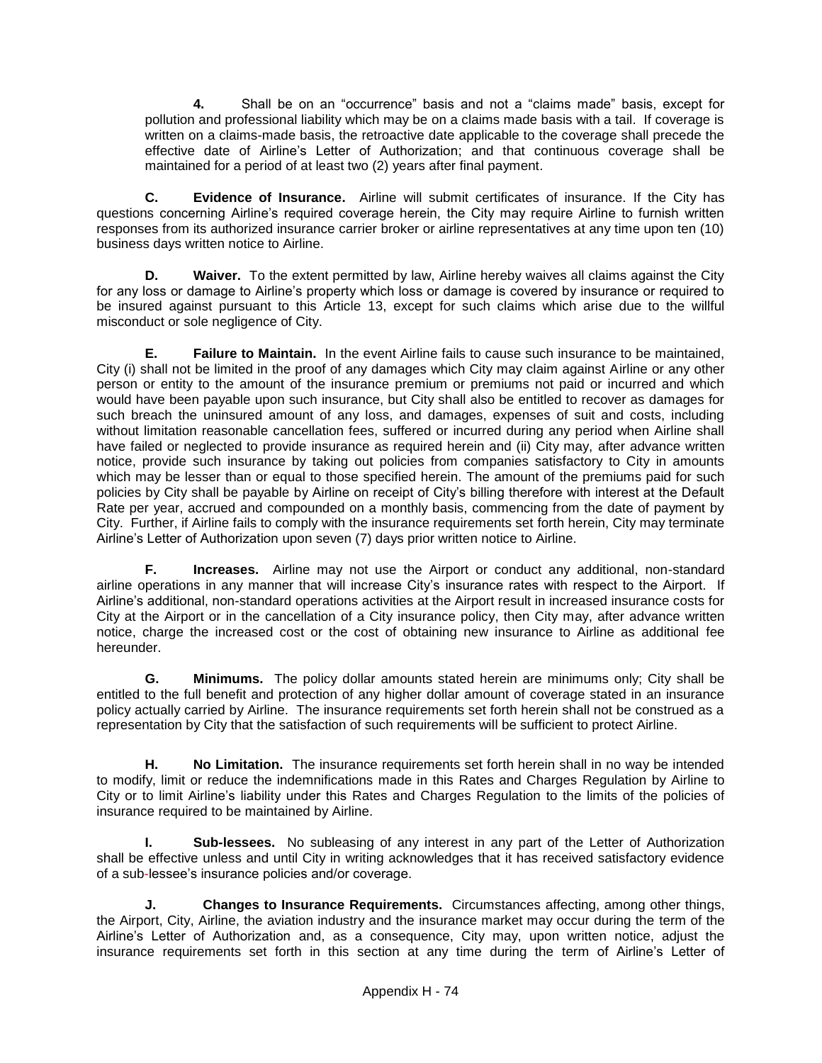**4.** Shall be on an "occurrence" basis and not a "claims made" basis, except for pollution and professional liability which may be on a claims made basis with a tail. If coverage is written on a claims-made basis, the retroactive date applicable to the coverage shall precede the effective date of Airline's Letter of Authorization; and that continuous coverage shall be maintained for a period of at least two (2) years after final payment.

**C. Evidence of Insurance.** Airline will submit certificates of insurance. If the City has questions concerning Airline's required coverage herein, the City may require Airline to furnish written responses from its authorized insurance carrier broker or airline representatives at any time upon ten (10) business days written notice to Airline.

**D. Waiver.** To the extent permitted by law, Airline hereby waives all claims against the City for any loss or damage to Airline's property which loss or damage is covered by insurance or required to be insured against pursuant to this Article 13, except for such claims which arise due to the willful misconduct or sole negligence of City.

**E. Failure to Maintain.** In the event Airline fails to cause such insurance to be maintained, City (i) shall not be limited in the proof of any damages which City may claim against Airline or any other person or entity to the amount of the insurance premium or premiums not paid or incurred and which would have been payable upon such insurance, but City shall also be entitled to recover as damages for such breach the uninsured amount of any loss, and damages, expenses of suit and costs, including without limitation reasonable cancellation fees, suffered or incurred during any period when Airline shall have failed or neglected to provide insurance as required herein and (ii) City may, after advance written notice, provide such insurance by taking out policies from companies satisfactory to City in amounts which may be lesser than or equal to those specified herein. The amount of the premiums paid for such policies by City shall be payable by Airline on receipt of City's billing therefore with interest at the Default Rate per year, accrued and compounded on a monthly basis, commencing from the date of payment by City. Further, if Airline fails to comply with the insurance requirements set forth herein, City may terminate Airline's Letter of Authorization upon seven (7) days prior written notice to Airline.

**F. Increases.** Airline may not use the Airport or conduct any additional, non-standard airline operations in any manner that will increase City's insurance rates with respect to the Airport. If Airline's additional, non-standard operations activities at the Airport result in increased insurance costs for City at the Airport or in the cancellation of a City insurance policy, then City may, after advance written notice, charge the increased cost or the cost of obtaining new insurance to Airline as additional fee hereunder.

**G. Minimums.** The policy dollar amounts stated herein are minimums only; City shall be entitled to the full benefit and protection of any higher dollar amount of coverage stated in an insurance policy actually carried by Airline. The insurance requirements set forth herein shall not be construed as a representation by City that the satisfaction of such requirements will be sufficient to protect Airline.

**H. No Limitation.** The insurance requirements set forth herein shall in no way be intended to modify, limit or reduce the indemnifications made in this Rates and Charges Regulation by Airline to City or to limit Airline's liability under this Rates and Charges Regulation to the limits of the policies of insurance required to be maintained by Airline.

**I. Sub-lessees.** No subleasing of any interest in any part of the Letter of Authorization shall be effective unless and until City in writing acknowledges that it has received satisfactory evidence of a sub-lessee's insurance policies and/or coverage.

**J. Changes to Insurance Requirements.** Circumstances affecting, among other things, the Airport, City, Airline, the aviation industry and the insurance market may occur during the term of the Airline's Letter of Authorization and, as a consequence, City may, upon written notice, adjust the insurance requirements set forth in this section at any time during the term of Airline's Letter of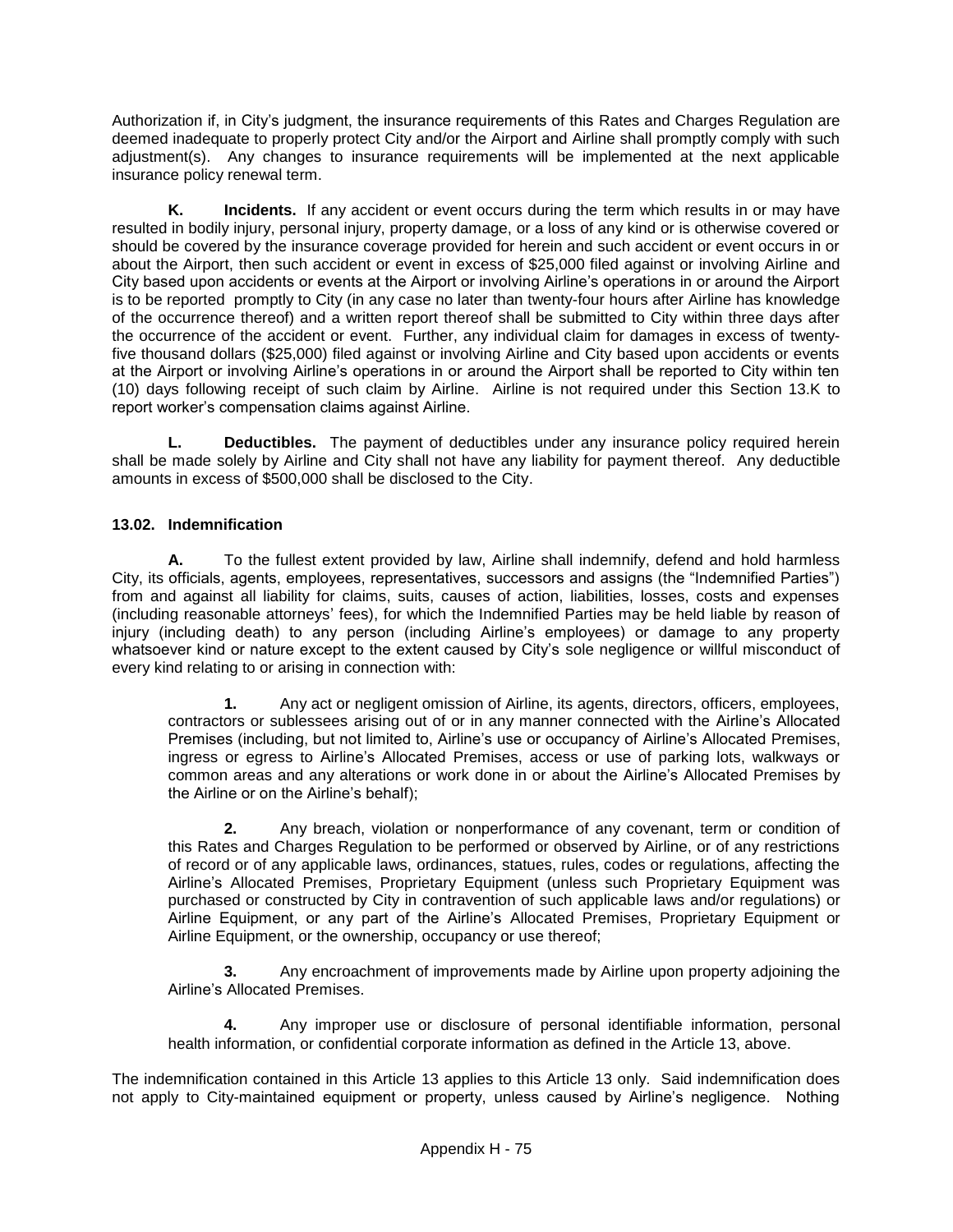Authorization if, in City's judgment, the insurance requirements of this Rates and Charges Regulation are deemed inadequate to properly protect City and/or the Airport and Airline shall promptly comply with such adjustment(s). Any changes to insurance requirements will be implemented at the next applicable insurance policy renewal term.

**K. Incidents.** If any accident or event occurs during the term which results in or may have resulted in bodily injury, personal injury, property damage, or a loss of any kind or is otherwise covered or should be covered by the insurance coverage provided for herein and such accident or event occurs in or about the Airport, then such accident or event in excess of $25,000 filed against or involving Airline and City based upon accidents or events at the Airport or involving Airline's operations in or around the Airport is to be reported promptly to City (in any case no later than twenty-four hours after Airline has knowledge of the occurrence thereof) and a written report thereof shall be submitted to City within three days after the occurrence of the accident or event. Further, any individual claim for damages in excess of twenty-five thousand dollars ($25,000) filed against or involving Airline and City based upon accidents or events at the Airport or involving Airline's operations in or around the Airport shall be reported to City within ten (10) days following receipt of such claim by Airline. Airline is not required under this Section 13.K to report worker's compensation claims against Airline.

**L. Deductibles.** The payment of deductibles under any insurance policy required herein shall be made solely by Airline and City shall not have any liability for payment thereof. Any deductible amounts in excess of $500,000 shall be disclosed to the City.

### 13.02. Indemnification

**A.** To the fullest extent provided by law, Airline shall indemnify, defend and hold harmless City, its officials, agents, employees, representatives, successors and assigns (the "Indemnified Parties") from and against all liability for claims, suits, causes of action, liabilities, losses, costs and expenses (including reasonable attorneys' fees), for which the Indemnified Parties may be held liable by reason of injury (including death) to any person (including Airline's employees) or damage to any property whatsoever kind or nature except to the extent caused by City's sole negligence or willful misconduct of every kind relating to or arising in connection with:

> **1.** Any act or negligent omission of Airline, its agents, directors, officers, employees, contractors or sublessees arising out of or in any manner connected with the Airline's Allocated Premises (including, but not limited to, Airline's use or occupancy of Airline's Allocated Premises, ingress or egress to Airline's Allocated Premises, access or use of parking lots, walkways or common areas and any alterations or work done in or about the Airline's Allocated Premises by the Airline or on the Airline's behalf);
>
> **2.** Any breach, violation or nonperformance of any covenant, term or condition of this Rates and Charges Regulation to be performed or observed by Airline, or of any restrictions of record or of any applicable laws, ordinances, statues, rules, codes or regulations, affecting the Airline's Allocated Premises, Proprietary Equipment (unless such Proprietary Equipment was purchased or constructed by City in contravention of such applicable laws and/or regulations) or Airline Equipment, or any part of the Airline's Allocated Premises, Proprietary Equipment or Airline Equipment, or the ownership, occupancy or use thereof;
>
> **3.** Any encroachment of improvements made by Airline upon property adjoining the Airline's Allocated Premises.
>
> **4.** Any improper use or disclosure of personal identifiable information, personal health information, or confidential corporate information as defined in the Article 13, above.

The indemnification contained in this Article 13 applies to this Article 13 only. Said indemnification does not apply to City-maintained equipment or property, unless caused by Airline's negligence. Nothing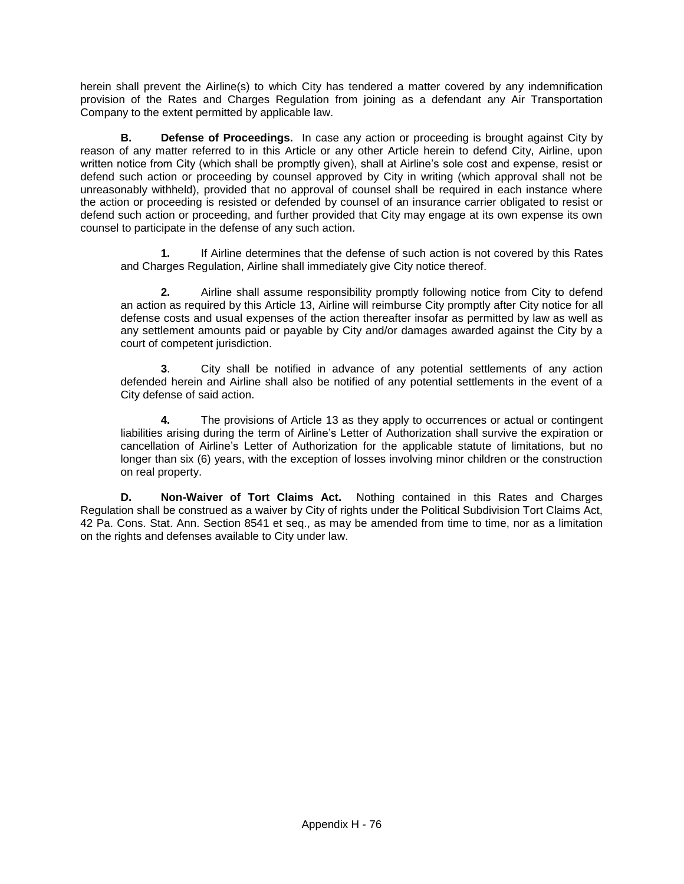herein shall prevent the Airline(s) to which City has tendered a matter covered by any indemnification provision of the Rates and Charges Regulation from joining as a defendant any Air Transportation Company to the extent permitted by applicable law.

**B. Defense of Proceedings.** In case any action or proceeding is brought against City by reason of any matter referred to in this Article or any other Article herein to defend City, Airline, upon written notice from City (which shall be promptly given), shall at Airline's sole cost and expense, resist or defend such action or proceeding by counsel approved by City in writing (which approval shall not be unreasonably withheld), provided that no approval of counsel shall be required in each instance where the action or proceeding is resisted or defended by counsel of an insurance carrier obligated to resist or defend such action or proceeding, and further provided that City may engage at its own expense its own counsel to participate in the defense of any such action.

**1.** If Airline determines that the defense of such action is not covered by this Rates and Charges Regulation, Airline shall immediately give City notice thereof.

**2.** Airline shall assume responsibility promptly following notice from City to defend an action as required by this Article 13, Airline will reimburse City promptly after City notice for all defense costs and usual expenses of the action thereafter insofar as permitted by law as well as any settlement amounts paid or payable by City and/or damages awarded against the City by a court of competent jurisdiction.

**3**. City shall be notified in advance of any potential settlements of any action defended herein and Airline shall also be notified of any potential settlements in the event of a City defense of said action.

**4.** The provisions of Article 13 as they apply to occurrences or actual or contingent liabilities arising during the term of Airline's Letter of Authorization shall survive the expiration or cancellation of Airline's Letter of Authorization for the applicable statute of limitations, but no longer than six (6) years, with the exception of losses involving minor children or the construction on real property.

**D. Non-Waiver of Tort Claims Act.** Nothing contained in this Rates and Charges Regulation shall be construed as a waiver by City of rights under the Political Subdivision Tort Claims Act, 42 Pa. Cons. Stat. Ann. Section 8541 et seq., as may be amended from time to time, nor as a limitation on the rights and defenses available to City under law.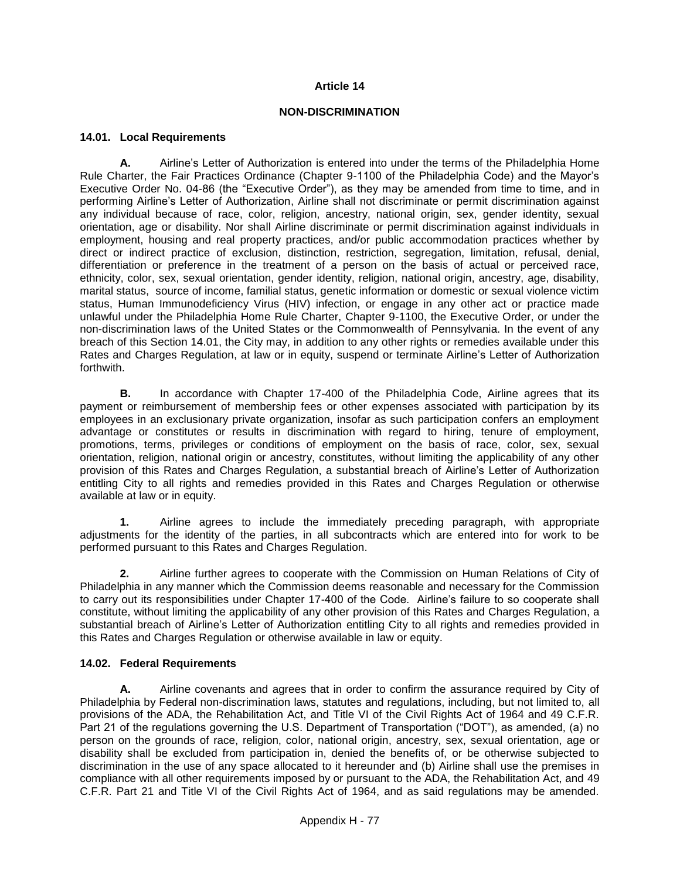# Article 14

## NON-DISCRIMINATION

### 14.01. Local Requirements

**A.** Airline's Letter of Authorization is entered into under the terms of the Philadelphia Home Rule Charter, the Fair Practices Ordinance (Chapter 9-1100 of the Philadelphia Code) and the Mayor's Executive Order No. 04-86 (the "Executive Order"), as they may be amended from time to time, and in performing Airline's Letter of Authorization, Airline shall not discriminate or permit discrimination against any individual because of race, color, religion, ancestry, national origin, sex, gender identity, sexual orientation, age or disability. Nor shall Airline discriminate or permit discrimination against individuals in employment, housing and real property practices, and/or public accommodation practices whether by direct or indirect practice of exclusion, distinction, restriction, segregation, limitation, refusal, denial, differentiation or preference in the treatment of a person on the basis of actual or perceived race, ethnicity, color, sex, sexual orientation, gender identity, religion, national origin, ancestry, age, disability, marital status, source of income, familial status, genetic information or domestic or sexual violence victim status, Human Immunodeficiency Virus (HIV) infection, or engage in any other act or practice made unlawful under the Philadelphia Home Rule Charter, Chapter 9-1100, the Executive Order, or under the non-discrimination laws of the United States or the Commonwealth of Pennsylvania. In the event of any breach of this Section 14.01, the City may, in addition to any other rights or remedies available under this Rates and Charges Regulation, at law or in equity, suspend or terminate Airline's Letter of Authorization forthwith.

**B.** In accordance with Chapter 17-400 of the Philadelphia Code, Airline agrees that its payment or reimbursement of membership fees or other expenses associated with participation by its employees in an exclusionary private organization, insofar as such participation confers an employment advantage or constitutes or results in discrimination with regard to hiring, tenure of employment, promotions, terms, privileges or conditions of employment on the basis of race, color, sex, sexual orientation, religion, national origin or ancestry, constitutes, without limiting the applicability of any other provision of this Rates and Charges Regulation, a substantial breach of Airline's Letter of Authorization entitling City to all rights and remedies provided in this Rates and Charges Regulation or otherwise available at law or in equity.

**1.** Airline agrees to include the immediately preceding paragraph, with appropriate adjustments for the identity of the parties, in all subcontracts which are entered into for work to be performed pursuant to this Rates and Charges Regulation.

**2.** Airline further agrees to cooperate with the Commission on Human Relations of City of Philadelphia in any manner which the Commission deems reasonable and necessary for the Commission to carry out its responsibilities under Chapter 17-400 of the Code. Airline's failure to so cooperate shall constitute, without limiting the applicability of any other provision of this Rates and Charges Regulation, a substantial breach of Airline's Letter of Authorization entitling City to all rights and remedies provided in this Rates and Charges Regulation or otherwise available in law or equity.

### 14.02. Federal Requirements

**A.** Airline covenants and agrees that in order to confirm the assurance required by City of Philadelphia by Federal non-discrimination laws, statutes and regulations, including, but not limited to, all provisions of the ADA, the Rehabilitation Act, and Title VI of the Civil Rights Act of 1964 and 49 C.F.R. Part 21 of the regulations governing the U.S. Department of Transportation ("DOT"), as amended, (a) no person on the grounds of race, religion, color, national origin, ancestry, sex, sexual orientation, age or disability shall be excluded from participation in, denied the benefits of, or be otherwise subjected to discrimination in the use of any space allocated to it hereunder and (b) Airline shall use the premises in compliance with all other requirements imposed by or pursuant to the ADA, the Rehabilitation Act, and 49 C.F.R. Part 21 and Title VI of the Civil Rights Act of 1964, and as said regulations may be amended.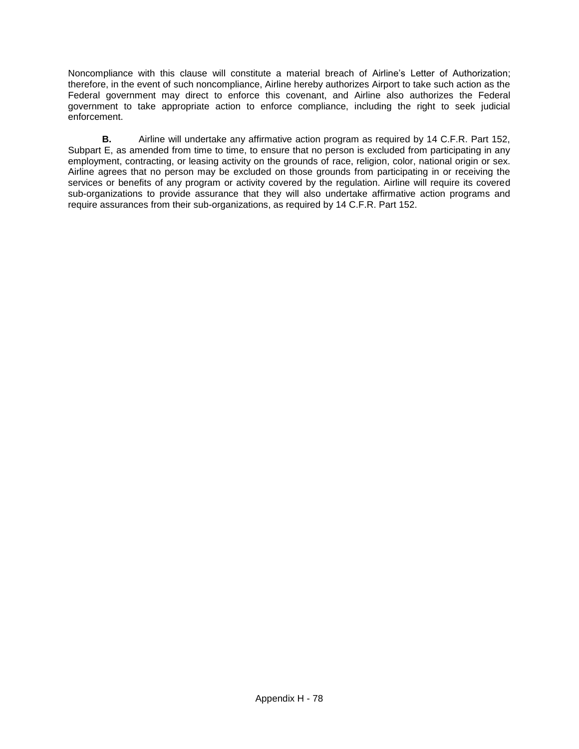Noncompliance with this clause will constitute a material breach of Airline's Letter of Authorization; therefore, in the event of such noncompliance, Airline hereby authorizes Airport to take such action as the Federal government may direct to enforce this covenant, and Airline also authorizes the Federal government to take appropriate action to enforce compliance, including the right to seek judicial enforcement.

**B.** Airline will undertake any affirmative action program as required by 14 C.F.R. Part 152, Subpart E, as amended from time to time, to ensure that no person is excluded from participating in any employment, contracting, or leasing activity on the grounds of race, religion, color, national origin or sex. Airline agrees that no person may be excluded on those grounds from participating in or receiving the services or benefits of any program or activity covered by the regulation. Airline will require its covered sub-organizations to provide assurance that they will also undertake affirmative action programs and require assurances from their sub-organizations, as required by 14 C.F.R. Part 152.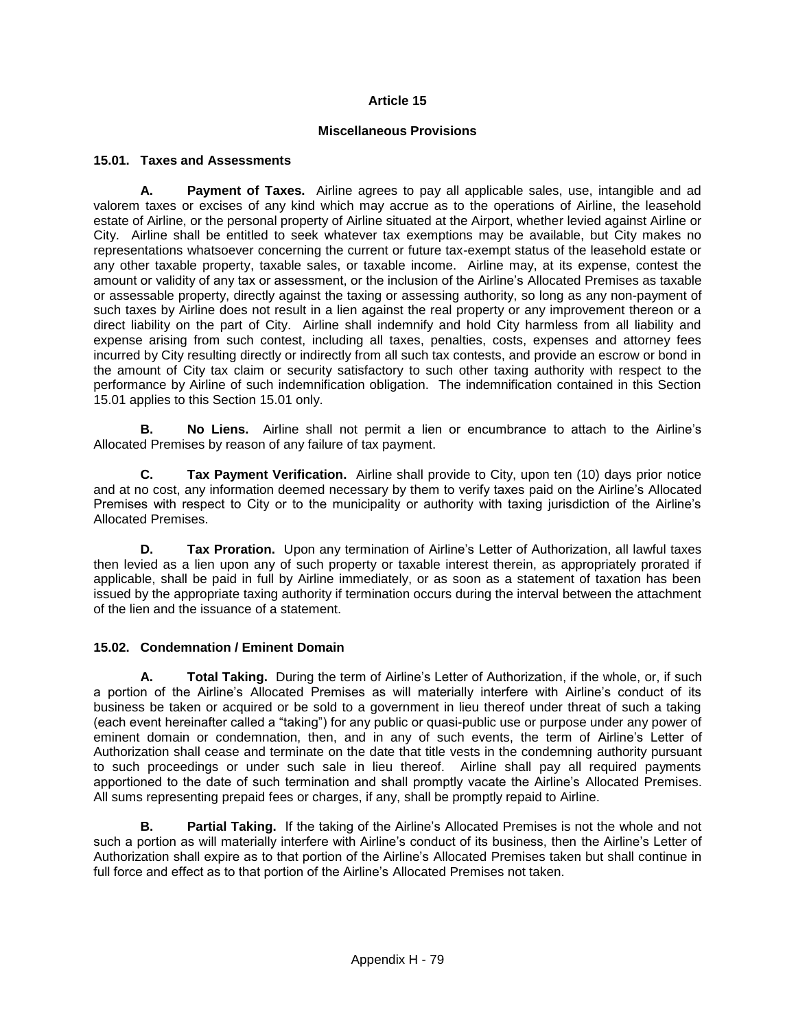# Article 15

## Miscellaneous Provisions

### 15.01. Taxes and Assessments

**A. Payment of Taxes.** Airline agrees to pay all applicable sales, use, intangible and ad valorem taxes or excises of any kind which may accrue as to the operations of Airline, the leasehold estate of Airline, or the personal property of Airline situated at the Airport, whether levied against Airline or City. Airline shall be entitled to seek whatever tax exemptions may be available, but City makes no representations whatsoever concerning the current or future tax-exempt status of the leasehold estate or any other taxable property, taxable sales, or taxable income. Airline may, at its expense, contest the amount or validity of any tax or assessment, or the inclusion of the Airline's Allocated Premises as taxable or assessable property, directly against the taxing or assessing authority, so long as any non-payment of such taxes by Airline does not result in a lien against the real property or any improvement thereon or a direct liability on the part of City. Airline shall indemnify and hold City harmless from all liability and expense arising from such contest, including all taxes, penalties, costs, expenses and attorney fees incurred by City resulting directly or indirectly from all such tax contests, and provide an escrow or bond in the amount of City tax claim or security satisfactory to such other taxing authority with respect to the performance by Airline of such indemnification obligation. The indemnification contained in this Section 15.01 applies to this Section 15.01 only.

**B. No Liens.** Airline shall not permit a lien or encumbrance to attach to the Airline's Allocated Premises by reason of any failure of tax payment.

**C. Tax Payment Verification.** Airline shall provide to City, upon ten (10) days prior notice and at no cost, any information deemed necessary by them to verify taxes paid on the Airline's Allocated Premises with respect to City or to the municipality or authority with taxing jurisdiction of the Airline's Allocated Premises.

**D. Tax Proration.** Upon any termination of Airline's Letter of Authorization, all lawful taxes then levied as a lien upon any of such property or taxable interest therein, as appropriately prorated if applicable, shall be paid in full by Airline immediately, or as soon as a statement of taxation has been issued by the appropriate taxing authority if termination occurs during the interval between the attachment of the lien and the issuance of a statement.

### 15.02. Condemnation / Eminent Domain

**A. Total Taking.** During the term of Airline's Letter of Authorization, if the whole, or, if such a portion of the Airline's Allocated Premises as will materially interfere with Airline's conduct of its business be taken or acquired or be sold to a government in lieu thereof under threat of such a taking (each event hereinafter called a "taking") for any public or quasi-public use or purpose under any power of eminent domain or condemnation, then, and in any of such events, the term of Airline's Letter of Authorization shall cease and terminate on the date that title vests in the condemning authority pursuant to such proceedings or under such sale in lieu thereof. Airline shall pay all required payments apportioned to the date of such termination and shall promptly vacate the Airline's Allocated Premises. All sums representing prepaid fees or charges, if any, shall be promptly repaid to Airline.

**B. Partial Taking.** If the taking of the Airline's Allocated Premises is not the whole and not such a portion as will materially interfere with Airline's conduct of its business, then the Airline's Letter of Authorization shall expire as to that portion of the Airline's Allocated Premises taken but shall continue in full force and effect as to that portion of the Airline's Allocated Premises not taken.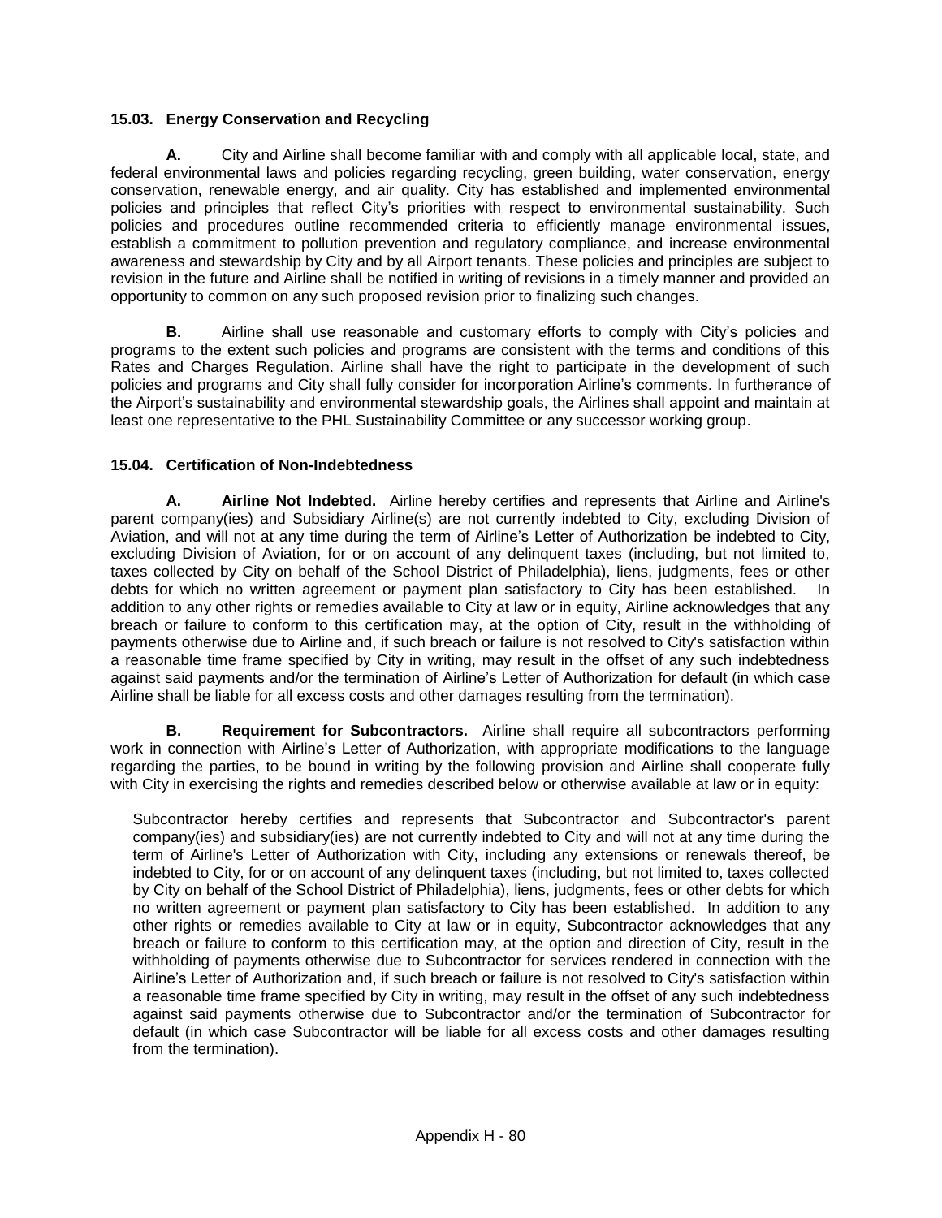### 15.03. Energy Conservation and Recycling

**A.** City and Airline shall become familiar with and comply with all applicable local, state, and federal environmental laws and policies regarding recycling, green building, water conservation, energy conservation, renewable energy, and air quality. City has established and implemented environmental policies and principles that reflect City's priorities with respect to environmental sustainability. Such policies and procedures outline recommended criteria to efficiently manage environmental issues, establish a commitment to pollution prevention and regulatory compliance, and increase environmental awareness and stewardship by City and by all Airport tenants. These policies and principles are subject to revision in the future and Airline shall be notified in writing of revisions in a timely manner and provided an opportunity to common on any such proposed revision prior to finalizing such changes.

**B.** Airline shall use reasonable and customary efforts to comply with City's policies and programs to the extent such policies and programs are consistent with the terms and conditions of this Rates and Charges Regulation. Airline shall have the right to participate in the development of such policies and programs and City shall fully consider for incorporation Airline's comments. In furtherance of the Airport's sustainability and environmental stewardship goals, the Airlines shall appoint and maintain at least one representative to the PHL Sustainability Committee or any successor working group.

### 15.04. Certification of Non-Indebtedness

**A. Airline Not Indebted.** Airline hereby certifies and represents that Airline and Airline's parent company(ies) and Subsidiary Airline(s) are not currently indebted to City, excluding Division of Aviation, and will not at any time during the term of Airline's Letter of Authorization be indebted to City, excluding Division of Aviation, for or on account of any delinquent taxes (including, but not limited to, taxes collected by City on behalf of the School District of Philadelphia), liens, judgments, fees or other debts for which no written agreement or payment plan satisfactory to City has been established. In addition to any other rights or remedies available to City at law or in equity, Airline acknowledges that any breach or failure to conform to this certification may, at the option of City, result in the withholding of payments otherwise due to Airline and, if such breach or failure is not resolved to City's satisfaction within a reasonable time frame specified by City in writing, may result in the offset of any such indebtedness against said payments and/or the termination of Airline's Letter of Authorization for default (in which case Airline shall be liable for all excess costs and other damages resulting from the termination).

**B. Requirement for Subcontractors.** Airline shall require all subcontractors performing work in connection with Airline's Letter of Authorization, with appropriate modifications to the language regarding the parties, to be bound in writing by the following provision and Airline shall cooperate fully with City in exercising the rights and remedies described below or otherwise available at law or in equity:

> Subcontractor hereby certifies and represents that Subcontractor and Subcontractor's parent company(ies) and subsidiary(ies) are not currently indebted to City and will not at any time during the term of Airline's Letter of Authorization with City, including any extensions or renewals thereof, be indebted to City, for or on account of any delinquent taxes (including, but not limited to, taxes collected by City on behalf of the School District of Philadelphia), liens, judgments, fees or other debts for which no written agreement or payment plan satisfactory to City has been established. In addition to any other rights or remedies available to City at law or in equity, Subcontractor acknowledges that any breach or failure to conform to this certification may, at the option and direction of City, result in the withholding of payments otherwise due to Subcontractor for services rendered in connection with the Airline's Letter of Authorization and, if such breach or failure is not resolved to City's satisfaction within a reasonable time frame specified by City in writing, may result in the offset of any such indebtedness against said payments otherwise due to Subcontractor and/or the termination of Subcontractor for default (in which case Subcontractor will be liable for all excess costs and other damages resulting from the termination).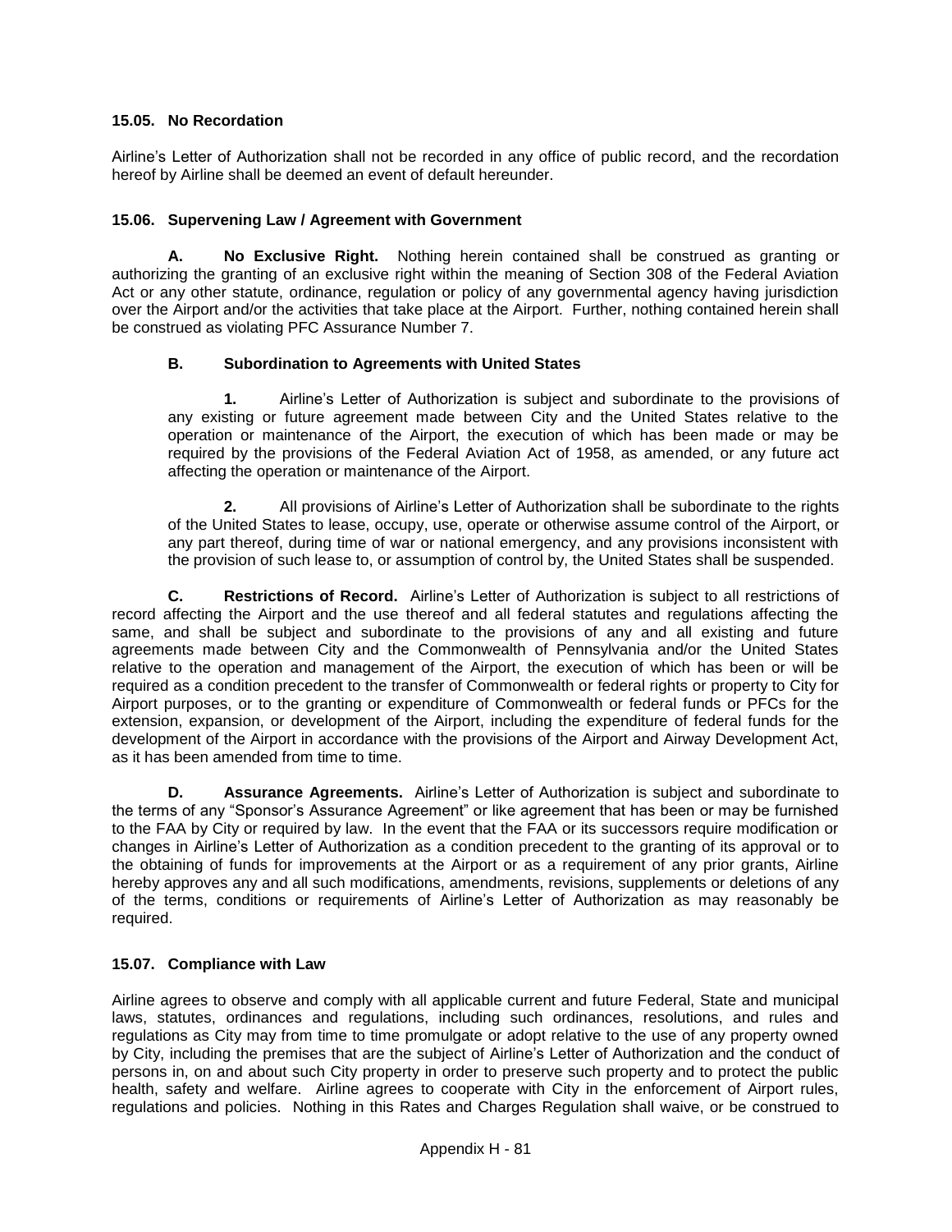### 15.05. No Recordation

Airline's Letter of Authorization shall not be recorded in any office of public record, and the recordation hereof by Airline shall be deemed an event of default hereunder.

### 15.06. Supervening Law / Agreement with Government

**A. No Exclusive Right.** Nothing herein contained shall be construed as granting or authorizing the granting of an exclusive right within the meaning of Section 308 of the Federal Aviation Act or any other statute, ordinance, regulation or policy of any governmental agency having jurisdiction over the Airport and/or the activities that take place at the Airport. Further, nothing contained herein shall be construed as violating PFC Assurance Number 7.

**B. Subordination to Agreements with United States**

**1.** Airline's Letter of Authorization is subject and subordinate to the provisions of any existing or future agreement made between City and the United States relative to the operation or maintenance of the Airport, the execution of which has been made or may be required by the provisions of the Federal Aviation Act of 1958, as amended, or any future act affecting the operation or maintenance of the Airport.

**2.** All provisions of Airline's Letter of Authorization shall be subordinate to the rights of the United States to lease, occupy, use, operate or otherwise assume control of the Airport, or any part thereof, during time of war or national emergency, and any provisions inconsistent with the provision of such lease to, or assumption of control by, the United States shall be suspended.

**C. Restrictions of Record.** Airline's Letter of Authorization is subject to all restrictions of record affecting the Airport and the use thereof and all federal statutes and regulations affecting the same, and shall be subject and subordinate to the provisions of any and all existing and future agreements made between City and the Commonwealth of Pennsylvania and/or the United States relative to the operation and management of the Airport, the execution of which has been or will be required as a condition precedent to the transfer of Commonwealth or federal rights or property to City for Airport purposes, or to the granting or expenditure of Commonwealth or federal funds or PFCs for the extension, expansion, or development of the Airport, including the expenditure of federal funds for the development of the Airport in accordance with the provisions of the Airport and Airway Development Act, as it has been amended from time to time.

**D. Assurance Agreements.** Airline's Letter of Authorization is subject and subordinate to the terms of any "Sponsor's Assurance Agreement" or like agreement that has been or may be furnished to the FAA by City or required by law. In the event that the FAA or its successors require modification or changes in Airline's Letter of Authorization as a condition precedent to the granting of its approval or to the obtaining of funds for improvements at the Airport or as a requirement of any prior grants, Airline hereby approves any and all such modifications, amendments, revisions, supplements or deletions of any of the terms, conditions or requirements of Airline's Letter of Authorization as may reasonably be required.

### 15.07. Compliance with Law

Airline agrees to observe and comply with all applicable current and future Federal, State and municipal laws, statutes, ordinances and regulations, including such ordinances, resolutions, and rules and regulations as City may from time to time promulgate or adopt relative to the use of any property owned by City, including the premises that are the subject of Airline's Letter of Authorization and the conduct of persons in, on and about such City property in order to preserve such property and to protect the public health, safety and welfare. Airline agrees to cooperate with City in the enforcement of Airport rules, regulations and policies. Nothing in this Rates and Charges Regulation shall waive, or be construed to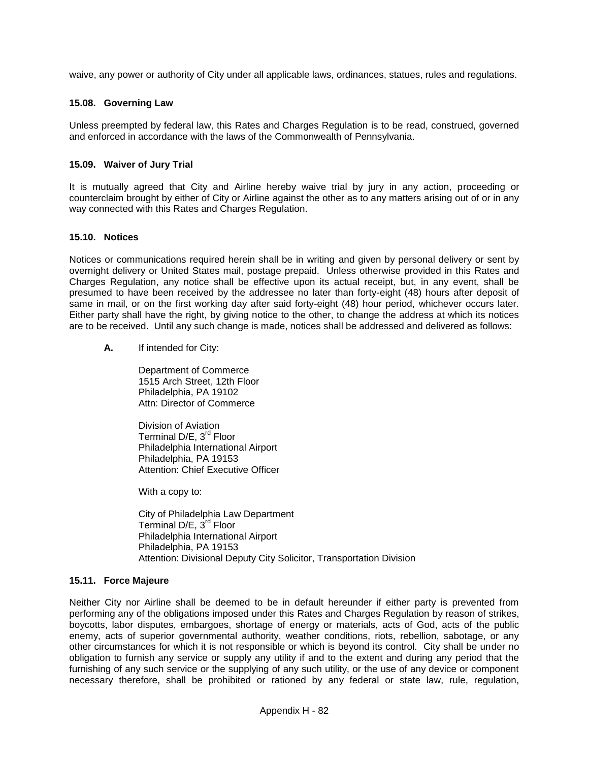waive, any power or authority of City under all applicable laws, ordinances, statues, rules and regulations.

### 15.08. Governing Law

Unless preempted by federal law, this Rates and Charges Regulation is to be read, construed, governed and enforced in accordance with the laws of the Commonwealth of Pennsylvania.

### 15.09. Waiver of Jury Trial

It is mutually agreed that City and Airline hereby waive trial by jury in any action, proceeding or counterclaim brought by either of City or Airline against the other as to any matters arising out of or in any way connected with this Rates and Charges Regulation.

### 15.10. Notices

Notices or communications required herein shall be in writing and given by personal delivery or sent by overnight delivery or United States mail, postage prepaid. Unless otherwise provided in this Rates and Charges Regulation, any notice shall be effective upon its actual receipt, but, in any event, shall be presumed to have been received by the addressee no later than forty-eight (48) hours after deposit of same in mail, or on the first working day after said forty-eight (48) hour period, whichever occurs later. Either party shall have the right, by giving notice to the other, to change the address at which its notices are to be received. Until any such change is made, notices shall be addressed and delivered as follows:

**A.** If intended for City:

Department of Commerce
1515 Arch Street, 12th Floor
Philadelphia, PA 19102
Attn: Director of Commerce

Division of Aviation
Terminal D/E, 3rd Floor
Philadelphia International Airport
Philadelphia, PA 19153
Attention: Chief Executive Officer

With a copy to:

City of Philadelphia Law Department
Terminal D/E, 3rd Floor
Philadelphia International Airport
Philadelphia, PA 19153
Attention: Divisional Deputy City Solicitor, Transportation Division

### 15.11. Force Majeure

Neither City nor Airline shall be deemed to be in default hereunder if either party is prevented from performing any of the obligations imposed under this Rates and Charges Regulation by reason of strikes, boycotts, labor disputes, embargoes, shortage of energy or materials, acts of God, acts of the public enemy, acts of superior governmental authority, weather conditions, riots, rebellion, sabotage, or any other circumstances for which it is not responsible or which is beyond its control. City shall be under no obligation to furnish any service or supply any utility if and to the extent and during any period that the furnishing of any such service or the supplying of any such utility, or the use of any device or component necessary therefore, shall be prohibited or rationed by any federal or state law, rule, regulation,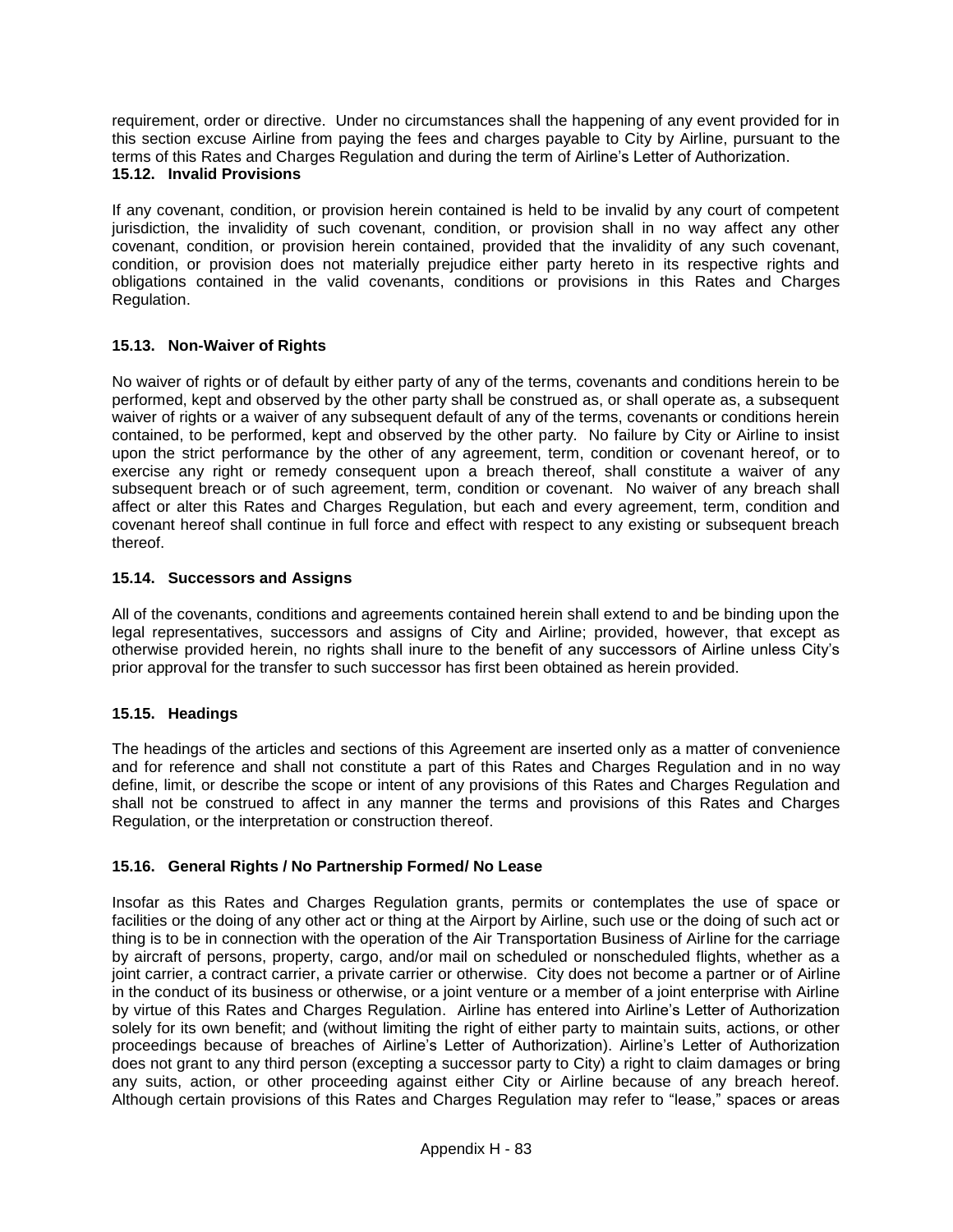requirement, order or directive. Under no circumstances shall the happening of any event provided for in this section excuse Airline from paying the fees and charges payable to City by Airline, pursuant to the terms of this Rates and Charges Regulation and during the term of Airline's Letter of Authorization.

### 15.12. Invalid Provisions

If any covenant, condition, or provision herein contained is held to be invalid by any court of competent jurisdiction, the invalidity of such covenant, condition, or provision shall in no way affect any other covenant, condition, or provision herein contained, provided that the invalidity of any such covenant, condition, or provision does not materially prejudice either party hereto in its respective rights and obligations contained in the valid covenants, conditions or provisions in this Rates and Charges Regulation.

### 15.13. Non-Waiver of Rights

No waiver of rights or of default by either party of any of the terms, covenants and conditions herein to be performed, kept and observed by the other party shall be construed as, or shall operate as, a subsequent waiver of rights or a waiver of any subsequent default of any of the terms, covenants or conditions herein contained, to be performed, kept and observed by the other party. No failure by City or Airline to insist upon the strict performance by the other of any agreement, term, condition or covenant hereof, or to exercise any right or remedy consequent upon a breach thereof, shall constitute a waiver of any subsequent breach or of such agreement, term, condition or covenant. No waiver of any breach shall affect or alter this Rates and Charges Regulation, but each and every agreement, term, condition and covenant hereof shall continue in full force and effect with respect to any existing or subsequent breach thereof.

### 15.14. Successors and Assigns

All of the covenants, conditions and agreements contained herein shall extend to and be binding upon the legal representatives, successors and assigns of City and Airline; provided, however, that except as otherwise provided herein, no rights shall inure to the benefit of any successors of Airline unless City's prior approval for the transfer to such successor has first been obtained as herein provided.

### 15.15. Headings

The headings of the articles and sections of this Agreement are inserted only as a matter of convenience and for reference and shall not constitute a part of this Rates and Charges Regulation and in no way define, limit, or describe the scope or intent of any provisions of this Rates and Charges Regulation and shall not be construed to affect in any manner the terms and provisions of this Rates and Charges Regulation, or the interpretation or construction thereof.

### 15.16. General Rights / No Partnership Formed/ No Lease

Insofar as this Rates and Charges Regulation grants, permits or contemplates the use of space or facilities or the doing of any other act or thing at the Airport by Airline, such use or the doing of such act or thing is to be in connection with the operation of the Air Transportation Business of Airline for the carriage by aircraft of persons, property, cargo, and/or mail on scheduled or nonscheduled flights, whether as a joint carrier, a contract carrier, a private carrier or otherwise. City does not become a partner or of Airline in the conduct of its business or otherwise, or a joint venture or a member of a joint enterprise with Airline by virtue of this Rates and Charges Regulation. Airline has entered into Airline's Letter of Authorization solely for its own benefit; and (without limiting the right of either party to maintain suits, actions, or other proceedings because of breaches of Airline's Letter of Authorization). Airline's Letter of Authorization does not grant to any third person (excepting a successor party to City) a right to claim damages or bring any suits, action, or other proceeding against either City or Airline because of any breach hereof. Although certain provisions of this Rates and Charges Regulation may refer to "lease," spaces or areas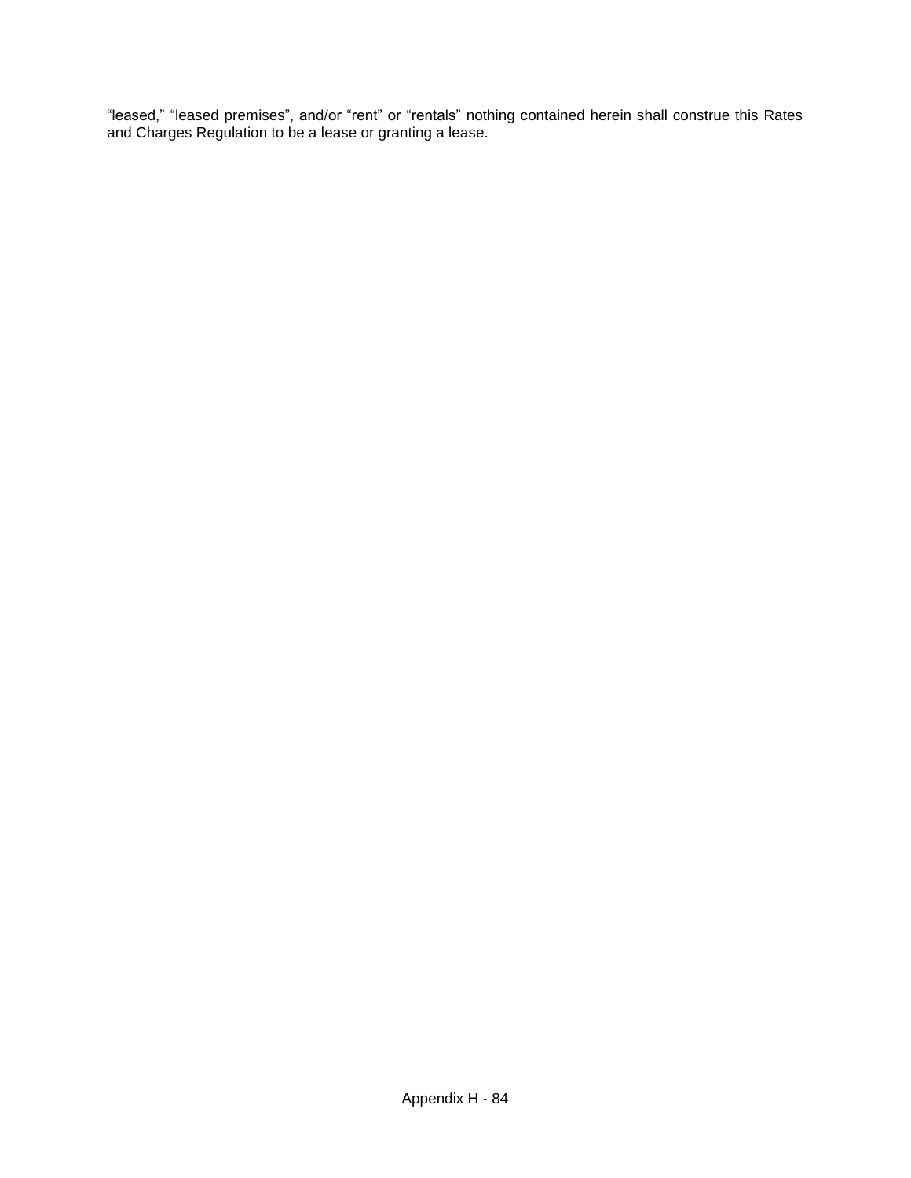“leased,” “leased premises”, and/or “rent” or “rentals” nothing contained herein shall construe this Rates and Charges Regulation to be a lease or granting a lease.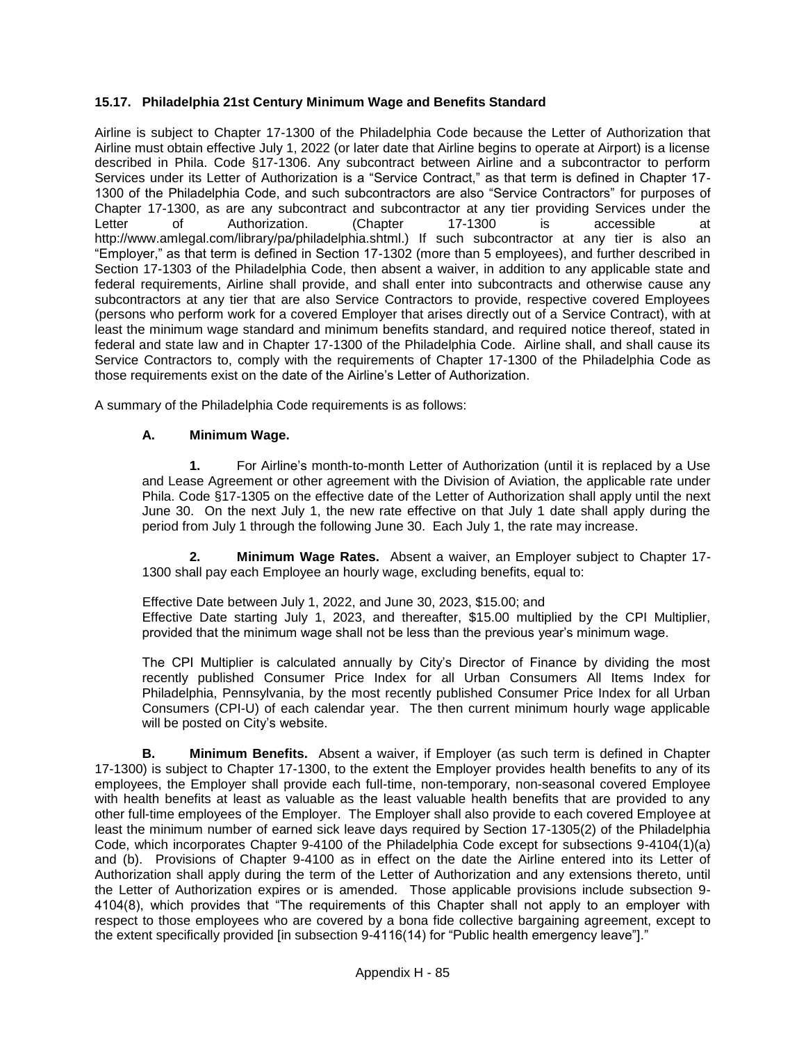### 15.17. Philadelphia 21st Century Minimum Wage and Benefits Standard

Airline is subject to Chapter 17-1300 of the Philadelphia Code because the Letter of Authorization that Airline must obtain effective July 1, 2022 (or later date that Airline begins to operate at Airport) is a license described in Phila. Code §17-1306. Any subcontract between Airline and a subcontractor to perform Services under its Letter of Authorization is a "Service Contract," as that term is defined in Chapter 17-1300 of the Philadelphia Code, and such subcontractors are also "Service Contractors" for purposes of Chapter 17-1300, as are any subcontract and subcontractor at any tier providing Services under the Letter of Authorization. (Chapter 17-1300 is accessible at http://www.amlegal.com/library/pa/philadelphia.shtml.) If such subcontractor at any tier is also an "Employer," as that term is defined in Section 17-1302 (more than 5 employees), and further described in Section 17-1303 of the Philadelphia Code, then absent a waiver, in addition to any applicable state and federal requirements, Airline shall provide, and shall enter into subcontracts and otherwise cause any subcontractors at any tier that are also Service Contractors to provide, respective covered Employees (persons who perform work for a covered Employer that arises directly out of a Service Contract), with at least the minimum wage standard and minimum benefits standard, and required notice thereof, stated in federal and state law and in Chapter 17-1300 of the Philadelphia Code. Airline shall, and shall cause its Service Contractors to, comply with the requirements of Chapter 17-1300 of the Philadelphia Code as those requirements exist on the date of the Airline's Letter of Authorization.

A summary of the Philadelphia Code requirements is as follows:

**A. Minimum Wage.**

**1.** For Airline's month-to-month Letter of Authorization (until it is replaced by a Use and Lease Agreement or other agreement with the Division of Aviation, the applicable rate under Phila. Code §17-1305 on the effective date of the Letter of Authorization shall apply until the next June 30. On the next July 1, the new rate effective on that July 1 date shall apply during the period from July 1 through the following June 30. Each July 1, the rate may increase.

**2. Minimum Wage Rates.** Absent a waiver, an Employer subject to Chapter 17-1300 shall pay each Employee an hourly wage, excluding benefits, equal to:

Effective Date between July 1, 2022, and June 30, 2023, $15.00; and
Effective Date starting July 1, 2023, and thereafter, $15.00 multiplied by the CPI Multiplier, provided that the minimum wage shall not be less than the previous year's minimum wage.

The CPI Multiplier is calculated annually by City's Director of Finance by dividing the most recently published Consumer Price Index for all Urban Consumers All Items Index for Philadelphia, Pennsylvania, by the most recently published Consumer Price Index for all Urban Consumers (CPI-U) of each calendar year. The then current minimum hourly wage applicable will be posted on City's website.

**B. Minimum Benefits.** Absent a waiver, if Employer (as such term is defined in Chapter 17-1300) is subject to Chapter 17-1300, to the extent the Employer provides health benefits to any of its employees, the Employer shall provide each full-time, non-temporary, non-seasonal covered Employee with health benefits at least as valuable as the least valuable health benefits that are provided to any other full-time employees of the Employer. The Employer shall also provide to each covered Employee at least the minimum number of earned sick leave days required by Section 17-1305(2) of the Philadelphia Code, which incorporates Chapter 9-4100 of the Philadelphia Code except for subsections 9-4104(1)(a) and (b). Provisions of Chapter 9-4100 as in effect on the date the Airline entered into its Letter of Authorization shall apply during the term of the Letter of Authorization and any extensions thereto, until the Letter of Authorization expires or is amended. Those applicable provisions include subsection 9-4104(8), which provides that "The requirements of this Chapter shall not apply to an employer with respect to those employees who are covered by a bona fide collective bargaining agreement, except to the extent specifically provided [in subsection 9-4116(14) for "Public health emergency leave"]."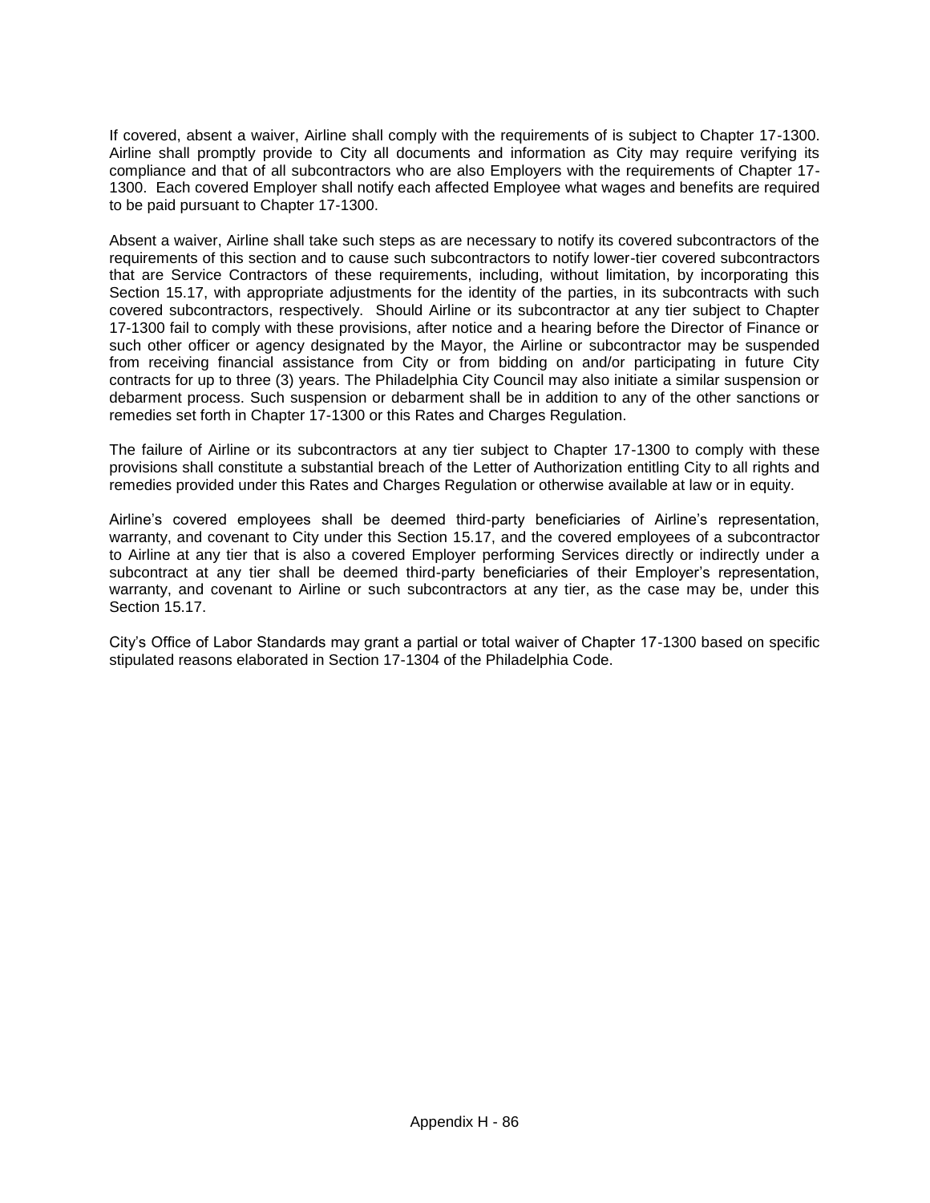If covered, absent a waiver, Airline shall comply with the requirements of is subject to Chapter 17-1300. Airline shall promptly provide to City all documents and information as City may require verifying its compliance and that of all subcontractors who are also Employers with the requirements of Chapter 17-1300. Each covered Employer shall notify each affected Employee what wages and benefits are required to be paid pursuant to Chapter 17-1300.

Absent a waiver, Airline shall take such steps as are necessary to notify its covered subcontractors of the requirements of this section and to cause such subcontractors to notify lower-tier covered subcontractors that are Service Contractors of these requirements, including, without limitation, by incorporating this Section 15.17, with appropriate adjustments for the identity of the parties, in its subcontracts with such covered subcontractors, respectively. Should Airline or its subcontractor at any tier subject to Chapter 17-1300 fail to comply with these provisions, after notice and a hearing before the Director of Finance or such other officer or agency designated by the Mayor, the Airline or subcontractor may be suspended from receiving financial assistance from City or from bidding on and/or participating in future City contracts for up to three (3) years. The Philadelphia City Council may also initiate a similar suspension or debarment process. Such suspension or debarment shall be in addition to any of the other sanctions or remedies set forth in Chapter 17-1300 or this Rates and Charges Regulation.

The failure of Airline or its subcontractors at any tier subject to Chapter 17-1300 to comply with these provisions shall constitute a substantial breach of the Letter of Authorization entitling City to all rights and remedies provided under this Rates and Charges Regulation or otherwise available at law or in equity.

Airline's covered employees shall be deemed third-party beneficiaries of Airline's representation, warranty, and covenant to City under this Section 15.17, and the covered employees of a subcontractor to Airline at any tier that is also a covered Employer performing Services directly or indirectly under a subcontract at any tier shall be deemed third-party beneficiaries of their Employer's representation, warranty, and covenant to Airline or such subcontractors at any tier, as the case may be, under this Section 15.17.

City's Office of Labor Standards may grant a partial or total waiver of Chapter 17-1300 based on specific stipulated reasons elaborated in Section 17-1304 of the Philadelphia Code.